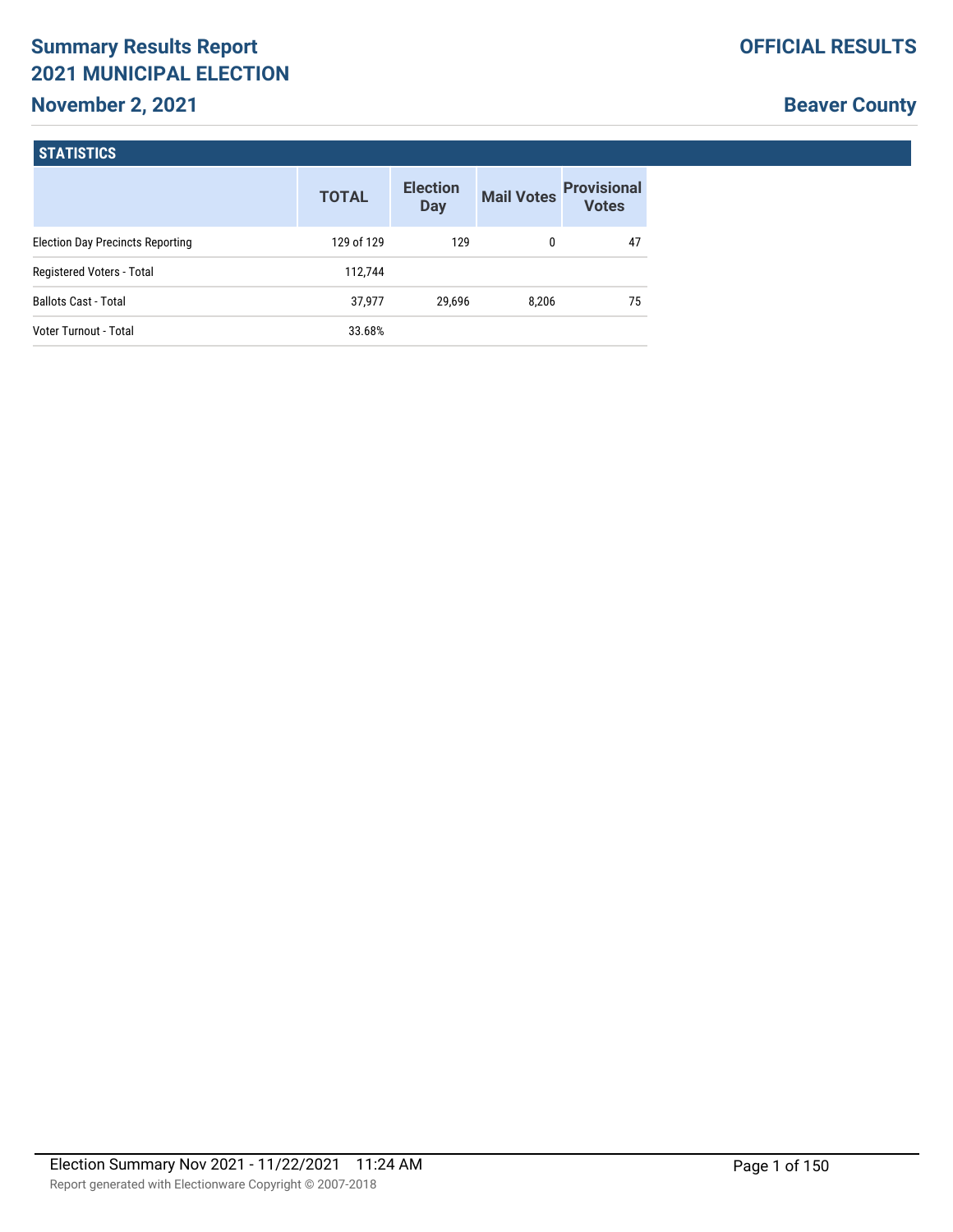# Summary Results Report
## 2021 MUNICIPAL ELECTION
### November 2, 2021

**OFFICIAL RESULTS**

**Beaver County**

## STATISTICS

| | TOTAL | Election Day | Mail Votes | Provisional Votes |
|---|---|---|---|---|
| Election Day Precincts Reporting | 129 of 129 | 129 | 0 | 47 |
| Registered Voters - Total | 112,744 | | | |
| Ballots Cast - Total | 37,977 | 29,696 | 8,206 | 75 |
| Voter Turnout - Total | 33.68% | | | |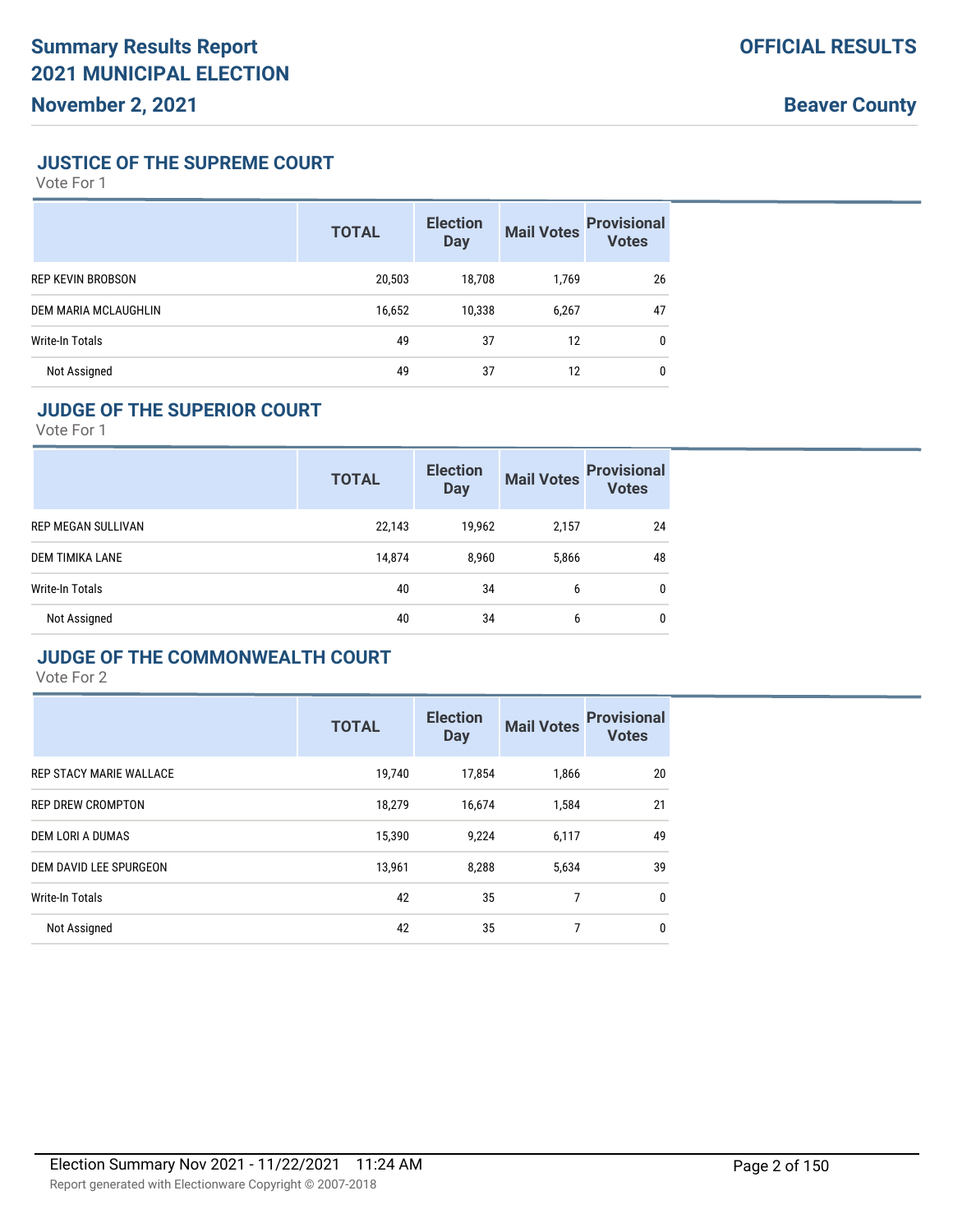# Summary Results Report
# 2021 MUNICIPAL ELECTION
**November 2, 2021**

**OFFICIAL RESULTS**

**Beaver County**

## JUSTICE OF THE SUPREME COURT
Vote For 1

| | TOTAL | Election Day | Mail Votes | Provisional Votes |
|---|---|---|---|---|
| REP KEVIN BROBSON | 20,503 | 18,708 | 1,769 | 26 |
| DEM MARIA MCLAUGHLIN | 16,652 | 10,338 | 6,267 | 47 |
| Write-In Totals | 49 | 37 | 12 | 0 |
| Not Assigned | 49 | 37 | 12 | 0 |

## JUDGE OF THE SUPERIOR COURT
Vote For 1

| | TOTAL | Election Day | Mail Votes | Provisional Votes |
|---|---|---|---|---|
| REP MEGAN SULLIVAN | 22,143 | 19,962 | 2,157 | 24 |
| DEM TIMIKA LANE | 14,874 | 8,960 | 5,866 | 48 |
| Write-In Totals | 40 | 34 | 6 | 0 |
| Not Assigned | 40 | 34 | 6 | 0 |

## JUDGE OF THE COMMONWEALTH COURT
Vote For 2

| | TOTAL | Election Day | Mail Votes | Provisional Votes |
|---|---|---|---|---|
| REP STACY MARIE WALLACE | 19,740 | 17,854 | 1,866 | 20 |
| REP DREW CROMPTON | 18,279 | 16,674 | 1,584 | 21 |
| DEM LORI A DUMAS | 15,390 | 9,224 | 6,117 | 49 |
| DEM DAVID LEE SPURGEON | 13,961 | 8,288 | 5,634 | 39 |
| Write-In Totals | 42 | 35 | 7 | 0 |
| Not Assigned | 42 | 35 | 7 | 0 |

Election Summary Nov 2021 - 11/22/2021 11:24 AM

Report generated with Electionware Copyright © 2007-2018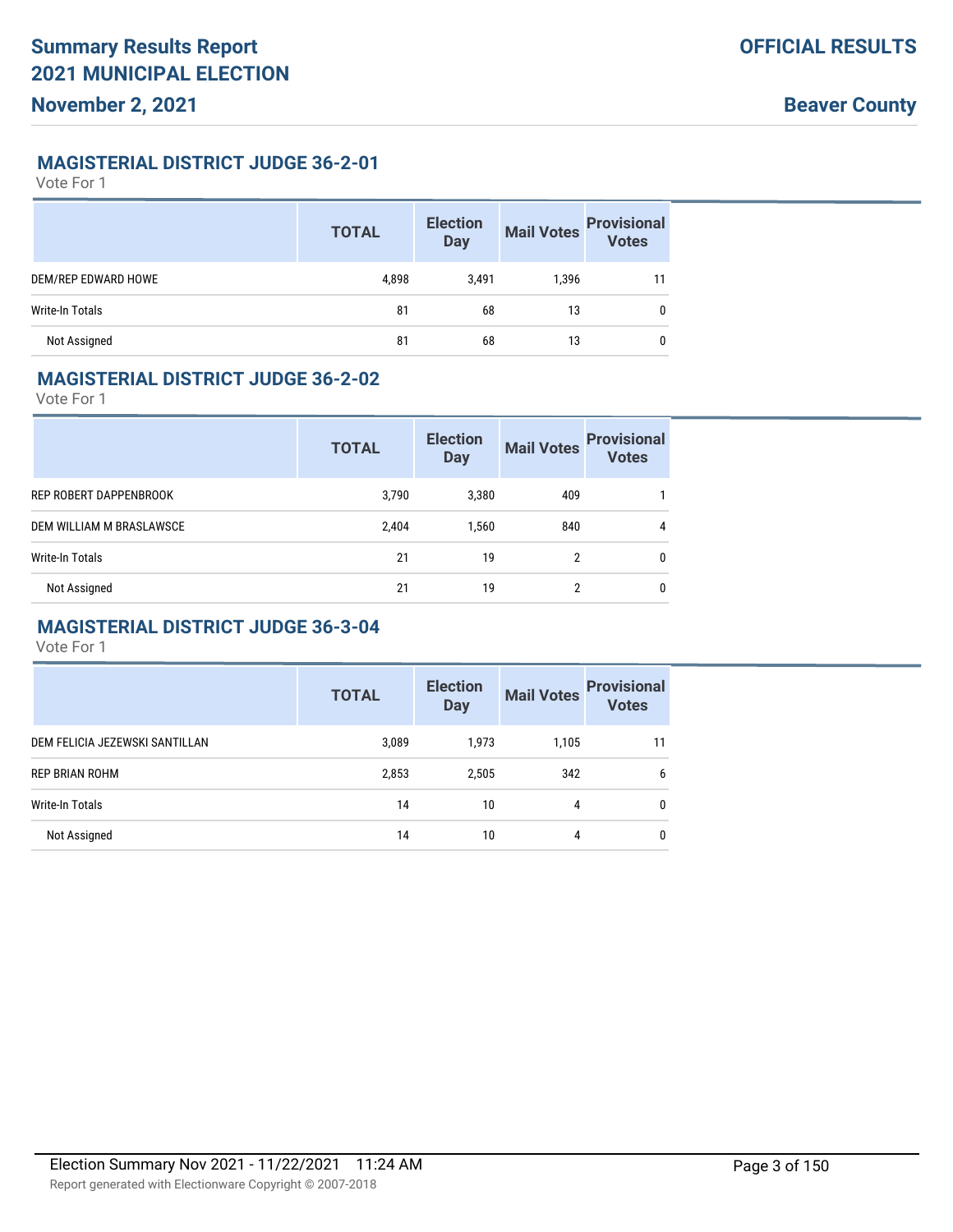## MAGISTERIAL DISTRICT JUDGE 36-2-01

Vote For 1

| | TOTAL | Election Day | Mail Votes | Provisional Votes |
|---|---|---|---|---|
| DEM/REP EDWARD HOWE | 4,898 | 3,491 | 1,396 | 11 |
| Write-In Totals | 81 | 68 | 13 | 0 |
| Not Assigned | 81 | 68 | 13 | 0 |

## MAGISTERIAL DISTRICT JUDGE 36-2-02

Vote For 1

| | TOTAL | Election Day | Mail Votes | Provisional Votes |
|---|---|---|---|---|
| REP ROBERT DAPPENBROOK | 3,790 | 3,380 | 409 | 1 |
| DEM WILLIAM M BRASLAWSCE | 2,404 | 1,560 | 840 | 4 |
| Write-In Totals | 21 | 19 | 2 | 0 |
| Not Assigned | 21 | 19 | 2 | 0 |

## MAGISTERIAL DISTRICT JUDGE 36-3-04

Vote For 1

| | TOTAL | Election Day | Mail Votes | Provisional Votes |
|---|---|---|---|---|
| DEM FELICIA JEZEWSKI SANTILLAN | 3,089 | 1,973 | 1,105 | 11 |
| REP BRIAN ROHM | 2,853 | 2,505 | 342 | 6 |
| Write-In Totals | 14 | 10 | 4 | 0 |
| Not Assigned | 14 | 10 | 4 | 0 |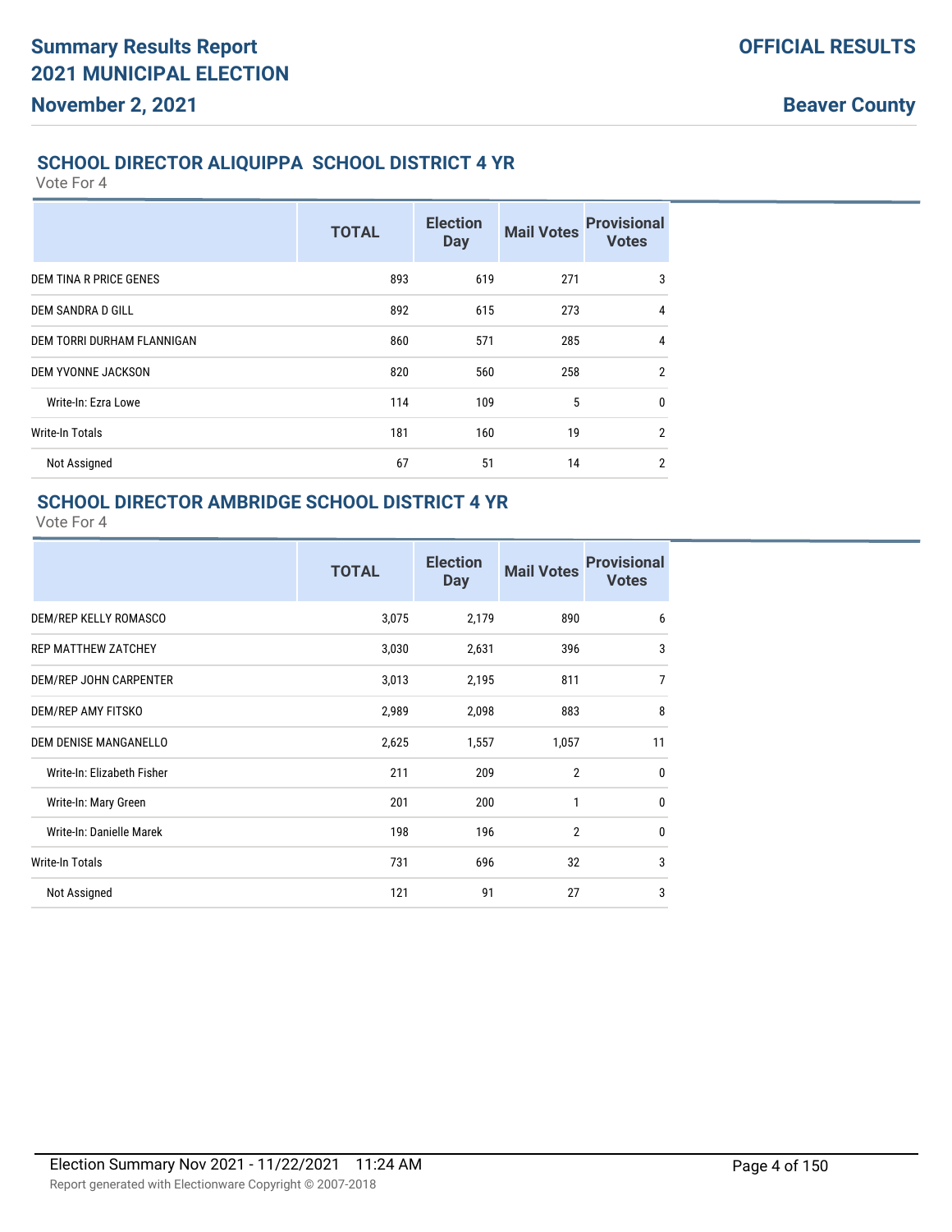## SCHOOL DIRECTOR ALIQUIPPA SCHOOL DISTRICT 4 YR

Vote For 4

| | TOTAL | Election Day | Mail Votes | Provisional Votes |
|---|---|---|---|---|
| DEM TINA R PRICE GENES | 893 | 619 | 271 | 3 |
| DEM SANDRA D GILL | 892 | 615 | 273 | 4 |
| DEM TORRI DURHAM FLANNIGAN | 860 | 571 | 285 | 4 |
| DEM YVONNE JACKSON | 820 | 560 | 258 | 2 |
| Write-In: Ezra Lowe | 114 | 109 | 5 | 0 |
| Write-In Totals | 181 | 160 | 19 | 2 |
| Not Assigned | 67 | 51 | 14 | 2 |

## SCHOOL DIRECTOR AMBRIDGE SCHOOL DISTRICT 4 YR

Vote For 4

| | TOTAL | Election Day | Mail Votes | Provisional Votes |
|---|---|---|---|---|
| DEM/REP KELLY ROMASCO | 3,075 | 2,179 | 890 | 6 |
| REP MATTHEW ZATCHEY | 3,030 | 2,631 | 396 | 3 |
| DEM/REP JOHN CARPENTER | 3,013 | 2,195 | 811 | 7 |
| DEM/REP AMY FITSKO | 2,989 | 2,098 | 883 | 8 |
| DEM DENISE MANGANELLO | 2,625 | 1,557 | 1,057 | 11 |
| Write-In: Elizabeth Fisher | 211 | 209 | 2 | 0 |
| Write-In: Mary Green | 201 | 200 | 1 | 0 |
| Write-In: Danielle Marek | 198 | 196 | 2 | 0 |
| Write-In Totals | 731 | 696 | 32 | 3 |
| Not Assigned | 121 | 91 | 27 | 3 |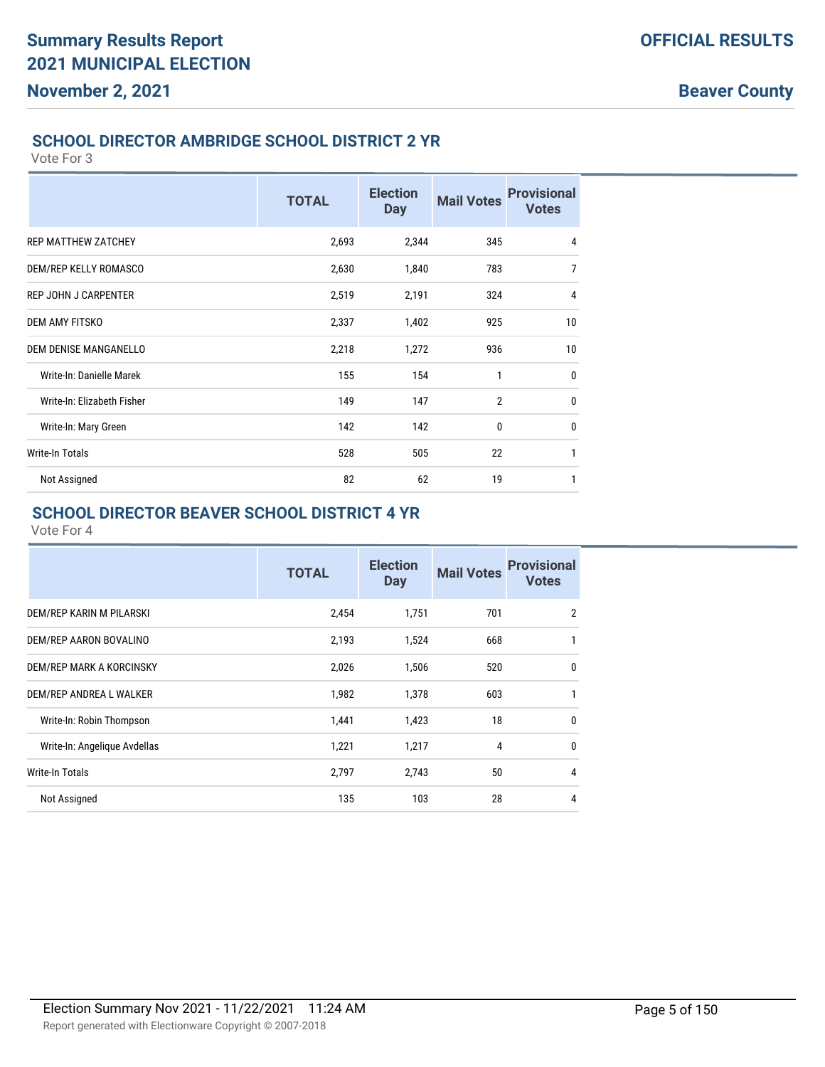## SCHOOL DIRECTOR AMBRIDGE SCHOOL DISTRICT 2 YR

Vote For 3

| | TOTAL | Election Day | Mail Votes | Provisional Votes |
|---|---|---|---|---|
| REP MATTHEW ZATCHEY | 2,693 | 2,344 | 345 | 4 |
| DEM/REP KELLY ROMASCO | 2,630 | 1,840 | 783 | 7 |
| REP JOHN J CARPENTER | 2,519 | 2,191 | 324 | 4 |
| DEM AMY FITSKO | 2,337 | 1,402 | 925 | 10 |
| DEM DENISE MANGANELLO | 2,218 | 1,272 | 936 | 10 |
| Write-In: Danielle Marek | 155 | 154 | 1 | 0 |
| Write-In: Elizabeth Fisher | 149 | 147 | 2 | 0 |
| Write-In: Mary Green | 142 | 142 | 0 | 0 |
| Write-In Totals | 528 | 505 | 22 | 1 |
| Not Assigned | 82 | 62 | 19 | 1 |

## SCHOOL DIRECTOR BEAVER SCHOOL DISTRICT 4 YR

Vote For 4

| | TOTAL | Election Day | Mail Votes | Provisional Votes |
|---|---|---|---|---|
| DEM/REP KARIN M PILARSKI | 2,454 | 1,751 | 701 | 2 |
| DEM/REP AARON BOVALINO | 2,193 | 1,524 | 668 | 1 |
| DEM/REP MARK A KORCINSKY | 2,026 | 1,506 | 520 | 0 |
| DEM/REP ANDREA L WALKER | 1,982 | 1,378 | 603 | 1 |
| Write-In: Robin Thompson | 1,441 | 1,423 | 18 | 0 |
| Write-In: Angelique Avdellas | 1,221 | 1,217 | 4 | 0 |
| Write-In Totals | 2,797 | 2,743 | 50 | 4 |
| Not Assigned | 135 | 103 | 28 | 4 |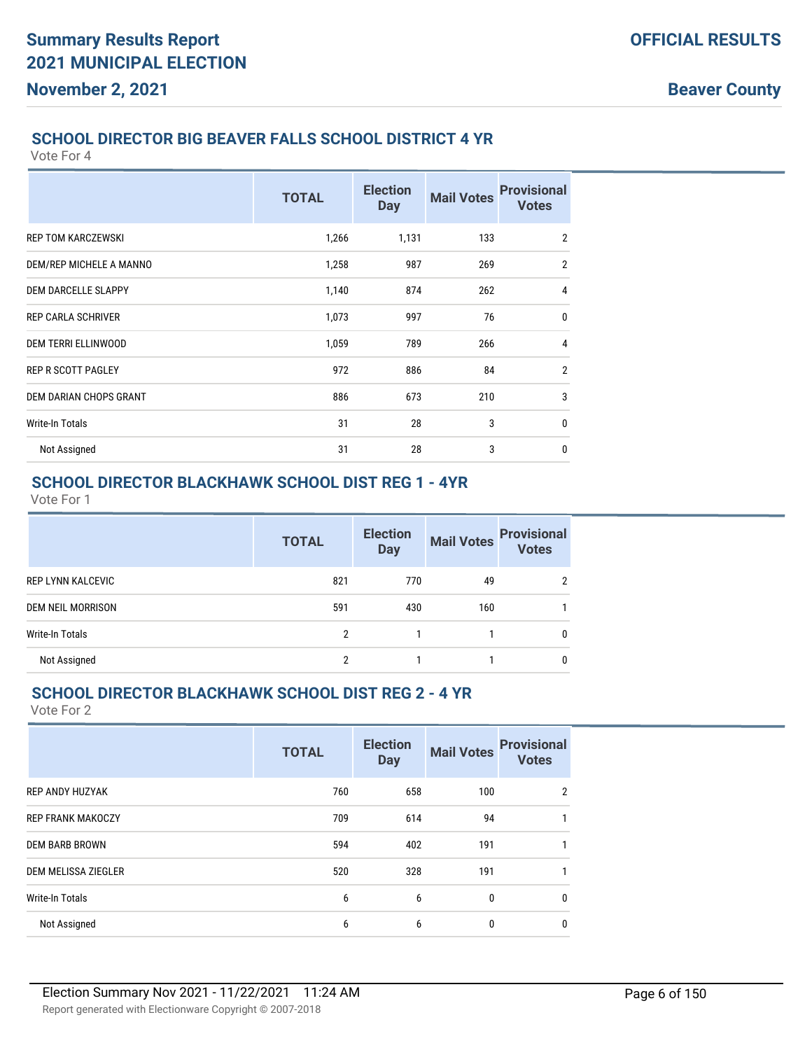## SCHOOL DIRECTOR BIG BEAVER FALLS SCHOOL DISTRICT 4 YR

Vote For 4

| | TOTAL | Election Day | Mail Votes | Provisional Votes |
|---|---|---|---|---|
| REP TOM KARCZEWSKI | 1,266 | 1,131 | 133 | 2 |
| DEM/REP MICHELE A MANNO | 1,258 | 987 | 269 | 2 |
| DEM DARCELLE SLAPPY | 1,140 | 874 | 262 | 4 |
| REP CARLA SCHRIVER | 1,073 | 997 | 76 | 0 |
| DEM TERRI ELLINWOOD | 1,059 | 789 | 266 | 4 |
| REP R SCOTT PAGLEY | 972 | 886 | 84 | 2 |
| DEM DARIAN CHOPS GRANT | 886 | 673 | 210 | 3 |
| Write-In Totals | 31 | 28 | 3 | 0 |
| Not Assigned | 31 | 28 | 3 | 0 |

## SCHOOL DIRECTOR BLACKHAWK SCHOOL DIST REG 1 - 4YR

Vote For 1

| | TOTAL | Election Day | Mail Votes | Provisional Votes |
|---|---|---|---|---|
| REP LYNN KALCEVIC | 821 | 770 | 49 | 2 |
| DEM NEIL MORRISON | 591 | 430 | 160 | 1 |
| Write-In Totals | 2 | 1 | 1 | 0 |
| Not Assigned | 2 | 1 | 1 | 0 |

## SCHOOL DIRECTOR BLACKHAWK SCHOOL DIST REG 2 - 4 YR

Vote For 2

| | TOTAL | Election Day | Mail Votes | Provisional Votes |
|---|---|---|---|---|
| REP ANDY HUZYAK | 760 | 658 | 100 | 2 |
| REP FRANK MAKOCZY | 709 | 614 | 94 | 1 |
| DEM BARB BROWN | 594 | 402 | 191 | 1 |
| DEM MELISSA ZIEGLER | 520 | 328 | 191 | 1 |
| Write-In Totals | 6 | 6 | 0 | 0 |
| Not Assigned | 6 | 6 | 0 | 0 |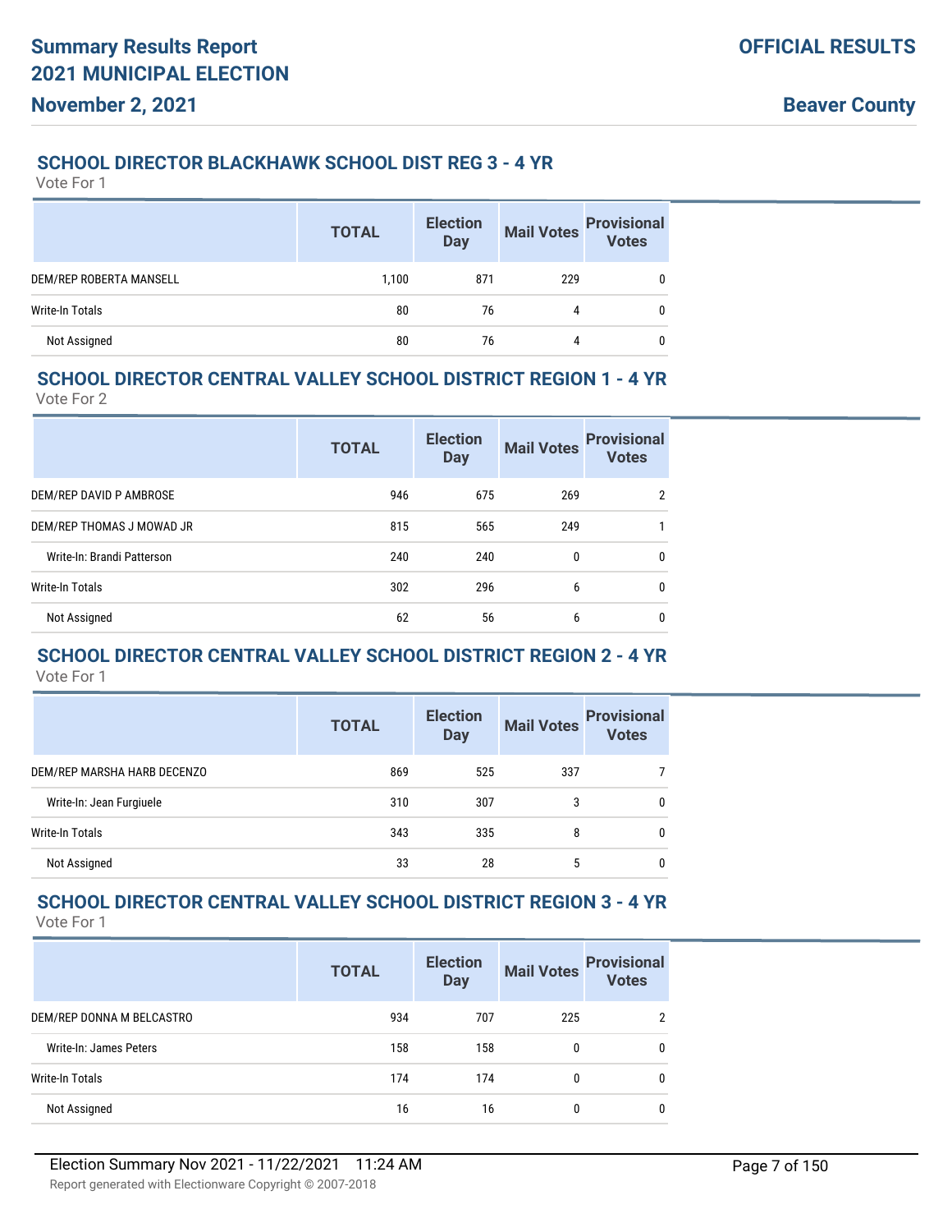## SCHOOL DIRECTOR BLACKHAWK SCHOOL DIST REG 3 - 4 YR

Vote For 1

| | TOTAL | Election Day | Mail Votes | Provisional Votes |
|---|---|---|---|---|
| DEM/REP ROBERTA MANSELL | 1,100 | 871 | 229 | 0 |
| Write-In Totals | 80 | 76 | 4 | 0 |
| Not Assigned | 80 | 76 | 4 | 0 |

## SCHOOL DIRECTOR CENTRAL VALLEY SCHOOL DISTRICT REGION 1 - 4 YR

Vote For 2

| | TOTAL | Election Day | Mail Votes | Provisional Votes |
|---|---|---|---|---|
| DEM/REP DAVID P AMBROSE | 946 | 675 | 269 | 2 |
| DEM/REP THOMAS J MOWAD JR | 815 | 565 | 249 | 1 |
| Write-In: Brandi Patterson | 240 | 240 | 0 | 0 |
| Write-In Totals | 302 | 296 | 6 | 0 |
| Not Assigned | 62 | 56 | 6 | 0 |

## SCHOOL DIRECTOR CENTRAL VALLEY SCHOOL DISTRICT REGION 2 - 4 YR

Vote For 1

| | TOTAL | Election Day | Mail Votes | Provisional Votes |
|---|---|---|---|---|
| DEM/REP MARSHA HARB DECENZO | 869 | 525 | 337 | 7 |
| Write-In: Jean Furgiuele | 310 | 307 | 3 | 0 |
| Write-In Totals | 343 | 335 | 8 | 0 |
| Not Assigned | 33 | 28 | 5 | 0 |

## SCHOOL DIRECTOR CENTRAL VALLEY SCHOOL DISTRICT REGION 3 - 4 YR

Vote For 1

| | TOTAL | Election Day | Mail Votes | Provisional Votes |
|---|---|---|---|---|
| DEM/REP DONNA M BELCASTRO | 934 | 707 | 225 | 2 |
| Write-In: James Peters | 158 | 158 | 0 | 0 |
| Write-In Totals | 174 | 174 | 0 | 0 |
| Not Assigned | 16 | 16 | 0 | 0 |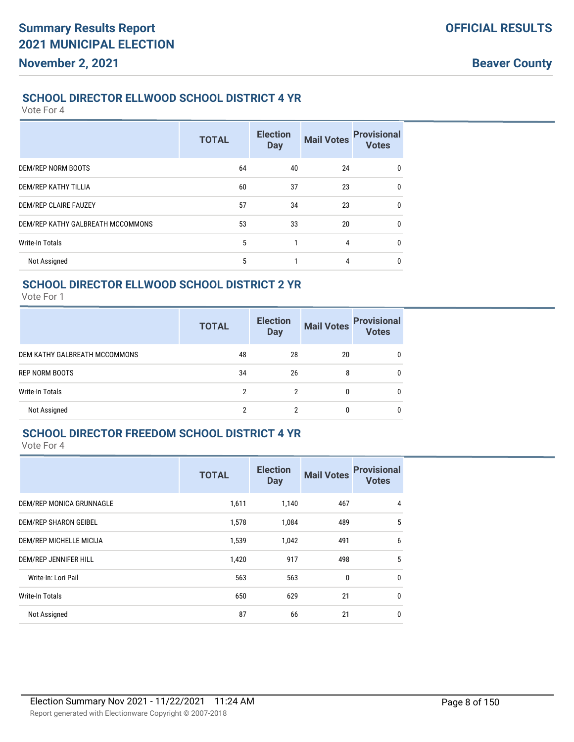## SCHOOL DIRECTOR ELLWOOD SCHOOL DISTRICT 4 YR

Vote For 4

| | TOTAL | Election Day | Mail Votes | Provisional Votes |
|---|---|---|---|---|
| DEM/REP NORM BOOTS | 64 | 40 | 24 | 0 |
| DEM/REP KATHY TILLIA | 60 | 37 | 23 | 0 |
| DEM/REP CLAIRE FAUZEY | 57 | 34 | 23 | 0 |
| DEM/REP KATHY GALBREATH MCCOMMONS | 53 | 33 | 20 | 0 |
| Write-In Totals | 5 | 1 | 4 | 0 |
| Not Assigned | 5 | 1 | 4 | 0 |

## SCHOOL DIRECTOR ELLWOOD SCHOOL DISTRICT 2 YR

Vote For 1

| | TOTAL | Election Day | Mail Votes | Provisional Votes |
|---|---|---|---|---|
| DEM KATHY GALBREATH MCCOMMONS | 48 | 28 | 20 | 0 |
| REP NORM BOOTS | 34 | 26 | 8 | 0 |
| Write-In Totals | 2 | 2 | 0 | 0 |
| Not Assigned | 2 | 2 | 0 | 0 |

## SCHOOL DIRECTOR FREEDOM SCHOOL DISTRICT 4 YR

Vote For 4

| | TOTAL | Election Day | Mail Votes | Provisional Votes |
|---|---|---|---|---|
| DEM/REP MONICA GRUNNAGLE | 1,611 | 1,140 | 467 | 4 |
| DEM/REP SHARON GEIBEL | 1,578 | 1,084 | 489 | 5 |
| DEM/REP MICHELLE MICIJA | 1,539 | 1,042 | 491 | 6 |
| DEM/REP JENNIFER HILL | 1,420 | 917 | 498 | 5 |
| Write-In: Lori Pail | 563 | 563 | 0 | 0 |
| Write-In Totals | 650 | 629 | 21 | 0 |
| Not Assigned | 87 | 66 | 21 | 0 |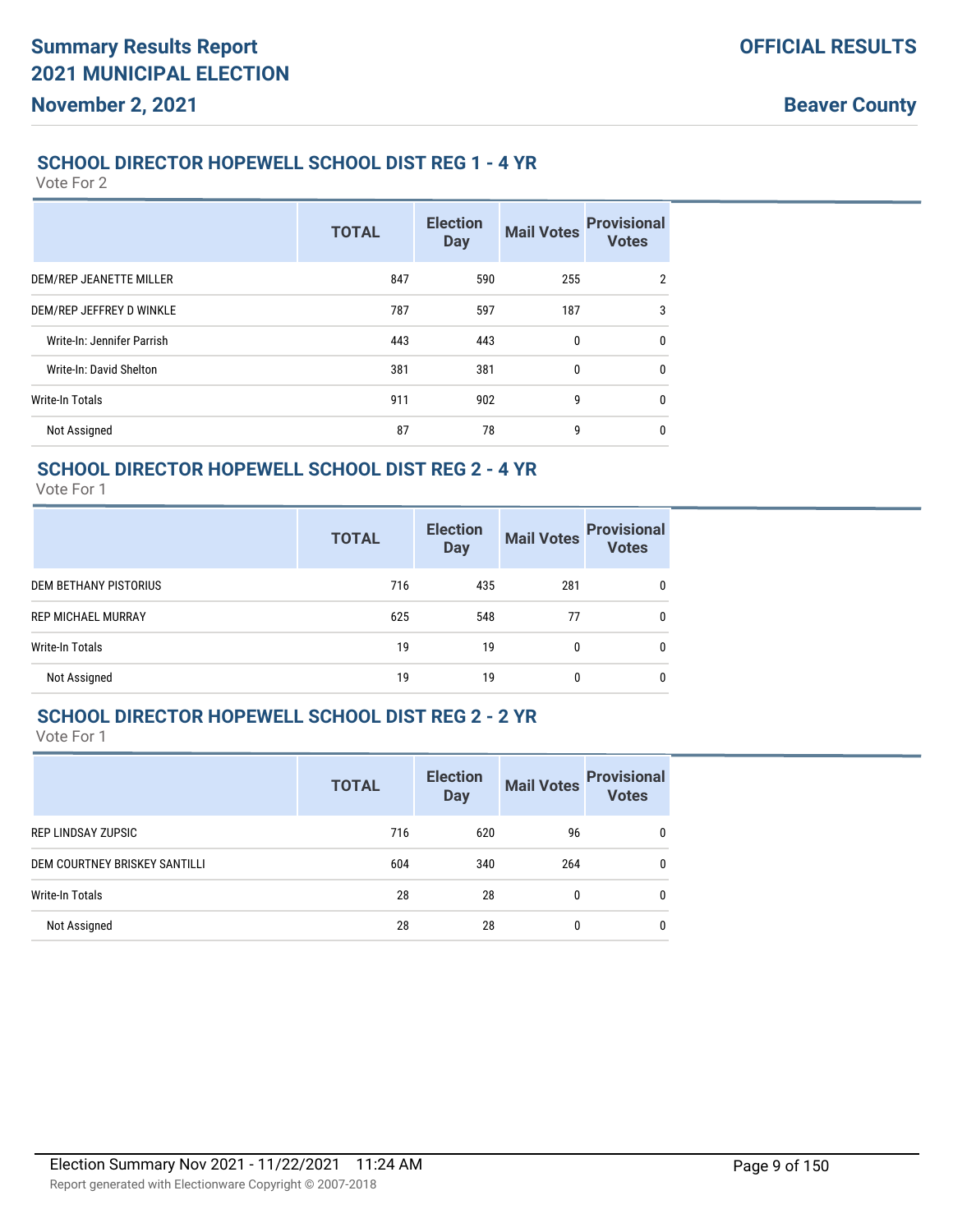## SCHOOL DIRECTOR HOPEWELL SCHOOL DIST REG 1 - 4 YR

Vote For 2

| | TOTAL | Election Day | Mail Votes | Provisional Votes |
|---|---|---|---|---|
| DEM/REP JEANETTE MILLER | 847 | 590 | 255 | 2 |
| DEM/REP JEFFREY D WINKLE | 787 | 597 | 187 | 3 |
| Write-In: Jennifer Parrish | 443 | 443 | 0 | 0 |
| Write-In: David Shelton | 381 | 381 | 0 | 0 |
| Write-In Totals | 911 | 902 | 9 | 0 |
| Not Assigned | 87 | 78 | 9 | 0 |

## SCHOOL DIRECTOR HOPEWELL SCHOOL DIST REG 2 - 4 YR

Vote For 1

| | TOTAL | Election Day | Mail Votes | Provisional Votes |
|---|---|---|---|---|
| DEM BETHANY PISTORIUS | 716 | 435 | 281 | 0 |
| REP MICHAEL MURRAY | 625 | 548 | 77 | 0 |
| Write-In Totals | 19 | 19 | 0 | 0 |
| Not Assigned | 19 | 19 | 0 | 0 |

## SCHOOL DIRECTOR HOPEWELL SCHOOL DIST REG 2 - 2 YR

Vote For 1

| | TOTAL | Election Day | Mail Votes | Provisional Votes |
|---|---|---|---|---|
| REP LINDSAY ZUPSIC | 716 | 620 | 96 | 0 |
| DEM COURTNEY BRISKEY SANTILLI | 604 | 340 | 264 | 0 |
| Write-In Totals | 28 | 28 | 0 | 0 |
| Not Assigned | 28 | 28 | 0 | 0 |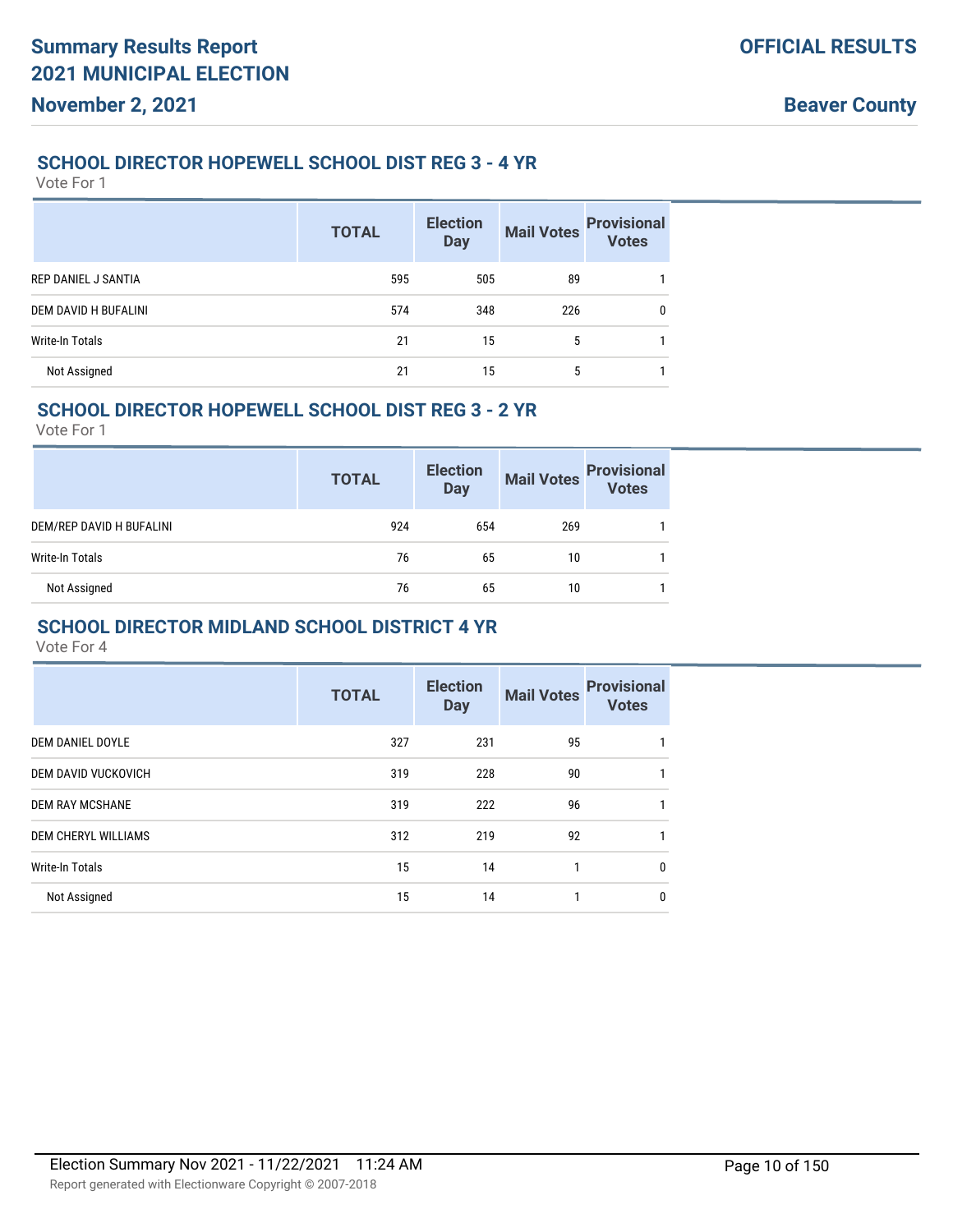## SCHOOL DIRECTOR HOPEWELL SCHOOL DIST REG 3 - 4 YR

Vote For 1

| | TOTAL | Election Day | Mail Votes | Provisional Votes |
|---|---|---|---|---|
| REP DANIEL J SANTIA | 595 | 505 | 89 | 1 |
| DEM DAVID H BUFALINI | 574 | 348 | 226 | 0 |
| Write-In Totals | 21 | 15 | 5 | 1 |
| Not Assigned | 21 | 15 | 5 | 1 |

## SCHOOL DIRECTOR HOPEWELL SCHOOL DIST REG 3 - 2 YR

Vote For 1

| | TOTAL | Election Day | Mail Votes | Provisional Votes |
|---|---|---|---|---|
| DEM/REP DAVID H BUFALINI | 924 | 654 | 269 | 1 |
| Write-In Totals | 76 | 65 | 10 | 1 |
| Not Assigned | 76 | 65 | 10 | 1 |

## SCHOOL DIRECTOR MIDLAND SCHOOL DISTRICT 4 YR

Vote For 4

| | TOTAL | Election Day | Mail Votes | Provisional Votes |
|---|---|---|---|---|
| DEM DANIEL DOYLE | 327 | 231 | 95 | 1 |
| DEM DAVID VUCKOVICH | 319 | 228 | 90 | 1 |
| DEM RAY MCSHANE | 319 | 222 | 96 | 1 |
| DEM CHERYL WILLIAMS | 312 | 219 | 92 | 1 |
| Write-In Totals | 15 | 14 | 1 | 0 |
| Not Assigned | 15 | 14 | 1 | 0 |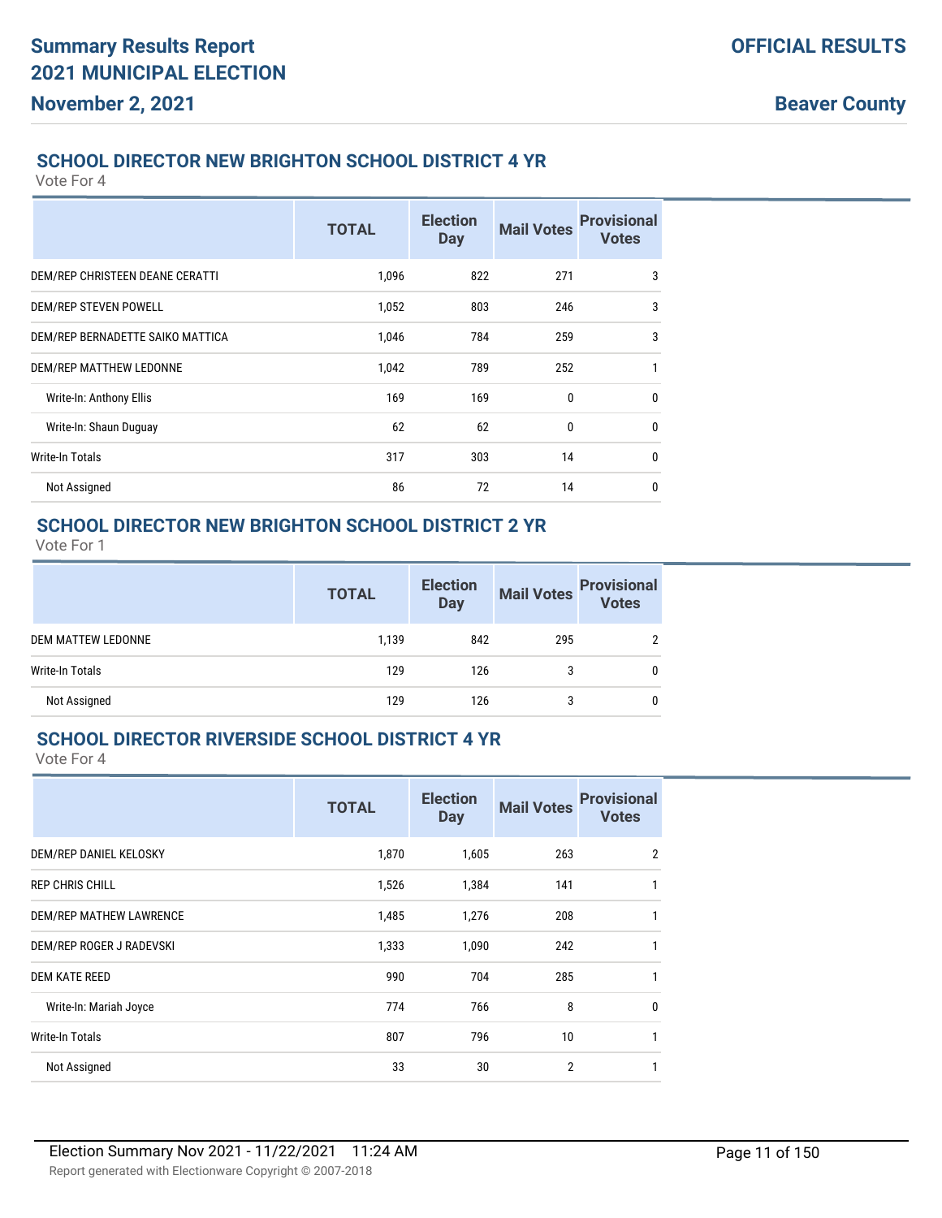## SCHOOL DIRECTOR NEW BRIGHTON SCHOOL DISTRICT 4 YR

Vote For 4

| | TOTAL | Election Day | Mail Votes | Provisional Votes |
|---|---|---|---|---|
| DEM/REP CHRISTEEN DEANE CERATTI | 1,096 | 822 | 271 | 3 |
| DEM/REP STEVEN POWELL | 1,052 | 803 | 246 | 3 |
| DEM/REP BERNADETTE SAIKO MATTICA | 1,046 | 784 | 259 | 3 |
| DEM/REP MATTHEW LEDONNE | 1,042 | 789 | 252 | 1 |
| Write-In: Anthony Ellis | 169 | 169 | 0 | 0 |
| Write-In: Shaun Duguay | 62 | 62 | 0 | 0 |
| Write-In Totals | 317 | 303 | 14 | 0 |
| Not Assigned | 86 | 72 | 14 | 0 |

## SCHOOL DIRECTOR NEW BRIGHTON SCHOOL DISTRICT 2 YR

Vote For 1

| | TOTAL | Election Day | Mail Votes | Provisional Votes |
|---|---|---|---|---|
| DEM MATTEW LEDONNE | 1,139 | 842 | 295 | 2 |
| Write-In Totals | 129 | 126 | 3 | 0 |
| Not Assigned | 129 | 126 | 3 | 0 |

## SCHOOL DIRECTOR RIVERSIDE SCHOOL DISTRICT 4 YR

Vote For 4

| | TOTAL | Election Day | Mail Votes | Provisional Votes |
|---|---|---|---|---|
| DEM/REP DANIEL KELOSKY | 1,870 | 1,605 | 263 | 2 |
| REP CHRIS CHILL | 1,526 | 1,384 | 141 | 1 |
| DEM/REP MATHEW LAWRENCE | 1,485 | 1,276 | 208 | 1 |
| DEM/REP ROGER J RADEVSKI | 1,333 | 1,090 | 242 | 1 |
| DEM KATE REED | 990 | 704 | 285 | 1 |
| Write-In: Mariah Joyce | 774 | 766 | 8 | 0 |
| Write-In Totals | 807 | 796 | 10 | 1 |
| Not Assigned | 33 | 30 | 2 | 1 |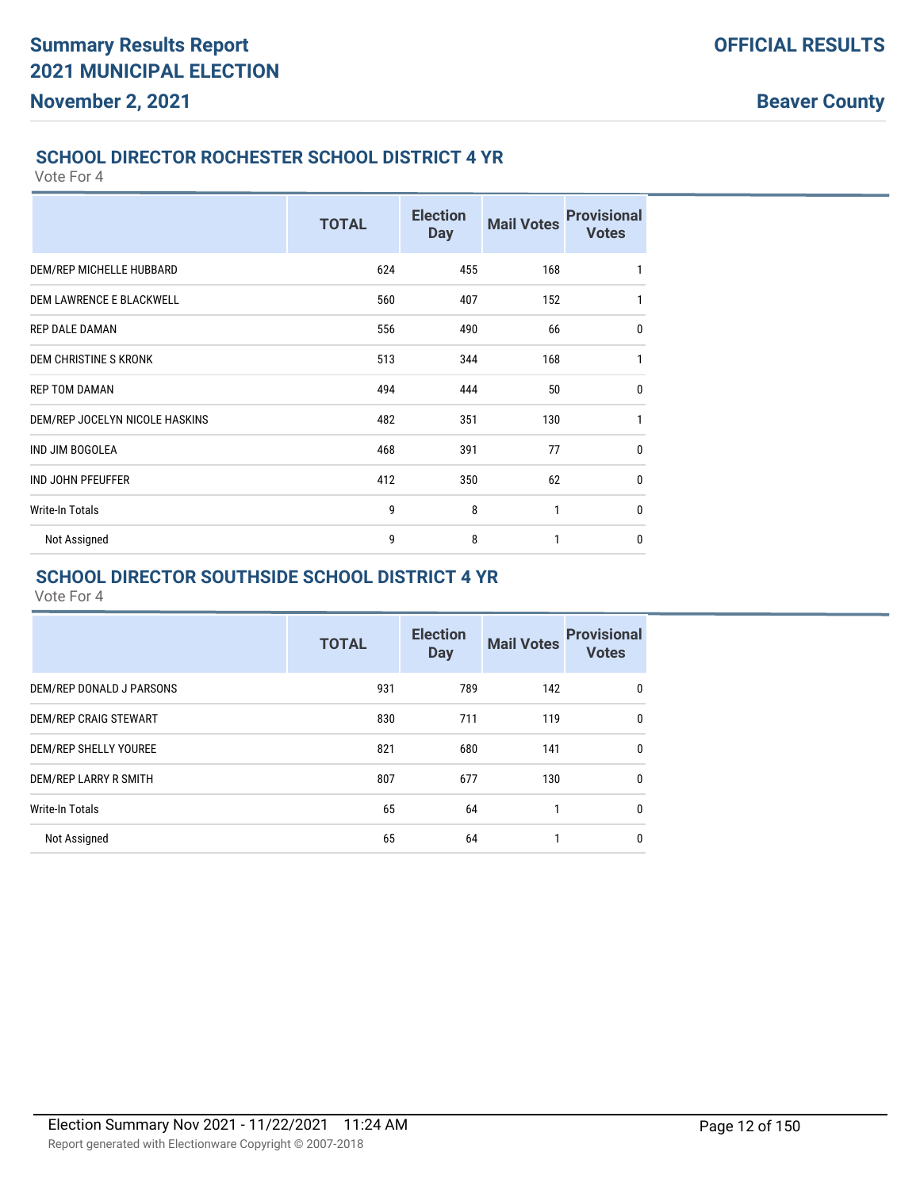## SCHOOL DIRECTOR ROCHESTER SCHOOL DISTRICT 4 YR

Vote For 4

| | TOTAL | Election Day | Mail Votes | Provisional Votes |
|---|---|---|---|---|
| DEM/REP MICHELLE HUBBARD | 624 | 455 | 168 | 1 |
| DEM LAWRENCE E BLACKWELL | 560 | 407 | 152 | 1 |
| REP DALE DAMAN | 556 | 490 | 66 | 0 |
| DEM CHRISTINE S KRONK | 513 | 344 | 168 | 1 |
| REP TOM DAMAN | 494 | 444 | 50 | 0 |
| DEM/REP JOCELYN NICOLE HASKINS | 482 | 351 | 130 | 1 |
| IND JIM BOGOLEA | 468 | 391 | 77 | 0 |
| IND JOHN PFEUFFER | 412 | 350 | 62 | 0 |
| Write-In Totals | 9 | 8 | 1 | 0 |
| Not Assigned | 9 | 8 | 1 | 0 |

## SCHOOL DIRECTOR SOUTHSIDE SCHOOL DISTRICT 4 YR

Vote For 4

| | TOTAL | Election Day | Mail Votes | Provisional Votes |
|---|---|---|---|---|
| DEM/REP DONALD J PARSONS | 931 | 789 | 142 | 0 |
| DEM/REP CRAIG STEWART | 830 | 711 | 119 | 0 |
| DEM/REP SHELLY YOUREE | 821 | 680 | 141 | 0 |
| DEM/REP LARRY R SMITH | 807 | 677 | 130 | 0 |
| Write-In Totals | 65 | 64 | 1 | 0 |
| Not Assigned | 65 | 64 | 1 | 0 |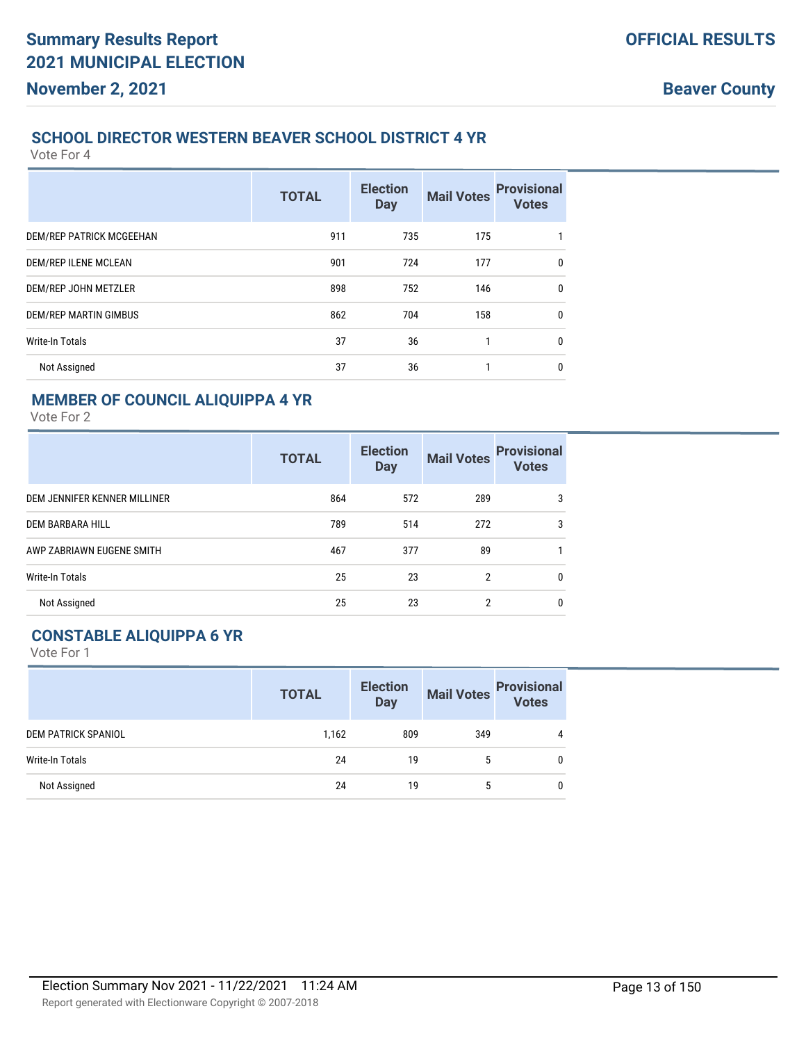## SCHOOL DIRECTOR WESTERN BEAVER SCHOOL DISTRICT 4 YR

Vote For 4

| | TOTAL | Election Day | Mail Votes | Provisional Votes |
|---|---|---|---|---|
| DEM/REP PATRICK MCGEEHAN | 911 | 735 | 175 | 1 |
| DEM/REP ILENE MCLEAN | 901 | 724 | 177 | 0 |
| DEM/REP JOHN METZLER | 898 | 752 | 146 | 0 |
| DEM/REP MARTIN GIMBUS | 862 | 704 | 158 | 0 |
| Write-In Totals | 37 | 36 | 1 | 0 |
| Not Assigned | 37 | 36 | 1 | 0 |

## MEMBER OF COUNCIL ALIQUIPPA 4 YR

Vote For 2

| | TOTAL | Election Day | Mail Votes | Provisional Votes |
|---|---|---|---|---|
| DEM JENNIFER KENNER MILLINER | 864 | 572 | 289 | 3 |
| DEM BARBARA HILL | 789 | 514 | 272 | 3 |
| AWP ZABRIAWN EUGENE SMITH | 467 | 377 | 89 | 1 |
| Write-In Totals | 25 | 23 | 2 | 0 |
| Not Assigned | 25 | 23 | 2 | 0 |

## CONSTABLE ALIQUIPPA 6 YR

Vote For 1

| | TOTAL | Election Day | Mail Votes | Provisional Votes |
|---|---|---|---|---|
| DEM PATRICK SPANIOL | 1,162 | 809 | 349 | 4 |
| Write-In Totals | 24 | 19 | 5 | 0 |
| Not Assigned | 24 | 19 | 5 | 0 |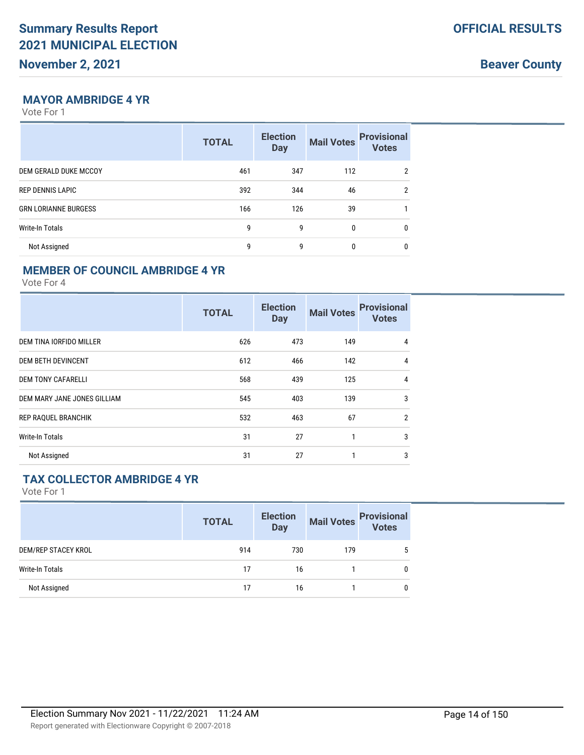# Summary Results Report
# 2021 MUNICIPAL ELECTION
## November 2, 2021

**OFFICIAL RESULTS**

**Beaver County**

### MAYOR AMBRIDGE 4 YR

Vote For 1

| | TOTAL | Election Day | Mail Votes | Provisional Votes |
|---|---|---|---|---|
| DEM GERALD DUKE MCCOY | 461 | 347 | 112 | 2 |
| REP DENNIS LAPIC | 392 | 344 | 46 | 2 |
| GRN LORIANNE BURGESS | 166 | 126 | 39 | 1 |
| Write-In Totals | 9 | 9 | 0 | 0 |
| Not Assigned | 9 | 9 | 0 | 0 |

### MEMBER OF COUNCIL AMBRIDGE 4 YR

Vote For 4

| | TOTAL | Election Day | Mail Votes | Provisional Votes |
|---|---|---|---|---|
| DEM TINA IORFIDO MILLER | 626 | 473 | 149 | 4 |
| DEM BETH DEVINCENT | 612 | 466 | 142 | 4 |
| DEM TONY CAFARELLI | 568 | 439 | 125 | 4 |
| DEM MARY JANE JONES GILLIAM | 545 | 403 | 139 | 3 |
| REP RAQUEL BRANCHIK | 532 | 463 | 67 | 2 |
| Write-In Totals | 31 | 27 | 1 | 3 |
| Not Assigned | 31 | 27 | 1 | 3 |

### TAX COLLECTOR AMBRIDGE 4 YR

Vote For 1

| | TOTAL | Election Day | Mail Votes | Provisional Votes |
|---|---|---|---|---|
| DEM/REP STACEY KROL | 914 | 730 | 179 | 5 |
| Write-In Totals | 17 | 16 | 1 | 0 |
| Not Assigned | 17 | 16 | 1 | 0 |

Election Summary Nov 2021 - 11/22/2021 11:24 AM

Report generated with Electionware Copyright © 2007-2018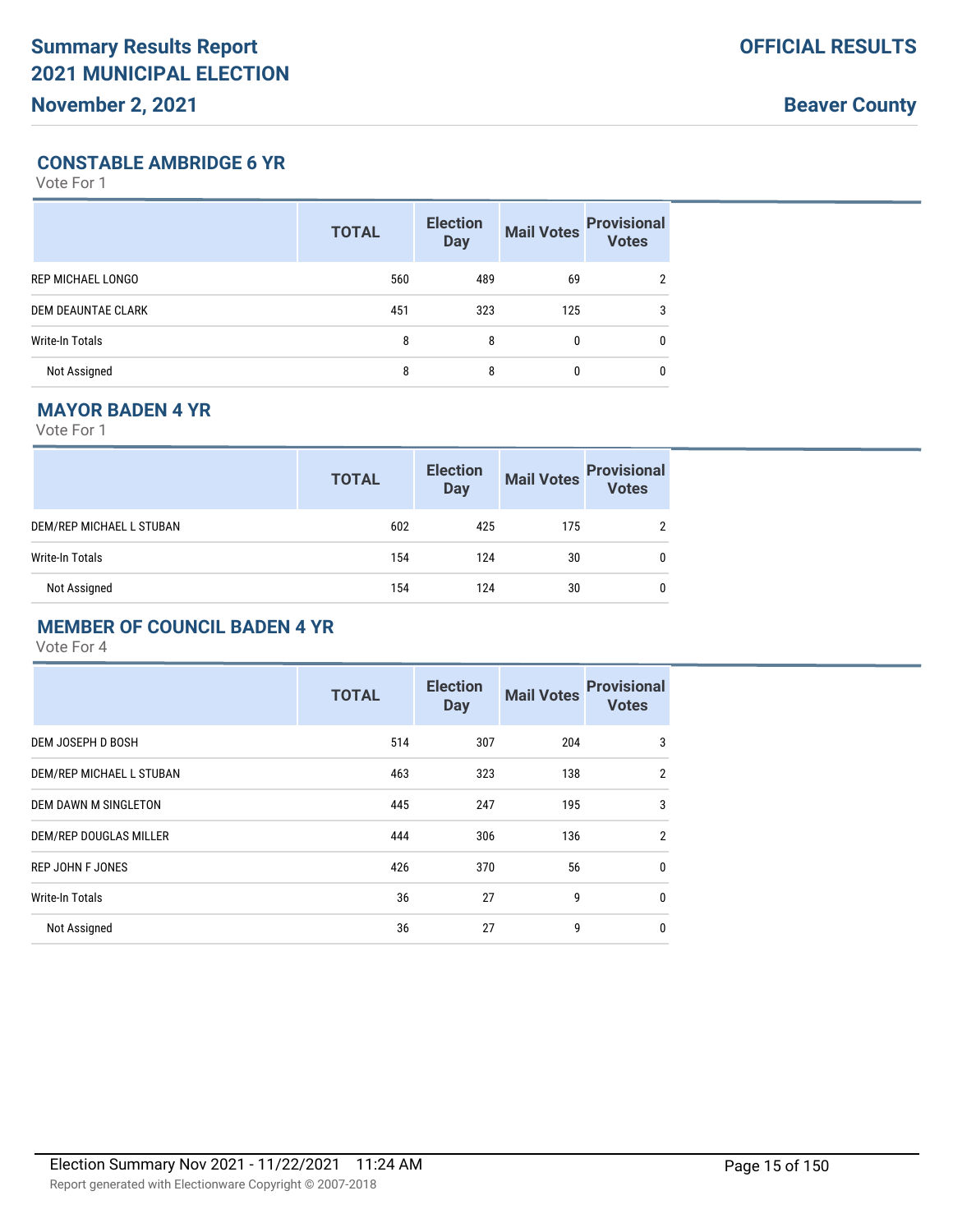## CONSTABLE AMBRIDGE 6 YR

Vote For 1

| | TOTAL | Election Day | Mail Votes | Provisional Votes |
|---|---|---|---|---|
| REP MICHAEL LONGO | 560 | 489 | 69 | 2 |
| DEM DEAUNTAE CLARK | 451 | 323 | 125 | 3 |
| Write-In Totals | 8 | 8 | 0 | 0 |
| Not Assigned | 8 | 8 | 0 | 0 |

## MAYOR BADEN 4 YR

Vote For 1

| | TOTAL | Election Day | Mail Votes | Provisional Votes |
|---|---|---|---|---|
| DEM/REP MICHAEL L STUBAN | 602 | 425 | 175 | 2 |
| Write-In Totals | 154 | 124 | 30 | 0 |
| Not Assigned | 154 | 124 | 30 | 0 |

## MEMBER OF COUNCIL BADEN 4 YR

Vote For 4

| | TOTAL | Election Day | Mail Votes | Provisional Votes |
|---|---|---|---|---|
| DEM JOSEPH D BOSH | 514 | 307 | 204 | 3 |
| DEM/REP MICHAEL L STUBAN | 463 | 323 | 138 | 2 |
| DEM DAWN M SINGLETON | 445 | 247 | 195 | 3 |
| DEM/REP DOUGLAS MILLER | 444 | 306 | 136 | 2 |
| REP JOHN F JONES | 426 | 370 | 56 | 0 |
| Write-In Totals | 36 | 27 | 9 | 0 |
| Not Assigned | 36 | 27 | 9 | 0 |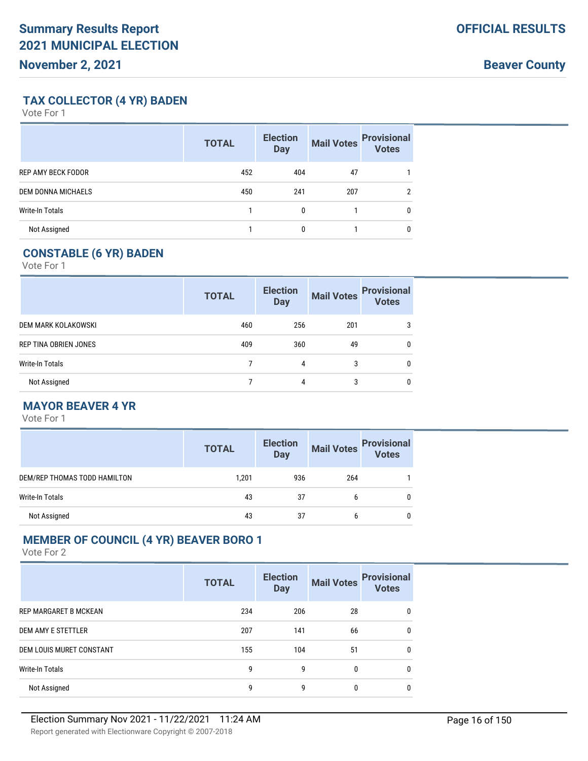## TAX COLLECTOR (4 YR) BADEN

Vote For 1

| | TOTAL | Election Day | Mail Votes | Provisional Votes |
|---|---|---|---|---|
| REP AMY BECK FODOR | 452 | 404 | 47 | 1 |
| DEM DONNA MICHAELS | 450 | 241 | 207 | 2 |
| Write-In Totals | 1 | 0 | 1 | 0 |
| Not Assigned | 1 | 0 | 1 | 0 |

## CONSTABLE (6 YR) BADEN

Vote For 1

| | TOTAL | Election Day | Mail Votes | Provisional Votes |
|---|---|---|---|---|
| DEM MARK KOLAKOWSKI | 460 | 256 | 201 | 3 |
| REP TINA OBRIEN JONES | 409 | 360 | 49 | 0 |
| Write-In Totals | 7 | 4 | 3 | 0 |
| Not Assigned | 7 | 4 | 3 | 0 |

## MAYOR BEAVER 4 YR

Vote For 1

| | TOTAL | Election Day | Mail Votes | Provisional Votes |
|---|---|---|---|---|
| DEM/REP THOMAS TODD HAMILTON | 1,201 | 936 | 264 | 1 |
| Write-In Totals | 43 | 37 | 6 | 0 |
| Not Assigned | 43 | 37 | 6 | 0 |

## MEMBER OF COUNCIL (4 YR) BEAVER BORO 1

Vote For 2

| | TOTAL | Election Day | Mail Votes | Provisional Votes |
|---|---|---|---|---|
| REP MARGARET B MCKEAN | 234 | 206 | 28 | 0 |
| DEM AMY E STETTLER | 207 | 141 | 66 | 0 |
| DEM LOUIS MURET CONSTANT | 155 | 104 | 51 | 0 |
| Write-In Totals | 9 | 9 | 0 | 0 |
| Not Assigned | 9 | 9 | 0 | 0 |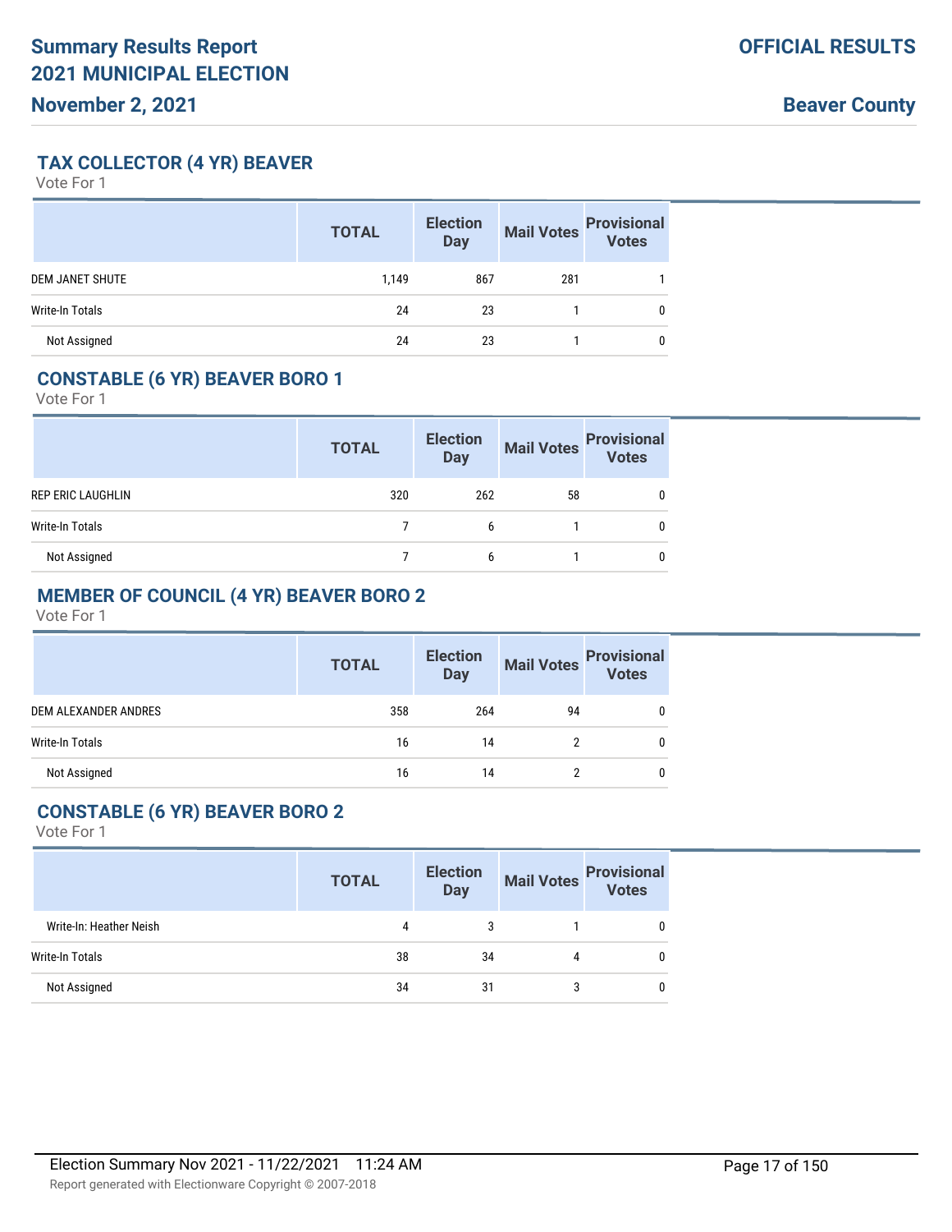## TAX COLLECTOR (4 YR) BEAVER

Vote For 1

| | TOTAL | Election Day | Mail Votes | Provisional Votes |
|---|---|---|---|---|
| DEM JANET SHUTE | 1,149 | 867 | 281 | 1 |
| Write-In Totals | 24 | 23 | 1 | 0 |
| Not Assigned | 24 | 23 | 1 | 0 |

## CONSTABLE (6 YR) BEAVER BORO 1

Vote For 1

| | TOTAL | Election Day | Mail Votes | Provisional Votes |
|---|---|---|---|---|
| REP ERIC LAUGHLIN | 320 | 262 | 58 | 0 |
| Write-In Totals | 7 | 6 | 1 | 0 |
| Not Assigned | 7 | 6 | 1 | 0 |

## MEMBER OF COUNCIL (4 YR) BEAVER BORO 2

Vote For 1

| | TOTAL | Election Day | Mail Votes | Provisional Votes |
|---|---|---|---|---|
| DEM ALEXANDER ANDRES | 358 | 264 | 94 | 0 |
| Write-In Totals | 16 | 14 | 2 | 0 |
| Not Assigned | 16 | 14 | 2 | 0 |

## CONSTABLE (6 YR) BEAVER BORO 2

Vote For 1

| | TOTAL | Election Day | Mail Votes | Provisional Votes |
|---|---|---|---|---|
| Write-In: Heather Neish | 4 | 3 | 1 | 0 |
| Write-In Totals | 38 | 34 | 4 | 0 |
| Not Assigned | 34 | 31 | 3 | 0 |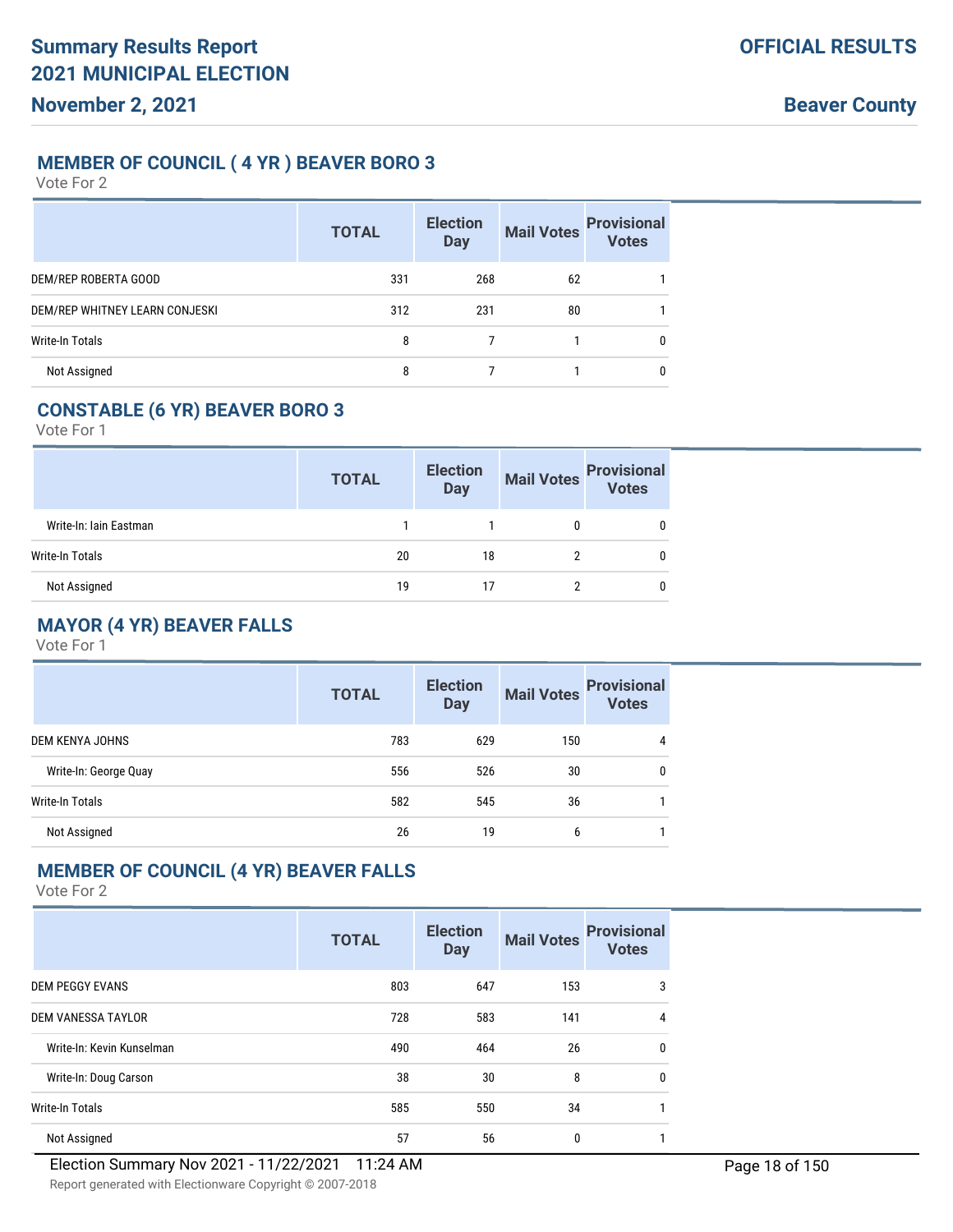# Summary Results Report
# 2021 MUNICIPAL ELECTION
**November 2, 2021**

**OFFICIAL RESULTS**

**Beaver County**

## MEMBER OF COUNCIL ( 4 YR ) BEAVER BORO 3

Vote For 2

| | TOTAL | Election Day | Mail Votes | Provisional Votes |
|---|---|---|---|---|
| DEM/REP ROBERTA GOOD | 331 | 268 | 62 | 1 |
| DEM/REP WHITNEY LEARN CONJESKI | 312 | 231 | 80 | 1 |
| Write-In Totals | 8 | 7 | 1 | 0 |
| Not Assigned | 8 | 7 | 1 | 0 |

## CONSTABLE (6 YR) BEAVER BORO 3

Vote For 1

| | TOTAL | Election Day | Mail Votes | Provisional Votes |
|---|---|---|---|---|
| Write-In: Iain Eastman | 1 | 1 | 0 | 0 |
| Write-In Totals | 20 | 18 | 2 | 0 |
| Not Assigned | 19 | 17 | 2 | 0 |

## MAYOR (4 YR) BEAVER FALLS

Vote For 1

| | TOTAL | Election Day | Mail Votes | Provisional Votes |
|---|---|---|---|---|
| DEM KENYA JOHNS | 783 | 629 | 150 | 4 |
| Write-In: George Quay | 556 | 526 | 30 | 0 |
| Write-In Totals | 582 | 545 | 36 | 1 |
| Not Assigned | 26 | 19 | 6 | 1 |

## MEMBER OF COUNCIL (4 YR) BEAVER FALLS

Vote For 2

| | TOTAL | Election Day | Mail Votes | Provisional Votes |
|---|---|---|---|---|
| DEM PEGGY EVANS | 803 | 647 | 153 | 3 |
| DEM VANESSA TAYLOR | 728 | 583 | 141 | 4 |
| Write-In: Kevin Kunselman | 490 | 464 | 26 | 0 |
| Write-In: Doug Carson | 38 | 30 | 8 | 0 |
| Write-In Totals | 585 | 550 | 34 | 1 |
| Not Assigned | 57 | 56 | 0 | 1 |

Election Summary Nov 2021 - 11/22/2021 11:24 AM

Report generated with Electionware Copyright © 2007-2018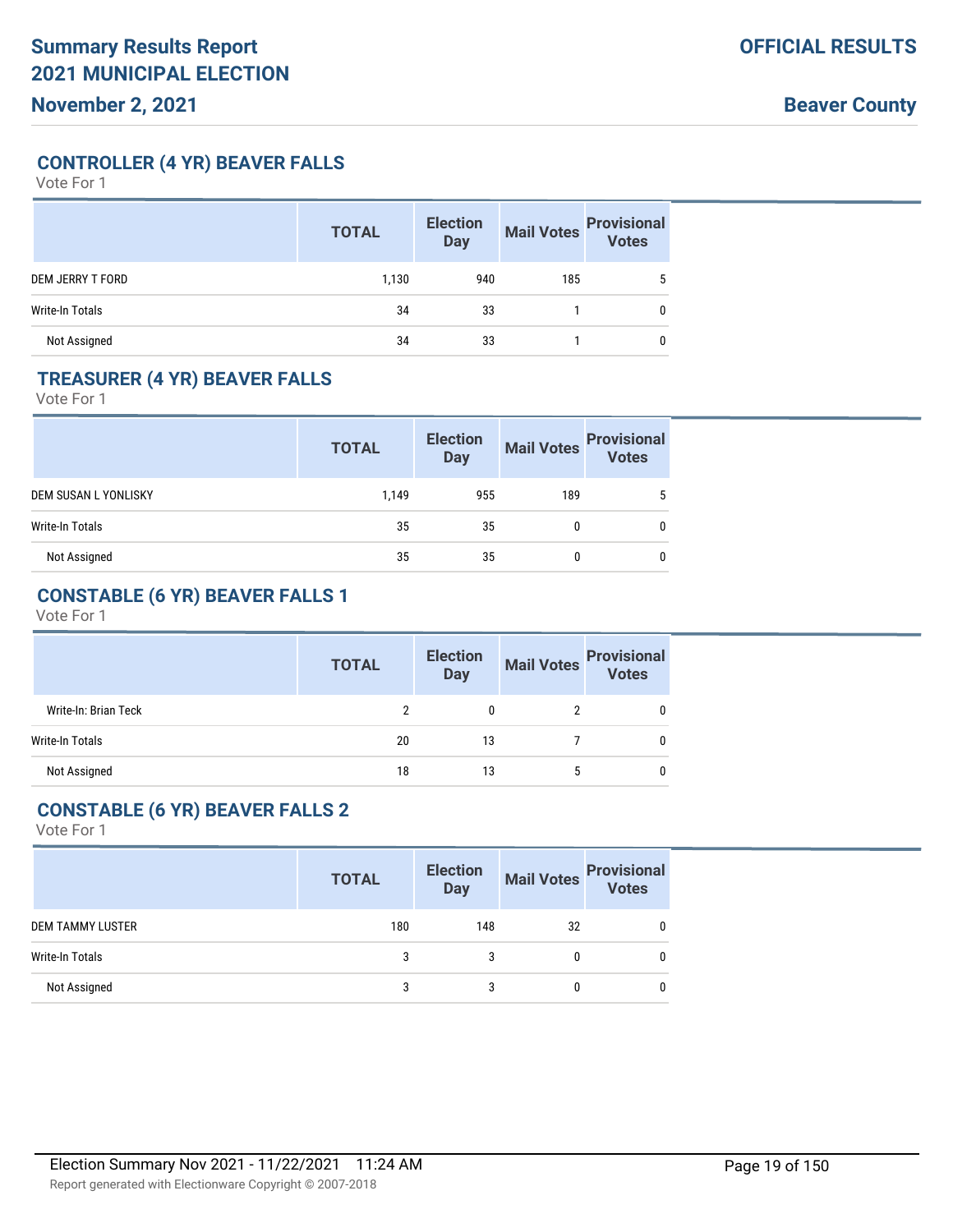## CONTROLLER (4 YR) BEAVER FALLS

Vote For 1

| | TOTAL | Election Day | Mail Votes | Provisional Votes |
|---|---|---|---|---|
| DEM JERRY T FORD | 1,130 | 940 | 185 | 5 |
| Write-In Totals | 34 | 33 | 1 | 0 |
| Not Assigned | 34 | 33 | 1 | 0 |

## TREASURER (4 YR) BEAVER FALLS

Vote For 1

| | TOTAL | Election Day | Mail Votes | Provisional Votes |
|---|---|---|---|---|
| DEM SUSAN L YONLISKY | 1,149 | 955 | 189 | 5 |
| Write-In Totals | 35 | 35 | 0 | 0 |
| Not Assigned | 35 | 35 | 0 | 0 |

## CONSTABLE (6 YR) BEAVER FALLS 1

Vote For 1

| | TOTAL | Election Day | Mail Votes | Provisional Votes |
|---|---|---|---|---|
| Write-In: Brian Teck | 2 | 0 | 2 | 0 |
| Write-In Totals | 20 | 13 | 7 | 0 |
| Not Assigned | 18 | 13 | 5 | 0 |

## CONSTABLE (6 YR) BEAVER FALLS 2

Vote For 1

| | TOTAL | Election Day | Mail Votes | Provisional Votes |
|---|---|---|---|---|
| DEM TAMMY LUSTER | 180 | 148 | 32 | 0 |
| Write-In Totals | 3 | 3 | 0 | 0 |
| Not Assigned | 3 | 3 | 0 | 0 |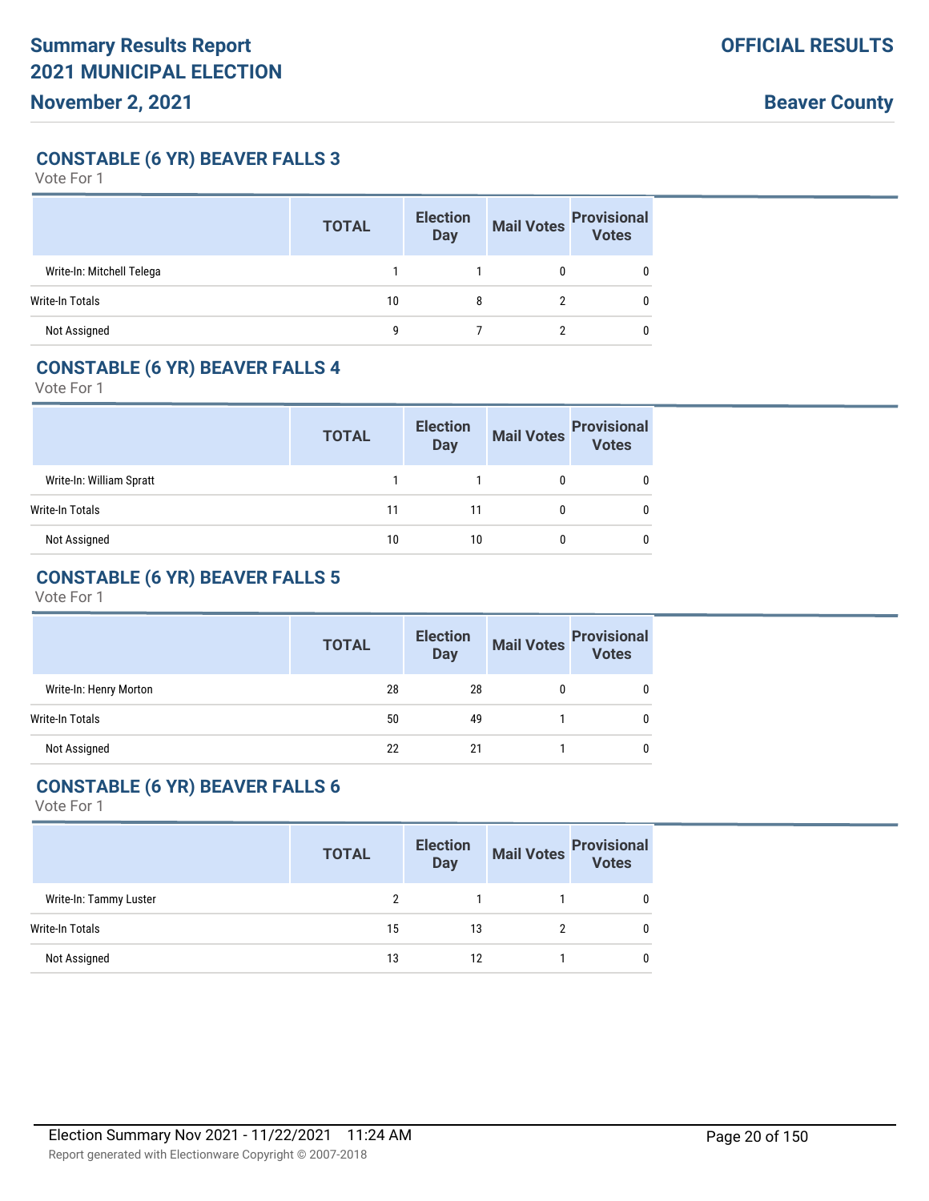### CONSTABLE (6 YR) BEAVER FALLS 3

Vote For 1

| | TOTAL | Election Day | Mail Votes | Provisional Votes |
|---|---|---|---|---|
| Write-In: Mitchell Telega | 1 | 1 | 0 | 0 |
| Write-In Totals | 10 | 8 | 2 | 0 |
| Not Assigned | 9 | 7 | 2 | 0 |

### CONSTABLE (6 YR) BEAVER FALLS 4

Vote For 1

| | TOTAL | Election Day | Mail Votes | Provisional Votes |
|---|---|---|---|---|
| Write-In: William Spratt | 1 | 1 | 0 | 0 |
| Write-In Totals | 11 | 11 | 0 | 0 |
| Not Assigned | 10 | 10 | 0 | 0 |

### CONSTABLE (6 YR) BEAVER FALLS 5

Vote For 1

| | TOTAL | Election Day | Mail Votes | Provisional Votes |
|---|---|---|---|---|
| Write-In: Henry Morton | 28 | 28 | 0 | 0 |
| Write-In Totals | 50 | 49 | 1 | 0 |
| Not Assigned | 22 | 21 | 1 | 0 |

### CONSTABLE (6 YR) BEAVER FALLS 6

Vote For 1

| | TOTAL | Election Day | Mail Votes | Provisional Votes |
|---|---|---|---|---|
| Write-In: Tammy Luster | 2 | 1 | 1 | 0 |
| Write-In Totals | 15 | 13 | 2 | 0 |
| Not Assigned | 13 | 12 | 1 | 0 |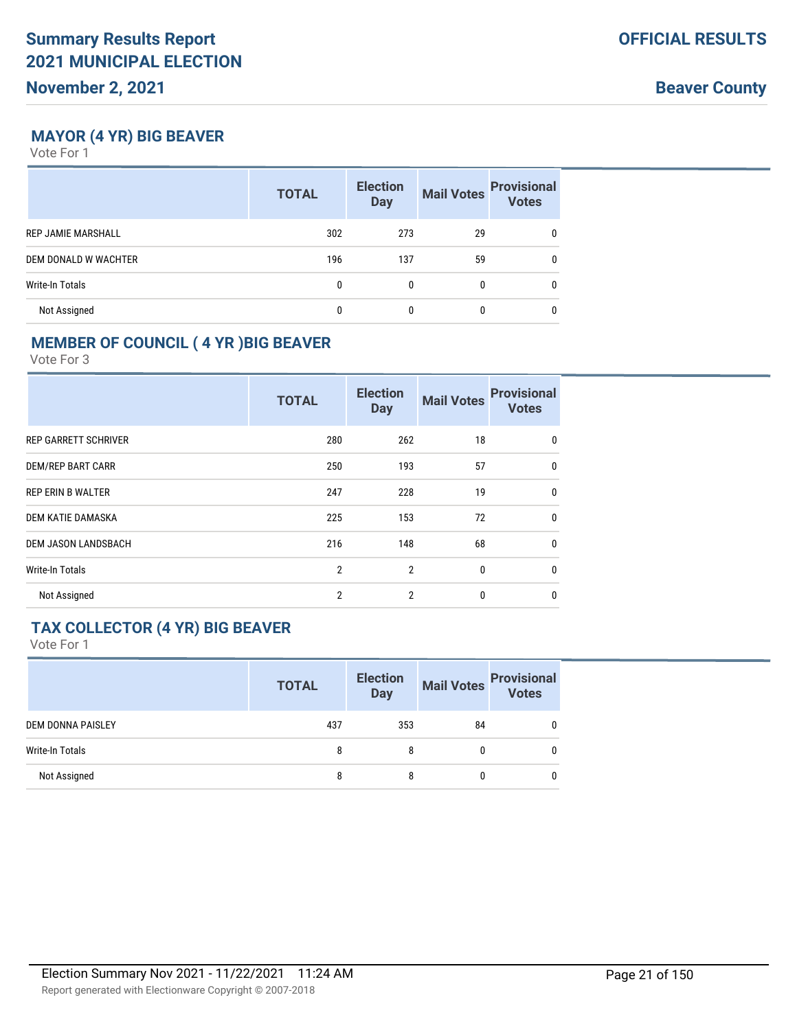## MAYOR (4 YR) BIG BEAVER

Vote For 1

| | TOTAL | Election Day | Mail Votes | Provisional Votes |
|---|---|---|---|---|
| REP JAMIE MARSHALL | 302 | 273 | 29 | 0 |
| DEM DONALD W WACHTER | 196 | 137 | 59 | 0 |
| Write-In Totals | 0 | 0 | 0 | 0 |
| Not Assigned | 0 | 0 | 0 | 0 |

## MEMBER OF COUNCIL ( 4 YR )BIG BEAVER

Vote For 3

| | TOTAL | Election Day | Mail Votes | Provisional Votes |
|---|---|---|---|---|
| REP GARRETT SCHRIVER | 280 | 262 | 18 | 0 |
| DEM/REP BART CARR | 250 | 193 | 57 | 0 |
| REP ERIN B WALTER | 247 | 228 | 19 | 0 |
| DEM KATIE DAMASKA | 225 | 153 | 72 | 0 |
| DEM JASON LANDSBACH | 216 | 148 | 68 | 0 |
| Write-In Totals | 2 | 2 | 0 | 0 |
| Not Assigned | 2 | 2 | 0 | 0 |

## TAX COLLECTOR (4 YR) BIG BEAVER

Vote For 1

| | TOTAL | Election Day | Mail Votes | Provisional Votes |
|---|---|---|---|---|
| DEM DONNA PAISLEY | 437 | 353 | 84 | 0 |
| Write-In Totals | 8 | 8 | 0 | 0 |
| Not Assigned | 8 | 8 | 0 | 0 |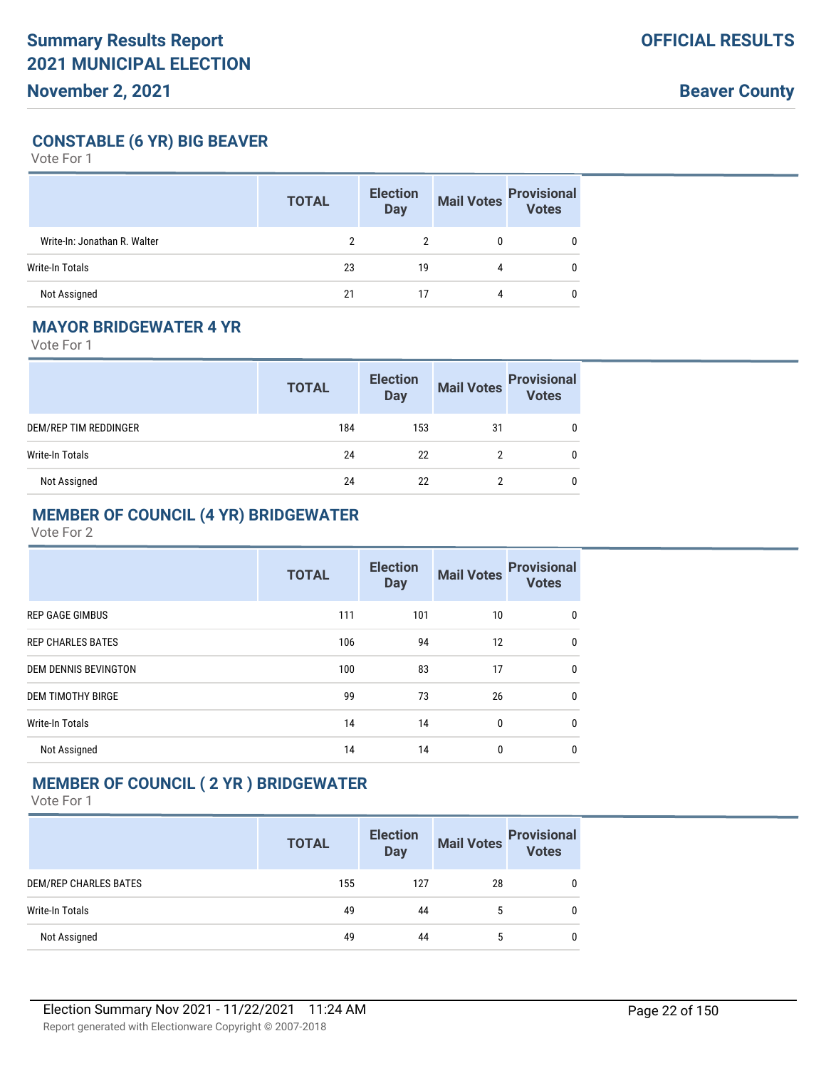## CONSTABLE (6 YR) BIG BEAVER

Vote For 1

| | TOTAL | Election Day | Mail Votes | Provisional Votes |
|---|---|---|---|---|
| Write-In: Jonathan R. Walter | 2 | 2 | 0 | 0 |
| Write-In Totals | 23 | 19 | 4 | 0 |
| Not Assigned | 21 | 17 | 4 | 0 |

## MAYOR BRIDGEWATER 4 YR

Vote For 1

| | TOTAL | Election Day | Mail Votes | Provisional Votes |
|---|---|---|---|---|
| DEM/REP TIM REDDINGER | 184 | 153 | 31 | 0 |
| Write-In Totals | 24 | 22 | 2 | 0 |
| Not Assigned | 24 | 22 | 2 | 0 |

## MEMBER OF COUNCIL (4 YR) BRIDGEWATER

Vote For 2

| | TOTAL | Election Day | Mail Votes | Provisional Votes |
|---|---|---|---|---|
| REP GAGE GIMBUS | 111 | 101 | 10 | 0 |
| REP CHARLES BATES | 106 | 94 | 12 | 0 |
| DEM DENNIS BEVINGTON | 100 | 83 | 17 | 0 |
| DEM TIMOTHY BIRGE | 99 | 73 | 26 | 0 |
| Write-In Totals | 14 | 14 | 0 | 0 |
| Not Assigned | 14 | 14 | 0 | 0 |

## MEMBER OF COUNCIL ( 2 YR ) BRIDGEWATER

Vote For 1

| | TOTAL | Election Day | Mail Votes | Provisional Votes |
|---|---|---|---|---|
| DEM/REP CHARLES BATES | 155 | 127 | 28 | 0 |
| Write-In Totals | 49 | 44 | 5 | 0 |
| Not Assigned | 49 | 44 | 5 | 0 |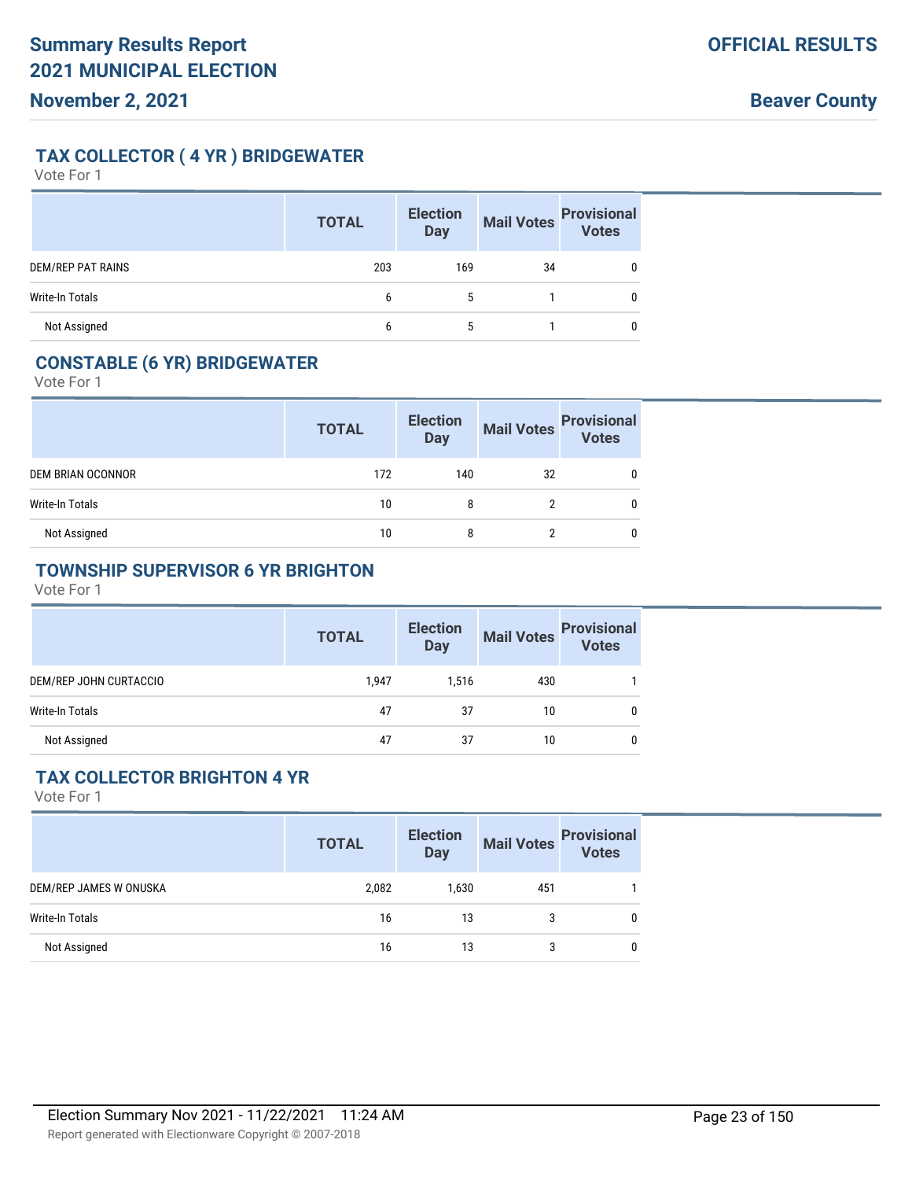## TAX COLLECTOR ( 4 YR ) BRIDGEWATER

Vote For 1

| | TOTAL | Election Day | Mail Votes | Provisional Votes |
|---|---|---|---|---|
| DEM/REP PAT RAINS | 203 | 169 | 34 | 0 |
| Write-In Totals | 6 | 5 | 1 | 0 |
| Not Assigned | 6 | 5 | 1 | 0 |

## CONSTABLE (6 YR) BRIDGEWATER

Vote For 1

| | TOTAL | Election Day | Mail Votes | Provisional Votes |
|---|---|---|---|---|
| DEM BRIAN OCONNOR | 172 | 140 | 32 | 0 |
| Write-In Totals | 10 | 8 | 2 | 0 |
| Not Assigned | 10 | 8 | 2 | 0 |

## TOWNSHIP SUPERVISOR 6 YR BRIGHTON

Vote For 1

| | TOTAL | Election Day | Mail Votes | Provisional Votes |
|---|---|---|---|---|
| DEM/REP JOHN CURTACCIO | 1,947 | 1,516 | 430 | 1 |
| Write-In Totals | 47 | 37 | 10 | 0 |
| Not Assigned | 47 | 37 | 10 | 0 |

## TAX COLLECTOR BRIGHTON 4 YR

Vote For 1

| | TOTAL | Election Day | Mail Votes | Provisional Votes |
|---|---|---|---|---|
| DEM/REP JAMES W ONUSKA | 2,082 | 1,630 | 451 | 1 |
| Write-In Totals | 16 | 13 | 3 | 0 |
| Not Assigned | 16 | 13 | 3 | 0 |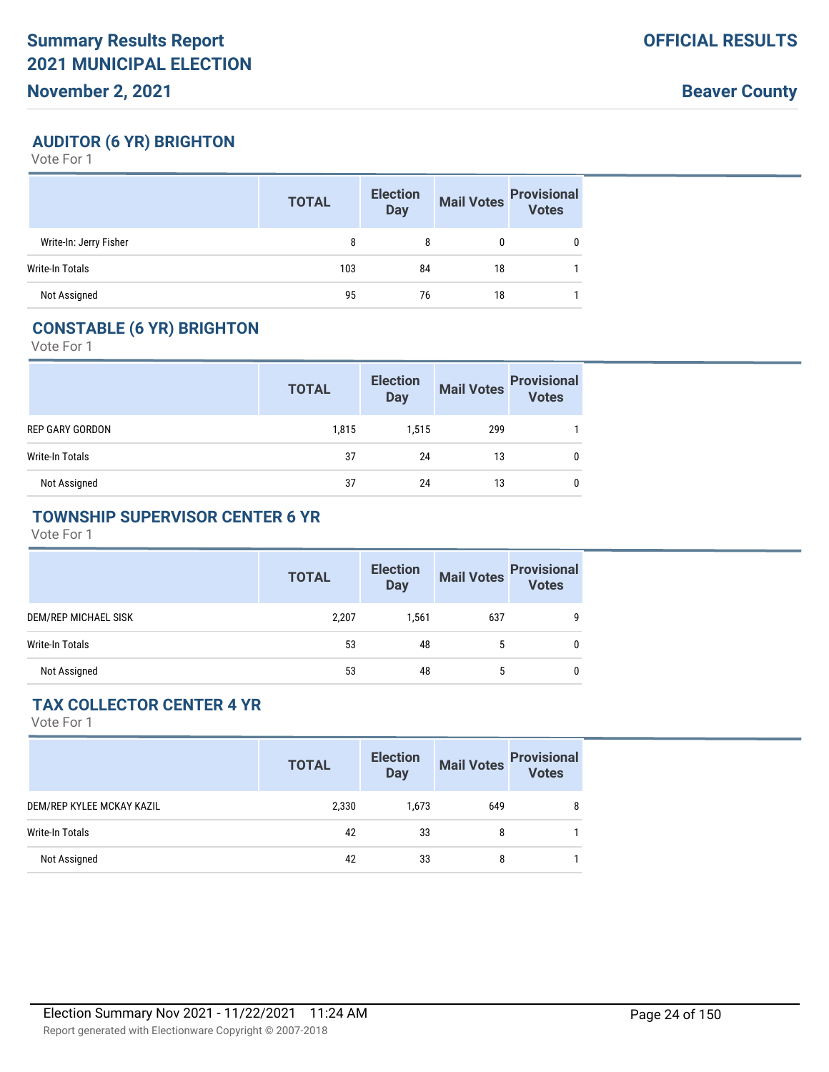## AUDITOR (6 YR) BRIGHTON

Vote For 1

| | TOTAL | Election Day | Mail Votes | Provisional Votes |
|---|---|---|---|---|
| Write-In: Jerry Fisher | 8 | 8 | 0 | 0 |
| Write-In Totals | 103 | 84 | 18 | 1 |
| Not Assigned | 95 | 76 | 18 | 1 |

## CONSTABLE (6 YR) BRIGHTON

Vote For 1

| | TOTAL | Election Day | Mail Votes | Provisional Votes |
|---|---|---|---|---|
| REP GARY GORDON | 1,815 | 1,515 | 299 | 1 |
| Write-In Totals | 37 | 24 | 13 | 0 |
| Not Assigned | 37 | 24 | 13 | 0 |

## TOWNSHIP SUPERVISOR CENTER 6 YR

Vote For 1

| | TOTAL | Election Day | Mail Votes | Provisional Votes |
|---|---|---|---|---|
| DEM/REP MICHAEL SISK | 2,207 | 1,561 | 637 | 9 |
| Write-In Totals | 53 | 48 | 5 | 0 |
| Not Assigned | 53 | 48 | 5 | 0 |

## TAX COLLECTOR CENTER 4 YR

Vote For 1

| | TOTAL | Election Day | Mail Votes | Provisional Votes |
|---|---|---|---|---|
| DEM/REP KYLEE MCKAY KAZIL | 2,330 | 1,673 | 649 | 8 |
| Write-In Totals | 42 | 33 | 8 | 1 |
| Not Assigned | 42 | 33 | 8 | 1 |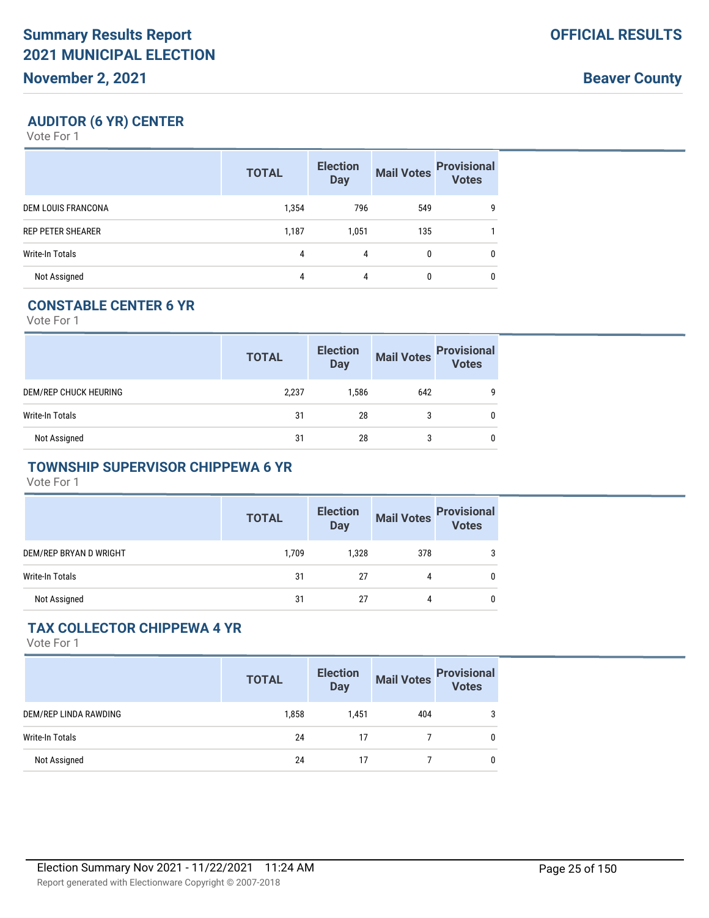## AUDITOR (6 YR) CENTER

Vote For 1

| | TOTAL | Election Day | Mail Votes | Provisional Votes |
|---|---|---|---|---|
| DEM LOUIS FRANCONA | 1,354 | 796 | 549 | 9 |
| REP PETER SHEARER | 1,187 | 1,051 | 135 | 1 |
| Write-In Totals | 4 | 4 | 0 | 0 |
| Not Assigned | 4 | 4 | 0 | 0 |

## CONSTABLE CENTER 6 YR

Vote For 1

| | TOTAL | Election Day | Mail Votes | Provisional Votes |
|---|---|---|---|---|
| DEM/REP CHUCK HEURING | 2,237 | 1,586 | 642 | 9 |
| Write-In Totals | 31 | 28 | 3 | 0 |
| Not Assigned | 31 | 28 | 3 | 0 |

## TOWNSHIP SUPERVISOR CHIPPEWA 6 YR

Vote For 1

| | TOTAL | Election Day | Mail Votes | Provisional Votes |
|---|---|---|---|---|
| DEM/REP BRYAN D WRIGHT | 1,709 | 1,328 | 378 | 3 |
| Write-In Totals | 31 | 27 | 4 | 0 |
| Not Assigned | 31 | 27 | 4 | 0 |

## TAX COLLECTOR CHIPPEWA 4 YR

Vote For 1

| | TOTAL | Election Day | Mail Votes | Provisional Votes |
|---|---|---|---|---|
| DEM/REP LINDA RAWDING | 1,858 | 1,451 | 404 | 3 |
| Write-In Totals | 24 | 17 | 7 | 0 |
| Not Assigned | 24 | 17 | 7 | 0 |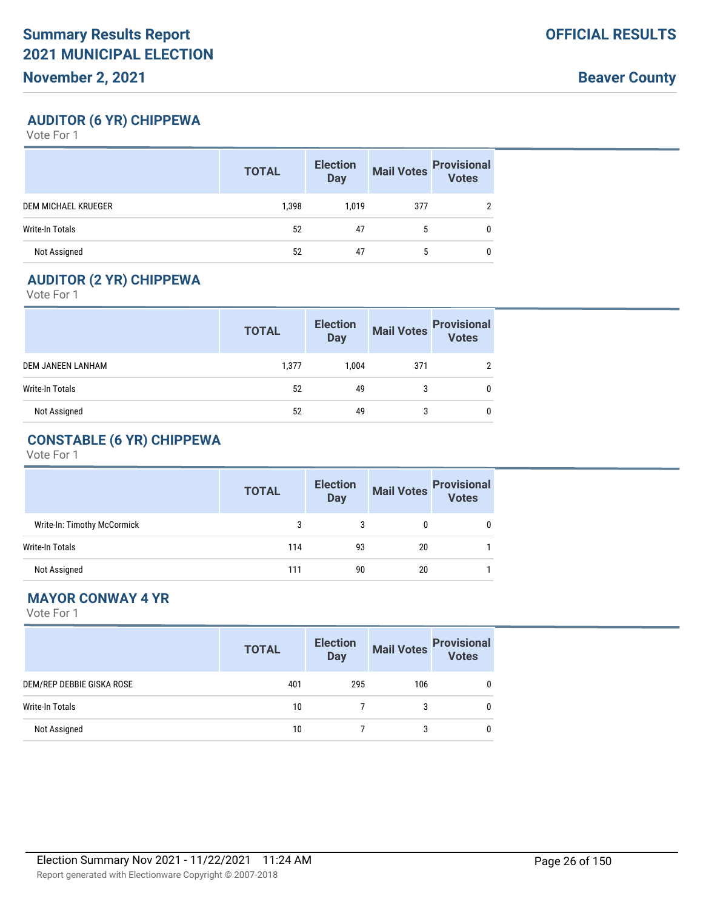## AUDITOR (6 YR) CHIPPEWA

Vote For 1

| | TOTAL | Election Day | Mail Votes | Provisional Votes |
|---|---|---|---|---|
| DEM MICHAEL KRUEGER | 1,398 | 1,019 | 377 | 2 |
| Write-In Totals | 52 | 47 | 5 | 0 |
| Not Assigned | 52 | 47 | 5 | 0 |

## AUDITOR (2 YR) CHIPPEWA

Vote For 1

| | TOTAL | Election Day | Mail Votes | Provisional Votes |
|---|---|---|---|---|
| DEM JANEEN LANHAM | 1,377 | 1,004 | 371 | 2 |
| Write-In Totals | 52 | 49 | 3 | 0 |
| Not Assigned | 52 | 49 | 3 | 0 |

## CONSTABLE (6 YR) CHIPPEWA

Vote For 1

| | TOTAL | Election Day | Mail Votes | Provisional Votes |
|---|---|---|---|---|
| Write-In: Timothy McCormick | 3 | 3 | 0 | 0 |
| Write-In Totals | 114 | 93 | 20 | 1 |
| Not Assigned | 111 | 90 | 20 | 1 |

## MAYOR CONWAY 4 YR

Vote For 1

| | TOTAL | Election Day | Mail Votes | Provisional Votes |
|---|---|---|---|---|
| DEM/REP DEBBIE GISKA ROSE | 401 | 295 | 106 | 0 |
| Write-In Totals | 10 | 7 | 3 | 0 |
| Not Assigned | 10 | 7 | 3 | 0 |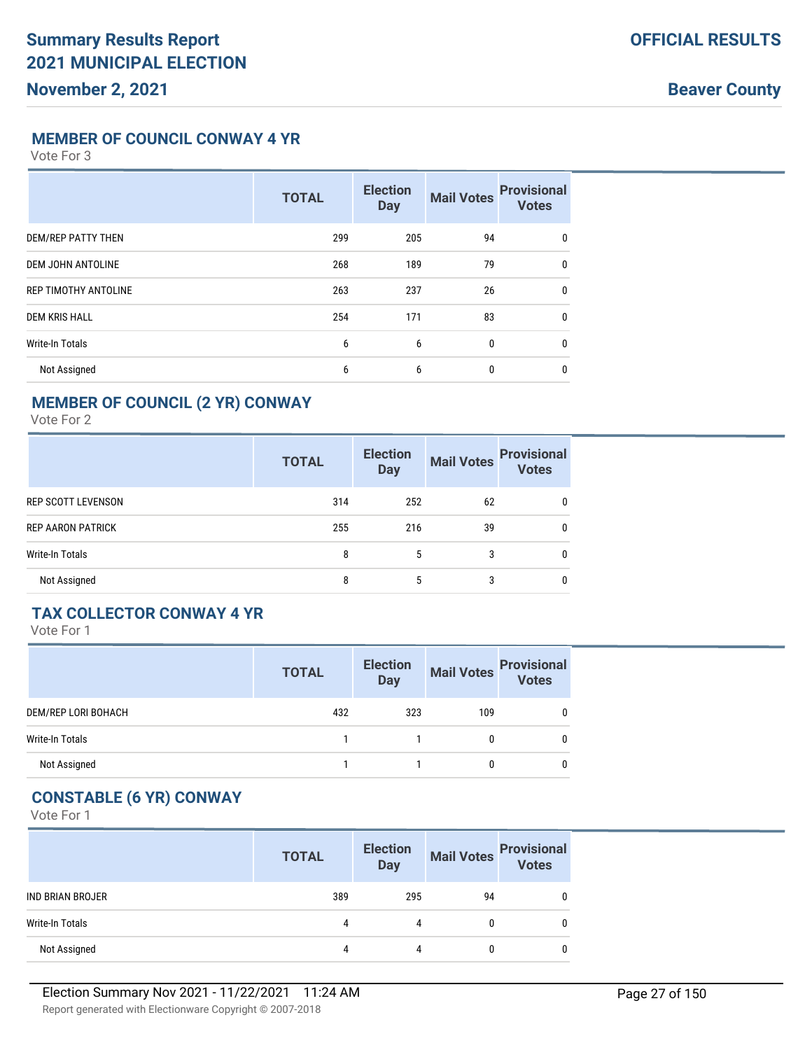### MEMBER OF COUNCIL CONWAY 4 YR

Vote For 3

| | TOTAL | Election Day | Mail Votes | Provisional Votes |
|---|---|---|---|---|
| DEM/REP PATTY THEN | 299 | 205 | 94 | 0 |
| DEM JOHN ANTOLINE | 268 | 189 | 79 | 0 |
| REP TIMOTHY ANTOLINE | 263 | 237 | 26 | 0 |
| DEM KRIS HALL | 254 | 171 | 83 | 0 |
| Write-In Totals | 6 | 6 | 0 | 0 |
| Not Assigned | 6 | 6 | 0 | 0 |

### MEMBER OF COUNCIL (2 YR) CONWAY

Vote For 2

| | TOTAL | Election Day | Mail Votes | Provisional Votes |
|---|---|---|---|---|
| REP SCOTT LEVENSON | 314 | 252 | 62 | 0 |
| REP AARON PATRICK | 255 | 216 | 39 | 0 |
| Write-In Totals | 8 | 5 | 3 | 0 |
| Not Assigned | 8 | 5 | 3 | 0 |

### TAX COLLECTOR CONWAY 4 YR

Vote For 1

| | TOTAL | Election Day | Mail Votes | Provisional Votes |
|---|---|---|---|---|
| DEM/REP LORI BOHACH | 432 | 323 | 109 | 0 |
| Write-In Totals | 1 | 1 | 0 | 0 |
| Not Assigned | 1 | 1 | 0 | 0 |

### CONSTABLE (6 YR) CONWAY

Vote For 1

| | TOTAL | Election Day | Mail Votes | Provisional Votes |
|---|---|---|---|---|
| IND BRIAN BROJER | 389 | 295 | 94 | 0 |
| Write-In Totals | 4 | 4 | 0 | 0 |
| Not Assigned | 4 | 4 | 0 | 0 |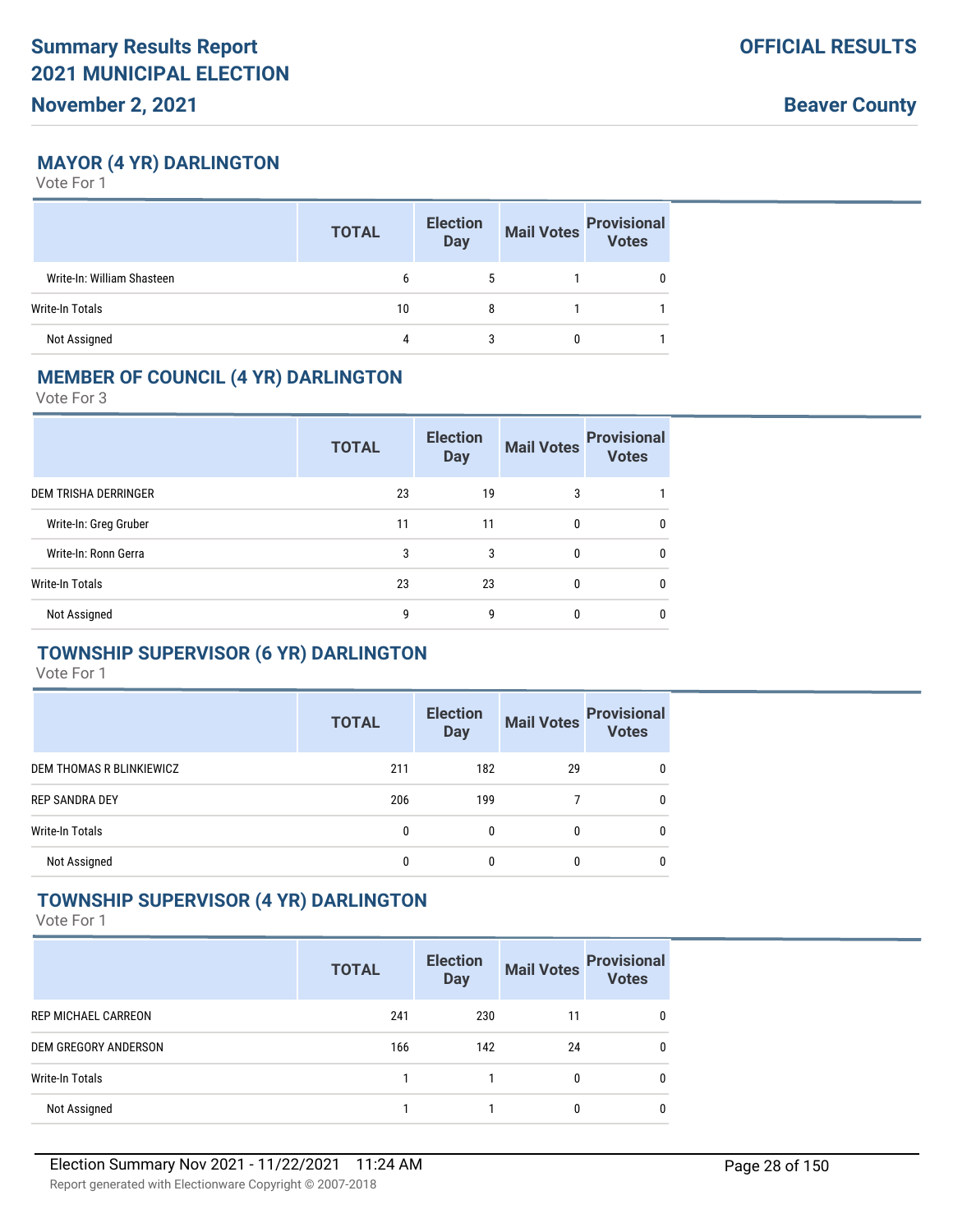## MAYOR (4 YR) DARLINGTON

Vote For 1

| | TOTAL | Election Day | Mail Votes | Provisional Votes |
|---|---|---|---|---|
| Write-In: William Shasteen | 6 | 5 | 1 | 0 |
| Write-In Totals | 10 | 8 | 1 | 1 |
| Not Assigned | 4 | 3 | 0 | 1 |

## MEMBER OF COUNCIL (4 YR) DARLINGTON

Vote For 3

| | TOTAL | Election Day | Mail Votes | Provisional Votes |
|---|---|---|---|---|
| DEM TRISHA DERRINGER | 23 | 19 | 3 | 1 |
| Write-In: Greg Gruber | 11 | 11 | 0 | 0 |
| Write-In: Ronn Gerra | 3 | 3 | 0 | 0 |
| Write-In Totals | 23 | 23 | 0 | 0 |
| Not Assigned | 9 | 9 | 0 | 0 |

## TOWNSHIP SUPERVISOR (6 YR) DARLINGTON

Vote For 1

| | TOTAL | Election Day | Mail Votes | Provisional Votes |
|---|---|---|---|---|
| DEM THOMAS R BLINKIEWICZ | 211 | 182 | 29 | 0 |
| REP SANDRA DEY | 206 | 199 | 7 | 0 |
| Write-In Totals | 0 | 0 | 0 | 0 |
| Not Assigned | 0 | 0 | 0 | 0 |

## TOWNSHIP SUPERVISOR (4 YR) DARLINGTON

Vote For 1

| | TOTAL | Election Day | Mail Votes | Provisional Votes |
|---|---|---|---|---|
| REP MICHAEL CARREON | 241 | 230 | 11 | 0 |
| DEM GREGORY ANDERSON | 166 | 142 | 24 | 0 |
| Write-In Totals | 1 | 1 | 0 | 0 |
| Not Assigned | 1 | 1 | 0 | 0 |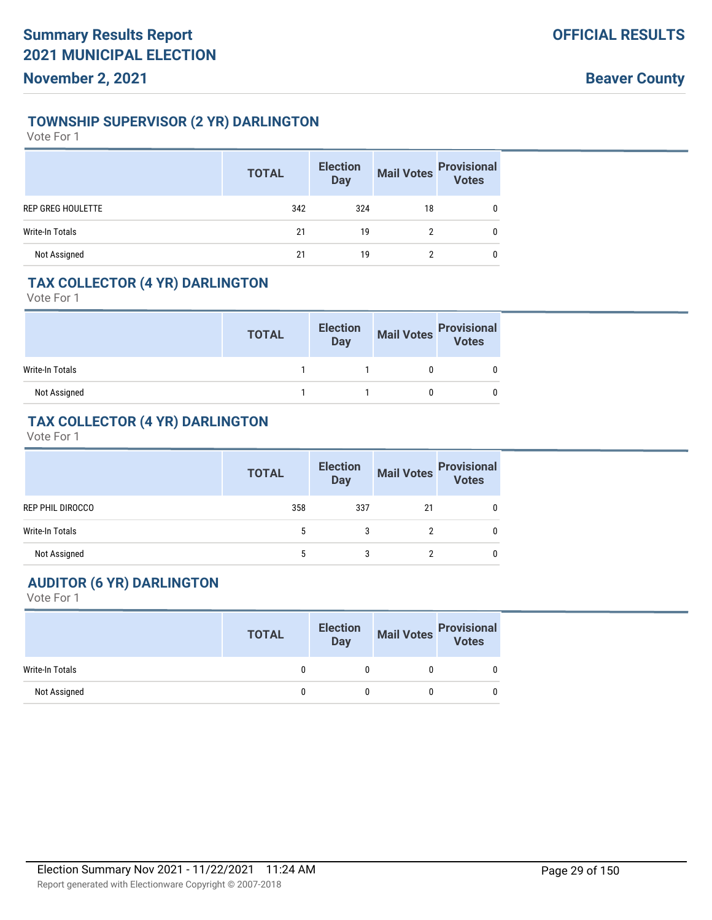## TOWNSHIP SUPERVISOR (2 YR) DARLINGTON

Vote For 1

| | TOTAL | Election Day | Mail Votes | Provisional Votes |
|---|---|---|---|---|
| REP GREG HOULETTE | 342 | 324 | 18 | 0 |
| Write-In Totals | 21 | 19 | 2 | 0 |
| Not Assigned | 21 | 19 | 2 | 0 |

## TAX COLLECTOR (4 YR) DARLINGTON

Vote For 1

| | TOTAL | Election Day | Mail Votes | Provisional Votes |
|---|---|---|---|---|
| Write-In Totals | 1 | 1 | 0 | 0 |
| Not Assigned | 1 | 1 | 0 | 0 |

## TAX COLLECTOR (4 YR) DARLINGTON

Vote For 1

| | TOTAL | Election Day | Mail Votes | Provisional Votes |
|---|---|---|---|---|
| REP PHIL DIROCCO | 358 | 337 | 21 | 0 |
| Write-In Totals | 5 | 3 | 2 | 0 |
| Not Assigned | 5 | 3 | 2 | 0 |

## AUDITOR (6 YR) DARLINGTON

Vote For 1

| | TOTAL | Election Day | Mail Votes | Provisional Votes |
|---|---|---|---|---|
| Write-In Totals | 0 | 0 | 0 | 0 |
| Not Assigned | 0 | 0 | 0 | 0 |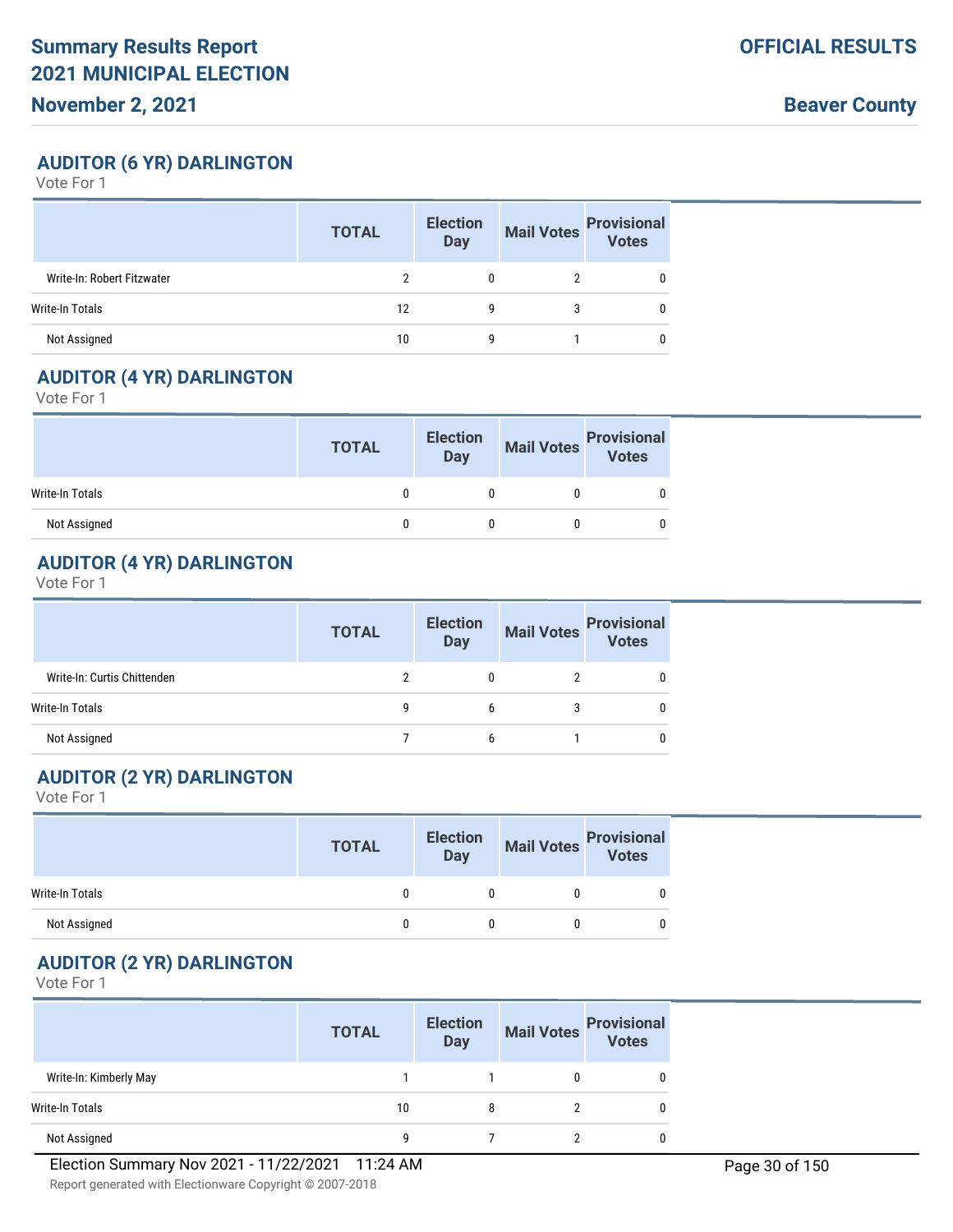## AUDITOR (6 YR) DARLINGTON

Vote For 1

| | TOTAL | Election Day | Mail Votes | Provisional Votes |
|---|---|---|---|---|
| Write-In: Robert Fitzwater | 2 | 0 | 2 | 0 |
| Write-In Totals | 12 | 9 | 3 | 0 |
| Not Assigned | 10 | 9 | 1 | 0 |

## AUDITOR (4 YR) DARLINGTON

Vote For 1

| | TOTAL | Election Day | Mail Votes | Provisional Votes |
|---|---|---|---|---|
| Write-In Totals | 0 | 0 | 0 | 0 |
| Not Assigned | 0 | 0 | 0 | 0 |

## AUDITOR (4 YR) DARLINGTON

Vote For 1

| | TOTAL | Election Day | Mail Votes | Provisional Votes |
|---|---|---|---|---|
| Write-In: Curtis Chittenden | 2 | 0 | 2 | 0 |
| Write-In Totals | 9 | 6 | 3 | 0 |
| Not Assigned | 7 | 6 | 1 | 0 |

## AUDITOR (2 YR) DARLINGTON

Vote For 1

| | TOTAL | Election Day | Mail Votes | Provisional Votes |
|---|---|---|---|---|
| Write-In Totals | 0 | 0 | 0 | 0 |
| Not Assigned | 0 | 0 | 0 | 0 |

## AUDITOR (2 YR) DARLINGTON

Vote For 1

| | TOTAL | Election Day | Mail Votes | Provisional Votes |
|---|---|---|---|---|
| Write-In: Kimberly May | 1 | 1 | 0 | 0 |
| Write-In Totals | 10 | 8 | 2 | 0 |
| Not Assigned | 9 | 7 | 2 | 0 |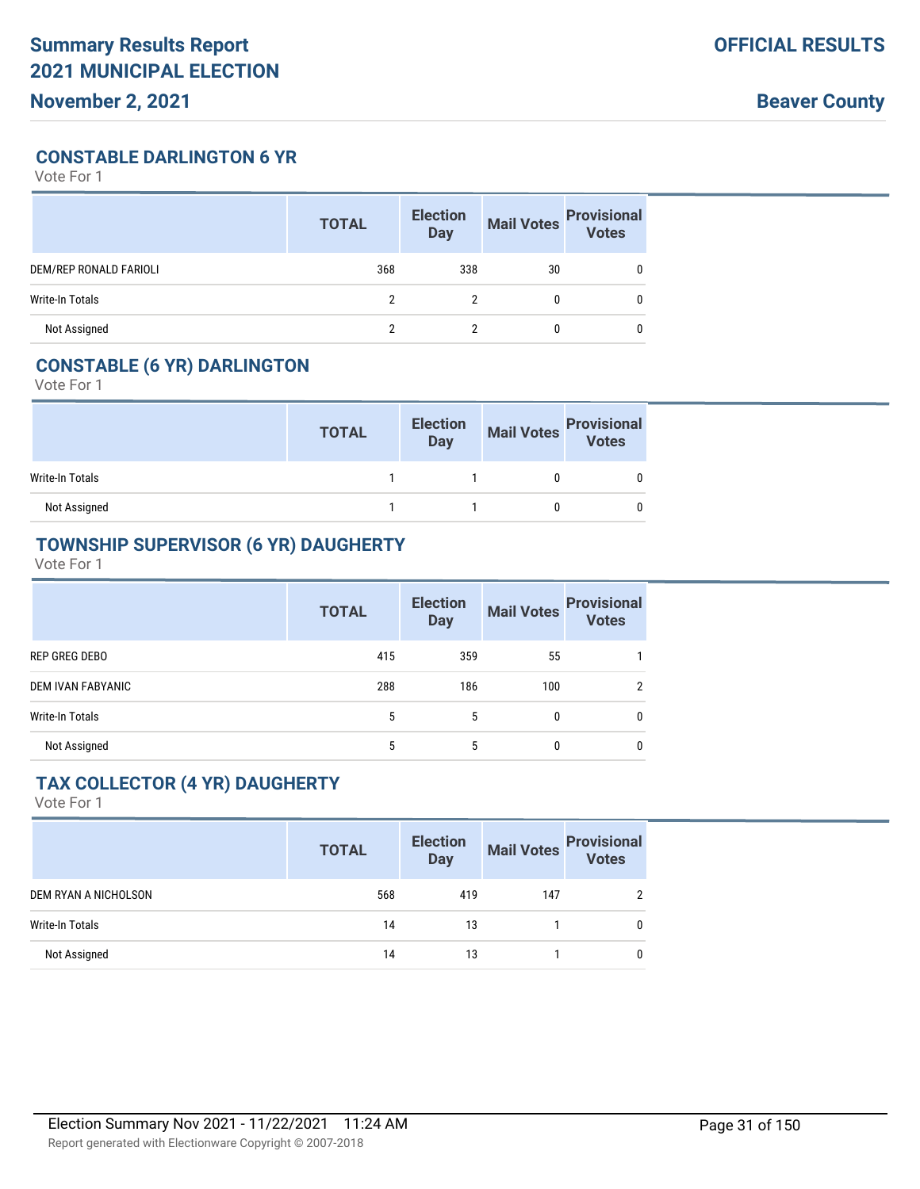## CONSTABLE DARLINGTON 6 YR

Vote For 1

| | TOTAL | Election Day | Mail Votes | Provisional Votes |
|---|---|---|---|---|
| DEM/REP RONALD FARIOLI | 368 | 338 | 30 | 0 |
| Write-In Totals | 2 | 2 | 0 | 0 |
| Not Assigned | 2 | 2 | 0 | 0 |

## CONSTABLE (6 YR) DARLINGTON

Vote For 1

| | TOTAL | Election Day | Mail Votes | Provisional Votes |
|---|---|---|---|---|
| Write-In Totals | 1 | 1 | 0 | 0 |
| Not Assigned | 1 | 1 | 0 | 0 |

## TOWNSHIP SUPERVISOR (6 YR) DAUGHERTY

Vote For 1

| | TOTAL | Election Day | Mail Votes | Provisional Votes |
|---|---|---|---|---|
| REP GREG DEBO | 415 | 359 | 55 | 1 |
| DEM IVAN FABYANIC | 288 | 186 | 100 | 2 |
| Write-In Totals | 5 | 5 | 0 | 0 |
| Not Assigned | 5 | 5 | 0 | 0 |

## TAX COLLECTOR (4 YR) DAUGHERTY

Vote For 1

| | TOTAL | Election Day | Mail Votes | Provisional Votes |
|---|---|---|---|---|
| DEM RYAN A NICHOLSON | 568 | 419 | 147 | 2 |
| Write-In Totals | 14 | 13 | 1 | 0 |
| Not Assigned | 14 | 13 | 1 | 0 |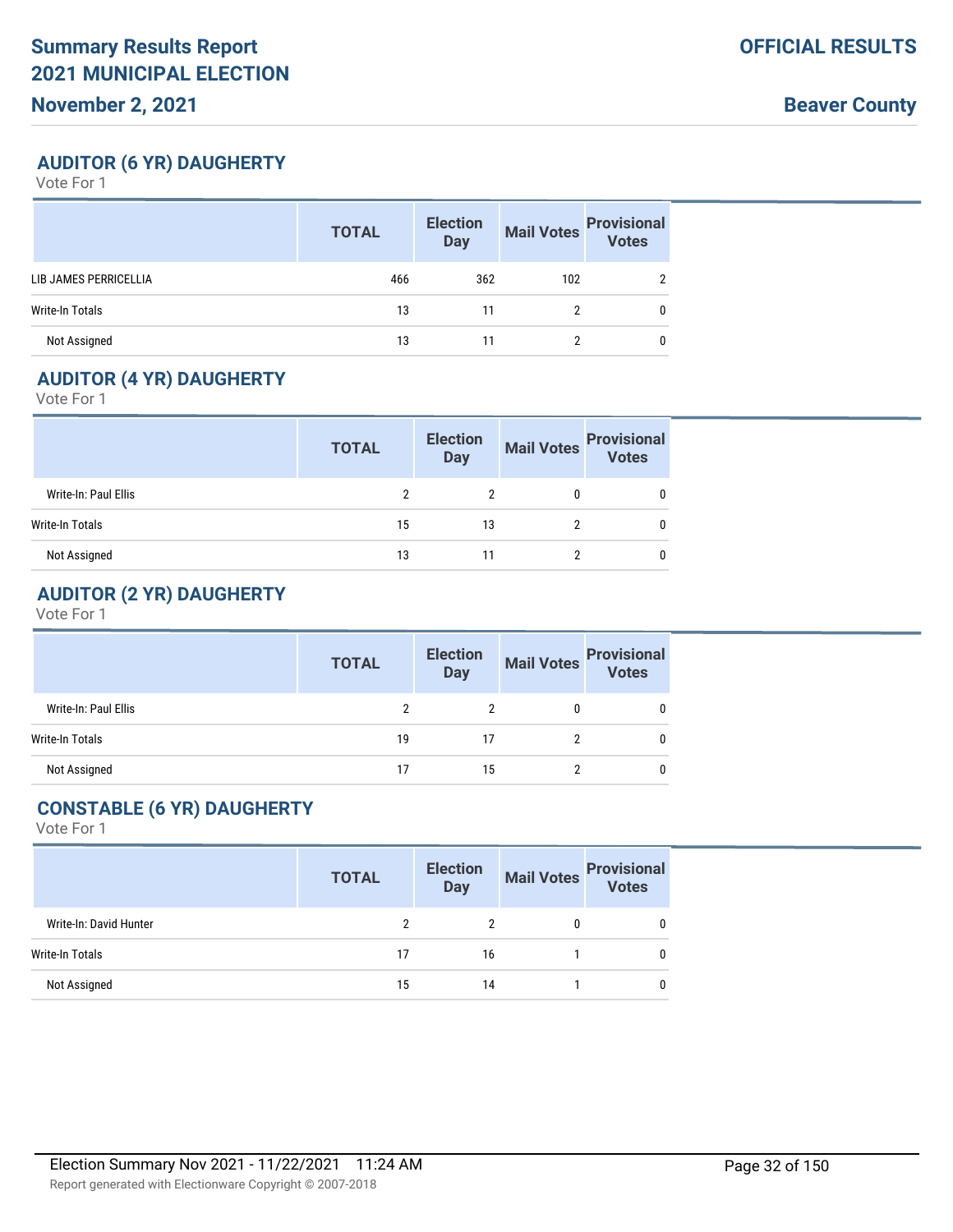# Summary Results Report
# 2021 MUNICIPAL ELECTION
**November 2, 2021**

**OFFICIAL RESULTS**

**Beaver County**

## AUDITOR (6 YR) DAUGHERTY

Vote For 1

| | TOTAL | Election Day | Mail Votes | Provisional Votes |
|---|---|---|---|---|
| LIB JAMES PERRICELLIA | 466 | 362 | 102 | 2 |
| Write-In Totals | 13 | 11 | 2 | 0 |
| Not Assigned | 13 | 11 | 2 | 0 |

## AUDITOR (4 YR) DAUGHERTY

Vote For 1

| | TOTAL | Election Day | Mail Votes | Provisional Votes |
|---|---|---|---|---|
| Write-In: Paul Ellis | 2 | 2 | 0 | 0 |
| Write-In Totals | 15 | 13 | 2 | 0 |
| Not Assigned | 13 | 11 | 2 | 0 |

## AUDITOR (2 YR) DAUGHERTY

Vote For 1

| | TOTAL | Election Day | Mail Votes | Provisional Votes |
|---|---|---|---|---|
| Write-In: Paul Ellis | 2 | 2 | 0 | 0 |
| Write-In Totals | 19 | 17 | 2 | 0 |
| Not Assigned | 17 | 15 | 2 | 0 |

## CONSTABLE (6 YR) DAUGHERTY

Vote For 1

| | TOTAL | Election Day | Mail Votes | Provisional Votes |
|---|---|---|---|---|
| Write-In: David Hunter | 2 | 2 | 0 | 0 |
| Write-In Totals | 17 | 16 | 1 | 0 |
| Not Assigned | 15 | 14 | 1 | 0 |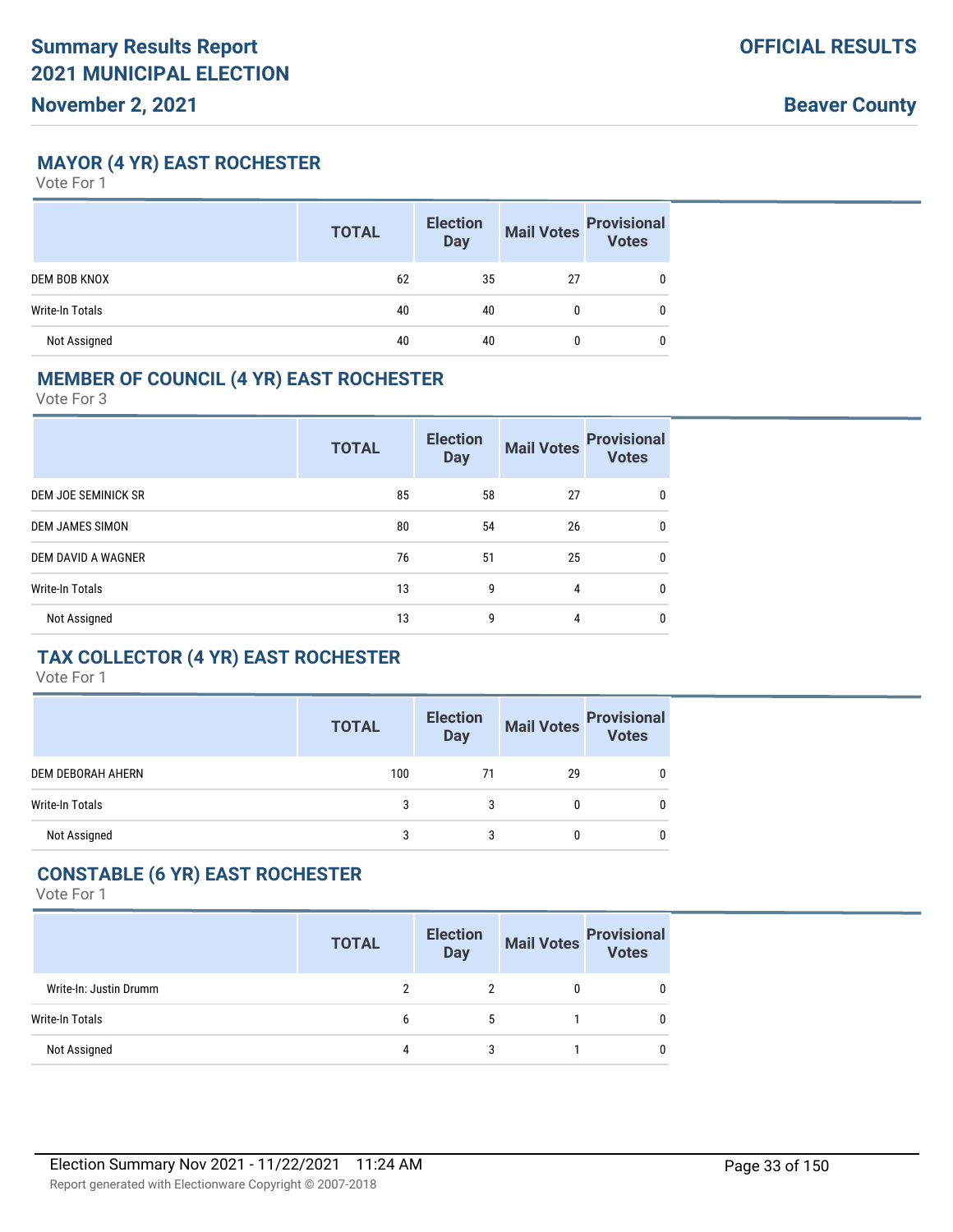# Summary Results Report 2021 MUNICIPAL ELECTION

**November 2, 2021**

**OFFICIAL RESULTS**

**Beaver County**

## MAYOR (4 YR) EAST ROCHESTER

Vote For 1

| | TOTAL | Election Day | Mail Votes | Provisional Votes |
|---|---|---|---|---|
| DEM BOB KNOX | 62 | 35 | 27 | 0 |
| Write-In Totals | 40 | 40 | 0 | 0 |
| Not Assigned | 40 | 40 | 0 | 0 |

## MEMBER OF COUNCIL (4 YR) EAST ROCHESTER

Vote For 3

| | TOTAL | Election Day | Mail Votes | Provisional Votes |
|---|---|---|---|---|
| DEM JOE SEMINICK SR | 85 | 58 | 27 | 0 |
| DEM JAMES SIMON | 80 | 54 | 26 | 0 |
| DEM DAVID A WAGNER | 76 | 51 | 25 | 0 |
| Write-In Totals | 13 | 9 | 4 | 0 |
| Not Assigned | 13 | 9 | 4 | 0 |

## TAX COLLECTOR (4 YR) EAST ROCHESTER

Vote For 1

| | TOTAL | Election Day | Mail Votes | Provisional Votes |
|---|---|---|---|---|
| DEM DEBORAH AHERN | 100 | 71 | 29 | 0 |
| Write-In Totals | 3 | 3 | 0 | 0 |
| Not Assigned | 3 | 3 | 0 | 0 |

## CONSTABLE (6 YR) EAST ROCHESTER

Vote For 1

| | TOTAL | Election Day | Mail Votes | Provisional Votes |
|---|---|---|---|---|
| Write-In: Justin Drumm | 2 | 2 | 0 | 0 |
| Write-In Totals | 6 | 5 | 1 | 0 |
| Not Assigned | 4 | 3 | 1 | 0 |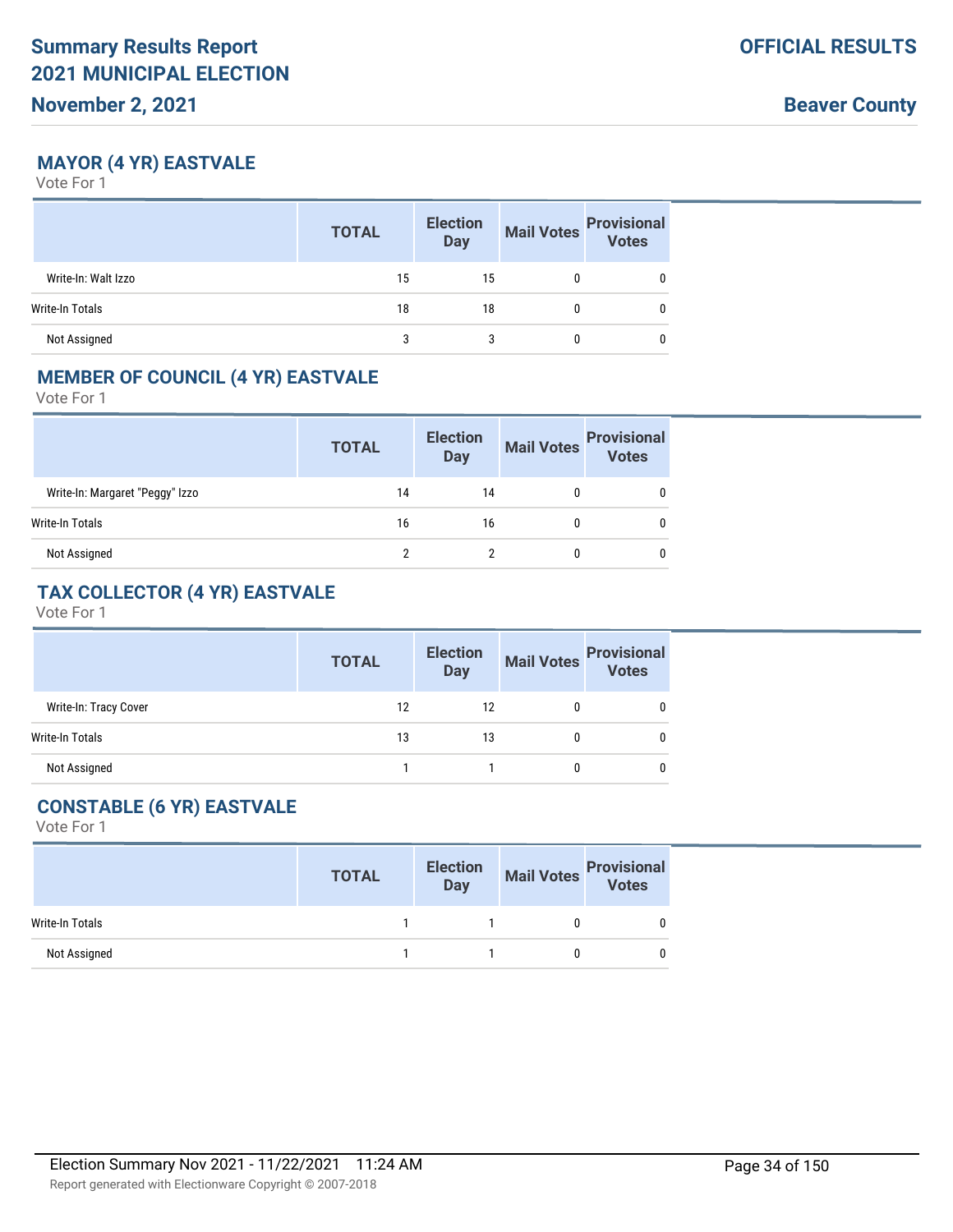## MAYOR (4 YR) EASTVALE

Vote For 1

| | TOTAL | Election Day | Mail Votes | Provisional Votes |
|---|---|---|---|---|
| Write-In: Walt Izzo | 15 | 15 | 0 | 0 |
| Write-In Totals | 18 | 18 | 0 | 0 |
| Not Assigned | 3 | 3 | 0 | 0 |

## MEMBER OF COUNCIL (4 YR) EASTVALE

Vote For 1

| | TOTAL | Election Day | Mail Votes | Provisional Votes |
|---|---|---|---|---|
| Write-In: Margaret "Peggy" Izzo | 14 | 14 | 0 | 0 |
| Write-In Totals | 16 | 16 | 0 | 0 |
| Not Assigned | 2 | 2 | 0 | 0 |

## TAX COLLECTOR (4 YR) EASTVALE

Vote For 1

| | TOTAL | Election Day | Mail Votes | Provisional Votes |
|---|---|---|---|---|
| Write-In: Tracy Cover | 12 | 12 | 0 | 0 |
| Write-In Totals | 13 | 13 | 0 | 0 |
| Not Assigned | 1 | 1 | 0 | 0 |

## CONSTABLE (6 YR) EASTVALE

Vote For 1

| | TOTAL | Election Day | Mail Votes | Provisional Votes |
|---|---|---|---|---|
| Write-In Totals | 1 | 1 | 0 | 0 |
| Not Assigned | 1 | 1 | 0 | 0 |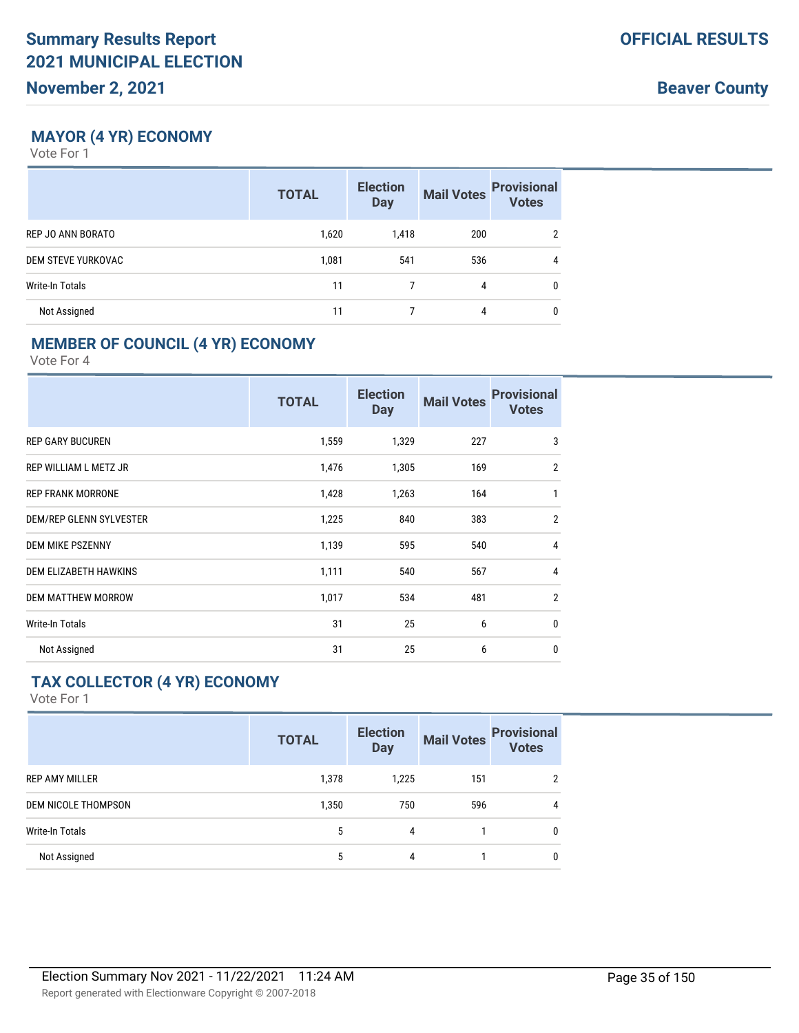## MAYOR (4 YR) ECONOMY

Vote For 1

| | TOTAL | Election Day | Mail Votes | Provisional Votes |
|---|---|---|---|---|
| REP JO ANN BORATO | 1,620 | 1,418 | 200 | 2 |
| DEM STEVE YURKOVAC | 1,081 | 541 | 536 | 4 |
| Write-In Totals | 11 | 7 | 4 | 0 |
| Not Assigned | 11 | 7 | 4 | 0 |

## MEMBER OF COUNCIL (4 YR) ECONOMY

Vote For 4

| | TOTAL | Election Day | Mail Votes | Provisional Votes |
|---|---|---|---|---|
| REP GARY BUCUREN | 1,559 | 1,329 | 227 | 3 |
| REP WILLIAM L METZ JR | 1,476 | 1,305 | 169 | 2 |
| REP FRANK MORRONE | 1,428 | 1,263 | 164 | 1 |
| DEM/REP GLENN SYLVESTER | 1,225 | 840 | 383 | 2 |
| DEM MIKE PSZENNY | 1,139 | 595 | 540 | 4 |
| DEM ELIZABETH HAWKINS | 1,111 | 540 | 567 | 4 |
| DEM MATTHEW MORROW | 1,017 | 534 | 481 | 2 |
| Write-In Totals | 31 | 25 | 6 | 0 |
| Not Assigned | 31 | 25 | 6 | 0 |

## TAX COLLECTOR (4 YR) ECONOMY

Vote For 1

| | TOTAL | Election Day | Mail Votes | Provisional Votes |
|---|---|---|---|---|
| REP AMY MILLER | 1,378 | 1,225 | 151 | 2 |
| DEM NICOLE THOMPSON | 1,350 | 750 | 596 | 4 |
| Write-In Totals | 5 | 4 | 1 | 0 |
| Not Assigned | 5 | 4 | 1 | 0 |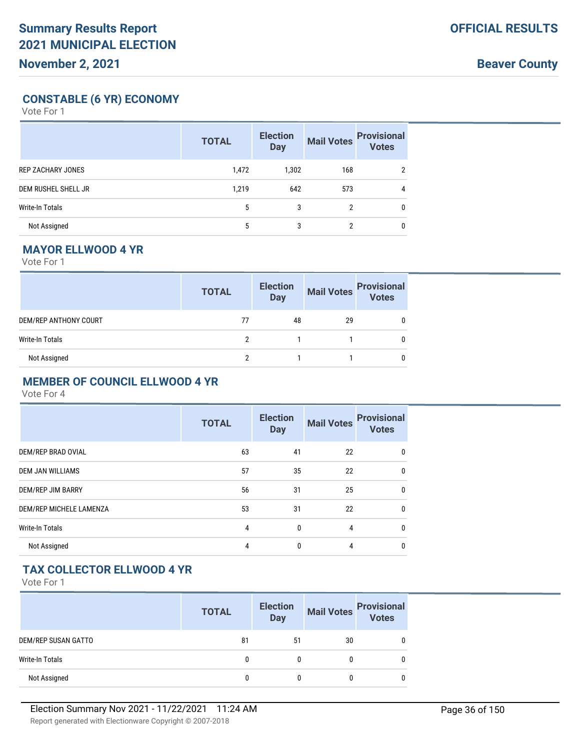## CONSTABLE (6 YR) ECONOMY

Vote For 1

| | TOTAL | Election Day | Mail Votes | Provisional Votes |
|---|---|---|---|---|
| REP ZACHARY JONES | 1,472 | 1,302 | 168 | 2 |
| DEM RUSHEL SHELL JR | 1,219 | 642 | 573 | 4 |
| Write-In Totals | 5 | 3 | 2 | 0 |
| Not Assigned | 5 | 3 | 2 | 0 |

## MAYOR ELLWOOD 4 YR

Vote For 1

| | TOTAL | Election Day | Mail Votes | Provisional Votes |
|---|---|---|---|---|
| DEM/REP ANTHONY COURT | 77 | 48 | 29 | 0 |
| Write-In Totals | 2 | 1 | 1 | 0 |
| Not Assigned | 2 | 1 | 1 | 0 |

## MEMBER OF COUNCIL ELLWOOD 4 YR

Vote For 4

| | TOTAL | Election Day | Mail Votes | Provisional Votes |
|---|---|---|---|---|
| DEM/REP BRAD OVIAL | 63 | 41 | 22 | 0 |
| DEM JAN WILLIAMS | 57 | 35 | 22 | 0 |
| DEM/REP JIM BARRY | 56 | 31 | 25 | 0 |
| DEM/REP MICHELE LAMENZA | 53 | 31 | 22 | 0 |
| Write-In Totals | 4 | 0 | 4 | 0 |
| Not Assigned | 4 | 0 | 4 | 0 |

## TAX COLLECTOR ELLWOOD 4 YR

Vote For 1

| | TOTAL | Election Day | Mail Votes | Provisional Votes |
|---|---|---|---|---|
| DEM/REP SUSAN GATTO | 81 | 51 | 30 | 0 |
| Write-In Totals | 0 | 0 | 0 | 0 |
| Not Assigned | 0 | 0 | 0 | 0 |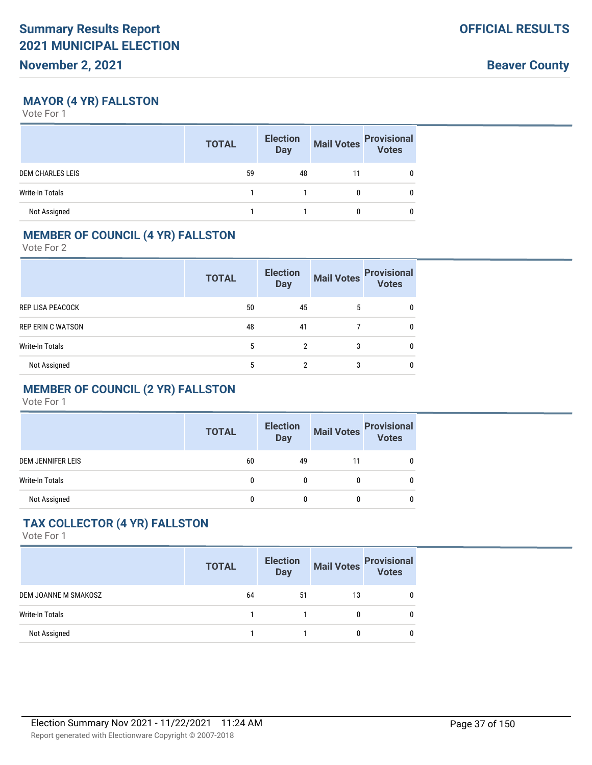# Summary Results Report
# 2021 MUNICIPAL ELECTION
**November 2, 2021**

**OFFICIAL RESULTS**

**Beaver County**

## MAYOR (4 YR) FALLSTON

Vote For 1

| | TOTAL | Election Day | Mail Votes | Provisional Votes |
|---|---|---|---|---|
| DEM CHARLES LEIS | 59 | 48 | 11 | 0 |
| Write-In Totals | 1 | 1 | 0 | 0 |
| Not Assigned | 1 | 1 | 0 | 0 |

## MEMBER OF COUNCIL (4 YR) FALLSTON

Vote For 2

| | TOTAL | Election Day | Mail Votes | Provisional Votes |
|---|---|---|---|---|
| REP LISA PEACOCK | 50 | 45 | 5 | 0 |
| REP ERIN C WATSON | 48 | 41 | 7 | 0 |
| Write-In Totals | 5 | 2 | 3 | 0 |
| Not Assigned | 5 | 2 | 3 | 0 |

## MEMBER OF COUNCIL (2 YR) FALLSTON

Vote For 1

| | TOTAL | Election Day | Mail Votes | Provisional Votes |
|---|---|---|---|---|
| DEM JENNIFER LEIS | 60 | 49 | 11 | 0 |
| Write-In Totals | 0 | 0 | 0 | 0 |
| Not Assigned | 0 | 0 | 0 | 0 |

## TAX COLLECTOR (4 YR) FALLSTON

Vote For 1

| | TOTAL | Election Day | Mail Votes | Provisional Votes |
|---|---|---|---|---|
| DEM JOANNE M SMAKOSZ | 64 | 51 | 13 | 0 |
| Write-In Totals | 1 | 1 | 0 | 0 |
| Not Assigned | 1 | 1 | 0 | 0 |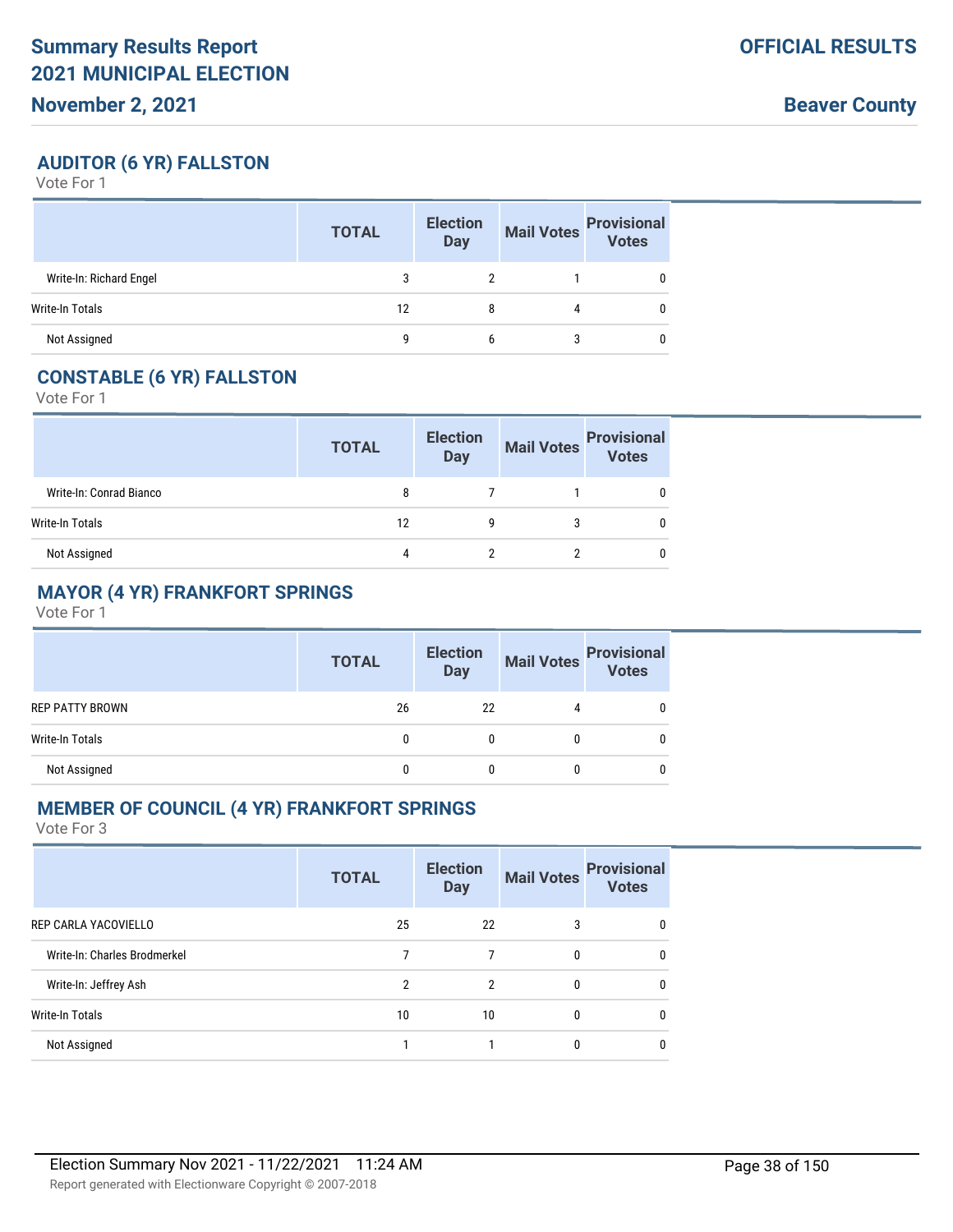## AUDITOR (6 YR) FALLSTON

Vote For 1

| | TOTAL | Election Day | Mail Votes | Provisional Votes |
|---|---|---|---|---|
| Write-In: Richard Engel | 3 | 2 | 1 | 0 |
| Write-In Totals | 12 | 8 | 4 | 0 |
| Not Assigned | 9 | 6 | 3 | 0 |

## CONSTABLE (6 YR) FALLSTON

Vote For 1

| | TOTAL | Election Day | Mail Votes | Provisional Votes |
|---|---|---|---|---|
| Write-In: Conrad Bianco | 8 | 7 | 1 | 0 |
| Write-In Totals | 12 | 9 | 3 | 0 |
| Not Assigned | 4 | 2 | 2 | 0 |

## MAYOR (4 YR) FRANKFORT SPRINGS

Vote For 1

| | TOTAL | Election Day | Mail Votes | Provisional Votes |
|---|---|---|---|---|
| REP PATTY BROWN | 26 | 22 | 4 | 0 |
| Write-In Totals | 0 | 0 | 0 | 0 |
| Not Assigned | 0 | 0 | 0 | 0 |

## MEMBER OF COUNCIL (4 YR) FRANKFORT SPRINGS

Vote For 3

| | TOTAL | Election Day | Mail Votes | Provisional Votes |
|---|---|---|---|---|
| REP CARLA YACOVIELLO | 25 | 22 | 3 | 0 |
| Write-In: Charles Brodmerkel | 7 | 7 | 0 | 0 |
| Write-In: Jeffrey Ash | 2 | 2 | 0 | 0 |
| Write-In Totals | 10 | 10 | 0 | 0 |
| Not Assigned | 1 | 1 | 0 | 0 |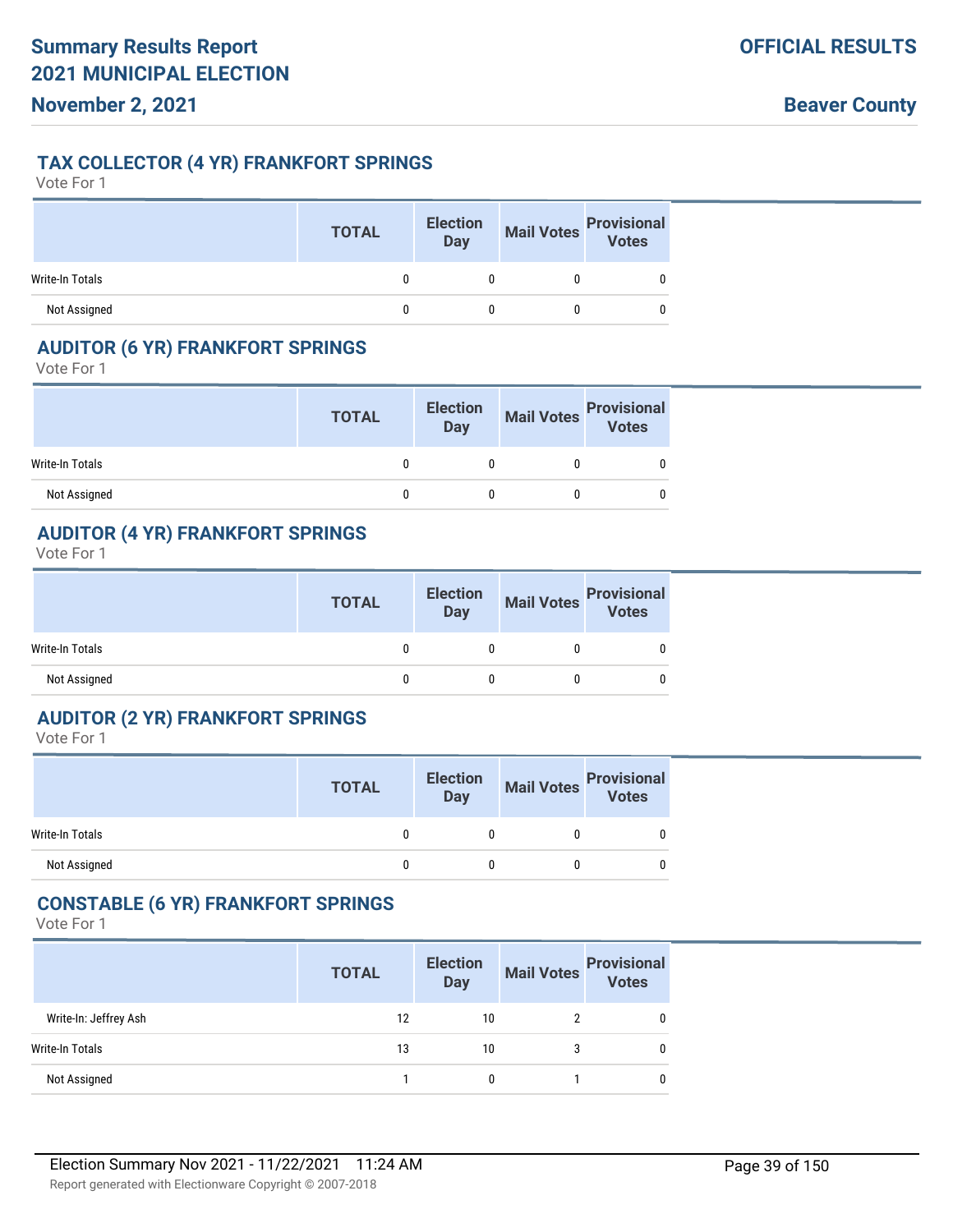## TAX COLLECTOR (4 YR) FRANKFORT SPRINGS

Vote For 1

| | TOTAL | Election Day | Mail Votes | Provisional Votes |
|---|---|---|---|---|
| Write-In Totals | 0 | 0 | 0 | 0 |
| Not Assigned | 0 | 0 | 0 | 0 |

## AUDITOR (6 YR) FRANKFORT SPRINGS

Vote For 1

| | TOTAL | Election Day | Mail Votes | Provisional Votes |
|---|---|---|---|---|
| Write-In Totals | 0 | 0 | 0 | 0 |
| Not Assigned | 0 | 0 | 0 | 0 |

## AUDITOR (4 YR) FRANKFORT SPRINGS

Vote For 1

| | TOTAL | Election Day | Mail Votes | Provisional Votes |
|---|---|---|---|---|
| Write-In Totals | 0 | 0 | 0 | 0 |
| Not Assigned | 0 | 0 | 0 | 0 |

## AUDITOR (2 YR) FRANKFORT SPRINGS

Vote For 1

| | TOTAL | Election Day | Mail Votes | Provisional Votes |
|---|---|---|---|---|
| Write-In Totals | 0 | 0 | 0 | 0 |
| Not Assigned | 0 | 0 | 0 | 0 |

## CONSTABLE (6 YR) FRANKFORT SPRINGS

Vote For 1

| | TOTAL | Election Day | Mail Votes | Provisional Votes |
|---|---|---|---|---|
| Write-In: Jeffrey Ash | 12 | 10 | 2 | 0 |
| Write-In Totals | 13 | 10 | 3 | 0 |
| Not Assigned | 1 | 0 | 1 | 0 |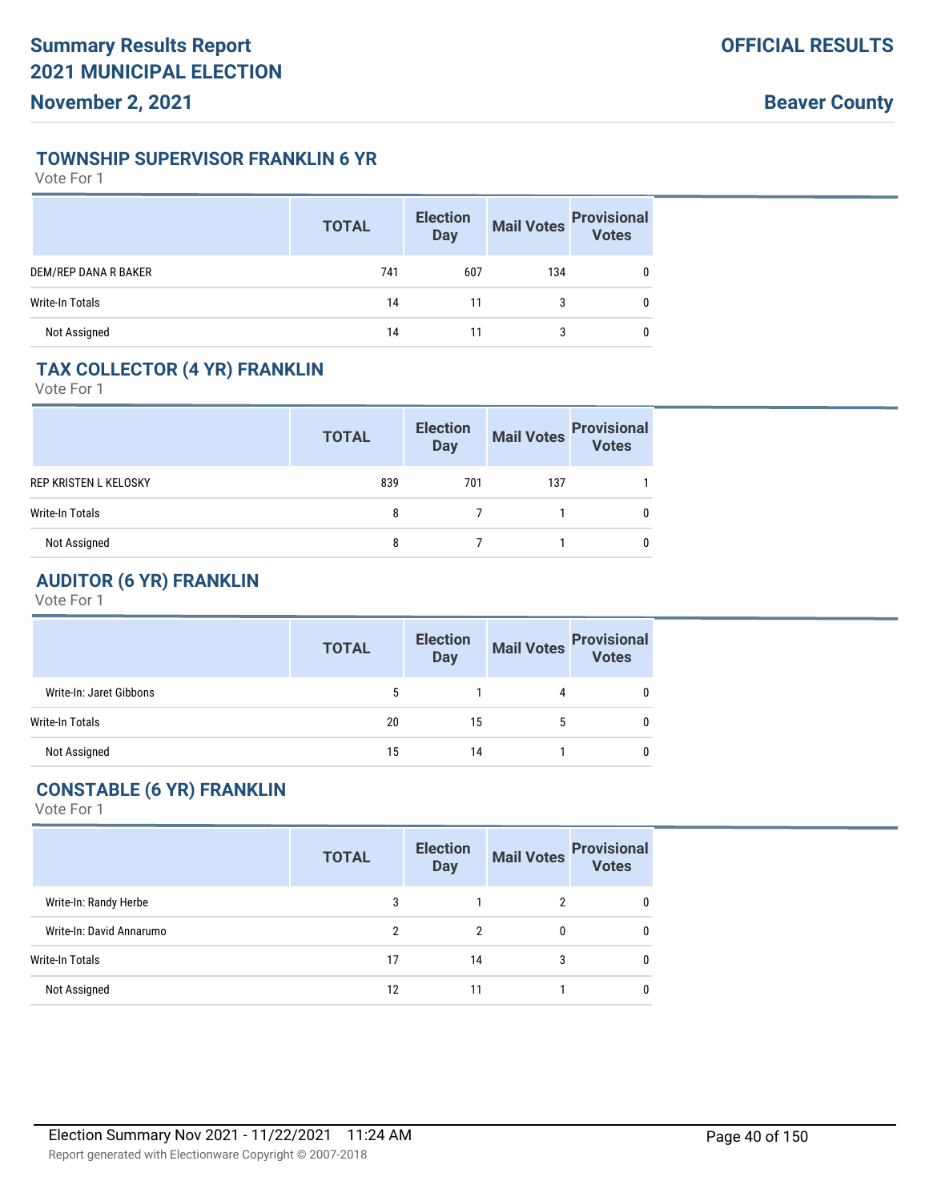## TOWNSHIP SUPERVISOR FRANKLIN 6 YR

Vote For 1

| | TOTAL | Election Day | Mail Votes | Provisional Votes |
|---|---|---|---|---|
| DEM/REP DANA R BAKER | 741 | 607 | 134 | 0 |
| Write-In Totals | 14 | 11 | 3 | 0 |
| Not Assigned | 14 | 11 | 3 | 0 |

## TAX COLLECTOR (4 YR) FRANKLIN

Vote For 1

| | TOTAL | Election Day | Mail Votes | Provisional Votes |
|---|---|---|---|---|
| REP KRISTEN L KELOSKY | 839 | 701 | 137 | 1 |
| Write-In Totals | 8 | 7 | 1 | 0 |
| Not Assigned | 8 | 7 | 1 | 0 |

## AUDITOR (6 YR) FRANKLIN

Vote For 1

| | TOTAL | Election Day | Mail Votes | Provisional Votes |
|---|---|---|---|---|
| Write-In: Jaret Gibbons | 5 | 1 | 4 | 0 |
| Write-In Totals | 20 | 15 | 5 | 0 |
| Not Assigned | 15 | 14 | 1 | 0 |

## CONSTABLE (6 YR) FRANKLIN

Vote For 1

| | TOTAL | Election Day | Mail Votes | Provisional Votes |
|---|---|---|---|---|
| Write-In: Randy Herbe | 3 | 1 | 2 | 0 |
| Write-In: David Annarumo | 2 | 2 | 0 | 0 |
| Write-In Totals | 17 | 14 | 3 | 0 |
| Not Assigned | 12 | 11 | 1 | 0 |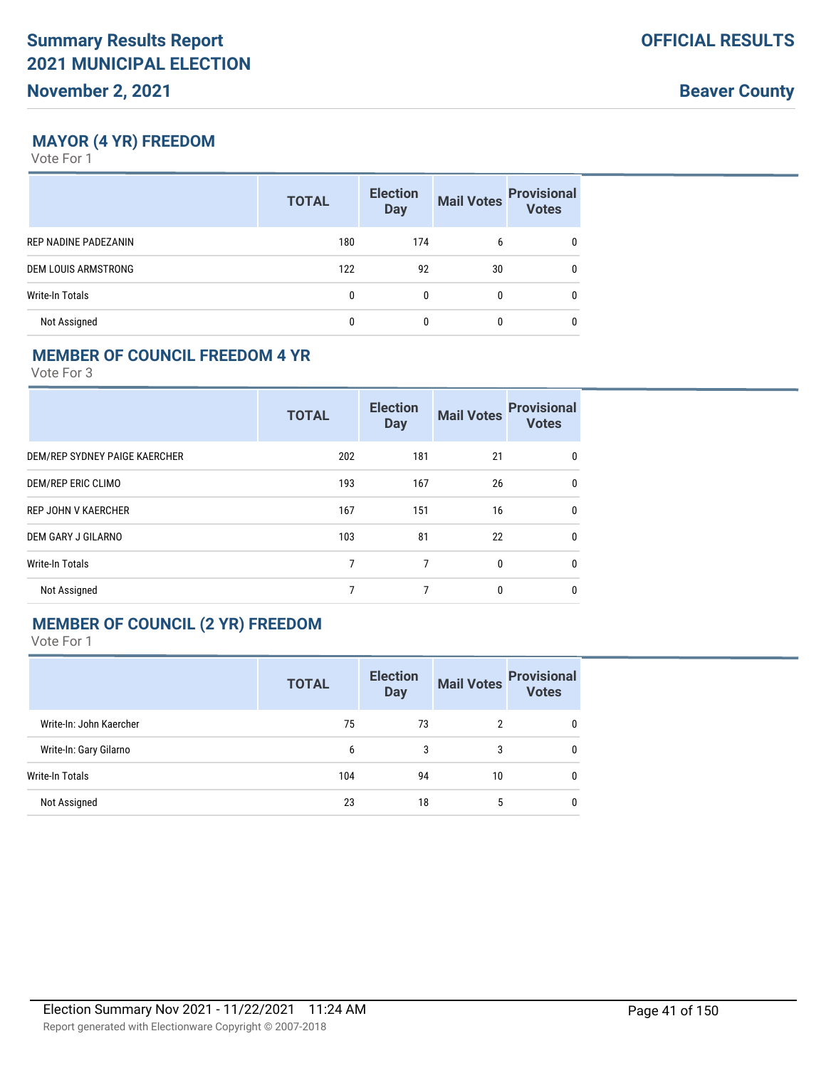## MAYOR (4 YR) FREEDOM

Vote For 1

| | TOTAL | Election Day | Mail Votes | Provisional Votes |
|---|---|---|---|---|
| REP NADINE PADEZANIN | 180 | 174 | 6 | 0 |
| DEM LOUIS ARMSTRONG | 122 | 92 | 30 | 0 |
| Write-In Totals | 0 | 0 | 0 | 0 |
| Not Assigned | 0 | 0 | 0 | 0 |

## MEMBER OF COUNCIL FREEDOM 4 YR

Vote For 3

| | TOTAL | Election Day | Mail Votes | Provisional Votes |
|---|---|---|---|---|
| DEM/REP SYDNEY PAIGE KAERCHER | 202 | 181 | 21 | 0 |
| DEM/REP ERIC CLIMO | 193 | 167 | 26 | 0 |
| REP JOHN V KAERCHER | 167 | 151 | 16 | 0 |
| DEM GARY J GILARNO | 103 | 81 | 22 | 0 |
| Write-In Totals | 7 | 7 | 0 | 0 |
| Not Assigned | 7 | 7 | 0 | 0 |

## MEMBER OF COUNCIL (2 YR) FREEDOM

Vote For 1

| | TOTAL | Election Day | Mail Votes | Provisional Votes |
|---|---|---|---|---|
| Write-In: John Kaercher | 75 | 73 | 2 | 0 |
| Write-In: Gary Gilarno | 6 | 3 | 3 | 0 |
| Write-In Totals | 104 | 94 | 10 | 0 |
| Not Assigned | 23 | 18 | 5 | 0 |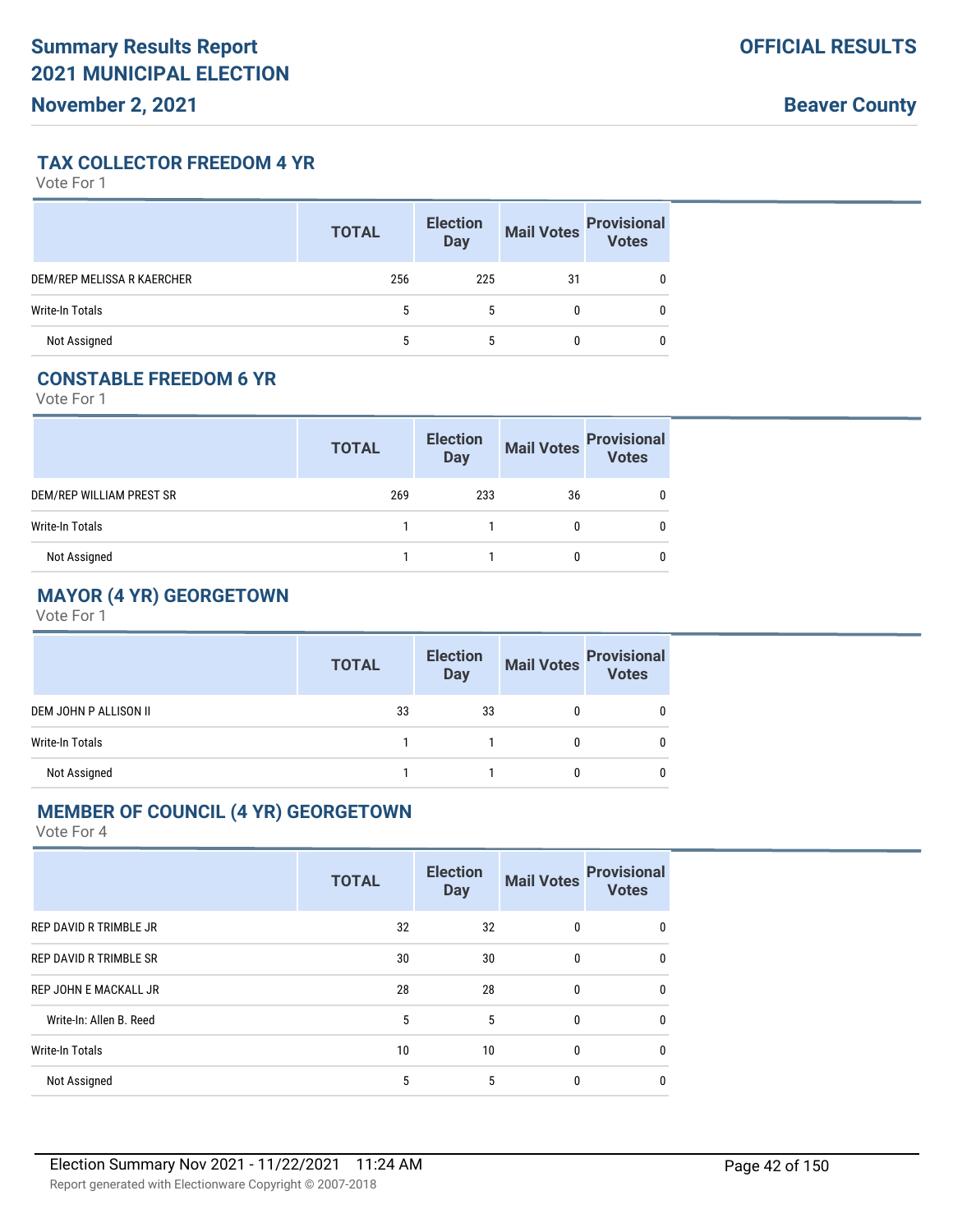## TAX COLLECTOR FREEDOM 4 YR

Vote For 1

| | TOTAL | Election Day | Mail Votes | Provisional Votes |
|---|---|---|---|---|
| DEM/REP MELISSA R KAERCHER | 256 | 225 | 31 | 0 |
| Write-In Totals | 5 | 5 | 0 | 0 |
| Not Assigned | 5 | 5 | 0 | 0 |

## CONSTABLE FREEDOM 6 YR

Vote For 1

| | TOTAL | Election Day | Mail Votes | Provisional Votes |
|---|---|---|---|---|
| DEM/REP WILLIAM PREST SR | 269 | 233 | 36 | 0 |
| Write-In Totals | 1 | 1 | 0 | 0 |
| Not Assigned | 1 | 1 | 0 | 0 |

## MAYOR (4 YR) GEORGETOWN

Vote For 1

| | TOTAL | Election Day | Mail Votes | Provisional Votes |
|---|---|---|---|---|
| DEM JOHN P ALLISON II | 33 | 33 | 0 | 0 |
| Write-In Totals | 1 | 1 | 0 | 0 |
| Not Assigned | 1 | 1 | 0 | 0 |

## MEMBER OF COUNCIL (4 YR) GEORGETOWN

Vote For 4

| | TOTAL | Election Day | Mail Votes | Provisional Votes |
|---|---|---|---|---|
| REP DAVID R TRIMBLE JR | 32 | 32 | 0 | 0 |
| REP DAVID R TRIMBLE SR | 30 | 30 | 0 | 0 |
| REP JOHN E MACKALL JR | 28 | 28 | 0 | 0 |
| Write-In: Allen B. Reed | 5 | 5 | 0 | 0 |
| Write-In Totals | 10 | 10 | 0 | 0 |
| Not Assigned | 5 | 5 | 0 | 0 |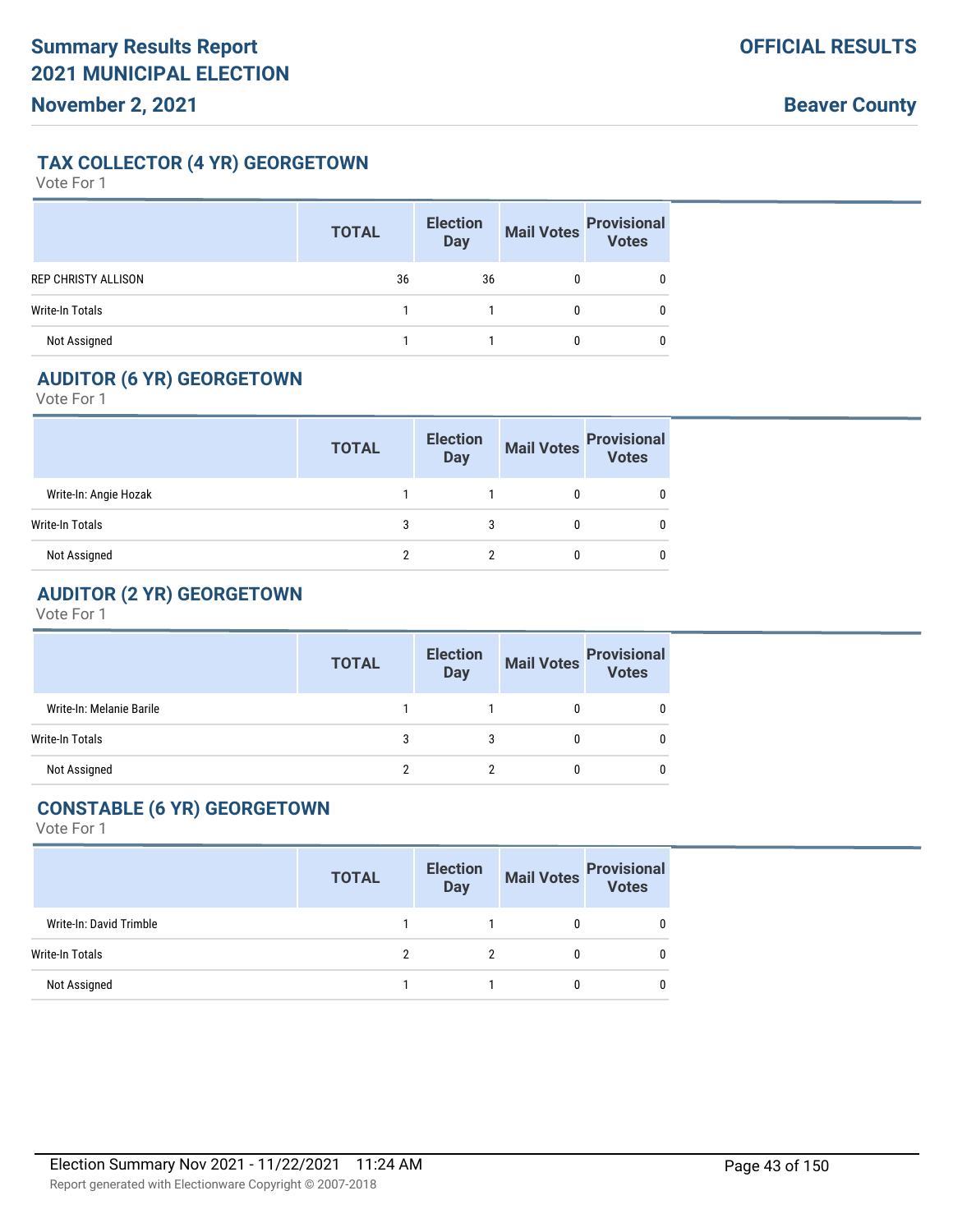## TAX COLLECTOR (4 YR) GEORGETOWN

Vote For 1

| | TOTAL | Election Day | Mail Votes | Provisional Votes |
|---|---|---|---|---|
| REP CHRISTY ALLISON | 36 | 36 | 0 | 0 |
| Write-In Totals | 1 | 1 | 0 | 0 |
| Not Assigned | 1 | 1 | 0 | 0 |

## AUDITOR (6 YR) GEORGETOWN

Vote For 1

| | TOTAL | Election Day | Mail Votes | Provisional Votes |
|---|---|---|---|---|
| Write-In: Angie Hozak | 1 | 1 | 0 | 0 |
| Write-In Totals | 3 | 3 | 0 | 0 |
| Not Assigned | 2 | 2 | 0 | 0 |

## AUDITOR (2 YR) GEORGETOWN

Vote For 1

| | TOTAL | Election Day | Mail Votes | Provisional Votes |
|---|---|---|---|---|
| Write-In: Melanie Barile | 1 | 1 | 0 | 0 |
| Write-In Totals | 3 | 3 | 0 | 0 |
| Not Assigned | 2 | 2 | 0 | 0 |

## CONSTABLE (6 YR) GEORGETOWN

Vote For 1

| | TOTAL | Election Day | Mail Votes | Provisional Votes |
|---|---|---|---|---|
| Write-In: David Trimble | 1 | 1 | 0 | 0 |
| Write-In Totals | 2 | 2 | 0 | 0 |
| Not Assigned | 1 | 1 | 0 | 0 |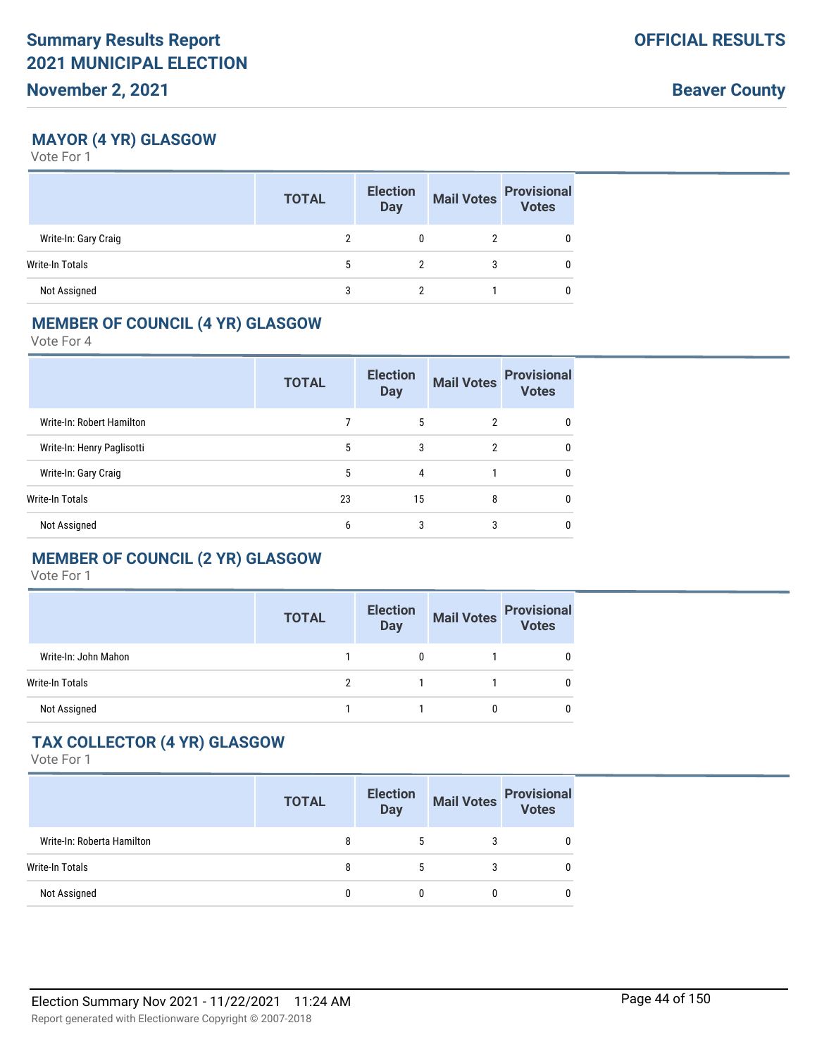# Summary Results Report
# 2021 MUNICIPAL ELECTION

**November 2, 2021**

**OFFICIAL RESULTS**

**Beaver County**

## MAYOR (4 YR) GLASGOW

Vote For 1

| | TOTAL | Election Day | Mail Votes | Provisional Votes |
|---|---|---|---|---|
| Write-In: Gary Craig | 2 | 0 | 2 | 0 |
| Write-In Totals | 5 | 2 | 3 | 0 |
| Not Assigned | 3 | 2 | 1 | 0 |

## MEMBER OF COUNCIL (4 YR) GLASGOW

Vote For 4

| | TOTAL | Election Day | Mail Votes | Provisional Votes |
|---|---|---|---|---|
| Write-In: Robert Hamilton | 7 | 5 | 2 | 0 |
| Write-In: Henry Paglisotti | 5 | 3 | 2 | 0 |
| Write-In: Gary Craig | 5 | 4 | 1 | 0 |
| Write-In Totals | 23 | 15 | 8 | 0 |
| Not Assigned | 6 | 3 | 3 | 0 |

## MEMBER OF COUNCIL (2 YR) GLASGOW

Vote For 1

| | TOTAL | Election Day | Mail Votes | Provisional Votes |
|---|---|---|---|---|
| Write-In: John Mahon | 1 | 0 | 1 | 0 |
| Write-In Totals | 2 | 1 | 1 | 0 |
| Not Assigned | 1 | 1 | 0 | 0 |

## TAX COLLECTOR (4 YR) GLASGOW

Vote For 1

| | TOTAL | Election Day | Mail Votes | Provisional Votes |
|---|---|---|---|---|
| Write-In: Roberta Hamilton | 8 | 5 | 3 | 0 |
| Write-In Totals | 8 | 5 | 3 | 0 |
| Not Assigned | 0 | 0 | 0 | 0 |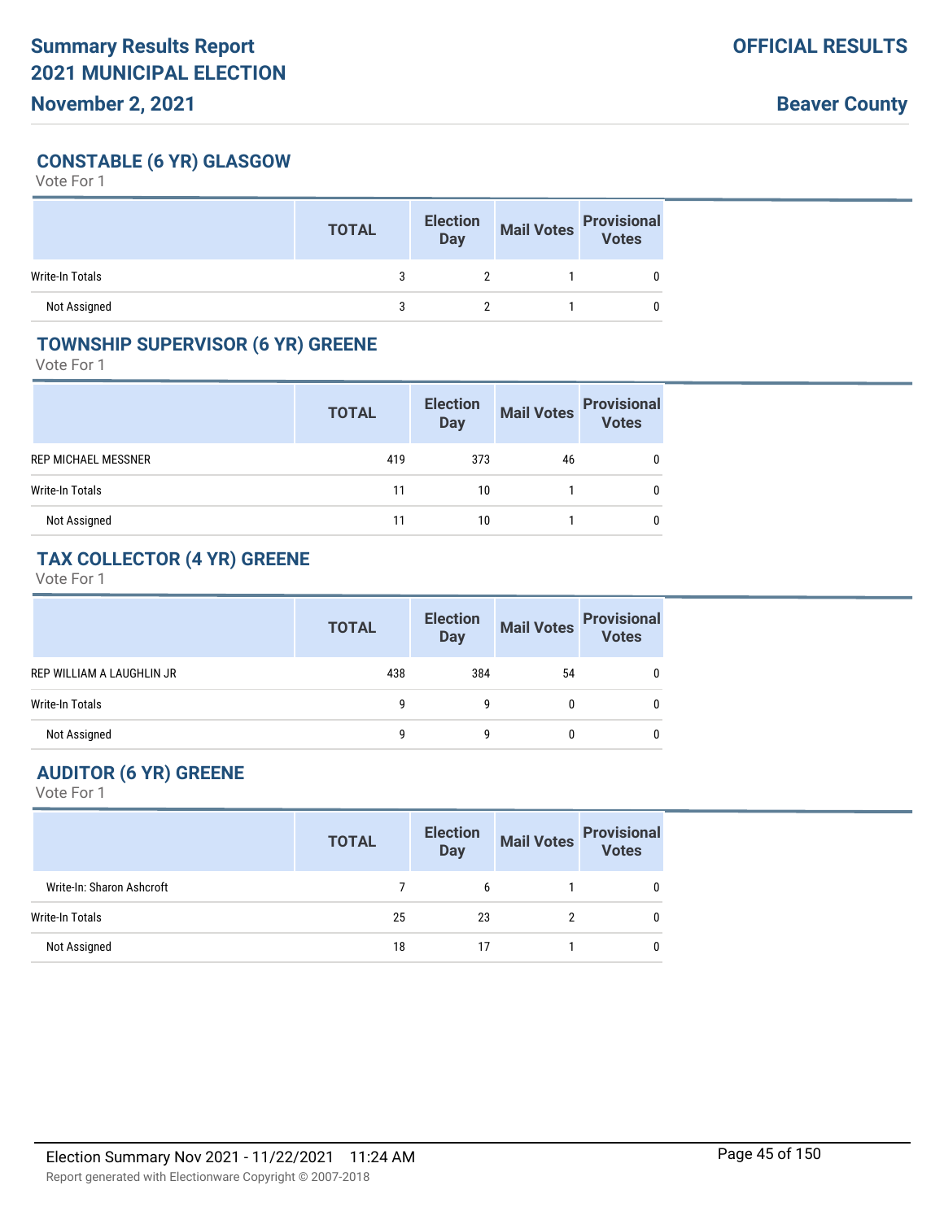## CONSTABLE (6 YR) GLASGOW

Vote For 1

| | TOTAL | Election Day | Mail Votes | Provisional Votes |
|---|---|---|---|---|
| Write-In Totals | 3 | 2 | 1 | 0 |
| Not Assigned | 3 | 2 | 1 | 0 |

## TOWNSHIP SUPERVISOR (6 YR) GREENE

Vote For 1

| | TOTAL | Election Day | Mail Votes | Provisional Votes |
|---|---|---|---|---|
| REP MICHAEL MESSNER | 419 | 373 | 46 | 0 |
| Write-In Totals | 11 | 10 | 1 | 0 |
| Not Assigned | 11 | 10 | 1 | 0 |

## TAX COLLECTOR (4 YR) GREENE

Vote For 1

| | TOTAL | Election Day | Mail Votes | Provisional Votes |
|---|---|---|---|---|
| REP WILLIAM A LAUGHLIN JR | 438 | 384 | 54 | 0 |
| Write-In Totals | 9 | 9 | 0 | 0 |
| Not Assigned | 9 | 9 | 0 | 0 |

## AUDITOR (6 YR) GREENE

Vote For 1

| | TOTAL | Election Day | Mail Votes | Provisional Votes |
|---|---|---|---|---|
| Write-In: Sharon Ashcroft | 7 | 6 | 1 | 0 |
| Write-In Totals | 25 | 23 | 2 | 0 |
| Not Assigned | 18 | 17 | 1 | 0 |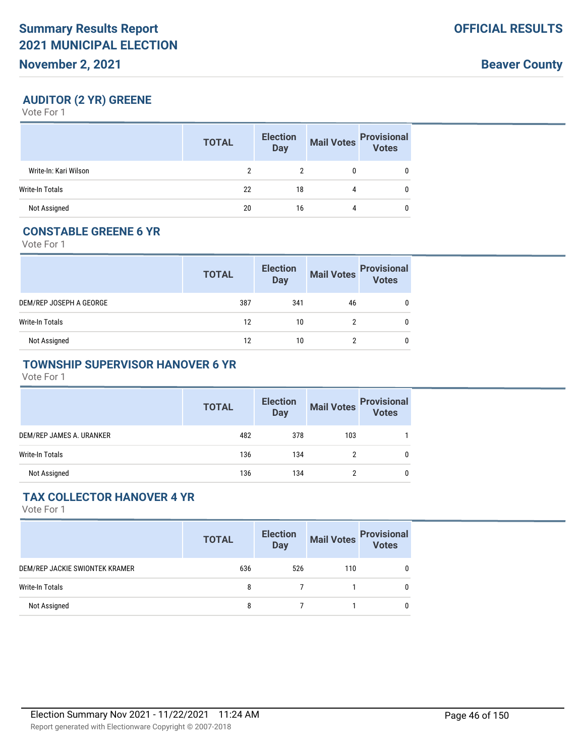## AUDITOR (2 YR) GREENE

Vote For 1

| | TOTAL | Election Day | Mail Votes | Provisional Votes |
|---|---|---|---|---|
| Write-In: Kari Wilson | 2 | 2 | 0 | 0 |
| Write-In Totals | 22 | 18 | 4 | 0 |
| Not Assigned | 20 | 16 | 4 | 0 |

## CONSTABLE GREENE 6 YR

Vote For 1

| | TOTAL | Election Day | Mail Votes | Provisional Votes |
|---|---|---|---|---|
| DEM/REP JOSEPH A GEORGE | 387 | 341 | 46 | 0 |
| Write-In Totals | 12 | 10 | 2 | 0 |
| Not Assigned | 12 | 10 | 2 | 0 |

## TOWNSHIP SUPERVISOR HANOVER 6 YR

Vote For 1

| | TOTAL | Election Day | Mail Votes | Provisional Votes |
|---|---|---|---|---|
| DEM/REP JAMES A. URANKER | 482 | 378 | 103 | 1 |
| Write-In Totals | 136 | 134 | 2 | 0 |
| Not Assigned | 136 | 134 | 2 | 0 |

## TAX COLLECTOR HANOVER 4 YR

Vote For 1

| | TOTAL | Election Day | Mail Votes | Provisional Votes |
|---|---|---|---|---|
| DEM/REP JACKIE SWIONTEK KRAMER | 636 | 526 | 110 | 0 |
| Write-In Totals | 8 | 7 | 1 | 0 |
| Not Assigned | 8 | 7 | 1 | 0 |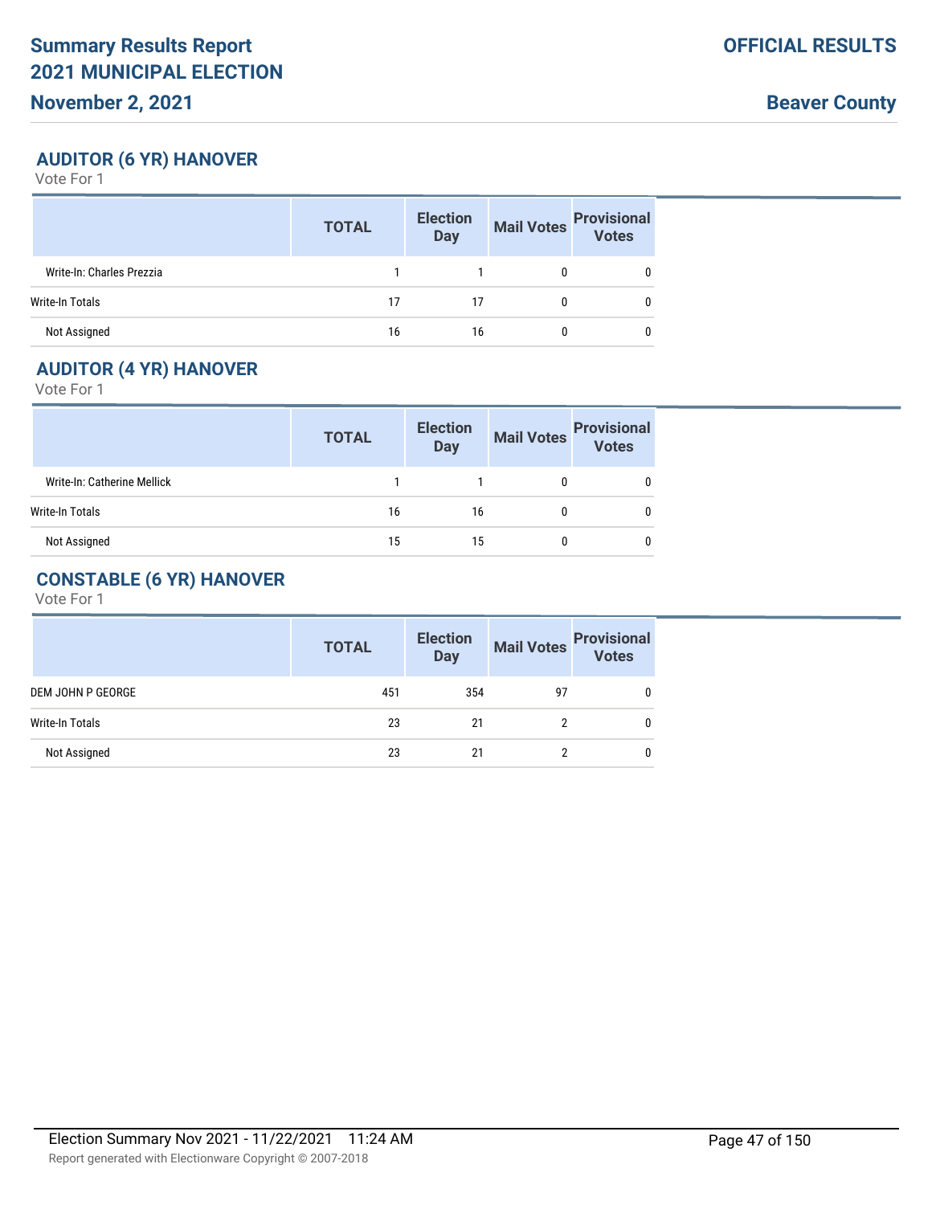## AUDITOR (6 YR) HANOVER

Vote For 1

| | TOTAL | Election Day | Mail Votes | Provisional Votes |
|---|---|---|---|---|
| Write-In: Charles Prezzia | 1 | 1 | 0 | 0 |
| Write-In Totals | 17 | 17 | 0 | 0 |
| Not Assigned | 16 | 16 | 0 | 0 |

## AUDITOR (4 YR) HANOVER

Vote For 1

| | TOTAL | Election Day | Mail Votes | Provisional Votes |
|---|---|---|---|---|
| Write-In: Catherine Mellick | 1 | 1 | 0 | 0 |
| Write-In Totals | 16 | 16 | 0 | 0 |
| Not Assigned | 15 | 15 | 0 | 0 |

## CONSTABLE (6 YR) HANOVER

Vote For 1

| | TOTAL | Election Day | Mail Votes | Provisional Votes |
|---|---|---|---|---|
| DEM JOHN P GEORGE | 451 | 354 | 97 | 0 |
| Write-In Totals | 23 | 21 | 2 | 0 |
| Not Assigned | 23 | 21 | 2 | 0 |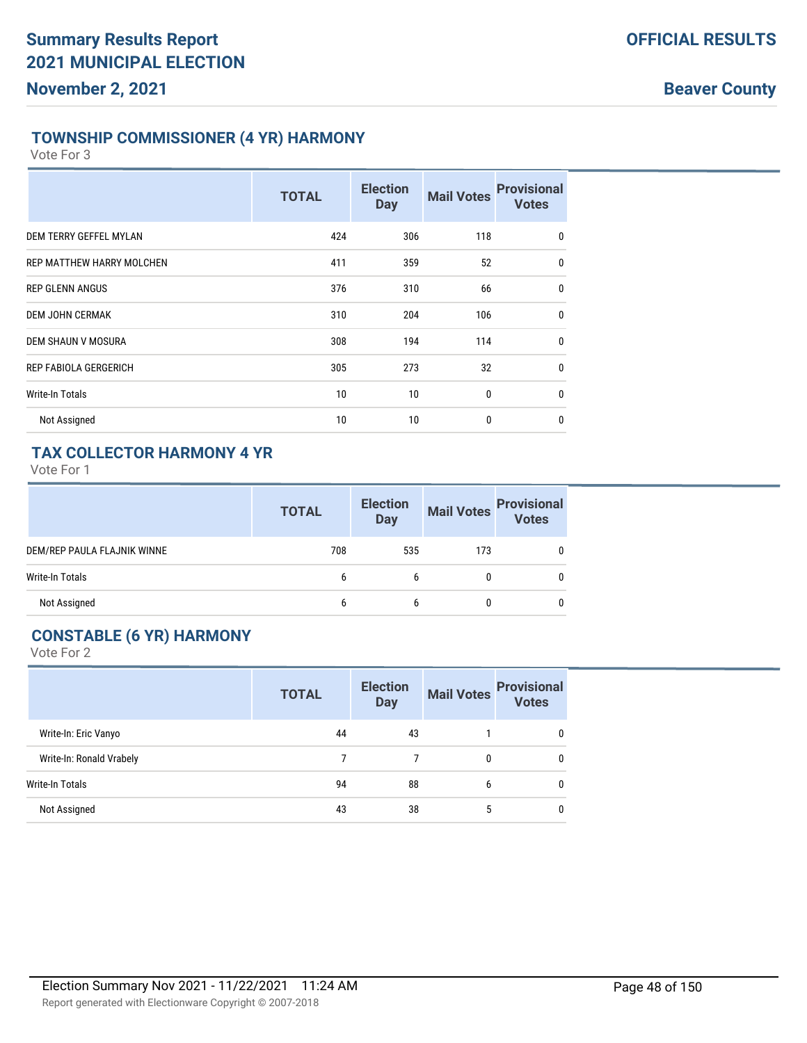## TOWNSHIP COMMISSIONER (4 YR) HARMONY

Vote For 3

| | TOTAL | Election Day | Mail Votes | Provisional Votes |
|---|---|---|---|---|
| DEM TERRY GEFFEL MYLAN | 424 | 306 | 118 | 0 |
| REP MATTHEW HARRY MOLCHEN | 411 | 359 | 52 | 0 |
| REP GLENN ANGUS | 376 | 310 | 66 | 0 |
| DEM JOHN CERMAK | 310 | 204 | 106 | 0 |
| DEM SHAUN V MOSURA | 308 | 194 | 114 | 0 |
| REP FABIOLA GERGERICH | 305 | 273 | 32 | 0 |
| Write-In Totals | 10 | 10 | 0 | 0 |
| Not Assigned | 10 | 10 | 0 | 0 |

## TAX COLLECTOR HARMONY 4 YR

Vote For 1

| | TOTAL | Election Day | Mail Votes | Provisional Votes |
|---|---|---|---|---|
| DEM/REP PAULA FLAJNIK WINNE | 708 | 535 | 173 | 0 |
| Write-In Totals | 6 | 6 | 0 | 0 |
| Not Assigned | 6 | 6 | 0 | 0 |

## CONSTABLE (6 YR) HARMONY

Vote For 2

| | TOTAL | Election Day | Mail Votes | Provisional Votes |
|---|---|---|---|---|
| Write-In: Eric Vanyo | 44 | 43 | 1 | 0 |
| Write-In: Ronald Vrabely | 7 | 7 | 0 | 0 |
| Write-In Totals | 94 | 88 | 6 | 0 |
| Not Assigned | 43 | 38 | 5 | 0 |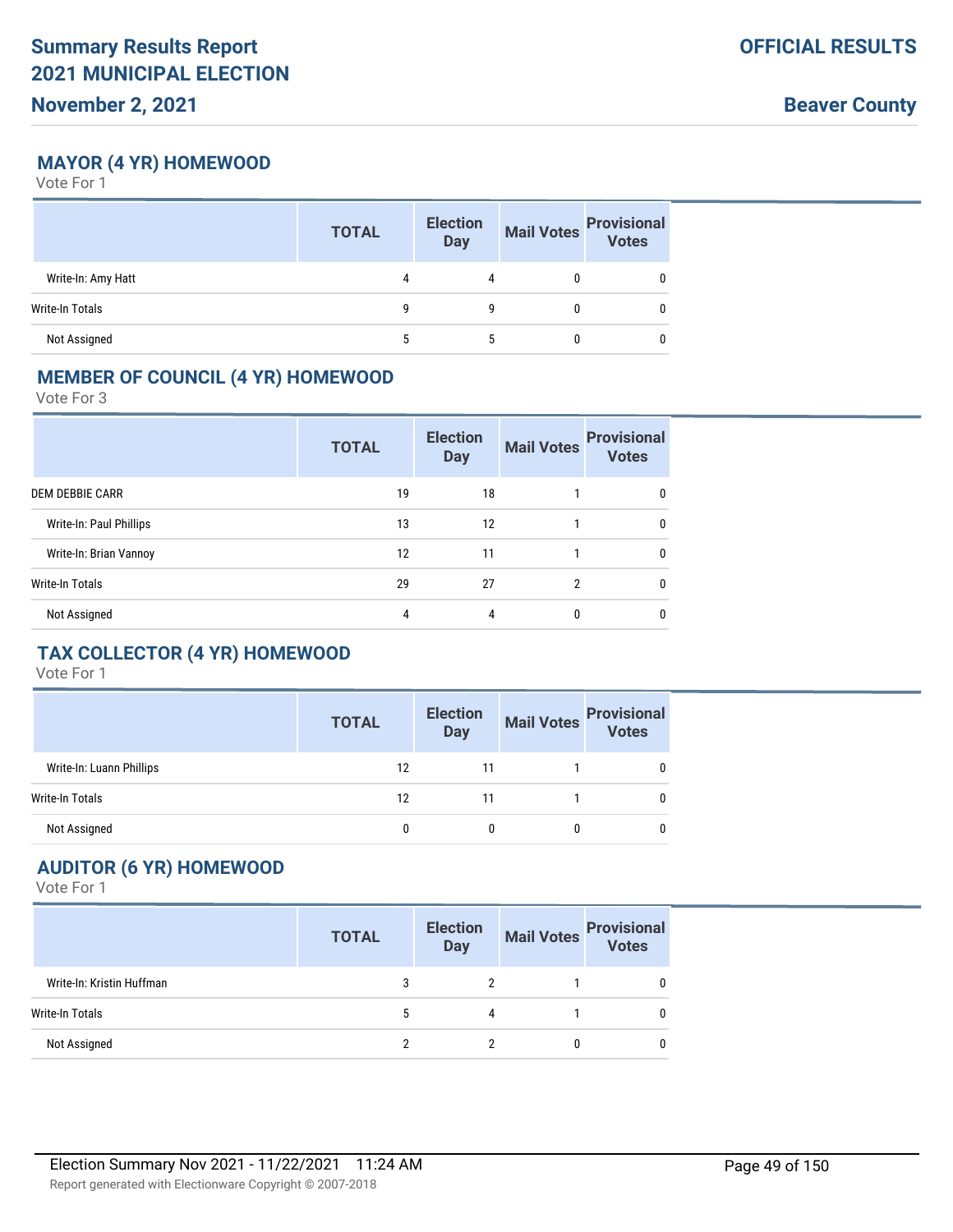## MAYOR (4 YR) HOMEWOOD

Vote For 1

| | TOTAL | Election Day | Mail Votes | Provisional Votes |
|---|---|---|---|---|
| Write-In: Amy Hatt | 4 | 4 | 0 | 0 |
| Write-In Totals | 9 | 9 | 0 | 0 |
| Not Assigned | 5 | 5 | 0 | 0 |

## MEMBER OF COUNCIL (4 YR) HOMEWOOD

Vote For 3

| | TOTAL | Election Day | Mail Votes | Provisional Votes |
|---|---|---|---|---|
| DEM DEBBIE CARR | 19 | 18 | 1 | 0 |
| Write-In: Paul Phillips | 13 | 12 | 1 | 0 |
| Write-In: Brian Vannoy | 12 | 11 | 1 | 0 |
| Write-In Totals | 29 | 27 | 2 | 0 |
| Not Assigned | 4 | 4 | 0 | 0 |

## TAX COLLECTOR (4 YR) HOMEWOOD

Vote For 1

| | TOTAL | Election Day | Mail Votes | Provisional Votes |
|---|---|---|---|---|
| Write-In: Luann Phillips | 12 | 11 | 1 | 0 |
| Write-In Totals | 12 | 11 | 1 | 0 |
| Not Assigned | 0 | 0 | 0 | 0 |

## AUDITOR (6 YR) HOMEWOOD

Vote For 1

| | TOTAL | Election Day | Mail Votes | Provisional Votes |
|---|---|---|---|---|
| Write-In: Kristin Huffman | 3 | 2 | 1 | 0 |
| Write-In Totals | 5 | 4 | 1 | 0 |
| Not Assigned | 2 | 2 | 0 | 0 |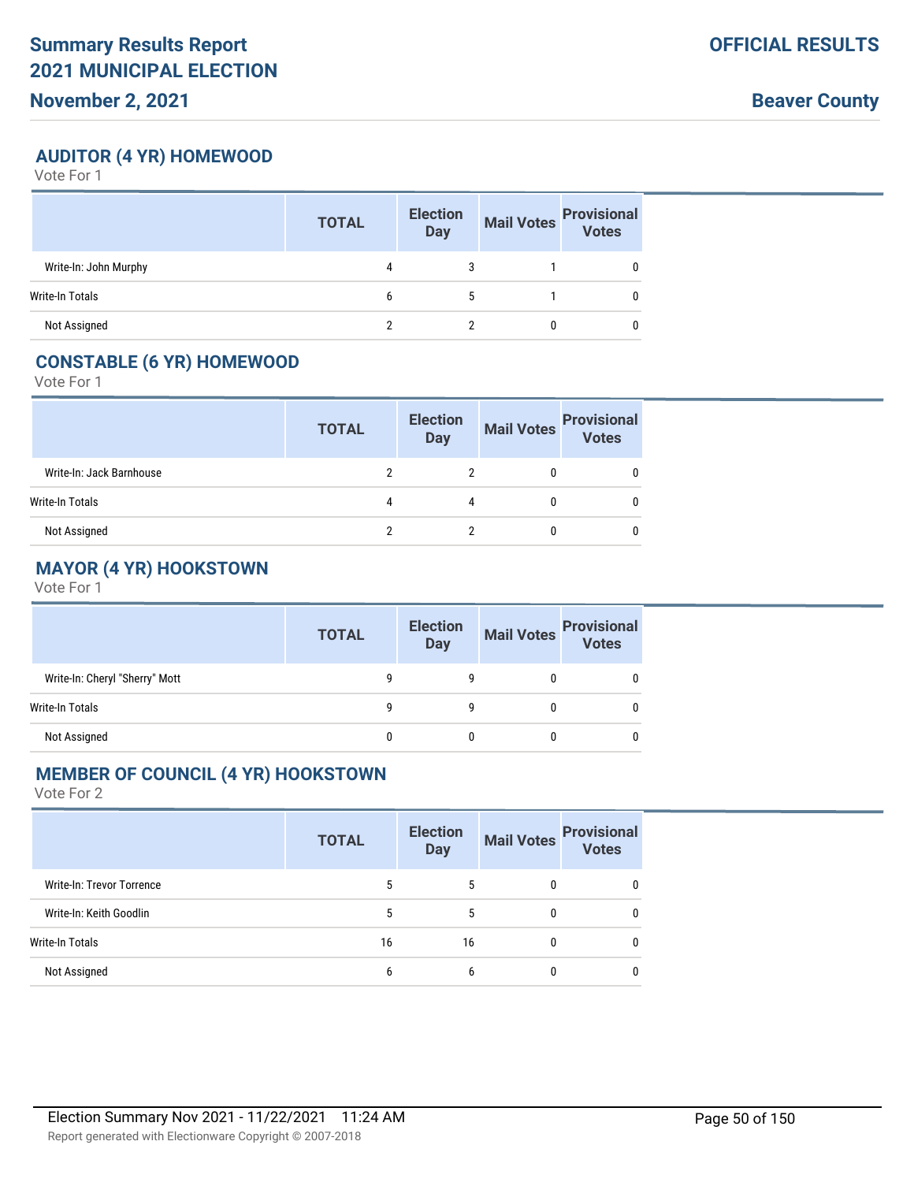## AUDITOR (4 YR) HOMEWOOD

Vote For 1

| | TOTAL | Election Day | Mail Votes | Provisional Votes |
|---|---|---|---|---|
| Write-In: John Murphy | 4 | 3 | 1 | 0 |
| Write-In Totals | 6 | 5 | 1 | 0 |
| Not Assigned | 2 | 2 | 0 | 0 |

## CONSTABLE (6 YR) HOMEWOOD

Vote For 1

| | TOTAL | Election Day | Mail Votes | Provisional Votes |
|---|---|---|---|---|
| Write-In: Jack Barnhouse | 2 | 2 | 0 | 0 |
| Write-In Totals | 4 | 4 | 0 | 0 |
| Not Assigned | 2 | 2 | 0 | 0 |

## MAYOR (4 YR) HOOKSTOWN

Vote For 1

| | TOTAL | Election Day | Mail Votes | Provisional Votes |
|---|---|---|---|---|
| Write-In: Cheryl "Sherry" Mott | 9 | 9 | 0 | 0 |
| Write-In Totals | 9 | 9 | 0 | 0 |
| Not Assigned | 0 | 0 | 0 | 0 |

## MEMBER OF COUNCIL (4 YR) HOOKSTOWN

Vote For 2

| | TOTAL | Election Day | Mail Votes | Provisional Votes |
|---|---|---|---|---|
| Write-In: Trevor Torrence | 5 | 5 | 0 | 0 |
| Write-In: Keith Goodlin | 5 | 5 | 0 | 0 |
| Write-In Totals | 16 | 16 | 0 | 0 |
| Not Assigned | 6 | 6 | 0 | 0 |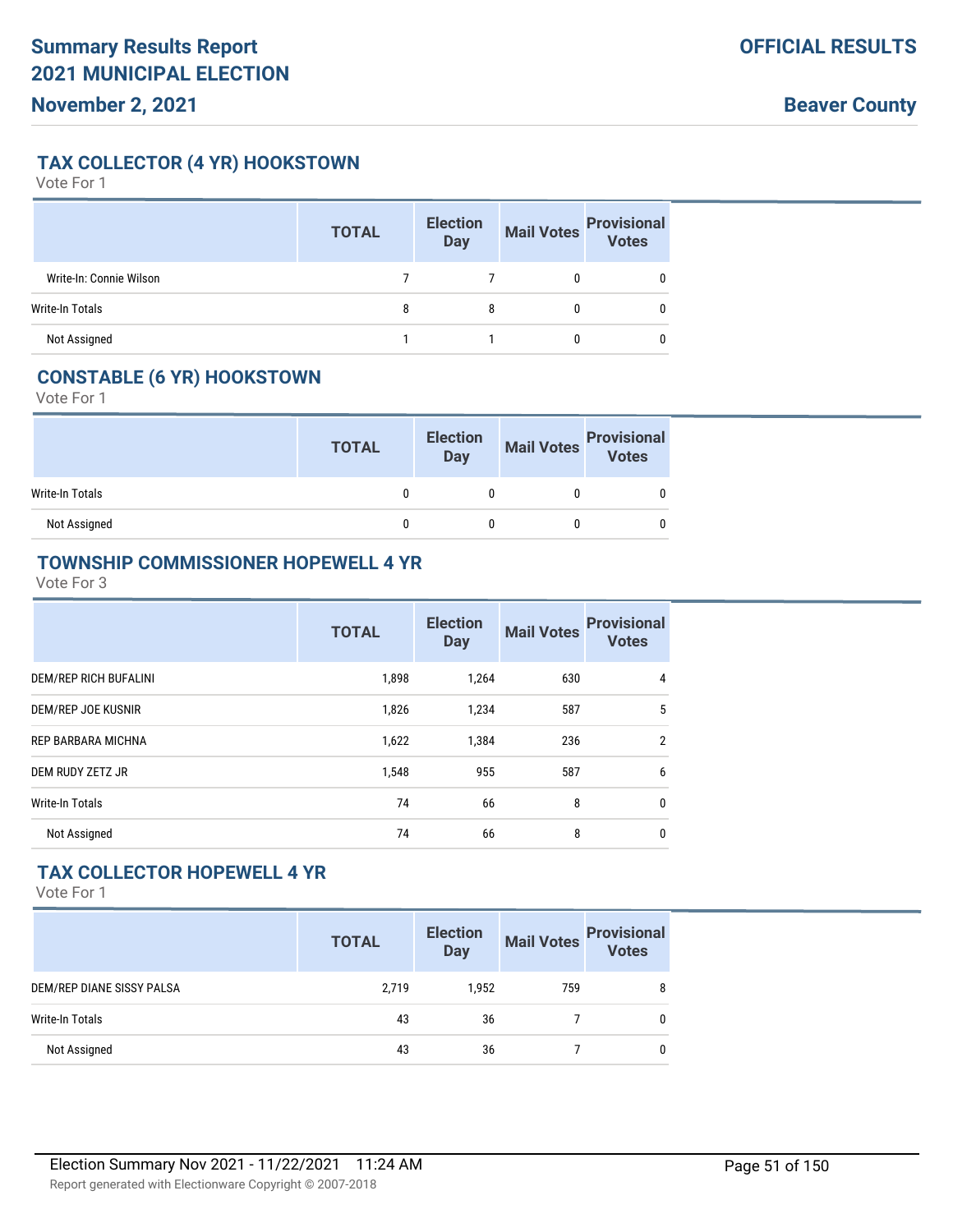## TAX COLLECTOR (4 YR) HOOKSTOWN

Vote For 1

| | TOTAL | Election Day | Mail Votes | Provisional Votes |
|---|---|---|---|---|
| Write-In: Connie Wilson | 7 | 7 | 0 | 0 |
| Write-In Totals | 8 | 8 | 0 | 0 |
| Not Assigned | 1 | 1 | 0 | 0 |

## CONSTABLE (6 YR) HOOKSTOWN

Vote For 1

| | TOTAL | Election Day | Mail Votes | Provisional Votes |
|---|---|---|---|---|
| Write-In Totals | 0 | 0 | 0 | 0 |
| Not Assigned | 0 | 0 | 0 | 0 |

## TOWNSHIP COMMISSIONER HOPEWELL 4 YR

Vote For 3

| | TOTAL | Election Day | Mail Votes | Provisional Votes |
|---|---|---|---|---|
| DEM/REP RICH BUFALINI | 1,898 | 1,264 | 630 | 4 |
| DEM/REP JOE KUSNIR | 1,826 | 1,234 | 587 | 5 |
| REP BARBARA MICHNA | 1,622 | 1,384 | 236 | 2 |
| DEM RUDY ZETZ JR | 1,548 | 955 | 587 | 6 |
| Write-In Totals | 74 | 66 | 8 | 0 |
| Not Assigned | 74 | 66 | 8 | 0 |

## TAX COLLECTOR HOPEWELL 4 YR

Vote For 1

| | TOTAL | Election Day | Mail Votes | Provisional Votes |
|---|---|---|---|---|
| DEM/REP DIANE SISSY PALSA | 2,719 | 1,952 | 759 | 8 |
| Write-In Totals | 43 | 36 | 7 | 0 |
| Not Assigned | 43 | 36 | 7 | 0 |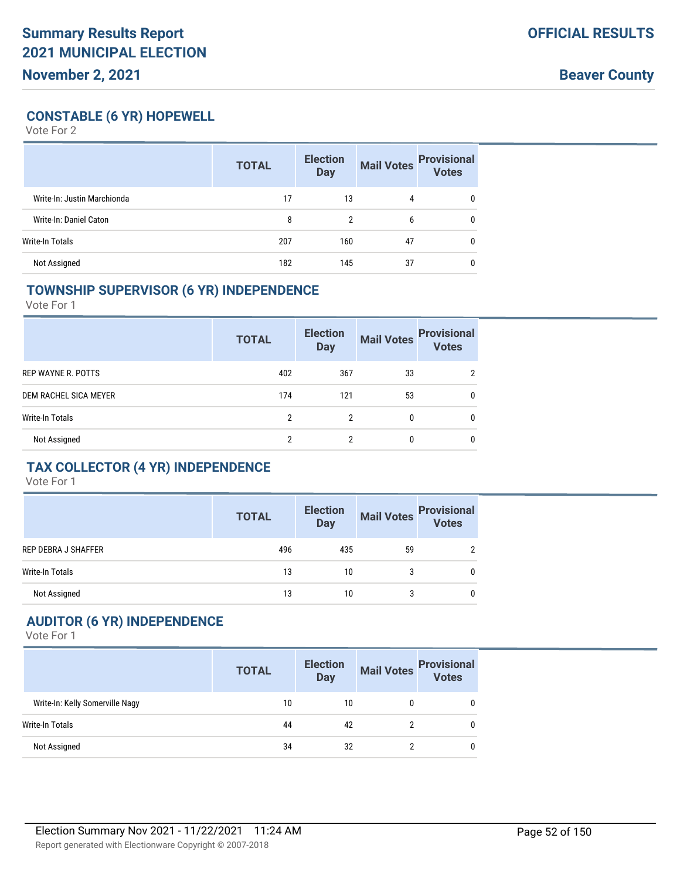## CONSTABLE (6 YR) HOPEWELL

Vote For 2

| | TOTAL | Election Day | Mail Votes | Provisional Votes |
|---|---|---|---|---|
| Write-In: Justin Marchionda | 17 | 13 | 4 | 0 |
| Write-In: Daniel Caton | 8 | 2 | 6 | 0 |
| Write-In Totals | 207 | 160 | 47 | 0 |
| Not Assigned | 182 | 145 | 37 | 0 |

## TOWNSHIP SUPERVISOR (6 YR) INDEPENDENCE

Vote For 1

| | TOTAL | Election Day | Mail Votes | Provisional Votes |
|---|---|---|---|---|
| REP WAYNE R. POTTS | 402 | 367 | 33 | 2 |
| DEM RACHEL SICA MEYER | 174 | 121 | 53 | 0 |
| Write-In Totals | 2 | 2 | 0 | 0 |
| Not Assigned | 2 | 2 | 0 | 0 |

## TAX COLLECTOR (4 YR) INDEPENDENCE

Vote For 1

| | TOTAL | Election Day | Mail Votes | Provisional Votes |
|---|---|---|---|---|
| REP DEBRA J SHAFFER | 496 | 435 | 59 | 2 |
| Write-In Totals | 13 | 10 | 3 | 0 |
| Not Assigned | 13 | 10 | 3 | 0 |

## AUDITOR (6 YR) INDEPENDENCE

Vote For 1

| | TOTAL | Election Day | Mail Votes | Provisional Votes |
|---|---|---|---|---|
| Write-In: Kelly Somerville Nagy | 10 | 10 | 0 | 0 |
| Write-In Totals | 44 | 42 | 2 | 0 |
| Not Assigned | 34 | 32 | 2 | 0 |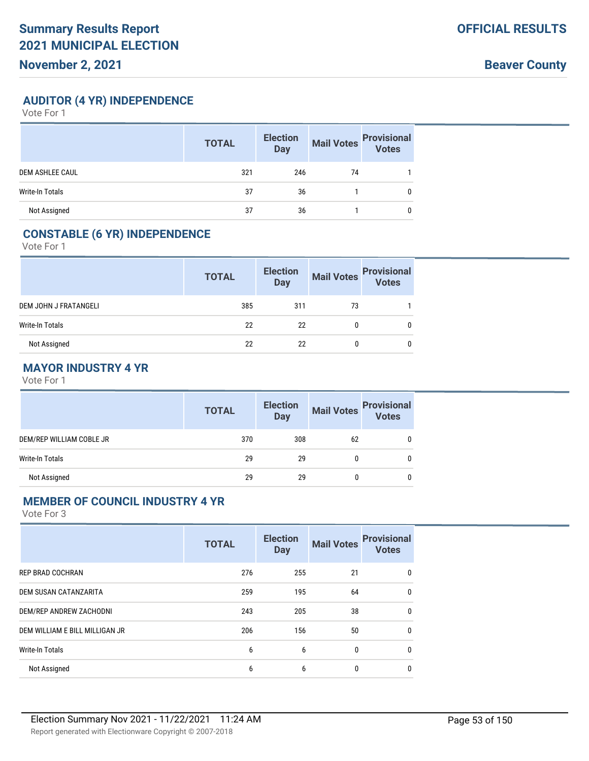## AUDITOR (4 YR) INDEPENDENCE

Vote For 1

| | TOTAL | Election Day | Mail Votes | Provisional Votes |
|---|---|---|---|---|
| DEM ASHLEE CAUL | 321 | 246 | 74 | 1 |
| Write-In Totals | 37 | 36 | 1 | 0 |
| Not Assigned | 37 | 36 | 1 | 0 |

## CONSTABLE (6 YR) INDEPENDENCE

Vote For 1

| | TOTAL | Election Day | Mail Votes | Provisional Votes |
|---|---|---|---|---|
| DEM JOHN J FRATANGELI | 385 | 311 | 73 | 1 |
| Write-In Totals | 22 | 22 | 0 | 0 |
| Not Assigned | 22 | 22 | 0 | 0 |

## MAYOR INDUSTRY 4 YR

Vote For 1

| | TOTAL | Election Day | Mail Votes | Provisional Votes |
|---|---|---|---|---|
| DEM/REP WILLIAM COBLE JR | 370 | 308 | 62 | 0 |
| Write-In Totals | 29 | 29 | 0 | 0 |
| Not Assigned | 29 | 29 | 0 | 0 |

## MEMBER OF COUNCIL INDUSTRY 4 YR

Vote For 3

| | TOTAL | Election Day | Mail Votes | Provisional Votes |
|---|---|---|---|---|
| REP BRAD COCHRAN | 276 | 255 | 21 | 0 |
| DEM SUSAN CATANZARITA | 259 | 195 | 64 | 0 |
| DEM/REP ANDREW ZACHODNI | 243 | 205 | 38 | 0 |
| DEM WILLIAM E BILL MILLIGAN JR | 206 | 156 | 50 | 0 |
| Write-In Totals | 6 | 6 | 0 | 0 |
| Not Assigned | 6 | 6 | 0 | 0 |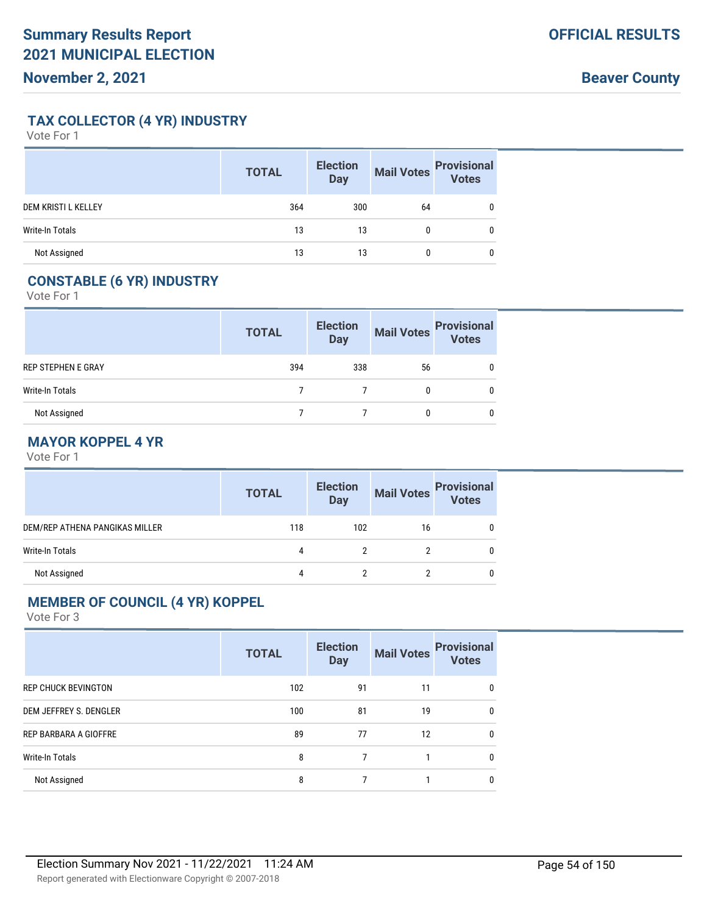## TAX COLLECTOR (4 YR) INDUSTRY

Vote For 1

| | TOTAL | Election Day | Mail Votes | Provisional Votes |
|---|---|---|---|---|
| DEM KRISTI L KELLEY | 364 | 300 | 64 | 0 |
| Write-In Totals | 13 | 13 | 0 | 0 |
| Not Assigned | 13 | 13 | 0 | 0 |

## CONSTABLE (6 YR) INDUSTRY

Vote For 1

| | TOTAL | Election Day | Mail Votes | Provisional Votes |
|---|---|---|---|---|
| REP STEPHEN E GRAY | 394 | 338 | 56 | 0 |
| Write-In Totals | 7 | 7 | 0 | 0 |
| Not Assigned | 7 | 7 | 0 | 0 |

## MAYOR KOPPEL 4 YR

Vote For 1

| | TOTAL | Election Day | Mail Votes | Provisional Votes |
|---|---|---|---|---|
| DEM/REP ATHENA PANGIKAS MILLER | 118 | 102 | 16 | 0 |
| Write-In Totals | 4 | 2 | 2 | 0 |
| Not Assigned | 4 | 2 | 2 | 0 |

## MEMBER OF COUNCIL (4 YR) KOPPEL

Vote For 3

| | TOTAL | Election Day | Mail Votes | Provisional Votes |
|---|---|---|---|---|
| REP CHUCK BEVINGTON | 102 | 91 | 11 | 0 |
| DEM JEFFREY S. DENGLER | 100 | 81 | 19 | 0 |
| REP BARBARA A GIOFFRE | 89 | 77 | 12 | 0 |
| Write-In Totals | 8 | 7 | 1 | 0 |
| Not Assigned | 8 | 7 | 1 | 0 |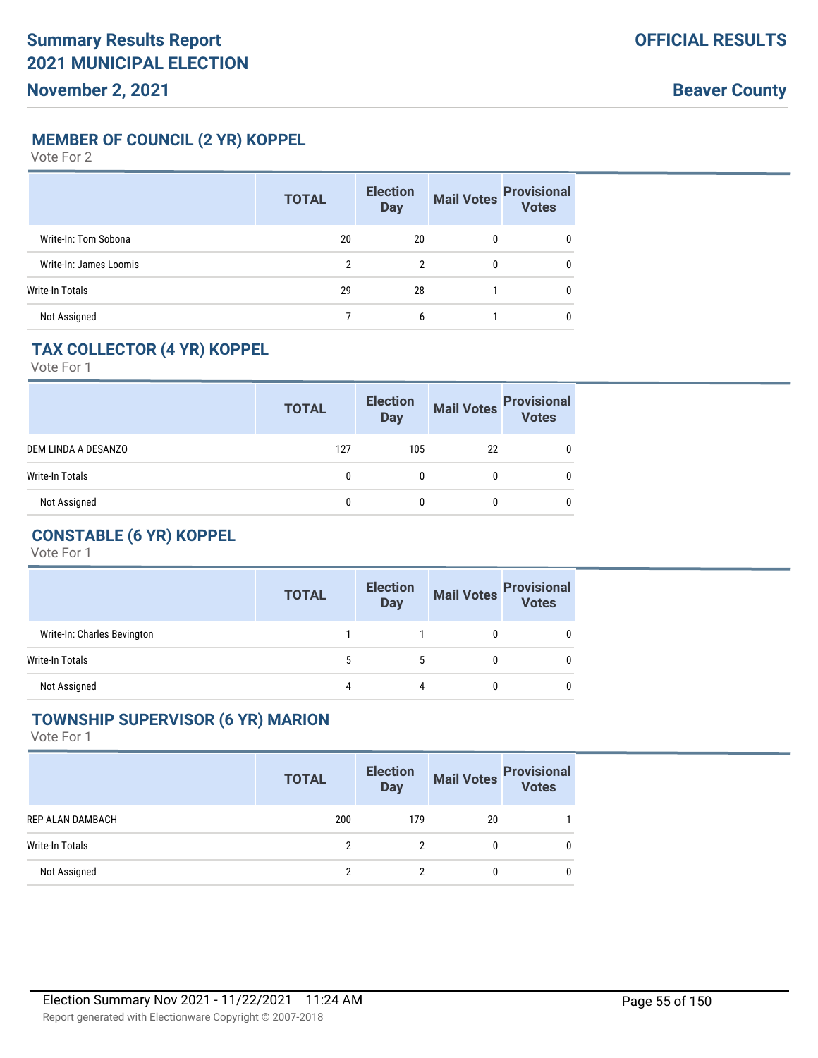## MEMBER OF COUNCIL (2 YR) KOPPEL

Vote For 2

| | TOTAL | Election Day | Mail Votes | Provisional Votes |
|---|---|---|---|---|
| Write-In: Tom Sobona | 20 | 20 | 0 | 0 |
| Write-In: James Loomis | 2 | 2 | 0 | 0 |
| Write-In Totals | 29 | 28 | 1 | 0 |
| Not Assigned | 7 | 6 | 1 | 0 |

## TAX COLLECTOR (4 YR) KOPPEL

Vote For 1

| | TOTAL | Election Day | Mail Votes | Provisional Votes |
|---|---|---|---|---|
| DEM LINDA A DESANZO | 127 | 105 | 22 | 0 |
| Write-In Totals | 0 | 0 | 0 | 0 |
| Not Assigned | 0 | 0 | 0 | 0 |

## CONSTABLE (6 YR) KOPPEL

Vote For 1

| | TOTAL | Election Day | Mail Votes | Provisional Votes |
|---|---|---|---|---|
| Write-In: Charles Bevington | 1 | 1 | 0 | 0 |
| Write-In Totals | 5 | 5 | 0 | 0 |
| Not Assigned | 4 | 4 | 0 | 0 |

## TOWNSHIP SUPERVISOR (6 YR) MARION

Vote For 1

| | TOTAL | Election Day | Mail Votes | Provisional Votes |
|---|---|---|---|---|
| REP ALAN DAMBACH | 200 | 179 | 20 | 1 |
| Write-In Totals | 2 | 2 | 0 | 0 |
| Not Assigned | 2 | 2 | 0 | 0 |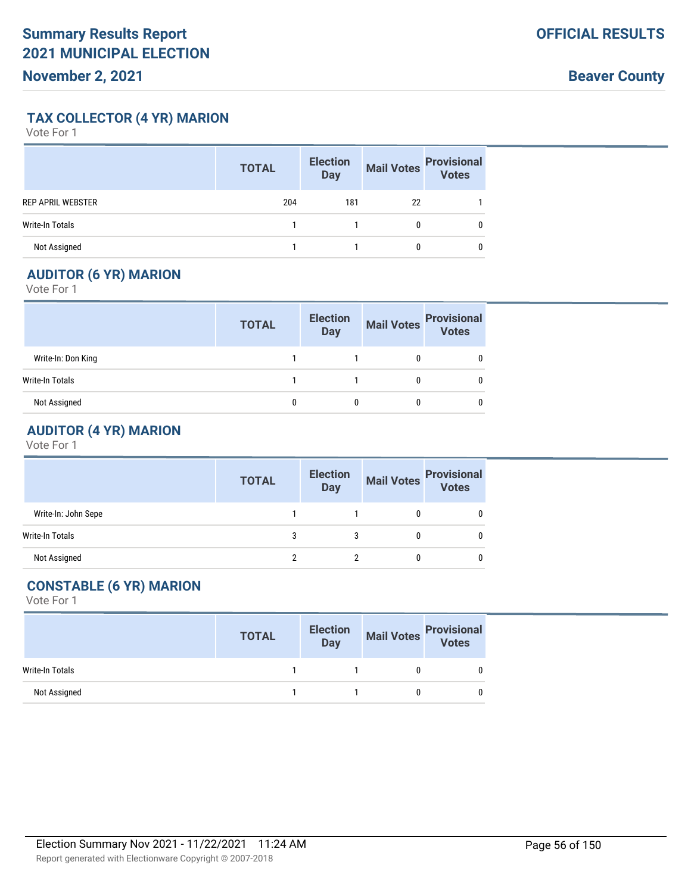## TAX COLLECTOR (4 YR) MARION

Vote For 1

| | TOTAL | Election Day | Mail Votes | Provisional Votes |
|---|---|---|---|---|
| REP APRIL WEBSTER | 204 | 181 | 22 | 1 |
| Write-In Totals | 1 | 1 | 0 | 0 |
| Not Assigned | 1 | 1 | 0 | 0 |

## AUDITOR (6 YR) MARION

Vote For 1

| | TOTAL | Election Day | Mail Votes | Provisional Votes |
|---|---|---|---|---|
| Write-In: Don King | 1 | 1 | 0 | 0 |
| Write-In Totals | 1 | 1 | 0 | 0 |
| Not Assigned | 0 | 0 | 0 | 0 |

## AUDITOR (4 YR) MARION

Vote For 1

| | TOTAL | Election Day | Mail Votes | Provisional Votes |
|---|---|---|---|---|
| Write-In: John Sepe | 1 | 1 | 0 | 0 |
| Write-In Totals | 3 | 3 | 0 | 0 |
| Not Assigned | 2 | 2 | 0 | 0 |

## CONSTABLE (6 YR) MARION

Vote For 1

| | TOTAL | Election Day | Mail Votes | Provisional Votes |
|---|---|---|---|---|
| Write-In Totals | 1 | 1 | 0 | 0 |
| Not Assigned | 1 | 1 | 0 | 0 |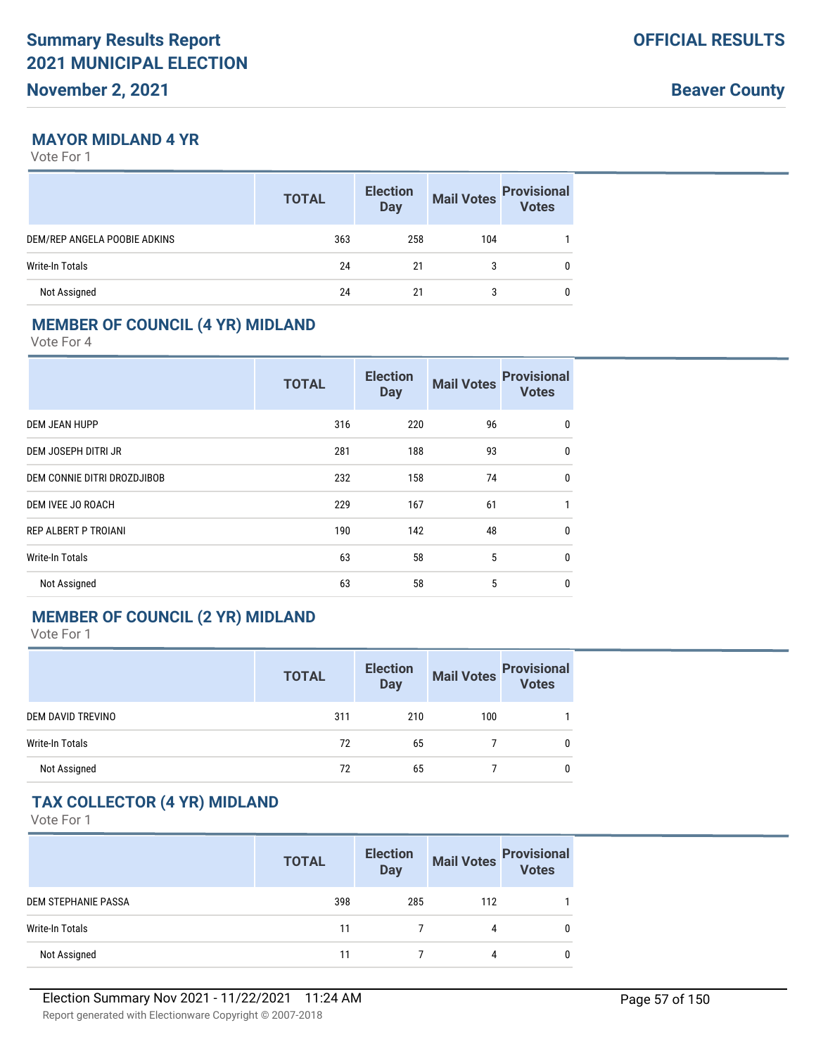# Summary Results Report
# 2021 MUNICIPAL ELECTION
## November 2, 2021

**OFFICIAL RESULTS**

**Beaver County**

### MAYOR MIDLAND 4 YR

Vote For 1

| | TOTAL | Election Day | Mail Votes | Provisional Votes |
|---|---|---|---|---|
| DEM/REP ANGELA POOBIE ADKINS | 363 | 258 | 104 | 1 |
| Write-In Totals | 24 | 21 | 3 | 0 |
| Not Assigned | 24 | 21 | 3 | 0 |

### MEMBER OF COUNCIL (4 YR) MIDLAND

Vote For 4

| | TOTAL | Election Day | Mail Votes | Provisional Votes |
|---|---|---|---|---|
| DEM JEAN HUPP | 316 | 220 | 96 | 0 |
| DEM JOSEPH DITRI JR | 281 | 188 | 93 | 0 |
| DEM CONNIE DITRI DROZDJIBOB | 232 | 158 | 74 | 0 |
| DEM IVEE JO ROACH | 229 | 167 | 61 | 1 |
| REP ALBERT P TROIANI | 190 | 142 | 48 | 0 |
| Write-In Totals | 63 | 58 | 5 | 0 |
| Not Assigned | 63 | 58 | 5 | 0 |

### MEMBER OF COUNCIL (2 YR) MIDLAND

Vote For 1

| | TOTAL | Election Day | Mail Votes | Provisional Votes |
|---|---|---|---|---|
| DEM DAVID TREVINO | 311 | 210 | 100 | 1 |
| Write-In Totals | 72 | 65 | 7 | 0 |
| Not Assigned | 72 | 65 | 7 | 0 |

### TAX COLLECTOR (4 YR) MIDLAND

Vote For 1

| | TOTAL | Election Day | Mail Votes | Provisional Votes |
|---|---|---|---|---|
| DEM STEPHANIE PASSA | 398 | 285 | 112 | 1 |
| Write-In Totals | 11 | 7 | 4 | 0 |
| Not Assigned | 11 | 7 | 4 | 0 |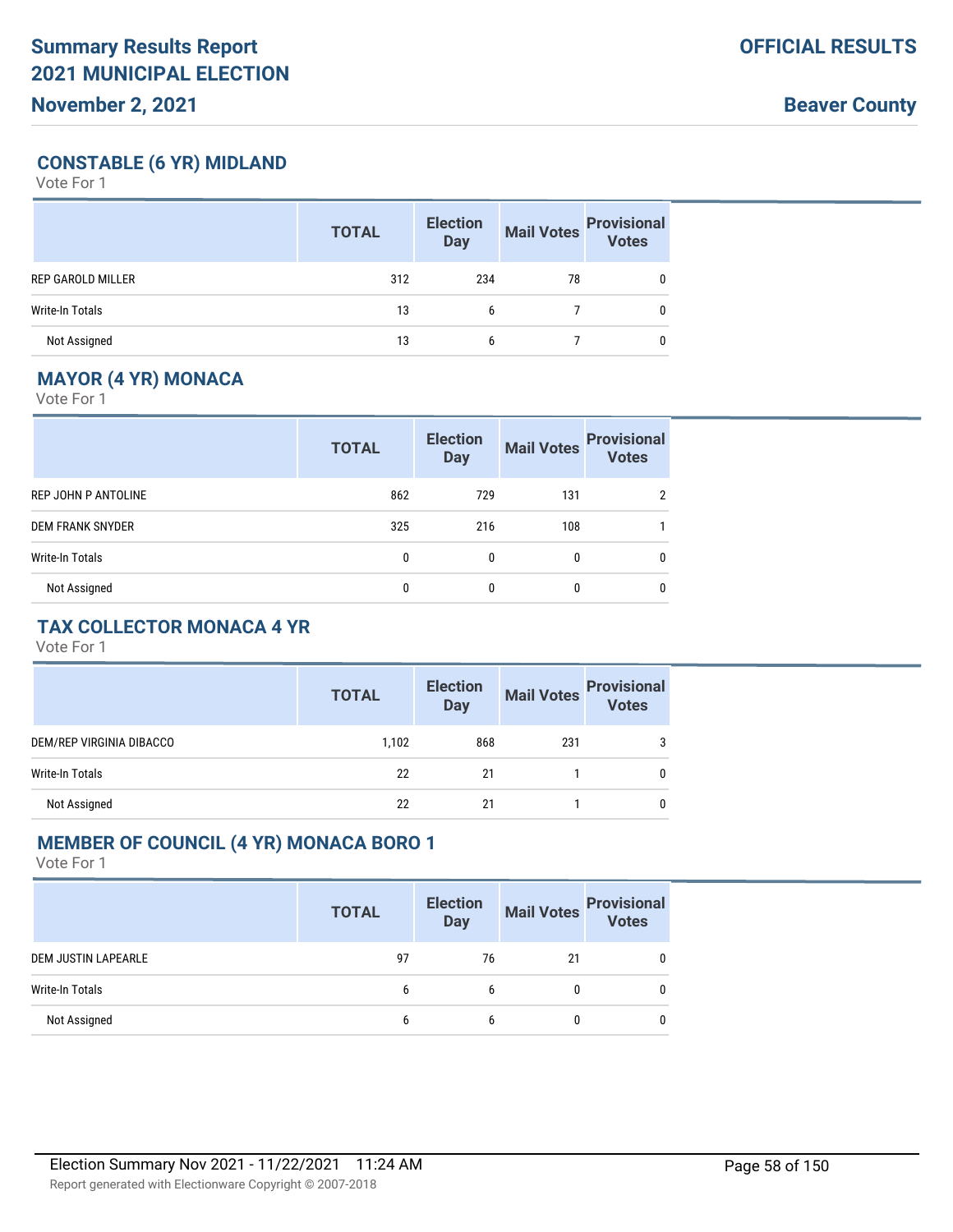## CONSTABLE (6 YR) MIDLAND

Vote For 1

| | TOTAL | Election Day | Mail Votes | Provisional Votes |
|---|---|---|---|---|
| REP GAROLD MILLER | 312 | 234 | 78 | 0 |
| Write-In Totals | 13 | 6 | 7 | 0 |
| Not Assigned | 13 | 6 | 7 | 0 |

## MAYOR (4 YR) MONACA

Vote For 1

| | TOTAL | Election Day | Mail Votes | Provisional Votes |
|---|---|---|---|---|
| REP JOHN P ANTOLINE | 862 | 729 | 131 | 2 |
| DEM FRANK SNYDER | 325 | 216 | 108 | 1 |
| Write-In Totals | 0 | 0 | 0 | 0 |
| Not Assigned | 0 | 0 | 0 | 0 |

## TAX COLLECTOR MONACA 4 YR

Vote For 1

| | TOTAL | Election Day | Mail Votes | Provisional Votes |
|---|---|---|---|---|
| DEM/REP VIRGINIA DIBACCO | 1,102 | 868 | 231 | 3 |
| Write-In Totals | 22 | 21 | 1 | 0 |
| Not Assigned | 22 | 21 | 1 | 0 |

## MEMBER OF COUNCIL (4 YR) MONACA BORO 1

Vote For 1

| | TOTAL | Election Day | Mail Votes | Provisional Votes |
|---|---|---|---|---|
| DEM JUSTIN LAPEARLE | 97 | 76 | 21 | 0 |
| Write-In Totals | 6 | 6 | 0 | 0 |
| Not Assigned | 6 | 6 | 0 | 0 |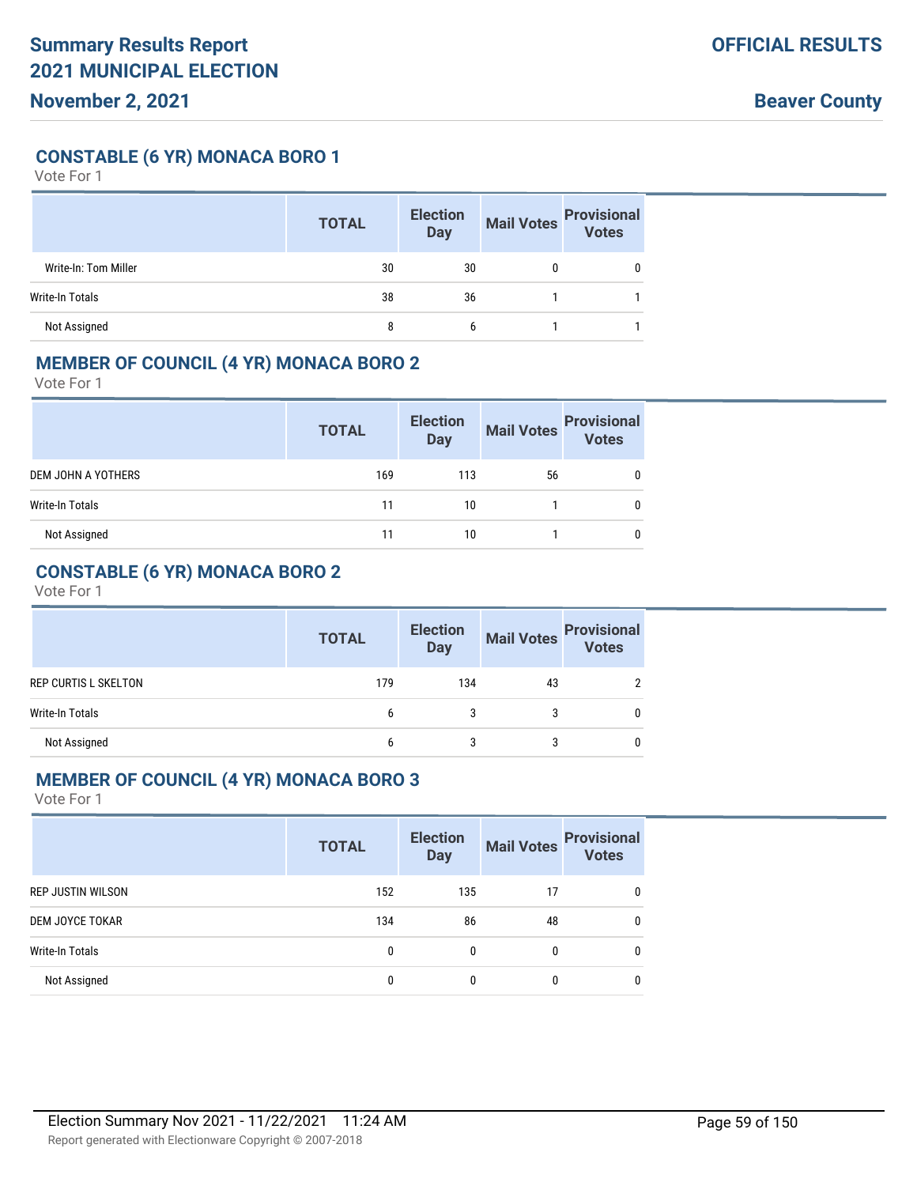## CONSTABLE (6 YR) MONACA BORO 1

Vote For 1

| | TOTAL | Election Day | Mail Votes | Provisional Votes |
|---|---|---|---|---|
| Write-In: Tom Miller | 30 | 30 | 0 | 0 |
| Write-In Totals | 38 | 36 | 1 | 1 |
| Not Assigned | 8 | 6 | 1 | 1 |

## MEMBER OF COUNCIL (4 YR) MONACA BORO 2

Vote For 1

| | TOTAL | Election Day | Mail Votes | Provisional Votes |
|---|---|---|---|---|
| DEM JOHN A YOTHERS | 169 | 113 | 56 | 0 |
| Write-In Totals | 11 | 10 | 1 | 0 |
| Not Assigned | 11 | 10 | 1 | 0 |

## CONSTABLE (6 YR) MONACA BORO 2

Vote For 1

| | TOTAL | Election Day | Mail Votes | Provisional Votes |
|---|---|---|---|---|
| REP CURTIS L SKELTON | 179 | 134 | 43 | 2 |
| Write-In Totals | 6 | 3 | 3 | 0 |
| Not Assigned | 6 | 3 | 3 | 0 |

## MEMBER OF COUNCIL (4 YR) MONACA BORO 3

Vote For 1

| | TOTAL | Election Day | Mail Votes | Provisional Votes |
|---|---|---|---|---|
| REP JUSTIN WILSON | 152 | 135 | 17 | 0 |
| DEM JOYCE TOKAR | 134 | 86 | 48 | 0 |
| Write-In Totals | 0 | 0 | 0 | 0 |
| Not Assigned | 0 | 0 | 0 | 0 |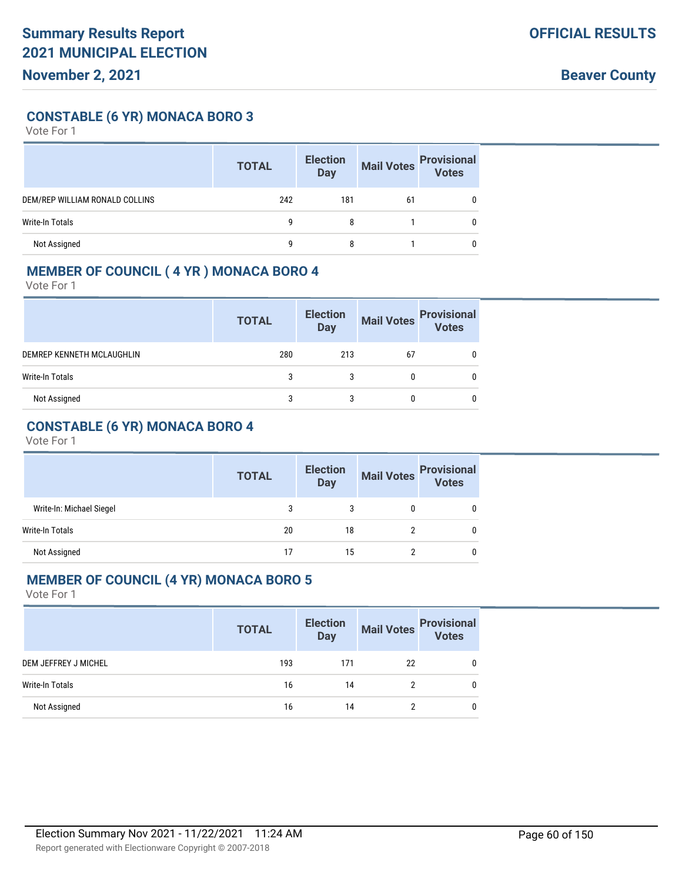# Summary Results Report
# 2021 MUNICIPAL ELECTION
# November 2, 2021

**OFFICIAL RESULTS**

**Beaver County**

## CONSTABLE (6 YR) MONACA BORO 3

Vote For 1

| | TOTAL | Election Day | Mail Votes | Provisional Votes |
|---|---|---|---|---|
| DEM/REP WILLIAM RONALD COLLINS | 242 | 181 | 61 | 0 |
| Write-In Totals | 9 | 8 | 1 | 0 |
| Not Assigned | 9 | 8 | 1 | 0 |

## MEMBER OF COUNCIL ( 4 YR ) MONACA BORO 4

Vote For 1

| | TOTAL | Election Day | Mail Votes | Provisional Votes |
|---|---|---|---|---|
| DEMREP KENNETH MCLAUGHLIN | 280 | 213 | 67 | 0 |
| Write-In Totals | 3 | 3 | 0 | 0 |
| Not Assigned | 3 | 3 | 0 | 0 |

## CONSTABLE (6 YR) MONACA BORO 4

Vote For 1

| | TOTAL | Election Day | Mail Votes | Provisional Votes |
|---|---|---|---|---|
| Write-In: Michael Siegel | 3 | 3 | 0 | 0 |
| Write-In Totals | 20 | 18 | 2 | 0 |
| Not Assigned | 17 | 15 | 2 | 0 |

## MEMBER OF COUNCIL (4 YR) MONACA BORO 5

Vote For 1

| | TOTAL | Election Day | Mail Votes | Provisional Votes |
|---|---|---|---|---|
| DEM JEFFREY J MICHEL | 193 | 171 | 22 | 0 |
| Write-In Totals | 16 | 14 | 2 | 0 |
| Not Assigned | 16 | 14 | 2 | 0 |

Election Summary Nov 2021 - 11/22/2021 11:24 AM

Report generated with Electionware Copyright © 2007-2018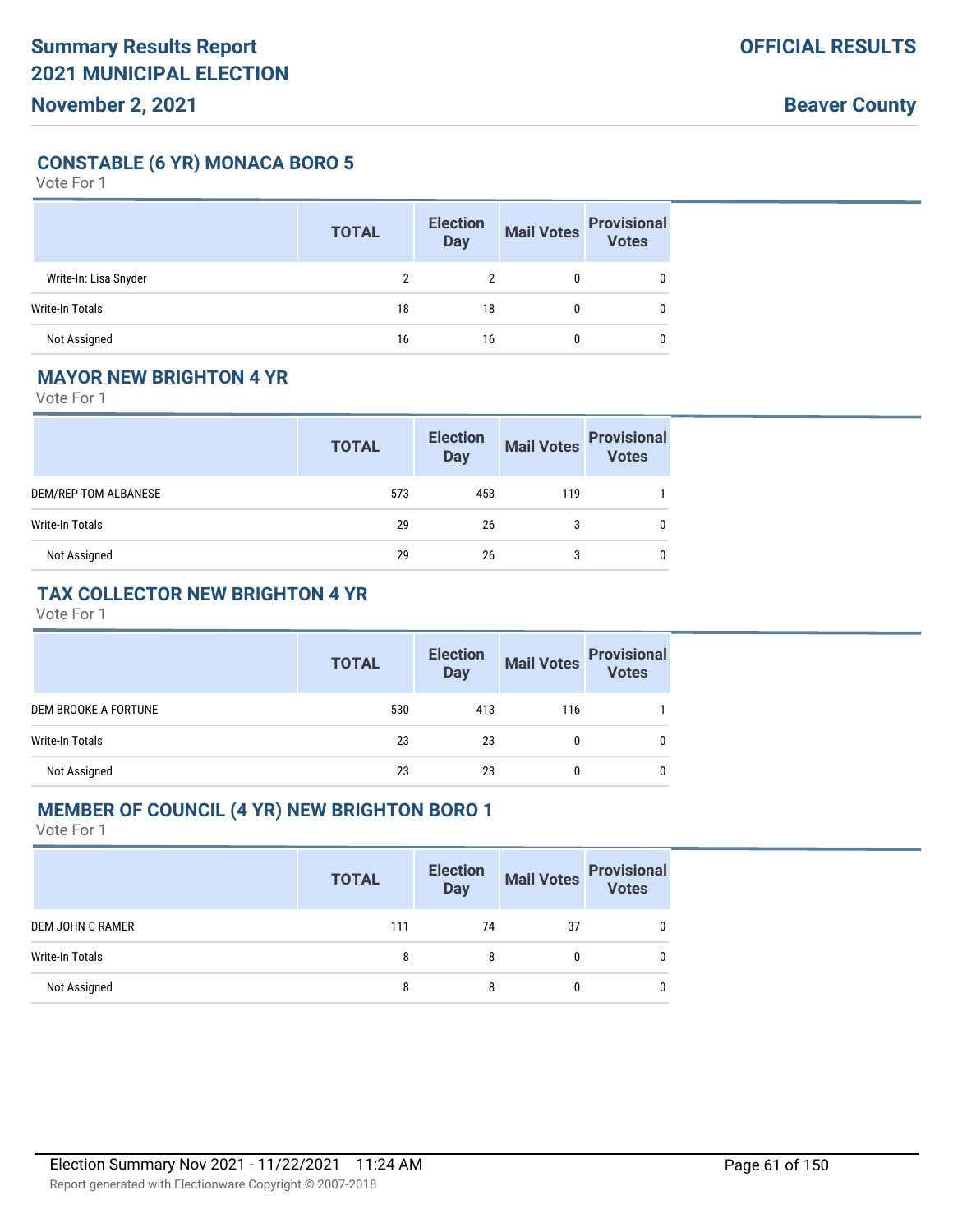## CONSTABLE (6 YR) MONACA BORO 5

Vote For 1

| | TOTAL | Election Day | Mail Votes | Provisional Votes |
|---|---|---|---|---|
| Write-In: Lisa Snyder | 2 | 2 | 0 | 0 |
| Write-In Totals | 18 | 18 | 0 | 0 |
| Not Assigned | 16 | 16 | 0 | 0 |

## MAYOR NEW BRIGHTON 4 YR

Vote For 1

| | TOTAL | Election Day | Mail Votes | Provisional Votes |
|---|---|---|---|---|
| DEM/REP TOM ALBANESE | 573 | 453 | 119 | 1 |
| Write-In Totals | 29 | 26 | 3 | 0 |
| Not Assigned | 29 | 26 | 3 | 0 |

## TAX COLLECTOR NEW BRIGHTON 4 YR

Vote For 1

| | TOTAL | Election Day | Mail Votes | Provisional Votes |
|---|---|---|---|---|
| DEM BROOKE A FORTUNE | 530 | 413 | 116 | 1 |
| Write-In Totals | 23 | 23 | 0 | 0 |
| Not Assigned | 23 | 23 | 0 | 0 |

## MEMBER OF COUNCIL (4 YR) NEW BRIGHTON BORO 1

Vote For 1

| | TOTAL | Election Day | Mail Votes | Provisional Votes |
|---|---|---|---|---|
| DEM JOHN C RAMER | 111 | 74 | 37 | 0 |
| Write-In Totals | 8 | 8 | 0 | 0 |
| Not Assigned | 8 | 8 | 0 | 0 |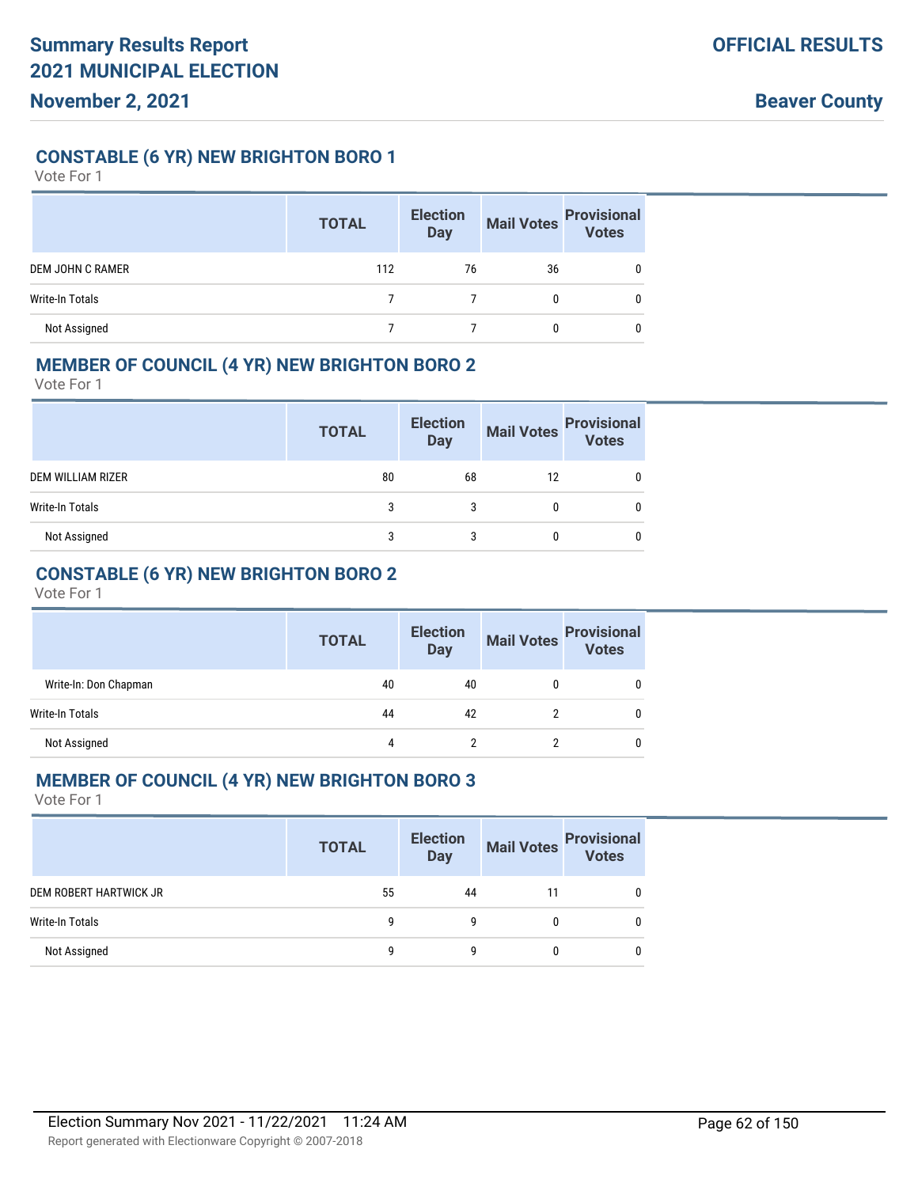## CONSTABLE (6 YR) NEW BRIGHTON BORO 1

Vote For 1

| | TOTAL | Election Day | Mail Votes | Provisional Votes |
|---|---|---|---|---|
| DEM JOHN C RAMER | 112 | 76 | 36 | 0 |
| Write-In Totals | 7 | 7 | 0 | 0 |
| Not Assigned | 7 | 7 | 0 | 0 |

## MEMBER OF COUNCIL (4 YR) NEW BRIGHTON BORO 2

Vote For 1

| | TOTAL | Election Day | Mail Votes | Provisional Votes |
|---|---|---|---|---|
| DEM WILLIAM RIZER | 80 | 68 | 12 | 0 |
| Write-In Totals | 3 | 3 | 0 | 0 |
| Not Assigned | 3 | 3 | 0 | 0 |

## CONSTABLE (6 YR) NEW BRIGHTON BORO 2

Vote For 1

| | TOTAL | Election Day | Mail Votes | Provisional Votes |
|---|---|---|---|---|
| Write-In: Don Chapman | 40 | 40 | 0 | 0 |
| Write-In Totals | 44 | 42 | 2 | 0 |
| Not Assigned | 4 | 2 | 2 | 0 |

## MEMBER OF COUNCIL (4 YR) NEW BRIGHTON BORO 3

Vote For 1

| | TOTAL | Election Day | Mail Votes | Provisional Votes |
|---|---|---|---|---|
| DEM ROBERT HARTWICK JR | 55 | 44 | 11 | 0 |
| Write-In Totals | 9 | 9 | 0 | 0 |
| Not Assigned | 9 | 9 | 0 | 0 |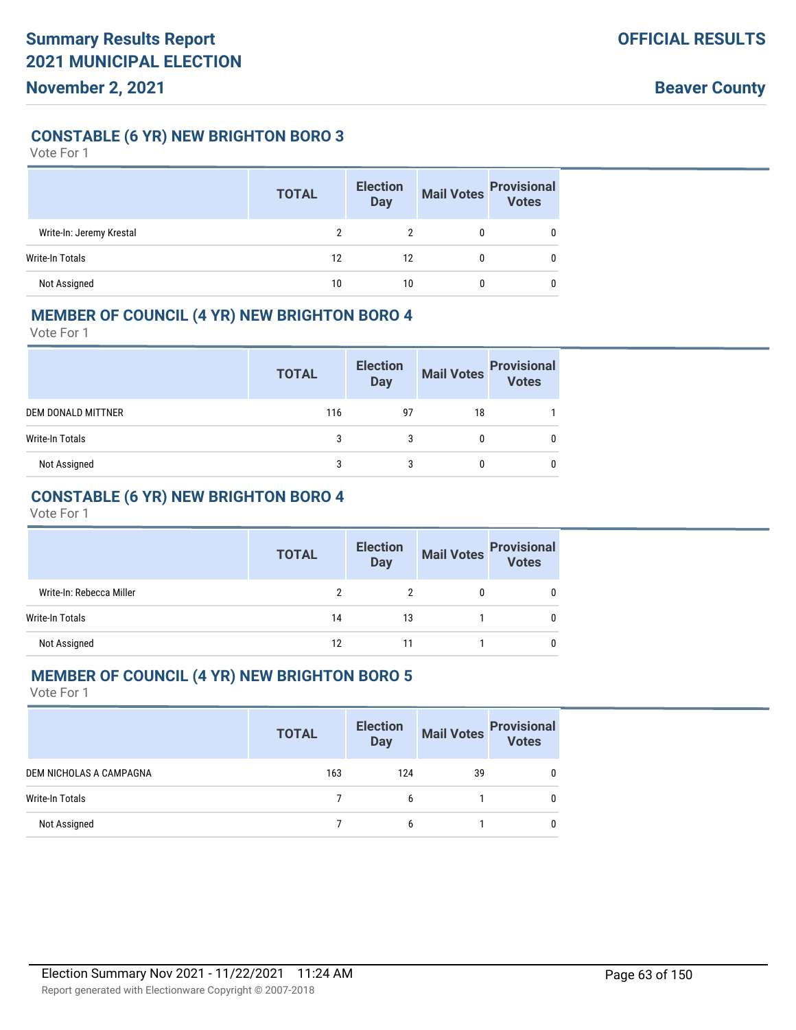## CONSTABLE (6 YR) NEW BRIGHTON BORO 3

Vote For 1

| | TOTAL | Election Day | Mail Votes | Provisional Votes |
|---|---|---|---|---|
| Write-In: Jeremy Krestal | 2 | 2 | 0 | 0 |
| Write-In Totals | 12 | 12 | 0 | 0 |
| Not Assigned | 10 | 10 | 0 | 0 |

## MEMBER OF COUNCIL (4 YR) NEW BRIGHTON BORO 4

Vote For 1

| | TOTAL | Election Day | Mail Votes | Provisional Votes |
|---|---|---|---|---|
| DEM DONALD MITTNER | 116 | 97 | 18 | 1 |
| Write-In Totals | 3 | 3 | 0 | 0 |
| Not Assigned | 3 | 3 | 0 | 0 |

## CONSTABLE (6 YR) NEW BRIGHTON BORO 4

Vote For 1

| | TOTAL | Election Day | Mail Votes | Provisional Votes |
|---|---|---|---|---|
| Write-In: Rebecca Miller | 2 | 2 | 0 | 0 |
| Write-In Totals | 14 | 13 | 1 | 0 |
| Not Assigned | 12 | 11 | 1 | 0 |

## MEMBER OF COUNCIL (4 YR) NEW BRIGHTON BORO 5

Vote For 1

| | TOTAL | Election Day | Mail Votes | Provisional Votes |
|---|---|---|---|---|
| DEM NICHOLAS A CAMPAGNA | 163 | 124 | 39 | 0 |
| Write-In Totals | 7 | 6 | 1 | 0 |
| Not Assigned | 7 | 6 | 1 | 0 |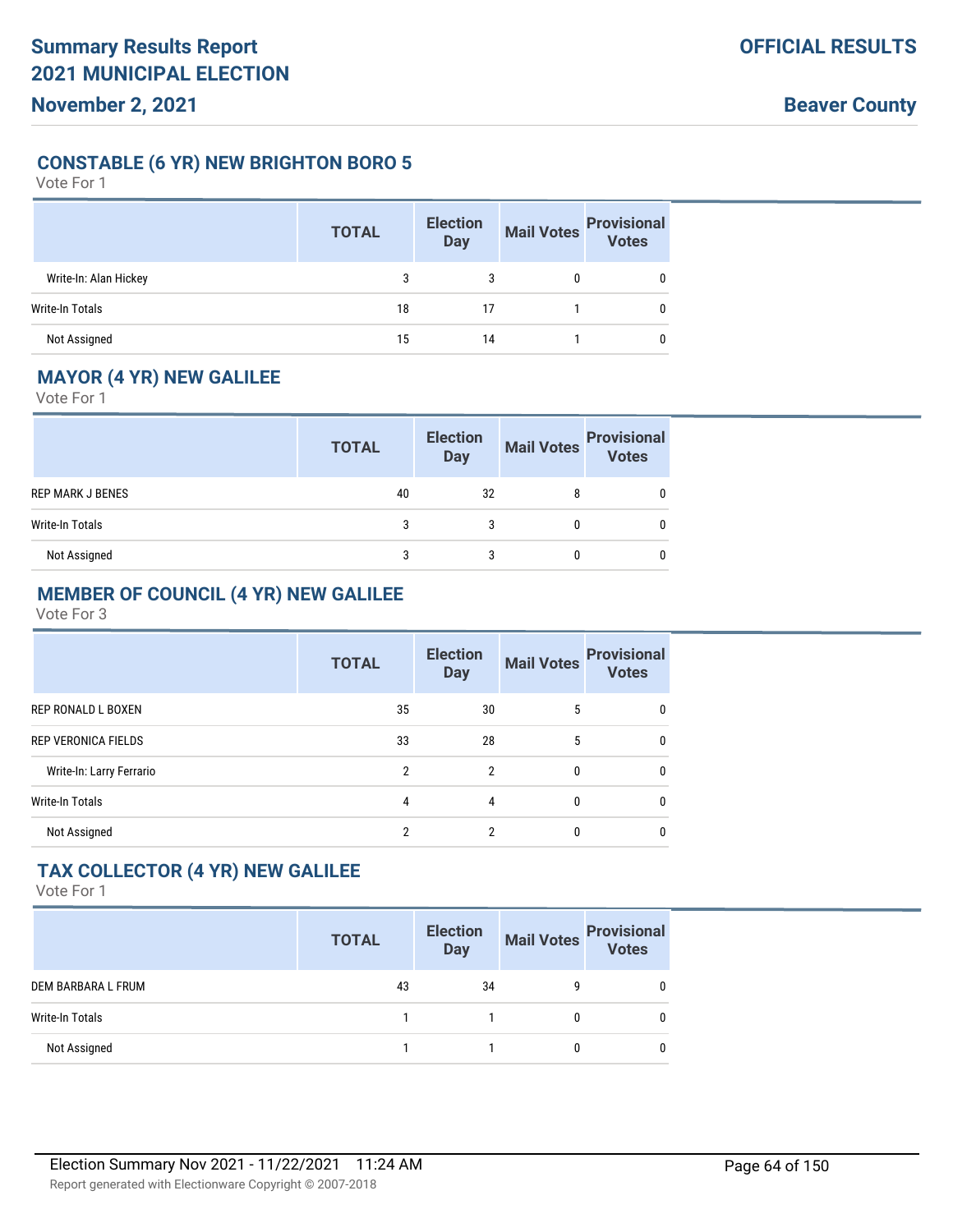## CONSTABLE (6 YR) NEW BRIGHTON BORO 5

Vote For 1

| | TOTAL | Election Day | Mail Votes | Provisional Votes |
|---|---|---|---|---|
| Write-In: Alan Hickey | 3 | 3 | 0 | 0 |
| Write-In Totals | 18 | 17 | 1 | 0 |
| Not Assigned | 15 | 14 | 1 | 0 |

## MAYOR (4 YR) NEW GALILEE

Vote For 1

| | TOTAL | Election Day | Mail Votes | Provisional Votes |
|---|---|---|---|---|
| REP MARK J BENES | 40 | 32 | 8 | 0 |
| Write-In Totals | 3 | 3 | 0 | 0 |
| Not Assigned | 3 | 3 | 0 | 0 |

## MEMBER OF COUNCIL (4 YR) NEW GALILEE

Vote For 3

| | TOTAL | Election Day | Mail Votes | Provisional Votes |
|---|---|---|---|---|
| REP RONALD L BOXEN | 35 | 30 | 5 | 0 |
| REP VERONICA FIELDS | 33 | 28 | 5 | 0 |
| Write-In: Larry Ferrario | 2 | 2 | 0 | 0 |
| Write-In Totals | 4 | 4 | 0 | 0 |
| Not Assigned | 2 | 2 | 0 | 0 |

## TAX COLLECTOR (4 YR) NEW GALILEE

Vote For 1

| | TOTAL | Election Day | Mail Votes | Provisional Votes |
|---|---|---|---|---|
| DEM BARBARA L FRUM | 43 | 34 | 9 | 0 |
| Write-In Totals | 1 | 1 | 0 | 0 |
| Not Assigned | 1 | 1 | 0 | 0 |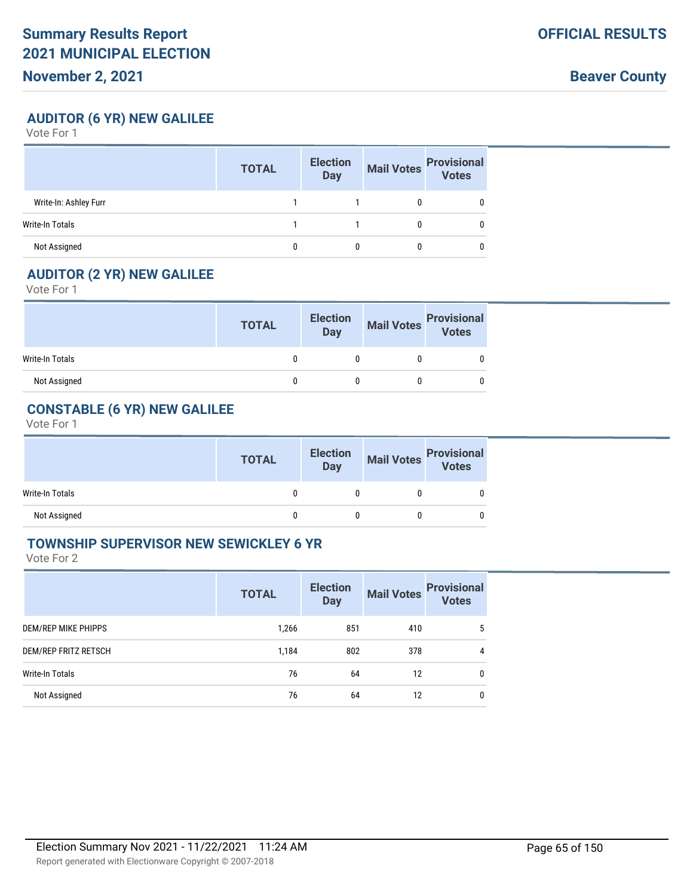## AUDITOR (6 YR) NEW GALILEE

Vote For 1

| | TOTAL | Election Day | Mail Votes | Provisional Votes |
|---|---|---|---|---|
| Write-In: Ashley Furr | 1 | 1 | 0 | 0 |
| Write-In Totals | 1 | 1 | 0 | 0 |
| Not Assigned | 0 | 0 | 0 | 0 |

## AUDITOR (2 YR) NEW GALILEE

Vote For 1

| | TOTAL | Election Day | Mail Votes | Provisional Votes |
|---|---|---|---|---|
| Write-In Totals | 0 | 0 | 0 | 0 |
| Not Assigned | 0 | 0 | 0 | 0 |

## CONSTABLE (6 YR) NEW GALILEE

Vote For 1

| | TOTAL | Election Day | Mail Votes | Provisional Votes |
|---|---|---|---|---|
| Write-In Totals | 0 | 0 | 0 | 0 |
| Not Assigned | 0 | 0 | 0 | 0 |

## TOWNSHIP SUPERVISOR NEW SEWICKLEY 6 YR

Vote For 2

| | TOTAL | Election Day | Mail Votes | Provisional Votes |
|---|---|---|---|---|
| DEM/REP MIKE PHIPPS | 1,266 | 851 | 410 | 5 |
| DEM/REP FRITZ RETSCH | 1,184 | 802 | 378 | 4 |
| Write-In Totals | 76 | 64 | 12 | 0 |
| Not Assigned | 76 | 64 | 12 | 0 |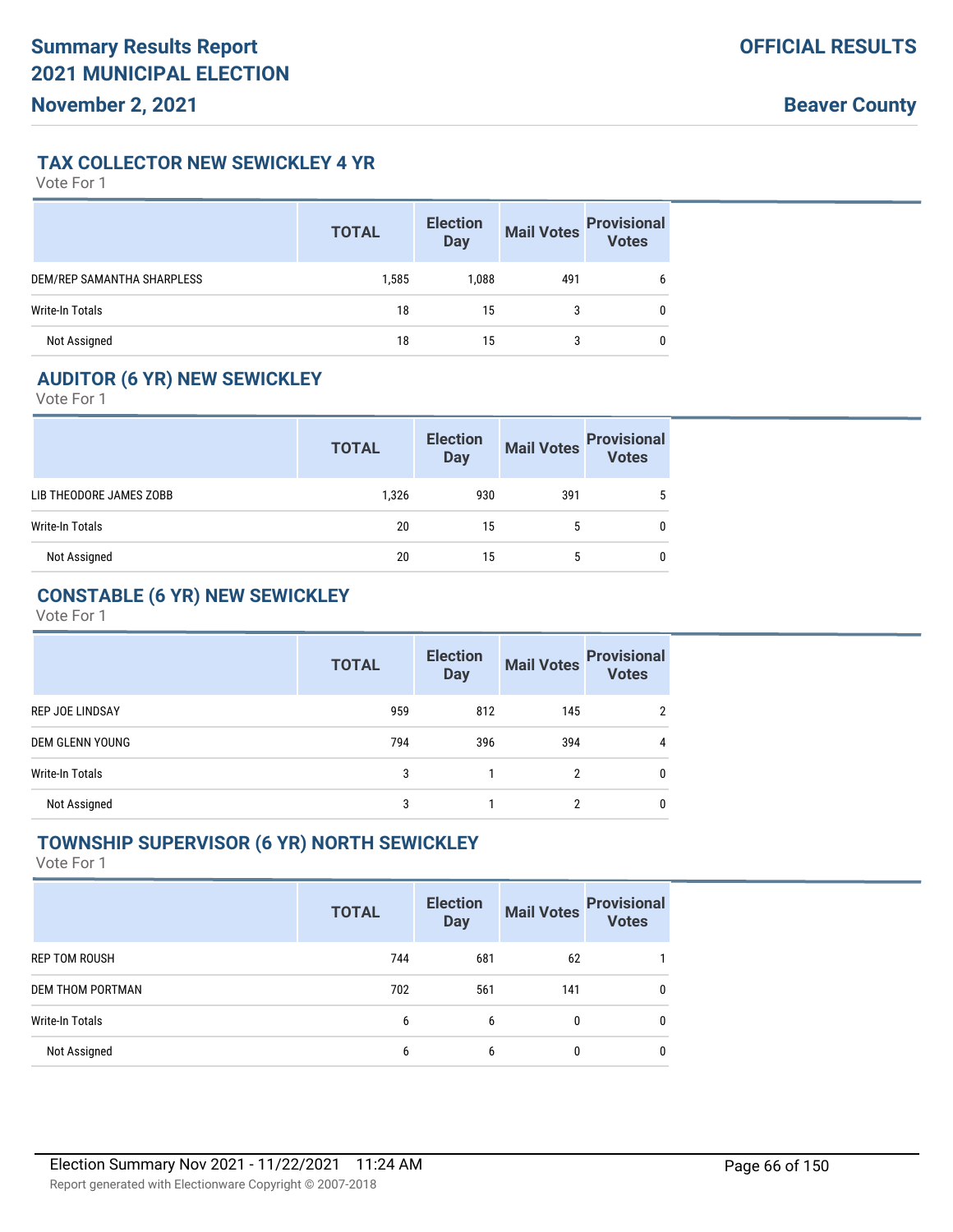## TAX COLLECTOR NEW SEWICKLEY 4 YR

Vote For 1

| | TOTAL | Election Day | Mail Votes | Provisional Votes |
|---|---|---|---|---|
| DEM/REP SAMANTHA SHARPLESS | 1,585 | 1,088 | 491 | 6 |
| Write-In Totals | 18 | 15 | 3 | 0 |
| Not Assigned | 18 | 15 | 3 | 0 |

## AUDITOR (6 YR) NEW SEWICKLEY

Vote For 1

| | TOTAL | Election Day | Mail Votes | Provisional Votes |
|---|---|---|---|---|
| LIB THEODORE JAMES ZOBB | 1,326 | 930 | 391 | 5 |
| Write-In Totals | 20 | 15 | 5 | 0 |
| Not Assigned | 20 | 15 | 5 | 0 |

## CONSTABLE (6 YR) NEW SEWICKLEY

Vote For 1

| | TOTAL | Election Day | Mail Votes | Provisional Votes |
|---|---|---|---|---|
| REP JOE LINDSAY | 959 | 812 | 145 | 2 |
| DEM GLENN YOUNG | 794 | 396 | 394 | 4 |
| Write-In Totals | 3 | 1 | 2 | 0 |
| Not Assigned | 3 | 1 | 2 | 0 |

## TOWNSHIP SUPERVISOR (6 YR) NORTH SEWICKLEY

Vote For 1

| | TOTAL | Election Day | Mail Votes | Provisional Votes |
|---|---|---|---|---|
| REP TOM ROUSH | 744 | 681 | 62 | 1 |
| DEM THOM PORTMAN | 702 | 561 | 141 | 0 |
| Write-In Totals | 6 | 6 | 0 | 0 |
| Not Assigned | 6 | 6 | 0 | 0 |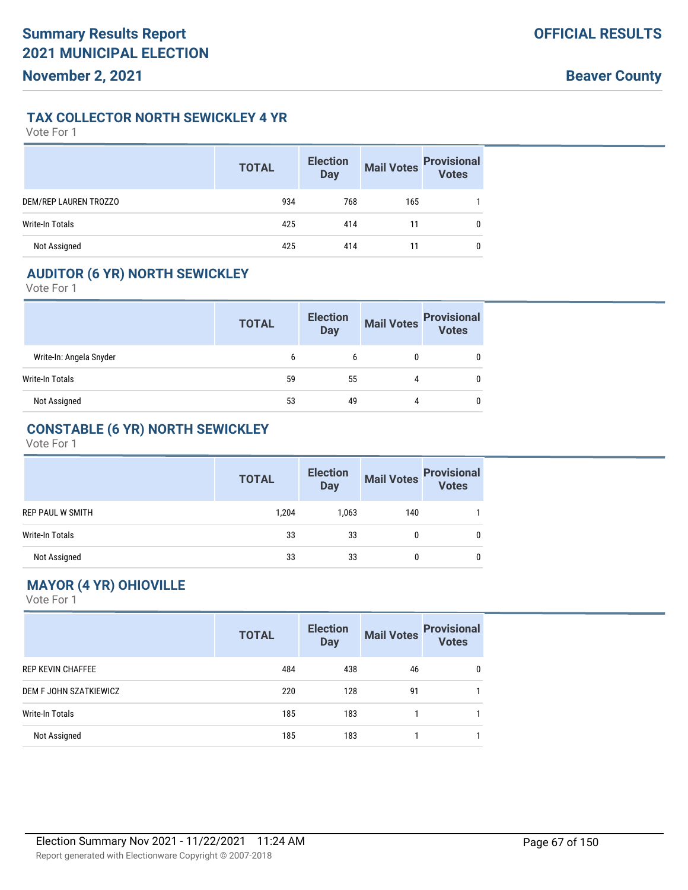## TAX COLLECTOR NORTH SEWICKLEY 4 YR

Vote For 1

| | TOTAL | Election Day | Mail Votes | Provisional Votes |
|---|---|---|---|---|
| DEM/REP LAUREN TROZZO | 934 | 768 | 165 | 1 |
| Write-In Totals | 425 | 414 | 11 | 0 |
| Not Assigned | 425 | 414 | 11 | 0 |

## AUDITOR (6 YR) NORTH SEWICKLEY

Vote For 1

| | TOTAL | Election Day | Mail Votes | Provisional Votes |
|---|---|---|---|---|
| Write-In: Angela Snyder | 6 | 6 | 0 | 0 |
| Write-In Totals | 59 | 55 | 4 | 0 |
| Not Assigned | 53 | 49 | 4 | 0 |

## CONSTABLE (6 YR) NORTH SEWICKLEY

Vote For 1

| | TOTAL | Election Day | Mail Votes | Provisional Votes |
|---|---|---|---|---|
| REP PAUL W SMITH | 1,204 | 1,063 | 140 | 1 |
| Write-In Totals | 33 | 33 | 0 | 0 |
| Not Assigned | 33 | 33 | 0 | 0 |

## MAYOR (4 YR) OHIOVILLE

Vote For 1

| | TOTAL | Election Day | Mail Votes | Provisional Votes |
|---|---|---|---|---|
| REP KEVIN CHAFFEE | 484 | 438 | 46 | 0 |
| DEM F JOHN SZATKIEWICZ | 220 | 128 | 91 | 1 |
| Write-In Totals | 185 | 183 | 1 | 1 |
| Not Assigned | 185 | 183 | 1 | 1 |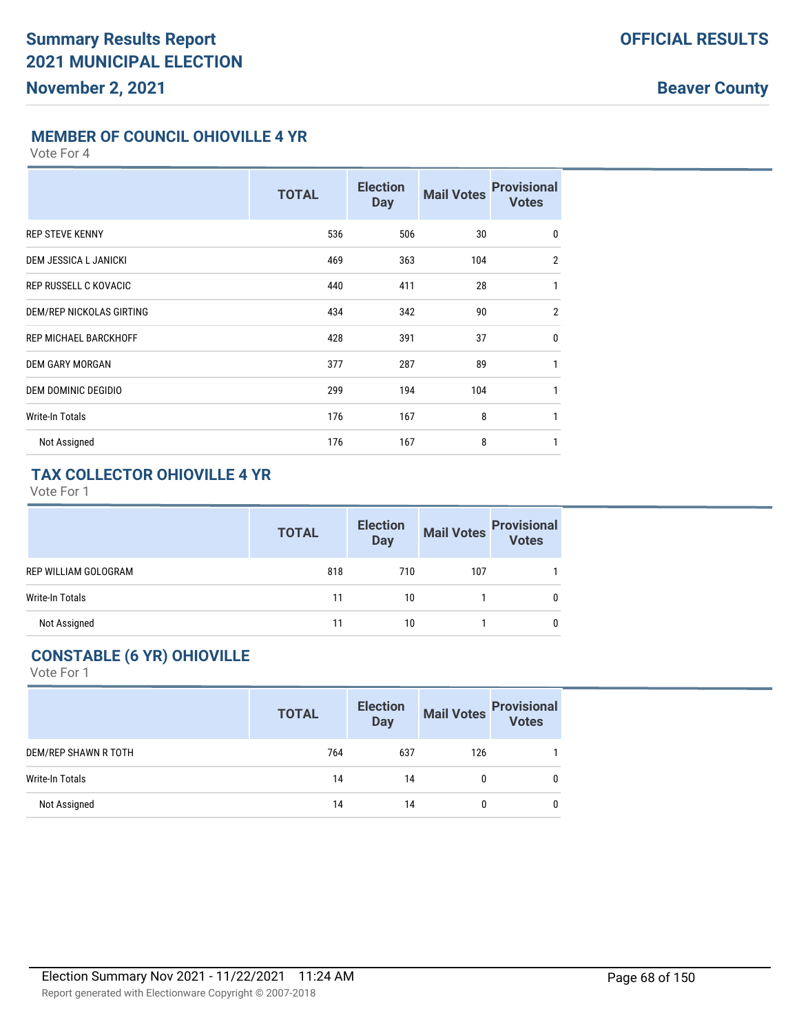## MEMBER OF COUNCIL OHIOVILLE 4 YR

Vote For 4

| | TOTAL | Election Day | Mail Votes | Provisional Votes |
|---|---|---|---|---|
| REP STEVE KENNY | 536 | 506 | 30 | 0 |
| DEM JESSICA L JANICKI | 469 | 363 | 104 | 2 |
| REP RUSSELL C KOVACIC | 440 | 411 | 28 | 1 |
| DEM/REP NICKOLAS GIRTING | 434 | 342 | 90 | 2 |
| REP MICHAEL BARCKHOFF | 428 | 391 | 37 | 0 |
| DEM GARY MORGAN | 377 | 287 | 89 | 1 |
| DEM DOMINIC DEGIDIO | 299 | 194 | 104 | 1 |
| Write-In Totals | 176 | 167 | 8 | 1 |
| Not Assigned | 176 | 167 | 8 | 1 |

## TAX COLLECTOR OHIOVILLE 4 YR

Vote For 1

| | TOTAL | Election Day | Mail Votes | Provisional Votes |
|---|---|---|---|---|
| REP WILLIAM GOLOGRAM | 818 | 710 | 107 | 1 |
| Write-In Totals | 11 | 10 | 1 | 0 |
| Not Assigned | 11 | 10 | 1 | 0 |

## CONSTABLE (6 YR) OHIOVILLE

Vote For 1

| | TOTAL | Election Day | Mail Votes | Provisional Votes |
|---|---|---|---|---|
| DEM/REP SHAWN R TOTH | 764 | 637 | 126 | 1 |
| Write-In Totals | 14 | 14 | 0 | 0 |
| Not Assigned | 14 | 14 | 0 | 0 |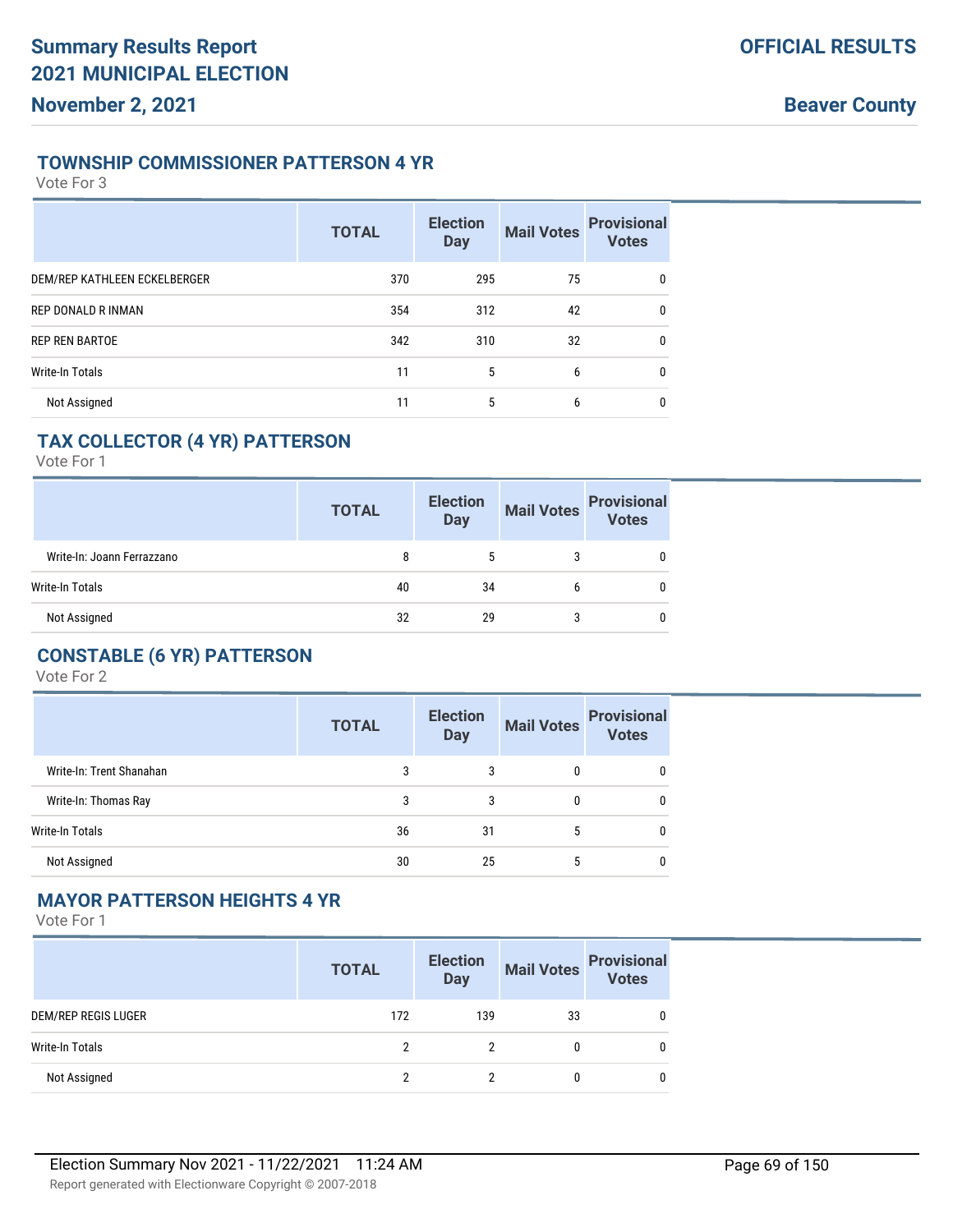## TOWNSHIP COMMISSIONER PATTERSON 4 YR

Vote For 3

| | TOTAL | Election Day | Mail Votes | Provisional Votes |
|---|---|---|---|---|
| DEM/REP KATHLEEN ECKELBERGER | 370 | 295 | 75 | 0 |
| REP DONALD R INMAN | 354 | 312 | 42 | 0 |
| REP REN BARTOE | 342 | 310 | 32 | 0 |
| Write-In Totals | 11 | 5 | 6 | 0 |
| Not Assigned | 11 | 5 | 6 | 0 |

## TAX COLLECTOR (4 YR) PATTERSON

Vote For 1

| | TOTAL | Election Day | Mail Votes | Provisional Votes |
|---|---|---|---|---|
| Write-In: Joann Ferrazzano | 8 | 5 | 3 | 0 |
| Write-In Totals | 40 | 34 | 6 | 0 |
| Not Assigned | 32 | 29 | 3 | 0 |

## CONSTABLE (6 YR) PATTERSON

Vote For 2

| | TOTAL | Election Day | Mail Votes | Provisional Votes |
|---|---|---|---|---|
| Write-In: Trent Shanahan | 3 | 3 | 0 | 0 |
| Write-In: Thomas Ray | 3 | 3 | 0 | 0 |
| Write-In Totals | 36 | 31 | 5 | 0 |
| Not Assigned | 30 | 25 | 5 | 0 |

## MAYOR PATTERSON HEIGHTS 4 YR

Vote For 1

| | TOTAL | Election Day | Mail Votes | Provisional Votes |
|---|---|---|---|---|
| DEM/REP REGIS LUGER | 172 | 139 | 33 | 0 |
| Write-In Totals | 2 | 2 | 0 | 0 |
| Not Assigned | 2 | 2 | 0 | 0 |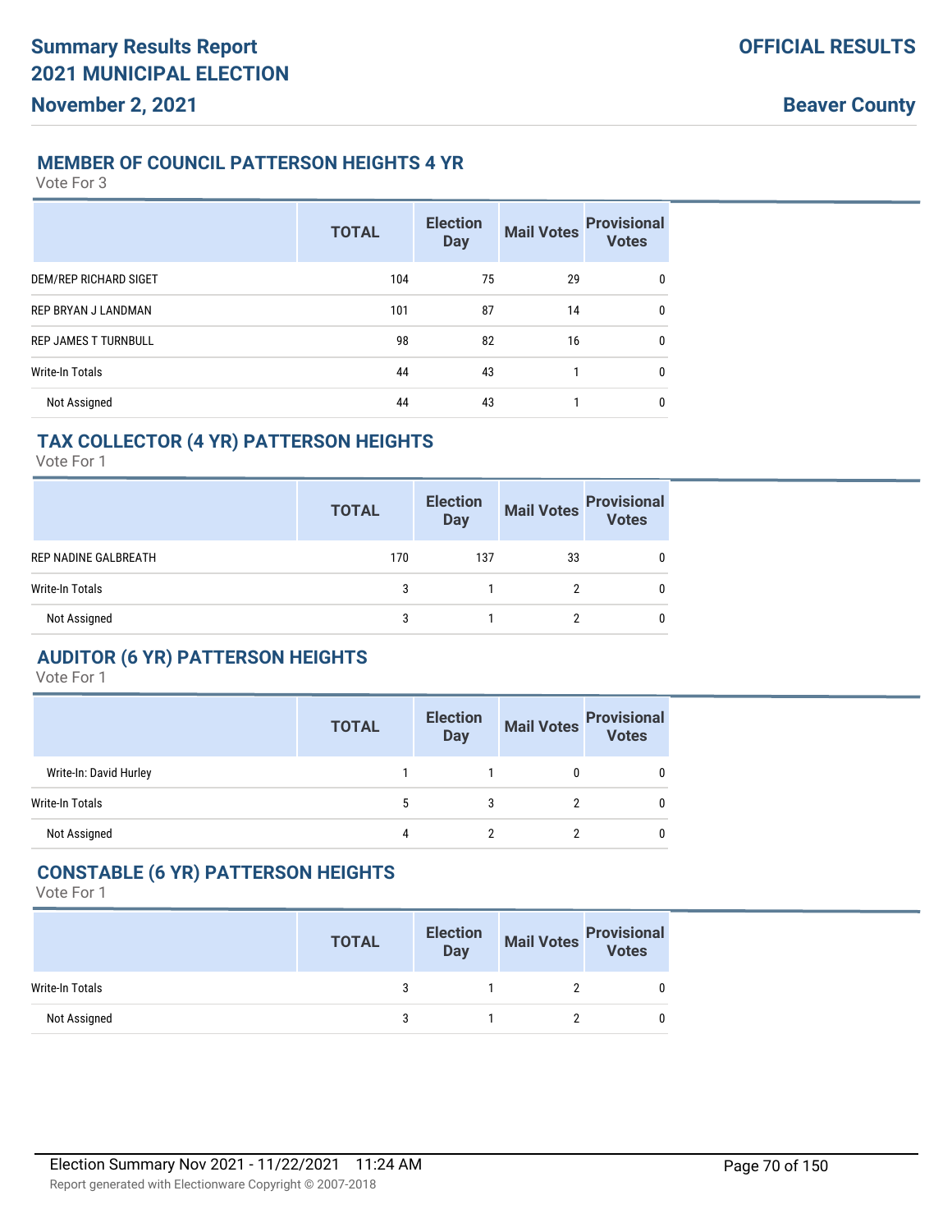## MEMBER OF COUNCIL PATTERSON HEIGHTS 4 YR

Vote For 3

| | TOTAL | Election Day | Mail Votes | Provisional Votes |
|---|---|---|---|---|
| DEM/REP RICHARD SIGET | 104 | 75 | 29 | 0 |
| REP BRYAN J LANDMAN | 101 | 87 | 14 | 0 |
| REP JAMES T TURNBULL | 98 | 82 | 16 | 0 |
| Write-In Totals | 44 | 43 | 1 | 0 |
| Not Assigned | 44 | 43 | 1 | 0 |

## TAX COLLECTOR (4 YR) PATTERSON HEIGHTS

Vote For 1

| | TOTAL | Election Day | Mail Votes | Provisional Votes |
|---|---|---|---|---|
| REP NADINE GALBREATH | 170 | 137 | 33 | 0 |
| Write-In Totals | 3 | 1 | 2 | 0 |
| Not Assigned | 3 | 1 | 2 | 0 |

## AUDITOR (6 YR) PATTERSON HEIGHTS

Vote For 1

| | TOTAL | Election Day | Mail Votes | Provisional Votes |
|---|---|---|---|---|
| Write-In: David Hurley | 1 | 1 | 0 | 0 |
| Write-In Totals | 5 | 3 | 2 | 0 |
| Not Assigned | 4 | 2 | 2 | 0 |

## CONSTABLE (6 YR) PATTERSON HEIGHTS

Vote For 1

| | TOTAL | Election Day | Mail Votes | Provisional Votes |
|---|---|---|---|---|
| Write-In Totals | 3 | 1 | 2 | 0 |
| Not Assigned | 3 | 1 | 2 | 0 |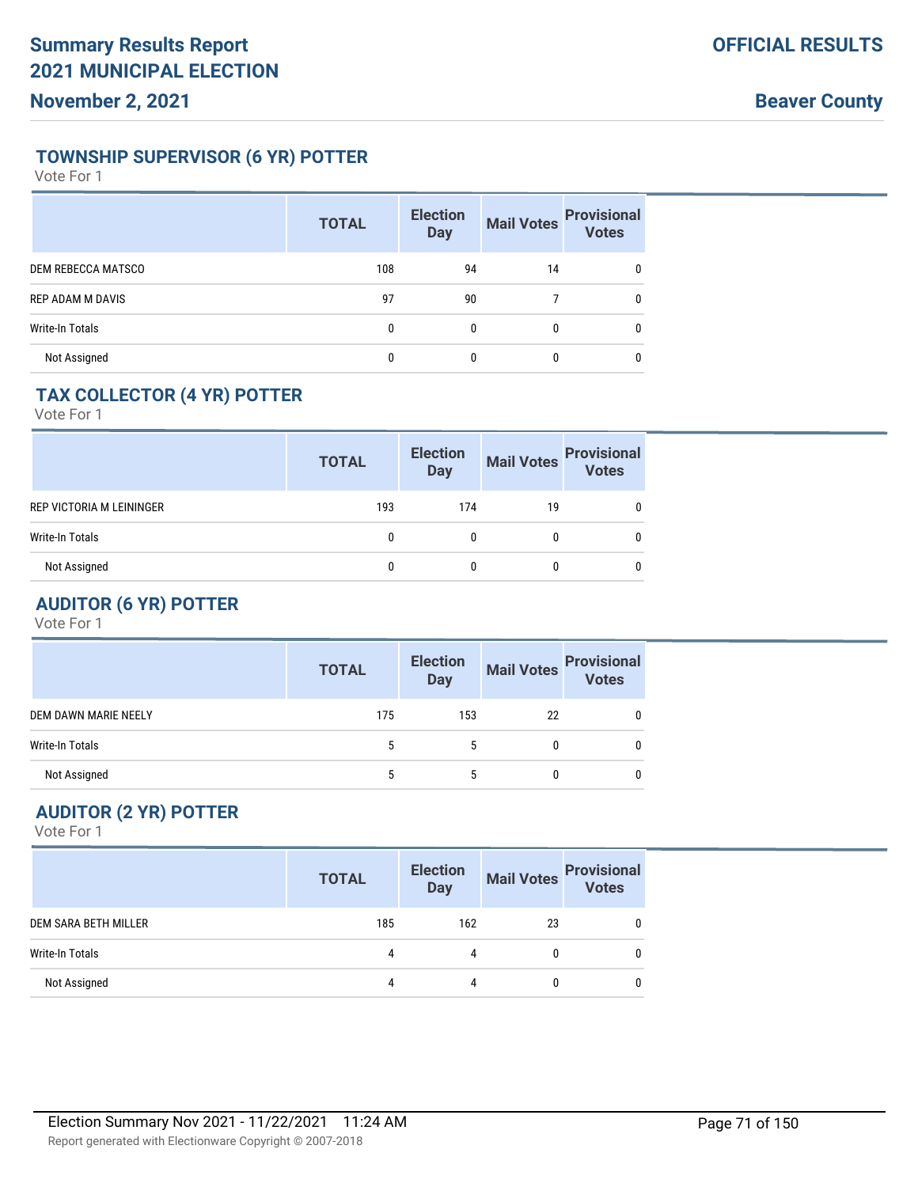## TOWNSHIP SUPERVISOR (6 YR) POTTER

Vote For 1

| | TOTAL | Election Day | Mail Votes | Provisional Votes |
|---|---|---|---|---|
| DEM REBECCA MATSCO | 108 | 94 | 14 | 0 |
| REP ADAM M DAVIS | 97 | 90 | 7 | 0 |
| Write-In Totals | 0 | 0 | 0 | 0 |
| Not Assigned | 0 | 0 | 0 | 0 |

## TAX COLLECTOR (4 YR) POTTER

Vote For 1

| | TOTAL | Election Day | Mail Votes | Provisional Votes |
|---|---|---|---|---|
| REP VICTORIA M LEININGER | 193 | 174 | 19 | 0 |
| Write-In Totals | 0 | 0 | 0 | 0 |
| Not Assigned | 0 | 0 | 0 | 0 |

## AUDITOR (6 YR) POTTER

Vote For 1

| | TOTAL | Election Day | Mail Votes | Provisional Votes |
|---|---|---|---|---|
| DEM DAWN MARIE NEELY | 175 | 153 | 22 | 0 |
| Write-In Totals | 5 | 5 | 0 | 0 |
| Not Assigned | 5 | 5 | 0 | 0 |

## AUDITOR (2 YR) POTTER

Vote For 1

| | TOTAL | Election Day | Mail Votes | Provisional Votes |
|---|---|---|---|---|
| DEM SARA BETH MILLER | 185 | 162 | 23 | 0 |
| Write-In Totals | 4 | 4 | 0 | 0 |
| Not Assigned | 4 | 4 | 0 | 0 |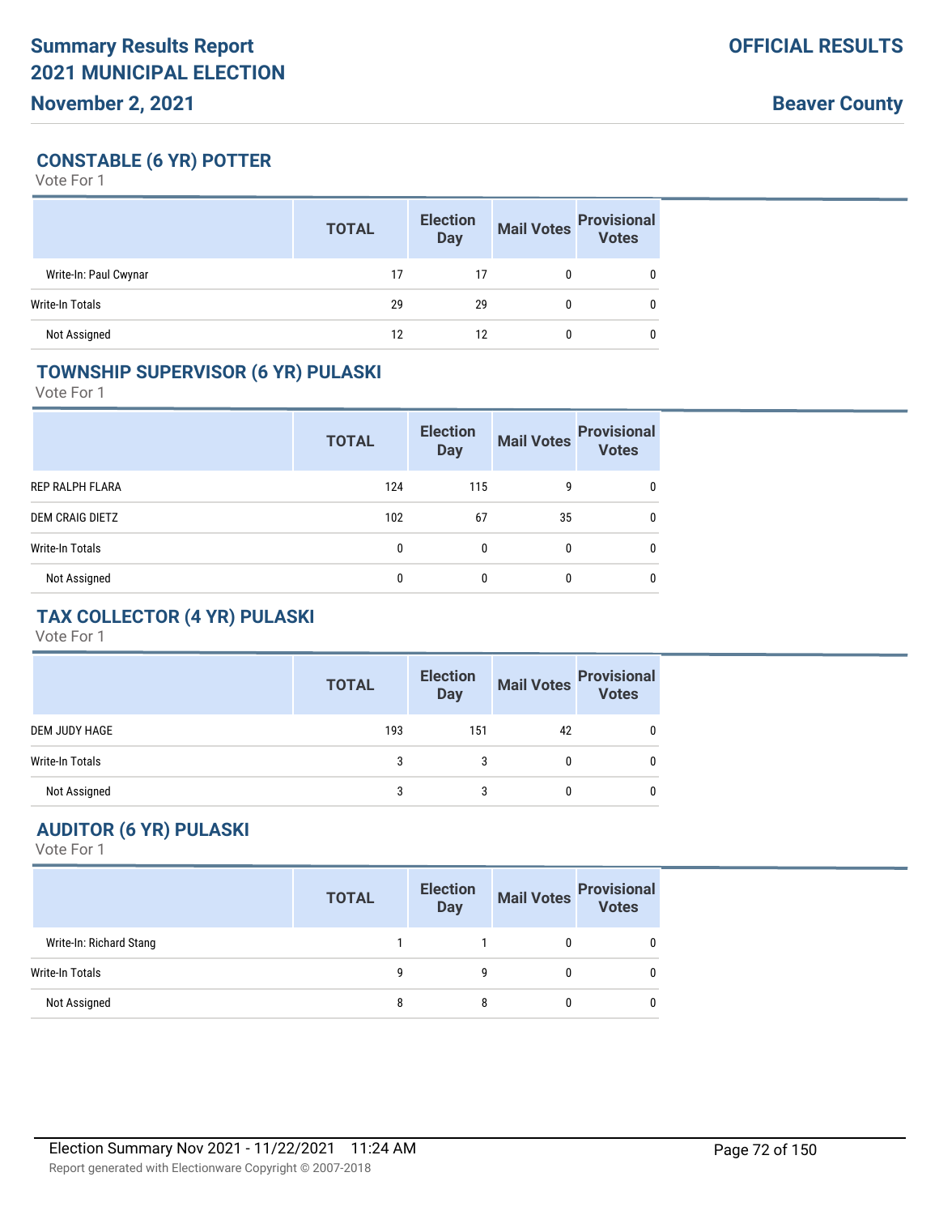## CONSTABLE (6 YR) POTTER

Vote For 1

| | TOTAL | Election Day | Mail Votes | Provisional Votes |
|---|---|---|---|---|
| Write-In: Paul Cwynar | 17 | 17 | 0 | 0 |
| Write-In Totals | 29 | 29 | 0 | 0 |
| Not Assigned | 12 | 12 | 0 | 0 |

## TOWNSHIP SUPERVISOR (6 YR) PULASKI

Vote For 1

| | TOTAL | Election Day | Mail Votes | Provisional Votes |
|---|---|---|---|---|
| REP RALPH FLARA | 124 | 115 | 9 | 0 |
| DEM CRAIG DIETZ | 102 | 67 | 35 | 0 |
| Write-In Totals | 0 | 0 | 0 | 0 |
| Not Assigned | 0 | 0 | 0 | 0 |

## TAX COLLECTOR (4 YR) PULASKI

Vote For 1

| | TOTAL | Election Day | Mail Votes | Provisional Votes |
|---|---|---|---|---|
| DEM JUDY HAGE | 193 | 151 | 42 | 0 |
| Write-In Totals | 3 | 3 | 0 | 0 |
| Not Assigned | 3 | 3 | 0 | 0 |

## AUDITOR (6 YR) PULASKI

Vote For 1

| | TOTAL | Election Day | Mail Votes | Provisional Votes |
|---|---|---|---|---|
| Write-In: Richard Stang | 1 | 1 | 0 | 0 |
| Write-In Totals | 9 | 9 | 0 | 0 |
| Not Assigned | 8 | 8 | 0 | 0 |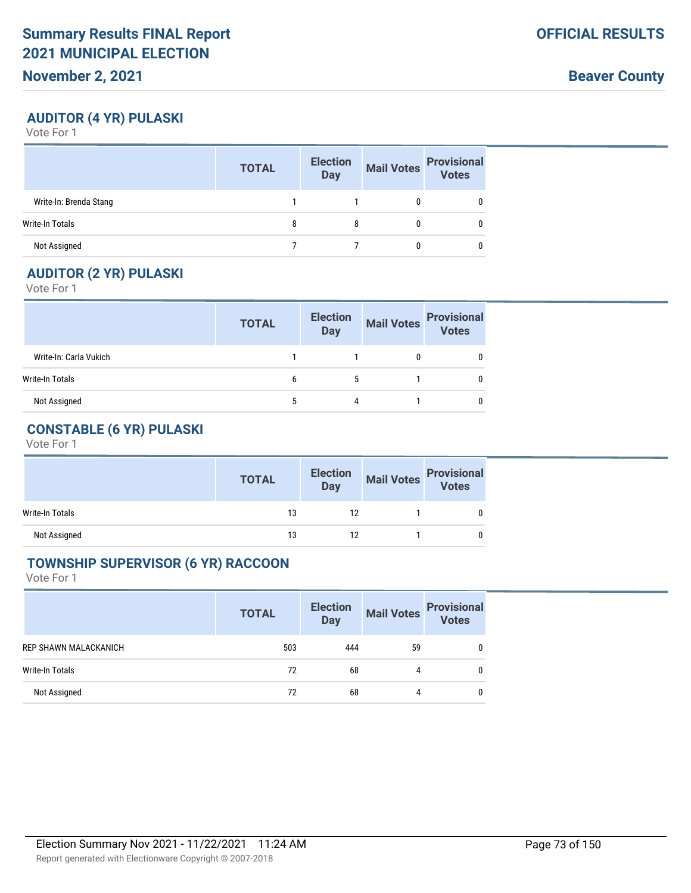## AUDITOR (4 YR) PULASKI

Vote For 1

| | TOTAL | Election Day | Mail Votes | Provisional Votes |
|---|---|---|---|---|
| Write-In: Brenda Stang | 1 | 1 | 0 | 0 |
| Write-In Totals | 8 | 8 | 0 | 0 |
| Not Assigned | 7 | 7 | 0 | 0 |

## AUDITOR (2 YR) PULASKI

Vote For 1

| | TOTAL | Election Day | Mail Votes | Provisional Votes |
|---|---|---|---|---|
| Write-In: Carla Vukich | 1 | 1 | 0 | 0 |
| Write-In Totals | 6 | 5 | 1 | 0 |
| Not Assigned | 5 | 4 | 1 | 0 |

## CONSTABLE (6 YR) PULASKI

Vote For 1

| | TOTAL | Election Day | Mail Votes | Provisional Votes |
|---|---|---|---|---|
| Write-In Totals | 13 | 12 | 1 | 0 |
| Not Assigned | 13 | 12 | 1 | 0 |

## TOWNSHIP SUPERVISOR (6 YR) RACCOON

Vote For 1

| | TOTAL | Election Day | Mail Votes | Provisional Votes |
|---|---|---|---|---|
| REP SHAWN MALACKANICH | 503 | 444 | 59 | 0 |
| Write-In Totals | 72 | 68 | 4 | 0 |
| Not Assigned | 72 | 68 | 4 | 0 |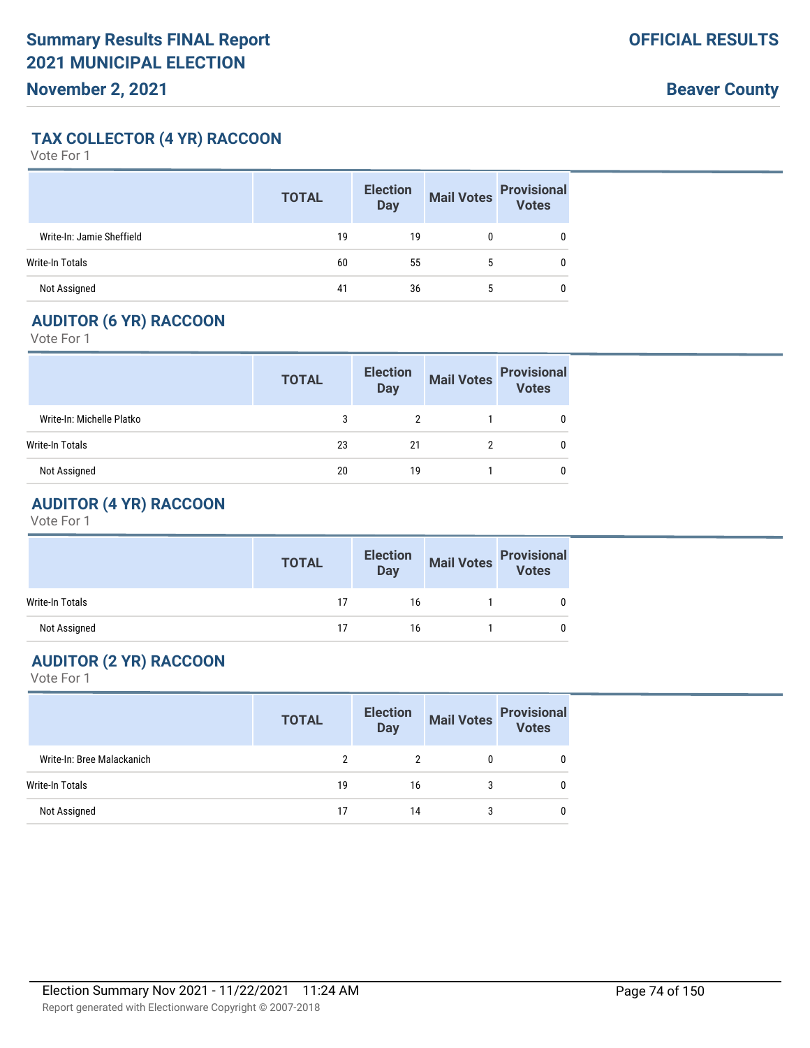## TAX COLLECTOR (4 YR) RACCOON

Vote For 1

| | TOTAL | Election Day | Mail Votes | Provisional Votes |
|---|---|---|---|---|
| Write-In: Jamie Sheffield | 19 | 19 | 0 | 0 |
| Write-In Totals | 60 | 55 | 5 | 0 |
| Not Assigned | 41 | 36 | 5 | 0 |

## AUDITOR (6 YR) RACCOON

Vote For 1

| | TOTAL | Election Day | Mail Votes | Provisional Votes |
|---|---|---|---|---|
| Write-In: Michelle Platko | 3 | 2 | 1 | 0 |
| Write-In Totals | 23 | 21 | 2 | 0 |
| Not Assigned | 20 | 19 | 1 | 0 |

## AUDITOR (4 YR) RACCOON

Vote For 1

| | TOTAL | Election Day | Mail Votes | Provisional Votes |
|---|---|---|---|---|
| Write-In Totals | 17 | 16 | 1 | 0 |
| Not Assigned | 17 | 16 | 1 | 0 |

## AUDITOR (2 YR) RACCOON

Vote For 1

| | TOTAL | Election Day | Mail Votes | Provisional Votes |
|---|---|---|---|---|
| Write-In: Bree Malackanich | 2 | 2 | 0 | 0 |
| Write-In Totals | 19 | 16 | 3 | 0 |
| Not Assigned | 17 | 14 | 3 | 0 |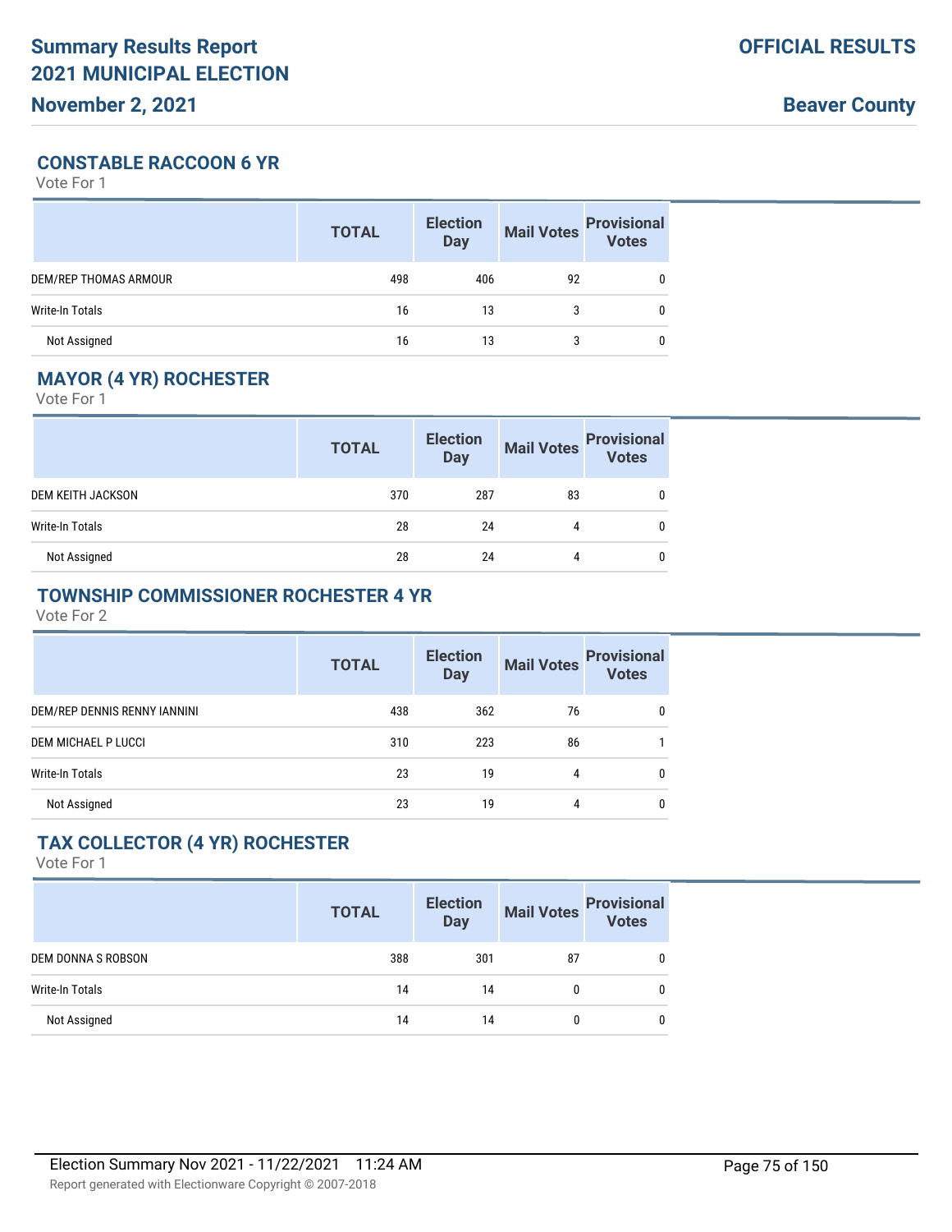Summary Results Report
2021 MUNICIPAL ELECTION
November 2, 2021

OFFICIAL RESULTS

Beaver County

## CONSTABLE RACCOON 6 YR

Vote For 1

| | TOTAL | Election Day | Mail Votes | Provisional Votes |
|---|---|---|---|---|
| DEM/REP THOMAS ARMOUR | 498 | 406 | 92 | 0 |
| Write-In Totals | 16 | 13 | 3 | 0 |
| Not Assigned | 16 | 13 | 3 | 0 |

## MAYOR (4 YR) ROCHESTER

Vote For 1

| | TOTAL | Election Day | Mail Votes | Provisional Votes |
|---|---|---|---|---|
| DEM KEITH JACKSON | 370 | 287 | 83 | 0 |
| Write-In Totals | 28 | 24 | 4 | 0 |
| Not Assigned | 28 | 24 | 4 | 0 |

## TOWNSHIP COMMISSIONER ROCHESTER 4 YR

Vote For 2

| | TOTAL | Election Day | Mail Votes | Provisional Votes |
|---|---|---|---|---|
| DEM/REP DENNIS RENNY IANNINI | 438 | 362 | 76 | 0 |
| DEM MICHAEL P LUCCI | 310 | 223 | 86 | 1 |
| Write-In Totals | 23 | 19 | 4 | 0 |
| Not Assigned | 23 | 19 | 4 | 0 |

## TAX COLLECTOR (4 YR) ROCHESTER

Vote For 1

| | TOTAL | Election Day | Mail Votes | Provisional Votes |
|---|---|---|---|---|
| DEM DONNA S ROBSON | 388 | 301 | 87 | 0 |
| Write-In Totals | 14 | 14 | 0 | 0 |
| Not Assigned | 14 | 14 | 0 | 0 |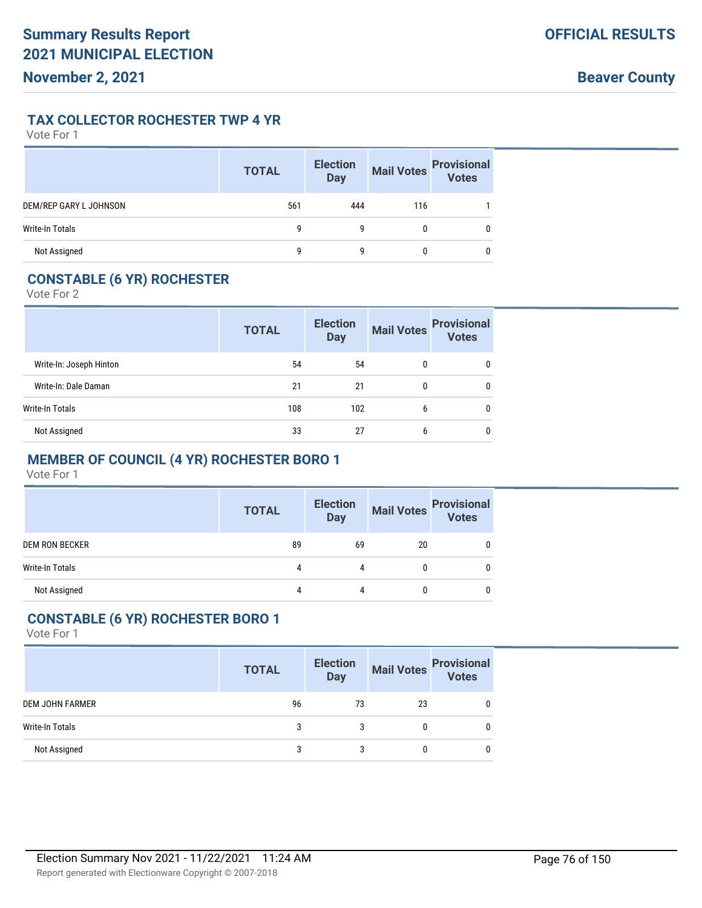# Summary Results Report
# 2021 MUNICIPAL ELECTION
**November 2, 2021**

**OFFICIAL RESULTS**

**Beaver County**

### TAX COLLECTOR ROCHESTER TWP 4 YR

Vote For 1

| | TOTAL | Election Day | Mail Votes | Provisional Votes |
|---|---|---|---|---|
| DEM/REP GARY L JOHNSON | 561 | 444 | 116 | 1 |
| Write-In Totals | 9 | 9 | 0 | 0 |
| Not Assigned | 9 | 9 | 0 | 0 |

### CONSTABLE (6 YR) ROCHESTER

Vote For 2

| | TOTAL | Election Day | Mail Votes | Provisional Votes |
|---|---|---|---|---|
| Write-In: Joseph Hinton | 54 | 54 | 0 | 0 |
| Write-In: Dale Daman | 21 | 21 | 0 | 0 |
| Write-In Totals | 108 | 102 | 6 | 0 |
| Not Assigned | 33 | 27 | 6 | 0 |

### MEMBER OF COUNCIL (4 YR) ROCHESTER BORO 1

Vote For 1

| | TOTAL | Election Day | Mail Votes | Provisional Votes |
|---|---|---|---|---|
| DEM RON BECKER | 89 | 69 | 20 | 0 |
| Write-In Totals | 4 | 4 | 0 | 0 |
| Not Assigned | 4 | 4 | 0 | 0 |

### CONSTABLE (6 YR) ROCHESTER BORO 1

Vote For 1

| | TOTAL | Election Day | Mail Votes | Provisional Votes |
|---|---|---|---|---|
| DEM JOHN FARMER | 96 | 73 | 23 | 0 |
| Write-In Totals | 3 | 3 | 0 | 0 |
| Not Assigned | 3 | 3 | 0 | 0 |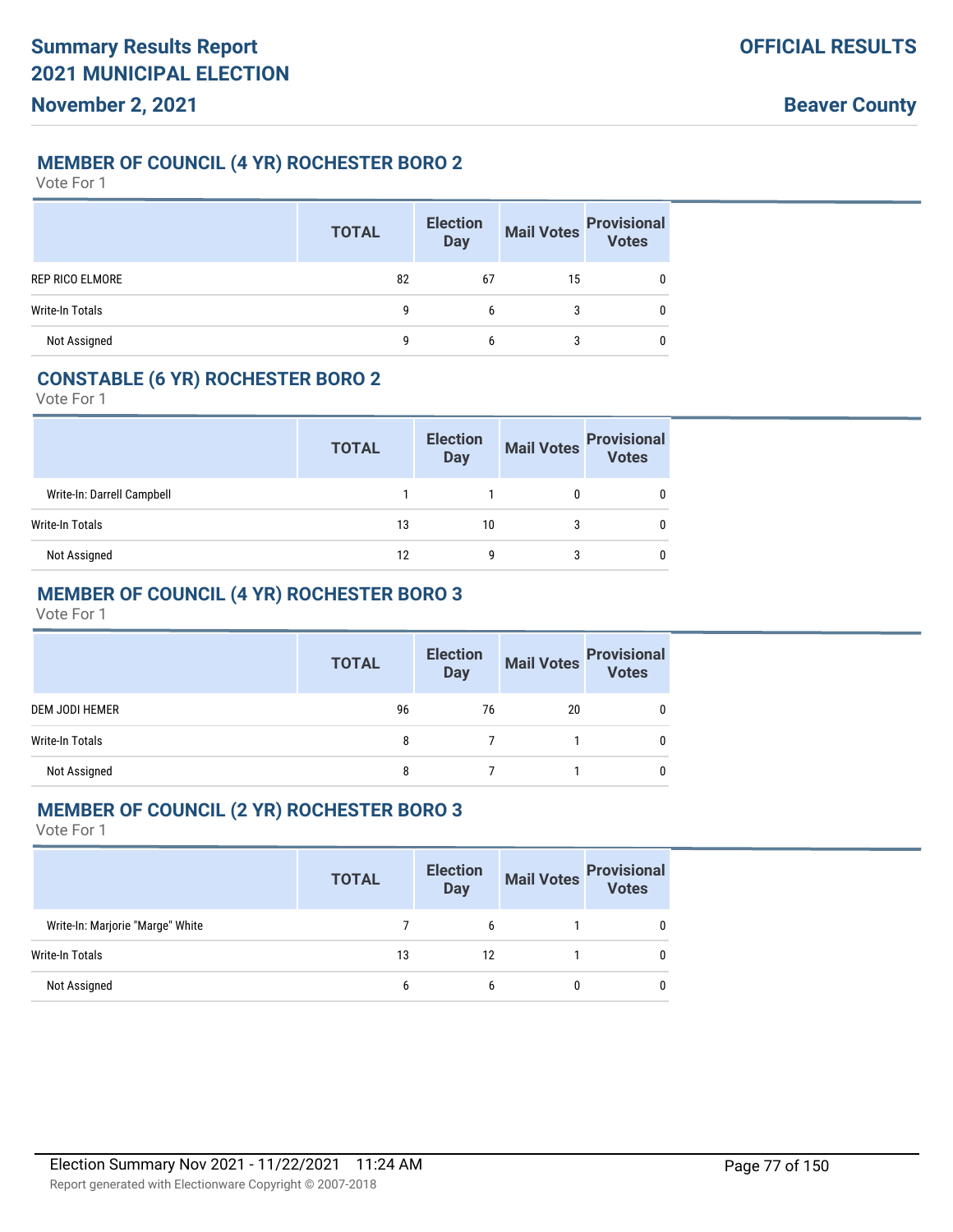# Summary Results Report
# 2021 MUNICIPAL ELECTION
**November 2, 2021**

**OFFICIAL RESULTS**

**Beaver County**

## MEMBER OF COUNCIL (4 YR) ROCHESTER BORO 2

Vote For 1

| | TOTAL | Election Day | Mail Votes | Provisional Votes |
|---|---|---|---|---|
| REP RICO ELMORE | 82 | 67 | 15 | 0 |
| Write-In Totals | 9 | 6 | 3 | 0 |
| Not Assigned | 9 | 6 | 3 | 0 |

## CONSTABLE (6 YR) ROCHESTER BORO 2

Vote For 1

| | TOTAL | Election Day | Mail Votes | Provisional Votes |
|---|---|---|---|---|
| Write-In: Darrell Campbell | 1 | 1 | 0 | 0 |
| Write-In Totals | 13 | 10 | 3 | 0 |
| Not Assigned | 12 | 9 | 3 | 0 |

## MEMBER OF COUNCIL (4 YR) ROCHESTER BORO 3

Vote For 1

| | TOTAL | Election Day | Mail Votes | Provisional Votes |
|---|---|---|---|---|
| DEM JODI HEMER | 96 | 76 | 20 | 0 |
| Write-In Totals | 8 | 7 | 1 | 0 |
| Not Assigned | 8 | 7 | 1 | 0 |

## MEMBER OF COUNCIL (2 YR) ROCHESTER BORO 3

Vote For 1

| | TOTAL | Election Day | Mail Votes | Provisional Votes |
|---|---|---|---|---|
| Write-In: Marjorie "Marge" White | 7 | 6 | 1 | 0 |
| Write-In Totals | 13 | 12 | 1 | 0 |
| Not Assigned | 6 | 6 | 0 | 0 |

Election Summary Nov 2021 - 11/22/2021 11:24 AM

Report generated with Electionware Copyright © 2007-2018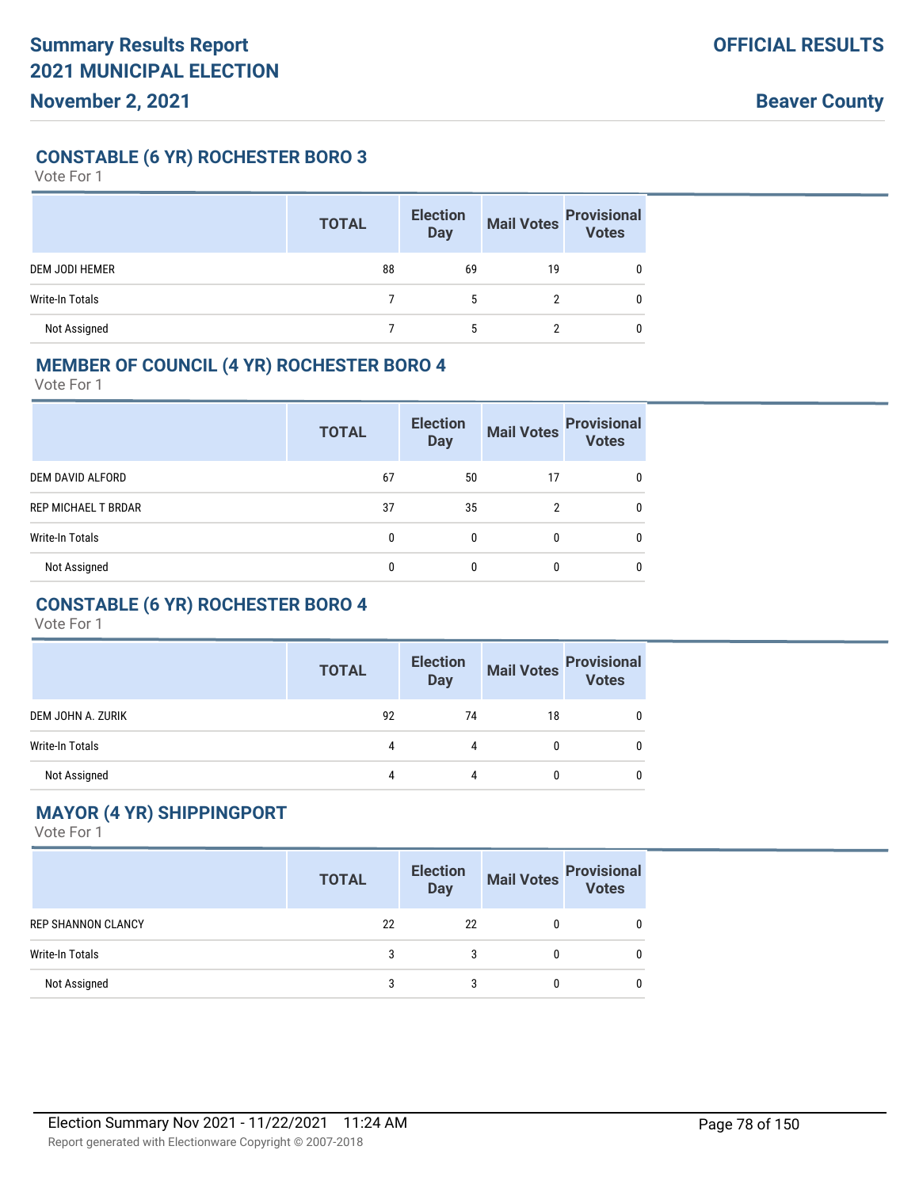## CONSTABLE (6 YR) ROCHESTER BORO 3

Vote For 1

| | TOTAL | Election Day | Mail Votes | Provisional Votes |
|---|---|---|---|---|
| DEM JODI HEMER | 88 | 69 | 19 | 0 |
| Write-In Totals | 7 | 5 | 2 | 0 |
| Not Assigned | 7 | 5 | 2 | 0 |

## MEMBER OF COUNCIL (4 YR) ROCHESTER BORO 4

Vote For 1

| | TOTAL | Election Day | Mail Votes | Provisional Votes |
|---|---|---|---|---|
| DEM DAVID ALFORD | 67 | 50 | 17 | 0 |
| REP MICHAEL T BRDAR | 37 | 35 | 2 | 0 |
| Write-In Totals | 0 | 0 | 0 | 0 |
| Not Assigned | 0 | 0 | 0 | 0 |

## CONSTABLE (6 YR) ROCHESTER BORO 4

Vote For 1

| | TOTAL | Election Day | Mail Votes | Provisional Votes |
|---|---|---|---|---|
| DEM JOHN A. ZURIK | 92 | 74 | 18 | 0 |
| Write-In Totals | 4 | 4 | 0 | 0 |
| Not Assigned | 4 | 4 | 0 | 0 |

## MAYOR (4 YR) SHIPPINGPORT

Vote For 1

| | TOTAL | Election Day | Mail Votes | Provisional Votes |
|---|---|---|---|---|
| REP SHANNON CLANCY | 22 | 22 | 0 | 0 |
| Write-In Totals | 3 | 3 | 0 | 0 |
| Not Assigned | 3 | 3 | 0 | 0 |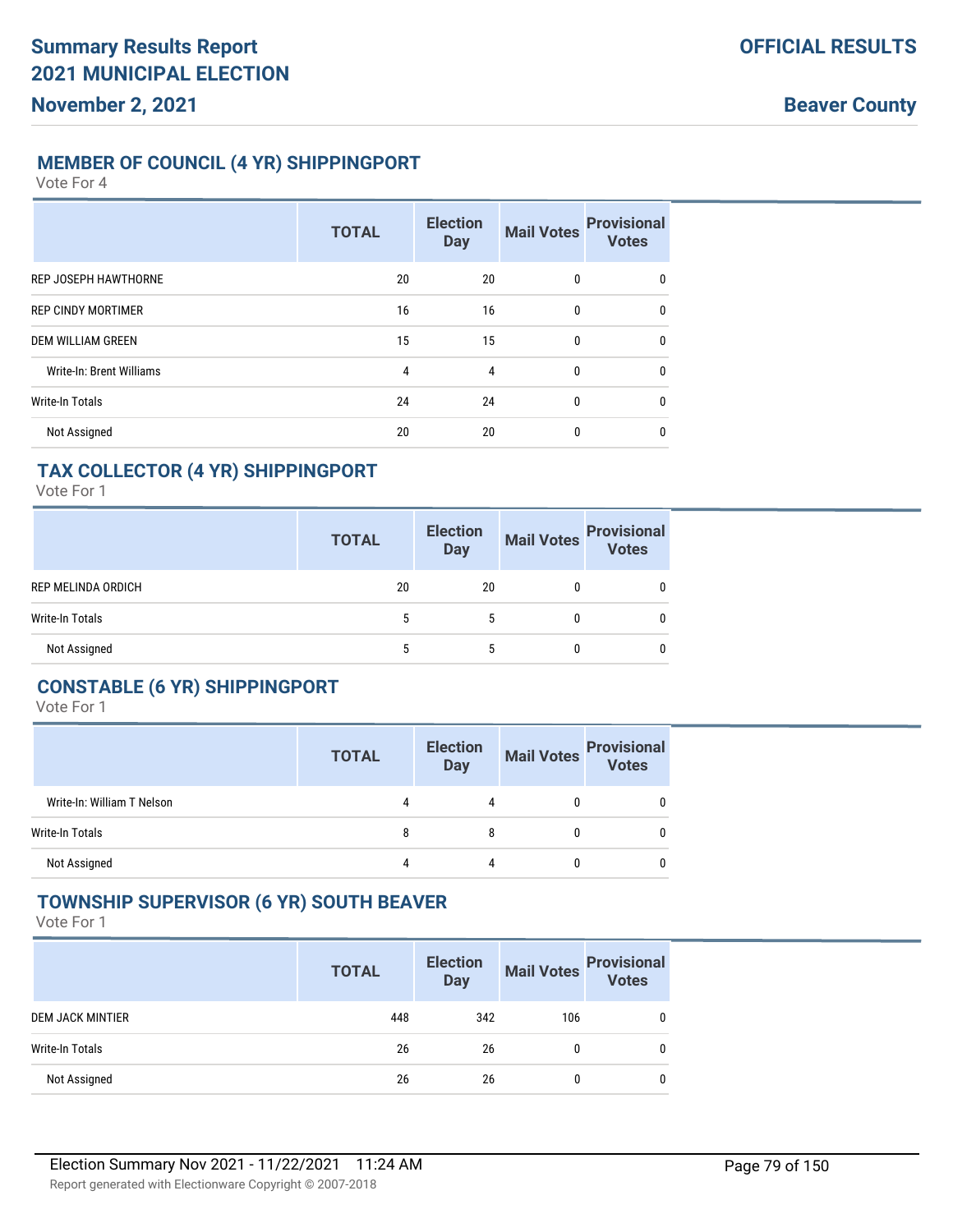## MEMBER OF COUNCIL (4 YR) SHIPPINGPORT

Vote For 4

| | TOTAL | Election Day | Mail Votes | Provisional Votes |
|---|---|---|---|---|
| REP JOSEPH HAWTHORNE | 20 | 20 | 0 | 0 |
| REP CINDY MORTIMER | 16 | 16 | 0 | 0 |
| DEM WILLIAM GREEN | 15 | 15 | 0 | 0 |
| Write-In: Brent Williams | 4 | 4 | 0 | 0 |
| Write-In Totals | 24 | 24 | 0 | 0 |
| Not Assigned | 20 | 20 | 0 | 0 |

## TAX COLLECTOR (4 YR) SHIPPINGPORT

Vote For 1

| | TOTAL | Election Day | Mail Votes | Provisional Votes |
|---|---|---|---|---|
| REP MELINDA ORDICH | 20 | 20 | 0 | 0 |
| Write-In Totals | 5 | 5 | 0 | 0 |
| Not Assigned | 5 | 5 | 0 | 0 |

## CONSTABLE (6 YR) SHIPPINGPORT

Vote For 1

| | TOTAL | Election Day | Mail Votes | Provisional Votes |
|---|---|---|---|---|
| Write-In: William T Nelson | 4 | 4 | 0 | 0 |
| Write-In Totals | 8 | 8 | 0 | 0 |
| Not Assigned | 4 | 4 | 0 | 0 |

## TOWNSHIP SUPERVISOR (6 YR) SOUTH BEAVER

Vote For 1

| | TOTAL | Election Day | Mail Votes | Provisional Votes |
|---|---|---|---|---|
| DEM JACK MINTIER | 448 | 342 | 106 | 0 |
| Write-In Totals | 26 | 26 | 0 | 0 |
| Not Assigned | 26 | 26 | 0 | 0 |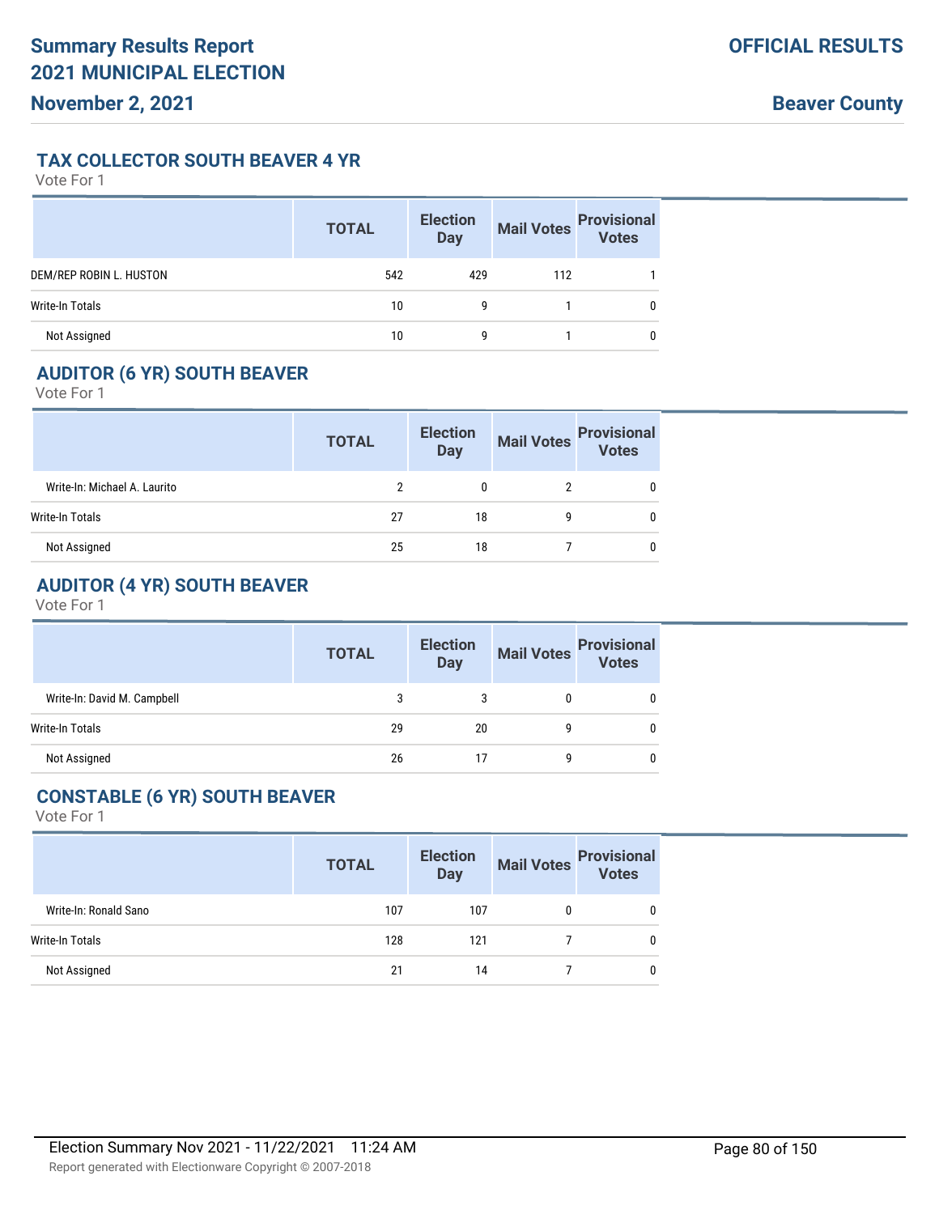# Summary Results Report
# 2021 MUNICIPAL ELECTION
# November 2, 2021

**OFFICIAL RESULTS**

**Beaver County**

## TAX COLLECTOR SOUTH BEAVER 4 YR

Vote For 1

| | TOTAL | Election Day | Mail Votes | Provisional Votes |
|---|---|---|---|---|
| DEM/REP ROBIN L. HUSTON | 542 | 429 | 112 | 1 |
| Write-In Totals | 10 | 9 | 1 | 0 |
| Not Assigned | 10 | 9 | 1 | 0 |

## AUDITOR (6 YR) SOUTH BEAVER

Vote For 1

| | TOTAL | Election Day | Mail Votes | Provisional Votes |
|---|---|---|---|---|
| Write-In: Michael A. Laurito | 2 | 0 | 2 | 0 |
| Write-In Totals | 27 | 18 | 9 | 0 |
| Not Assigned | 25 | 18 | 7 | 0 |

## AUDITOR (4 YR) SOUTH BEAVER

Vote For 1

| | TOTAL | Election Day | Mail Votes | Provisional Votes |
|---|---|---|---|---|
| Write-In: David M. Campbell | 3 | 3 | 0 | 0 |
| Write-In Totals | 29 | 20 | 9 | 0 |
| Not Assigned | 26 | 17 | 9 | 0 |

## CONSTABLE (6 YR) SOUTH BEAVER

Vote For 1

| | TOTAL | Election Day | Mail Votes | Provisional Votes |
|---|---|---|---|---|
| Write-In: Ronald Sano | 107 | 107 | 0 | 0 |
| Write-In Totals | 128 | 121 | 7 | 0 |
| Not Assigned | 21 | 14 | 7 | 0 |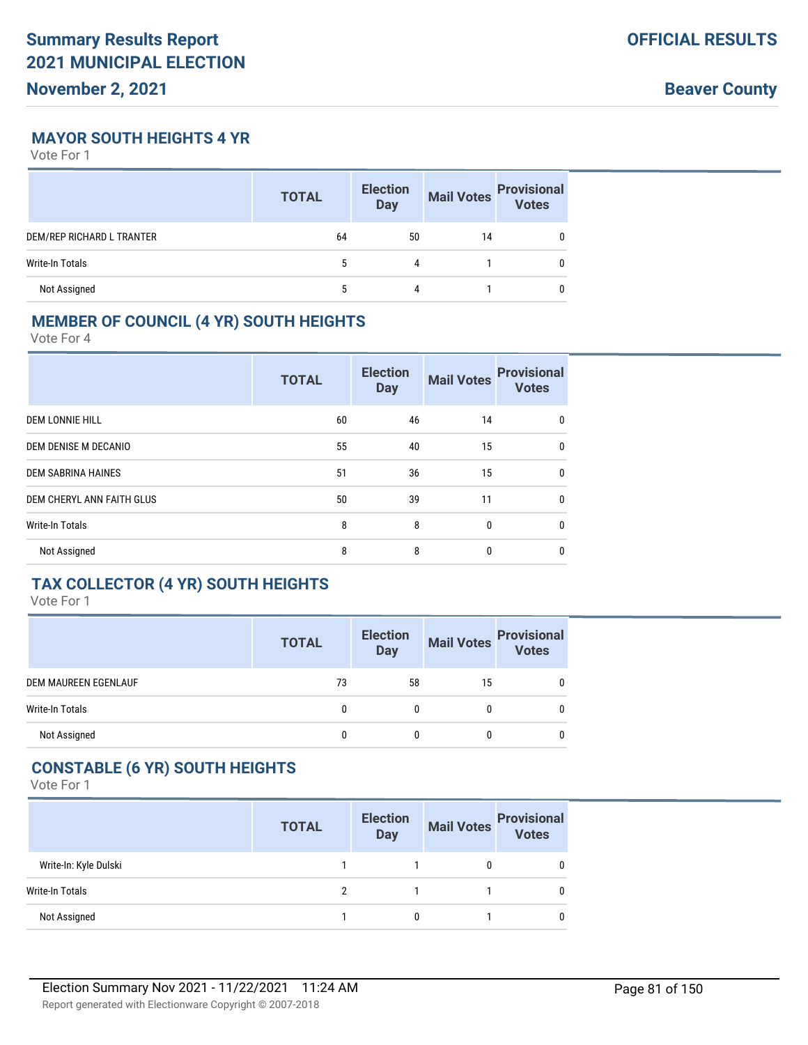## MAYOR SOUTH HEIGHTS 4 YR

Vote For 1

| | TOTAL | Election Day | Mail Votes | Provisional Votes |
|---|---|---|---|---|
| DEM/REP RICHARD L TRANTER | 64 | 50 | 14 | 0 |
| Write-In Totals | 5 | 4 | 1 | 0 |
| Not Assigned | 5 | 4 | 1 | 0 |

## MEMBER OF COUNCIL (4 YR) SOUTH HEIGHTS

Vote For 4

| | TOTAL | Election Day | Mail Votes | Provisional Votes |
|---|---|---|---|---|
| DEM LONNIE HILL | 60 | 46 | 14 | 0 |
| DEM DENISE M DECANIO | 55 | 40 | 15 | 0 |
| DEM SABRINA HAINES | 51 | 36 | 15 | 0 |
| DEM CHERYL ANN FAITH GLUS | 50 | 39 | 11 | 0 |
| Write-In Totals | 8 | 8 | 0 | 0 |
| Not Assigned | 8 | 8 | 0 | 0 |

## TAX COLLECTOR (4 YR) SOUTH HEIGHTS

Vote For 1

| | TOTAL | Election Day | Mail Votes | Provisional Votes |
|---|---|---|---|---|
| DEM MAUREEN EGENLAUF | 73 | 58 | 15 | 0 |
| Write-In Totals | 0 | 0 | 0 | 0 |
| Not Assigned | 0 | 0 | 0 | 0 |

## CONSTABLE (6 YR) SOUTH HEIGHTS

Vote For 1

| | TOTAL | Election Day | Mail Votes | Provisional Votes |
|---|---|---|---|---|
| Write-In: Kyle Dulski | 1 | 1 | 0 | 0 |
| Write-In Totals | 2 | 1 | 1 | 0 |
| Not Assigned | 1 | 0 | 1 | 0 |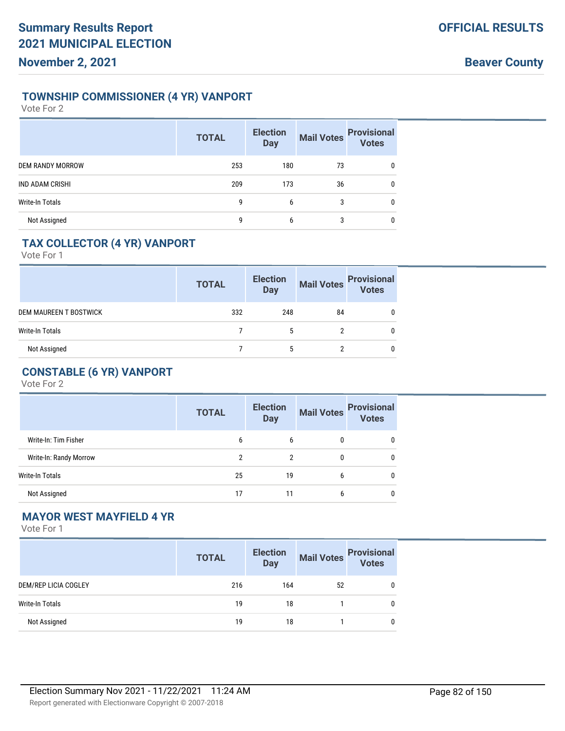**Summary Results Report**
**2021 MUNICIPAL ELECTION**
**November 2, 2021**

**OFFICIAL RESULTS**

**Beaver County**

## TOWNSHIP COMMISSIONER (4 YR) VANPORT

Vote For 2

| | TOTAL | Election Day | Mail Votes | Provisional Votes |
|---|---|---|---|---|
| DEM RANDY MORROW | 253 | 180 | 73 | 0 |
| IND ADAM CRISHI | 209 | 173 | 36 | 0 |
| Write-In Totals | 9 | 6 | 3 | 0 |
| Not Assigned | 9 | 6 | 3 | 0 |

## TAX COLLECTOR (4 YR) VANPORT

Vote For 1

| | TOTAL | Election Day | Mail Votes | Provisional Votes |
|---|---|---|---|---|
| DEM MAUREEN T BOSTWICK | 332 | 248 | 84 | 0 |
| Write-In Totals | 7 | 5 | 2 | 0 |
| Not Assigned | 7 | 5 | 2 | 0 |

## CONSTABLE (6 YR) VANPORT

Vote For 2

| | TOTAL | Election Day | Mail Votes | Provisional Votes |
|---|---|---|---|---|
| Write-In: Tim Fisher | 6 | 6 | 0 | 0 |
| Write-In: Randy Morrow | 2 | 2 | 0 | 0 |
| Write-In Totals | 25 | 19 | 6 | 0 |
| Not Assigned | 17 | 11 | 6 | 0 |

## MAYOR WEST MAYFIELD 4 YR

Vote For 1

| | TOTAL | Election Day | Mail Votes | Provisional Votes |
|---|---|---|---|---|
| DEM/REP LICIA COGLEY | 216 | 164 | 52 | 0 |
| Write-In Totals | 19 | 18 | 1 | 0 |
| Not Assigned | 19 | 18 | 1 | 0 |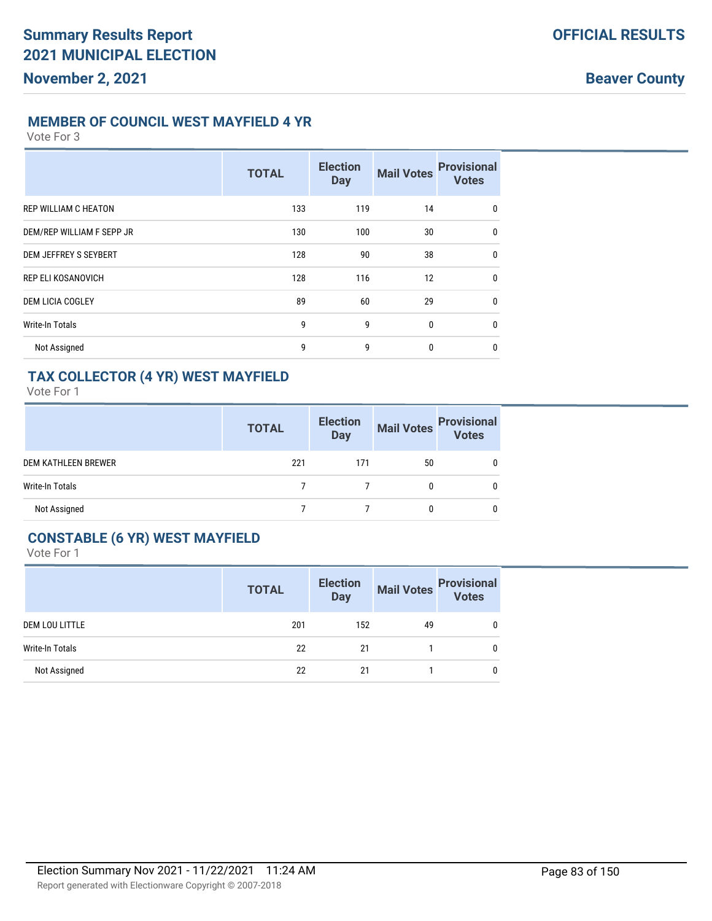## MEMBER OF COUNCIL WEST MAYFIELD 4 YR

Vote For 3

| | TOTAL | Election Day | Mail Votes | Provisional Votes |
|---|---|---|---|---|
| REP WILLIAM C HEATON | 133 | 119 | 14 | 0 |
| DEM/REP WILLIAM F SEPP JR | 130 | 100 | 30 | 0 |
| DEM JEFFREY S SEYBERT | 128 | 90 | 38 | 0 |
| REP ELI KOSANOVICH | 128 | 116 | 12 | 0 |
| DEM LICIA COGLEY | 89 | 60 | 29 | 0 |
| Write-In Totals | 9 | 9 | 0 | 0 |
| Not Assigned | 9 | 9 | 0 | 0 |

## TAX COLLECTOR (4 YR) WEST MAYFIELD

Vote For 1

| | TOTAL | Election Day | Mail Votes | Provisional Votes |
|---|---|---|---|---|
| DEM KATHLEEN BREWER | 221 | 171 | 50 | 0 |
| Write-In Totals | 7 | 7 | 0 | 0 |
| Not Assigned | 7 | 7 | 0 | 0 |

## CONSTABLE (6 YR) WEST MAYFIELD

Vote For 1

| | TOTAL | Election Day | Mail Votes | Provisional Votes |
|---|---|---|---|---|
| DEM LOU LITTLE | 201 | 152 | 49 | 0 |
| Write-In Totals | 22 | 21 | 1 | 0 |
| Not Assigned | 22 | 21 | 1 | 0 |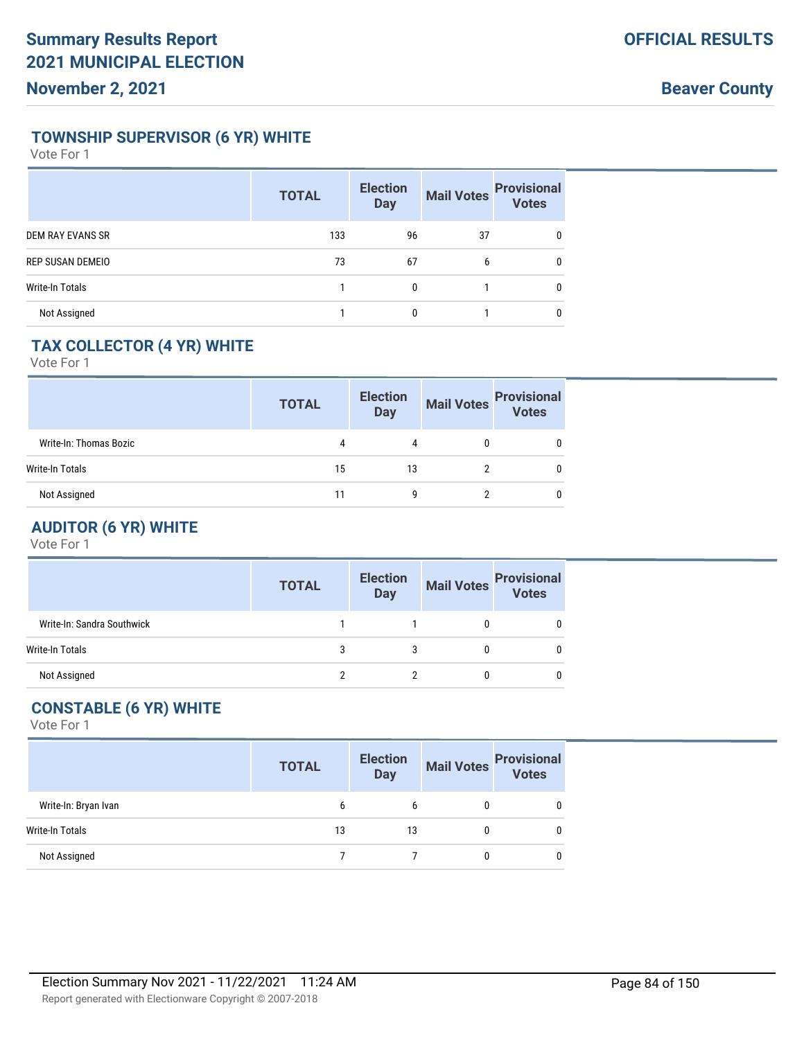## TOWNSHIP SUPERVISOR (6 YR) WHITE

Vote For 1

| | TOTAL | Election Day | Mail Votes | Provisional Votes |
|---|---|---|---|---|
| DEM RAY EVANS SR | 133 | 96 | 37 | 0 |
| REP SUSAN DEMEIO | 73 | 67 | 6 | 0 |
| Write-In Totals | 1 | 0 | 1 | 0 |
| Not Assigned | 1 | 0 | 1 | 0 |

## TAX COLLECTOR (4 YR) WHITE

Vote For 1

| | TOTAL | Election Day | Mail Votes | Provisional Votes |
|---|---|---|---|---|
| Write-In: Thomas Bozic | 4 | 4 | 0 | 0 |
| Write-In Totals | 15 | 13 | 2 | 0 |
| Not Assigned | 11 | 9 | 2 | 0 |

## AUDITOR (6 YR) WHITE

Vote For 1

| | TOTAL | Election Day | Mail Votes | Provisional Votes |
|---|---|---|---|---|
| Write-In: Sandra Southwick | 1 | 1 | 0 | 0 |
| Write-In Totals | 3 | 3 | 0 | 0 |
| Not Assigned | 2 | 2 | 0 | 0 |

## CONSTABLE (6 YR) WHITE

Vote For 1

| | TOTAL | Election Day | Mail Votes | Provisional Votes |
|---|---|---|---|---|
| Write-In: Bryan Ivan | 6 | 6 | 0 | 0 |
| Write-In Totals | 13 | 13 | 0 | 0 |
| Not Assigned | 7 | 7 | 0 | 0 |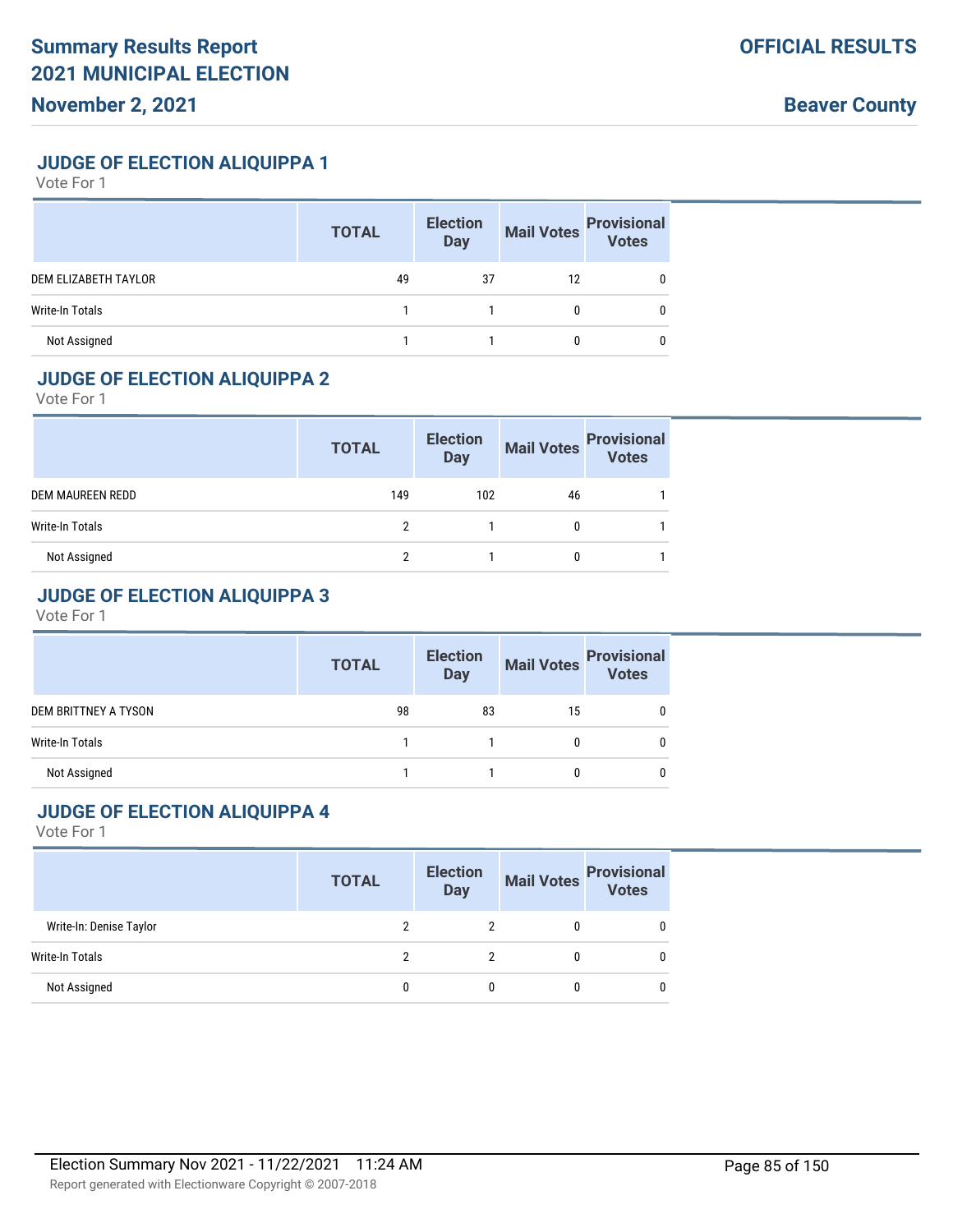## JUDGE OF ELECTION ALIQUIPPA 1

Vote For 1

| | TOTAL | Election Day | Mail Votes | Provisional Votes |
|---|---|---|---|---|
| DEM ELIZABETH TAYLOR | 49 | 37 | 12 | 0 |
| Write-In Totals | 1 | 1 | 0 | 0 |
| Not Assigned | 1 | 1 | 0 | 0 |

## JUDGE OF ELECTION ALIQUIPPA 2

Vote For 1

| | TOTAL | Election Day | Mail Votes | Provisional Votes |
|---|---|---|---|---|
| DEM MAUREEN REDD | 149 | 102 | 46 | 1 |
| Write-In Totals | 2 | 1 | 0 | 1 |
| Not Assigned | 2 | 1 | 0 | 1 |

## JUDGE OF ELECTION ALIQUIPPA 3

Vote For 1

| | TOTAL | Election Day | Mail Votes | Provisional Votes |
|---|---|---|---|---|
| DEM BRITTNEY A TYSON | 98 | 83 | 15 | 0 |
| Write-In Totals | 1 | 1 | 0 | 0 |
| Not Assigned | 1 | 1 | 0 | 0 |

## JUDGE OF ELECTION ALIQUIPPA 4

Vote For 1

| | TOTAL | Election Day | Mail Votes | Provisional Votes |
|---|---|---|---|---|
| Write-In: Denise Taylor | 2 | 2 | 0 | 0 |
| Write-In Totals | 2 | 2 | 0 | 0 |
| Not Assigned | 0 | 0 | 0 | 0 |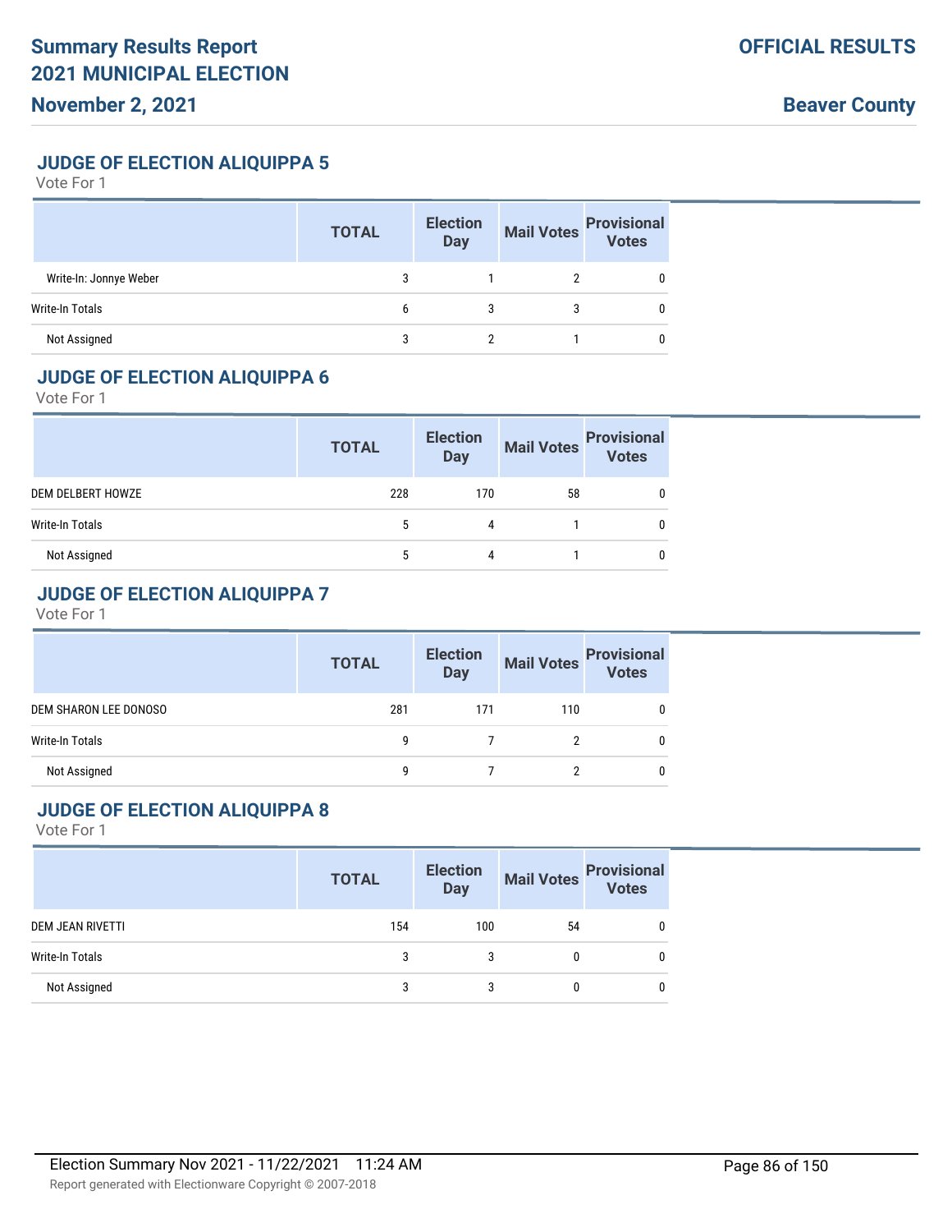## JUDGE OF ELECTION ALIQUIPPA 5

Vote For 1

| | TOTAL | Election Day | Mail Votes | Provisional Votes |
|---|---|---|---|---|
| Write-In: Jonnye Weber | 3 | 1 | 2 | 0 |
| Write-In Totals | 6 | 3 | 3 | 0 |
| Not Assigned | 3 | 2 | 1 | 0 |

## JUDGE OF ELECTION ALIQUIPPA 6

Vote For 1

| | TOTAL | Election Day | Mail Votes | Provisional Votes |
|---|---|---|---|---|
| DEM DELBERT HOWZE | 228 | 170 | 58 | 0 |
| Write-In Totals | 5 | 4 | 1 | 0 |
| Not Assigned | 5 | 4 | 1 | 0 |

## JUDGE OF ELECTION ALIQUIPPA 7

Vote For 1

| | TOTAL | Election Day | Mail Votes | Provisional Votes |
|---|---|---|---|---|
| DEM SHARON LEE DONOSO | 281 | 171 | 110 | 0 |
| Write-In Totals | 9 | 7 | 2 | 0 |
| Not Assigned | 9 | 7 | 2 | 0 |

## JUDGE OF ELECTION ALIQUIPPA 8

Vote For 1

| | TOTAL | Election Day | Mail Votes | Provisional Votes |
|---|---|---|---|---|
| DEM JEAN RIVETTI | 154 | 100 | 54 | 0 |
| Write-In Totals | 3 | 3 | 0 | 0 |
| Not Assigned | 3 | 3 | 0 | 0 |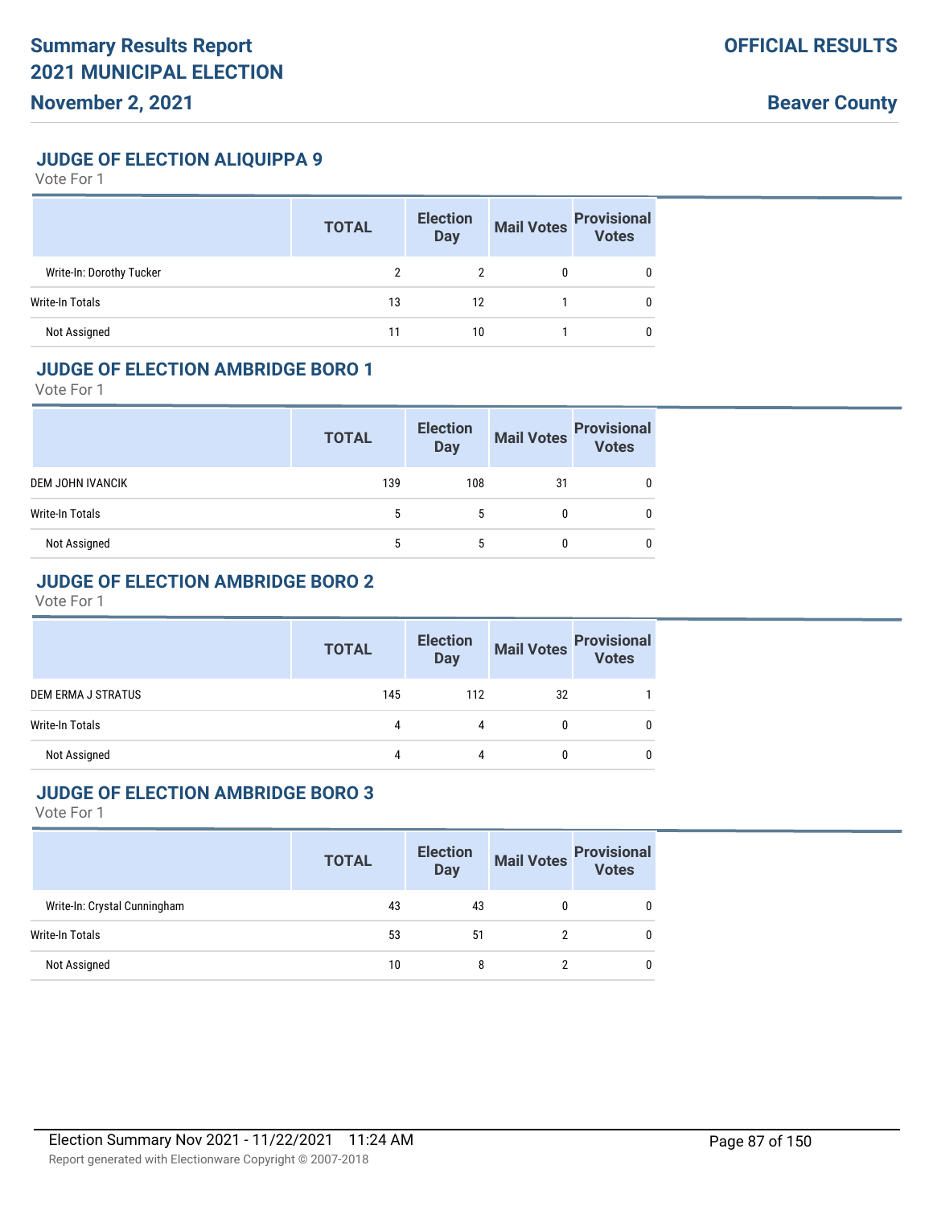## JUDGE OF ELECTION ALIQUIPPA 9

Vote For 1

| | TOTAL | Election Day | Mail Votes | Provisional Votes |
|---|---|---|---|---|
| Write-In: Dorothy Tucker | 2 | 2 | 0 | 0 |
| Write-In Totals | 13 | 12 | 1 | 0 |
| Not Assigned | 11 | 10 | 1 | 0 |

## JUDGE OF ELECTION AMBRIDGE BORO 1

Vote For 1

| | TOTAL | Election Day | Mail Votes | Provisional Votes |
|---|---|---|---|---|
| DEM JOHN IVANCIK | 139 | 108 | 31 | 0 |
| Write-In Totals | 5 | 5 | 0 | 0 |
| Not Assigned | 5 | 5 | 0 | 0 |

## JUDGE OF ELECTION AMBRIDGE BORO 2

Vote For 1

| | TOTAL | Election Day | Mail Votes | Provisional Votes |
|---|---|---|---|---|
| DEM ERMA J STRATUS | 145 | 112 | 32 | 1 |
| Write-In Totals | 4 | 4 | 0 | 0 |
| Not Assigned | 4 | 4 | 0 | 0 |

## JUDGE OF ELECTION AMBRIDGE BORO 3

Vote For 1

| | TOTAL | Election Day | Mail Votes | Provisional Votes |
|---|---|---|---|---|
| Write-In: Crystal Cunningham | 43 | 43 | 0 | 0 |
| Write-In Totals | 53 | 51 | 2 | 0 |
| Not Assigned | 10 | 8 | 2 | 0 |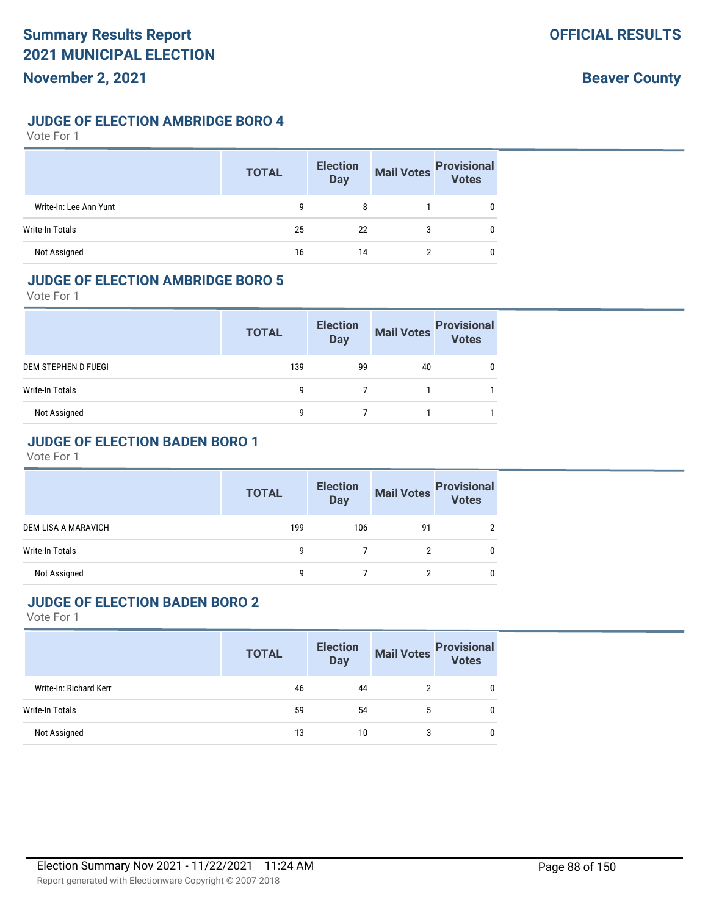## JUDGE OF ELECTION AMBRIDGE BORO 4

Vote For 1

| | TOTAL | Election Day | Mail Votes | Provisional Votes |
|---|---|---|---|---|
| Write-In: Lee Ann Yunt | 9 | 8 | 1 | 0 |
| Write-In Totals | 25 | 22 | 3 | 0 |
| Not Assigned | 16 | 14 | 2 | 0 |

## JUDGE OF ELECTION AMBRIDGE BORO 5

Vote For 1

| | TOTAL | Election Day | Mail Votes | Provisional Votes |
|---|---|---|---|---|
| DEM STEPHEN D FUEGI | 139 | 99 | 40 | 0 |
| Write-In Totals | 9 | 7 | 1 | 1 |
| Not Assigned | 9 | 7 | 1 | 1 |

## JUDGE OF ELECTION BADEN BORO 1

Vote For 1

| | TOTAL | Election Day | Mail Votes | Provisional Votes |
|---|---|---|---|---|
| DEM LISA A MARAVICH | 199 | 106 | 91 | 2 |
| Write-In Totals | 9 | 7 | 2 | 0 |
| Not Assigned | 9 | 7 | 2 | 0 |

## JUDGE OF ELECTION BADEN BORO 2

Vote For 1

| | TOTAL | Election Day | Mail Votes | Provisional Votes |
|---|---|---|---|---|
| Write-In: Richard Kerr | 46 | 44 | 2 | 0 |
| Write-In Totals | 59 | 54 | 5 | 0 |
| Not Assigned | 13 | 10 | 3 | 0 |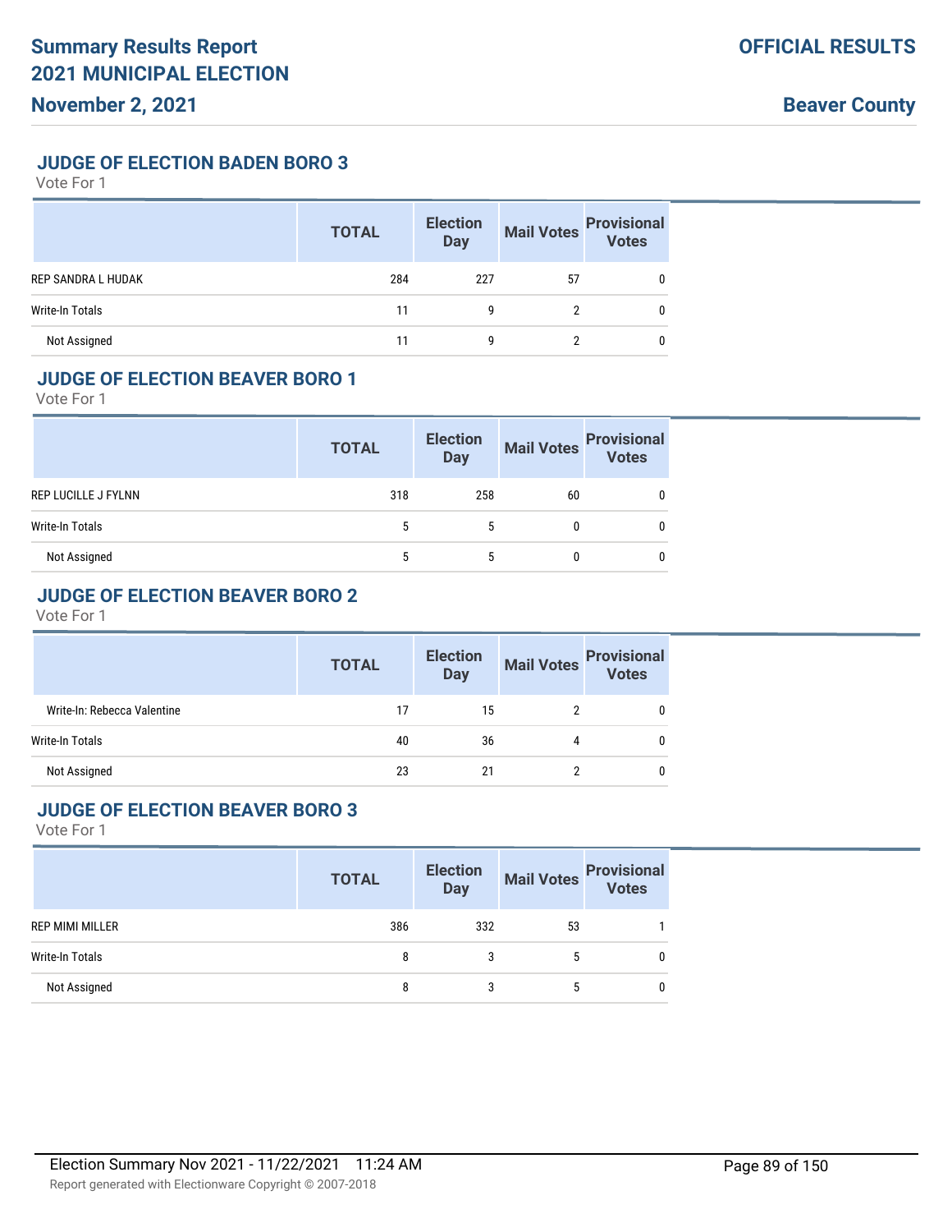## JUDGE OF ELECTION BADEN BORO 3

Vote For 1

| | TOTAL | Election Day | Mail Votes | Provisional Votes |
|---|---|---|---|---|
| REP SANDRA L HUDAK | 284 | 227 | 57 | 0 |
| Write-In Totals | 11 | 9 | 2 | 0 |
| Not Assigned | 11 | 9 | 2 | 0 |

## JUDGE OF ELECTION BEAVER BORO 1

Vote For 1

| | TOTAL | Election Day | Mail Votes | Provisional Votes |
|---|---|---|---|---|
| REP LUCILLE J FYLNN | 318 | 258 | 60 | 0 |
| Write-In Totals | 5 | 5 | 0 | 0 |
| Not Assigned | 5 | 5 | 0 | 0 |

## JUDGE OF ELECTION BEAVER BORO 2

Vote For 1

| | TOTAL | Election Day | Mail Votes | Provisional Votes |
|---|---|---|---|---|
| Write-In: Rebecca Valentine | 17 | 15 | 2 | 0 |
| Write-In Totals | 40 | 36 | 4 | 0 |
| Not Assigned | 23 | 21 | 2 | 0 |

## JUDGE OF ELECTION BEAVER BORO 3

Vote For 1

| | TOTAL | Election Day | Mail Votes | Provisional Votes |
|---|---|---|---|---|
| REP MIMI MILLER | 386 | 332 | 53 | 1 |
| Write-In Totals | 8 | 3 | 5 | 0 |
| Not Assigned | 8 | 3 | 5 | 0 |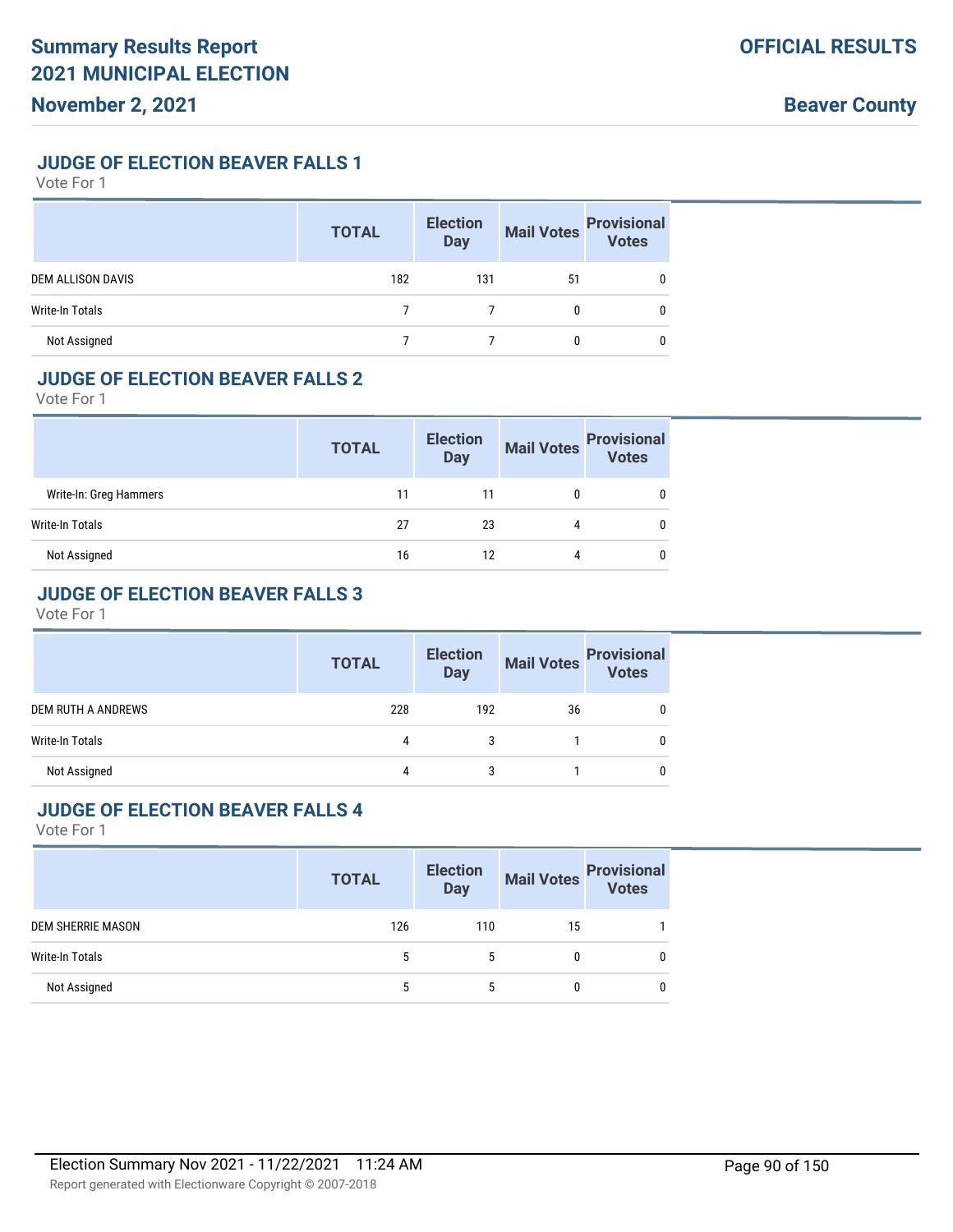# Summary Results Report
# 2021 MUNICIPAL ELECTION
## November 2, 2021

**OFFICIAL RESULTS**

**Beaver County**

### JUDGE OF ELECTION BEAVER FALLS 1

Vote For 1

| | TOTAL | Election Day | Mail Votes | Provisional Votes |
|---|---|---|---|---|
| DEM ALLISON DAVIS | 182 | 131 | 51 | 0 |
| Write-In Totals | 7 | 7 | 0 | 0 |
| Not Assigned | 7 | 7 | 0 | 0 |

### JUDGE OF ELECTION BEAVER FALLS 2

Vote For 1

| | TOTAL | Election Day | Mail Votes | Provisional Votes |
|---|---|---|---|---|
| Write-In: Greg Hammers | 11 | 11 | 0 | 0 |
| Write-In Totals | 27 | 23 | 4 | 0 |
| Not Assigned | 16 | 12 | 4 | 0 |

### JUDGE OF ELECTION BEAVER FALLS 3

Vote For 1

| | TOTAL | Election Day | Mail Votes | Provisional Votes |
|---|---|---|---|---|
| DEM RUTH A ANDREWS | 228 | 192 | 36 | 0 |
| Write-In Totals | 4 | 3 | 1 | 0 |
| Not Assigned | 4 | 3 | 1 | 0 |

### JUDGE OF ELECTION BEAVER FALLS 4

Vote For 1

| | TOTAL | Election Day | Mail Votes | Provisional Votes |
|---|---|---|---|---|
| DEM SHERRIE MASON | 126 | 110 | 15 | 1 |
| Write-In Totals | 5 | 5 | 0 | 0 |
| Not Assigned | 5 | 5 | 0 | 0 |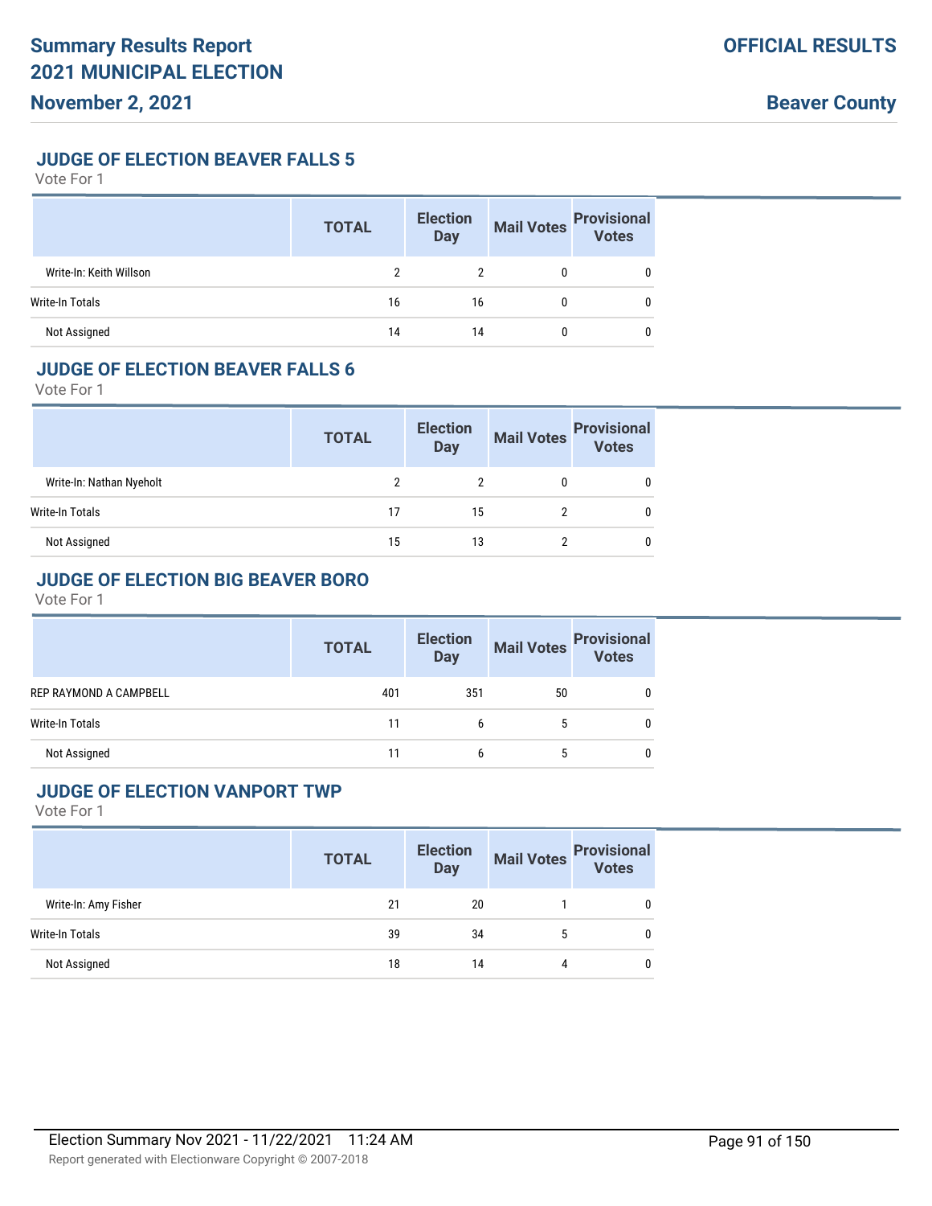## JUDGE OF ELECTION BEAVER FALLS 5

Vote For 1

| | TOTAL | Election Day | Mail Votes | Provisional Votes |
|---|---|---|---|---|
| Write-In: Keith Willson | 2 | 2 | 0 | 0 |
| Write-In Totals | 16 | 16 | 0 | 0 |
| Not Assigned | 14 | 14 | 0 | 0 |

## JUDGE OF ELECTION BEAVER FALLS 6

Vote For 1

| | TOTAL | Election Day | Mail Votes | Provisional Votes |
|---|---|---|---|---|
| Write-In: Nathan Nyeholt | 2 | 2 | 0 | 0 |
| Write-In Totals | 17 | 15 | 2 | 0 |
| Not Assigned | 15 | 13 | 2 | 0 |

## JUDGE OF ELECTION BIG BEAVER BORO

Vote For 1

| | TOTAL | Election Day | Mail Votes | Provisional Votes |
|---|---|---|---|---|
| REP RAYMOND A CAMPBELL | 401 | 351 | 50 | 0 |
| Write-In Totals | 11 | 6 | 5 | 0 |
| Not Assigned | 11 | 6 | 5 | 0 |

## JUDGE OF ELECTION VANPORT TWP

Vote For 1

| | TOTAL | Election Day | Mail Votes | Provisional Votes |
|---|---|---|---|---|
| Write-In: Amy Fisher | 21 | 20 | 1 | 0 |
| Write-In Totals | 39 | 34 | 5 | 0 |
| Not Assigned | 18 | 14 | 4 | 0 |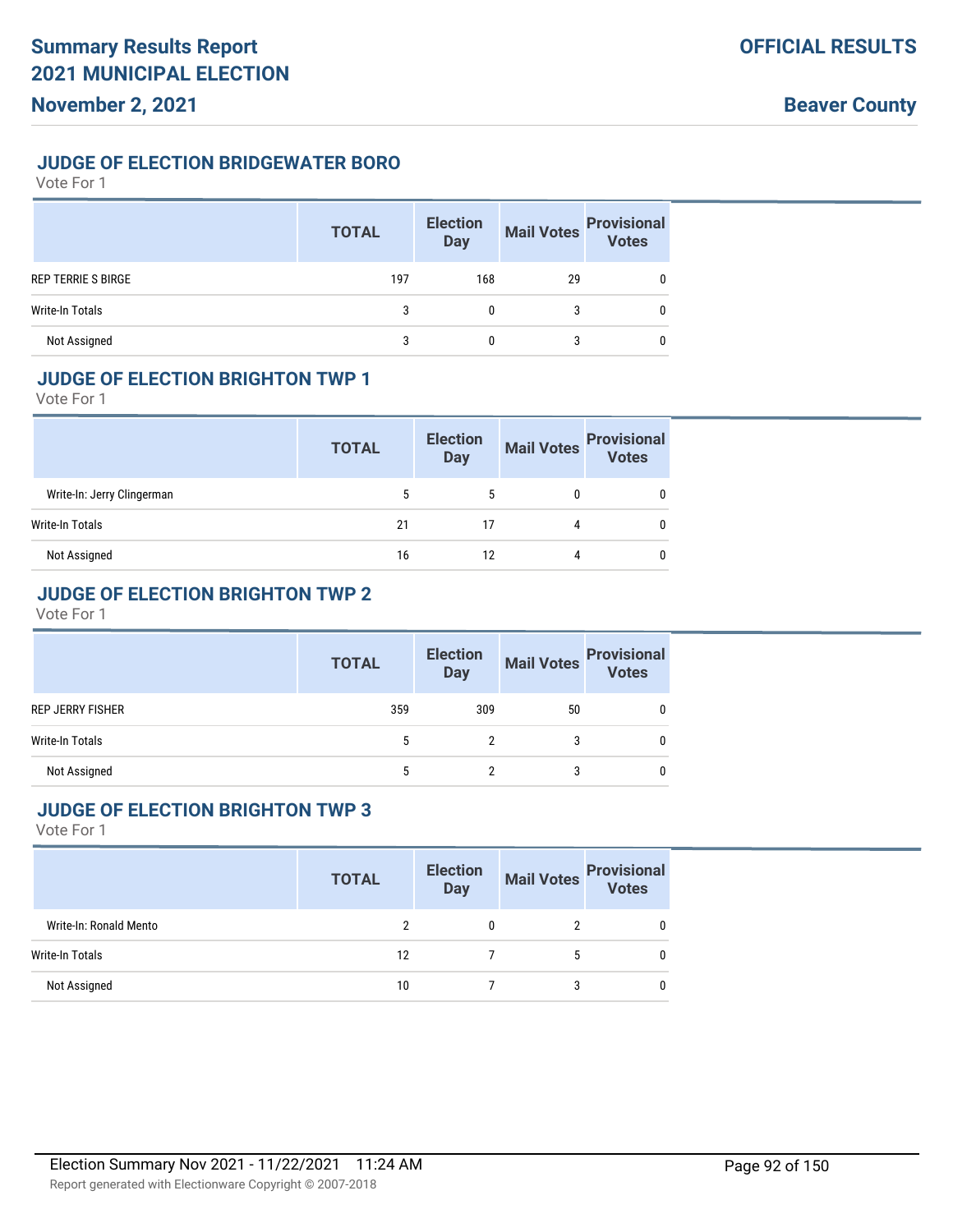## JUDGE OF ELECTION BRIDGEWATER BORO

Vote For 1

| | TOTAL | Election Day | Mail Votes | Provisional Votes |
|---|---|---|---|---|
| REP TERRIE S BIRGE | 197 | 168 | 29 | 0 |
| Write-In Totals | 3 | 0 | 3 | 0 |
| Not Assigned | 3 | 0 | 3 | 0 |

## JUDGE OF ELECTION BRIGHTON TWP 1

Vote For 1

| | TOTAL | Election Day | Mail Votes | Provisional Votes |
|---|---|---|---|---|
| Write-In: Jerry Clingerman | 5 | 5 | 0 | 0 |
| Write-In Totals | 21 | 17 | 4 | 0 |
| Not Assigned | 16 | 12 | 4 | 0 |

## JUDGE OF ELECTION BRIGHTON TWP 2

Vote For 1

| | TOTAL | Election Day | Mail Votes | Provisional Votes |
|---|---|---|---|---|
| REP JERRY FISHER | 359 | 309 | 50 | 0 |
| Write-In Totals | 5 | 2 | 3 | 0 |
| Not Assigned | 5 | 2 | 3 | 0 |

## JUDGE OF ELECTION BRIGHTON TWP 3

Vote For 1

| | TOTAL | Election Day | Mail Votes | Provisional Votes |
|---|---|---|---|---|
| Write-In: Ronald Mento | 2 | 0 | 2 | 0 |
| Write-In Totals | 12 | 7 | 5 | 0 |
| Not Assigned | 10 | 7 | 3 | 0 |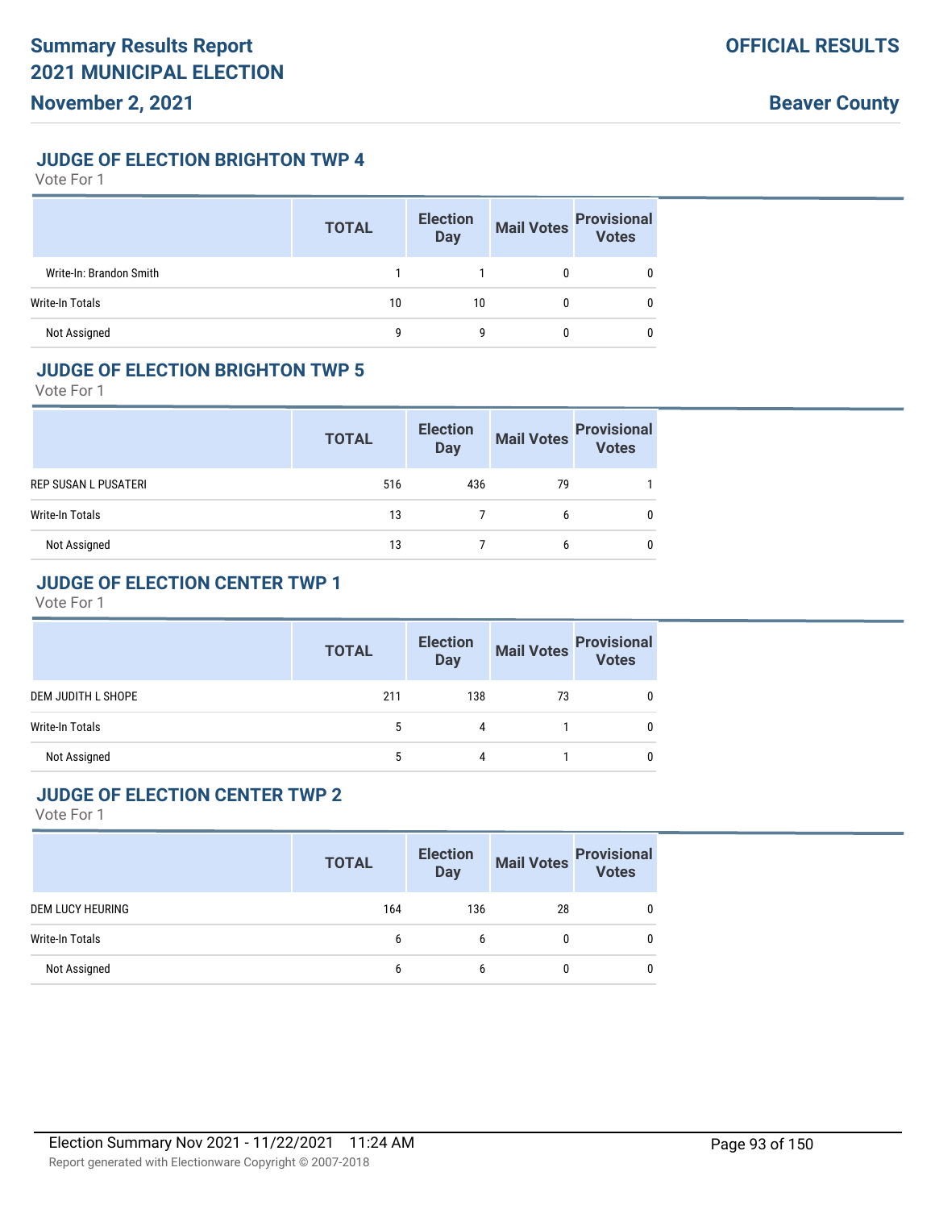## JUDGE OF ELECTION BRIGHTON TWP 4

Vote For 1

| | TOTAL | Election Day | Mail Votes | Provisional Votes |
|---|---|---|---|---|
| Write-In: Brandon Smith | 1 | 1 | 0 | 0 |
| Write-In Totals | 10 | 10 | 0 | 0 |
| Not Assigned | 9 | 9 | 0 | 0 |

## JUDGE OF ELECTION BRIGHTON TWP 5

Vote For 1

| | TOTAL | Election Day | Mail Votes | Provisional Votes |
|---|---|---|---|---|
| REP SUSAN L PUSATERI | 516 | 436 | 79 | 1 |
| Write-In Totals | 13 | 7 | 6 | 0 |
| Not Assigned | 13 | 7 | 6 | 0 |

## JUDGE OF ELECTION CENTER TWP 1

Vote For 1

| | TOTAL | Election Day | Mail Votes | Provisional Votes |
|---|---|---|---|---|
| DEM JUDITH L SHOPE | 211 | 138 | 73 | 0 |
| Write-In Totals | 5 | 4 | 1 | 0 |
| Not Assigned | 5 | 4 | 1 | 0 |

## JUDGE OF ELECTION CENTER TWP 2

Vote For 1

| | TOTAL | Election Day | Mail Votes | Provisional Votes |
|---|---|---|---|---|
| DEM LUCY HEURING | 164 | 136 | 28 | 0 |
| Write-In Totals | 6 | 6 | 0 | 0 |
| Not Assigned | 6 | 6 | 0 | 0 |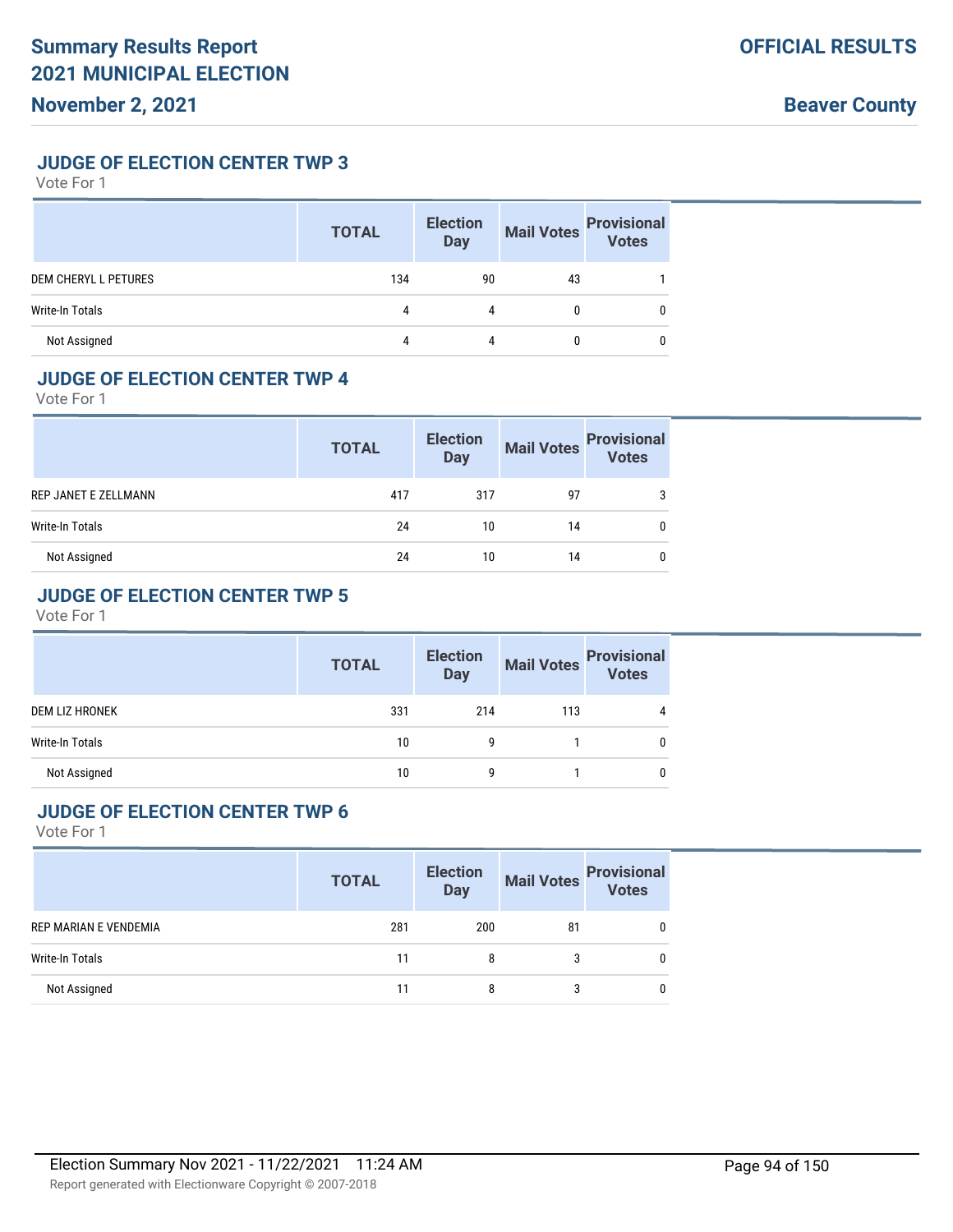## JUDGE OF ELECTION CENTER TWP 3

Vote For 1

| | TOTAL | Election Day | Mail Votes | Provisional Votes |
|---|---|---|---|---|
| DEM CHERYL L PETURES | 134 | 90 | 43 | 1 |
| Write-In Totals | 4 | 4 | 0 | 0 |
| Not Assigned | 4 | 4 | 0 | 0 |

## JUDGE OF ELECTION CENTER TWP 4

Vote For 1

| | TOTAL | Election Day | Mail Votes | Provisional Votes |
|---|---|---|---|---|
| REP JANET E ZELLMANN | 417 | 317 | 97 | 3 |
| Write-In Totals | 24 | 10 | 14 | 0 |
| Not Assigned | 24 | 10 | 14 | 0 |

## JUDGE OF ELECTION CENTER TWP 5

Vote For 1

| | TOTAL | Election Day | Mail Votes | Provisional Votes |
|---|---|---|---|---|
| DEM LIZ HRONEK | 331 | 214 | 113 | 4 |
| Write-In Totals | 10 | 9 | 1 | 0 |
| Not Assigned | 10 | 9 | 1 | 0 |

## JUDGE OF ELECTION CENTER TWP 6

Vote For 1

| | TOTAL | Election Day | Mail Votes | Provisional Votes |
|---|---|---|---|---|
| REP MARIAN E VENDEMIA | 281 | 200 | 81 | 0 |
| Write-In Totals | 11 | 8 | 3 | 0 |
| Not Assigned | 11 | 8 | 3 | 0 |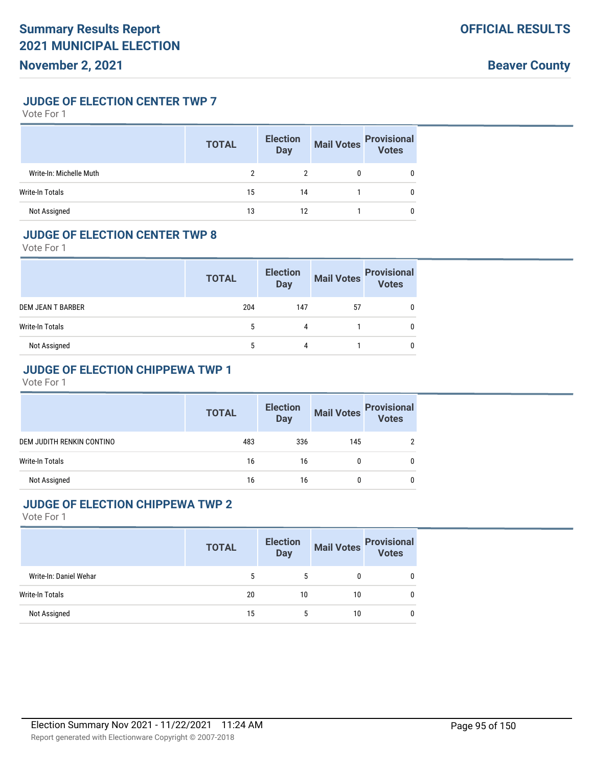## JUDGE OF ELECTION CENTER TWP 7

Vote For 1

| | TOTAL | Election Day | Mail Votes | Provisional Votes |
|---|---|---|---|---|
| Write-In: Michelle Muth | 2 | 2 | 0 | 0 |
| Write-In Totals | 15 | 14 | 1 | 0 |
| Not Assigned | 13 | 12 | 1 | 0 |

## JUDGE OF ELECTION CENTER TWP 8

Vote For 1

| | TOTAL | Election Day | Mail Votes | Provisional Votes |
|---|---|---|---|---|
| DEM JEAN T BARBER | 204 | 147 | 57 | 0 |
| Write-In Totals | 5 | 4 | 1 | 0 |
| Not Assigned | 5 | 4 | 1 | 0 |

## JUDGE OF ELECTION CHIPPEWA TWP 1

Vote For 1

| | TOTAL | Election Day | Mail Votes | Provisional Votes |
|---|---|---|---|---|
| DEM JUDITH RENKIN CONTINO | 483 | 336 | 145 | 2 |
| Write-In Totals | 16 | 16 | 0 | 0 |
| Not Assigned | 16 | 16 | 0 | 0 |

## JUDGE OF ELECTION CHIPPEWA TWP 2

Vote For 1

| | TOTAL | Election Day | Mail Votes | Provisional Votes |
|---|---|---|---|---|
| Write-In: Daniel Wehar | 5 | 5 | 0 | 0 |
| Write-In Totals | 20 | 10 | 10 | 0 |
| Not Assigned | 15 | 5 | 10 | 0 |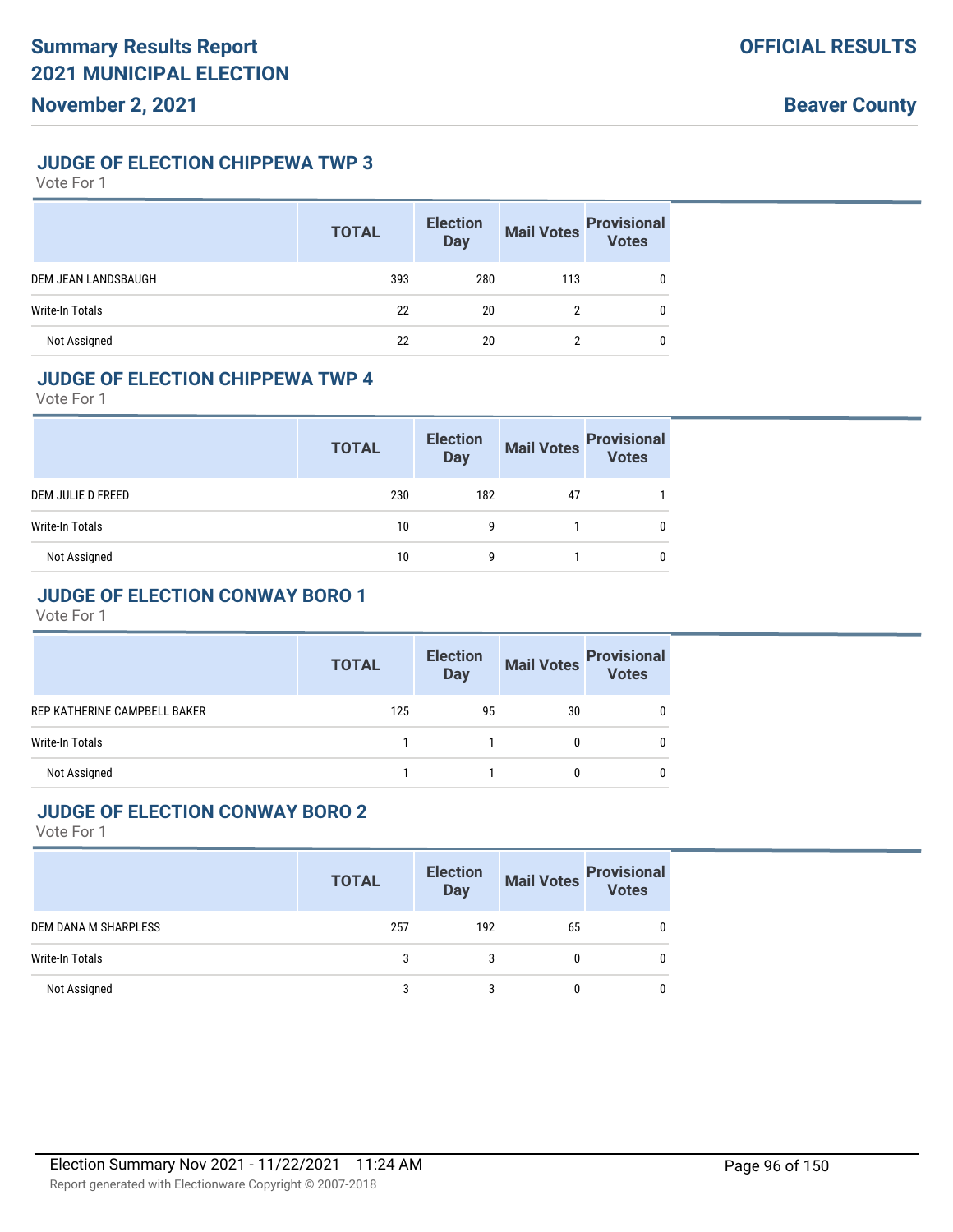## JUDGE OF ELECTION CHIPPEWA TWP 3

Vote For 1

| | TOTAL | Election Day | Mail Votes | Provisional Votes |
|---|---|---|---|---|
| DEM JEAN LANDSBAUGH | 393 | 280 | 113 | 0 |
| Write-In Totals | 22 | 20 | 2 | 0 |
| Not Assigned | 22 | 20 | 2 | 0 |

## JUDGE OF ELECTION CHIPPEWA TWP 4

Vote For 1

| | TOTAL | Election Day | Mail Votes | Provisional Votes |
|---|---|---|---|---|
| DEM JULIE D FREED | 230 | 182 | 47 | 1 |
| Write-In Totals | 10 | 9 | 1 | 0 |
| Not Assigned | 10 | 9 | 1 | 0 |

## JUDGE OF ELECTION CONWAY BORO 1

Vote For 1

| | TOTAL | Election Day | Mail Votes | Provisional Votes |
|---|---|---|---|---|
| REP KATHERINE CAMPBELL BAKER | 125 | 95 | 30 | 0 |
| Write-In Totals | 1 | 1 | 0 | 0 |
| Not Assigned | 1 | 1 | 0 | 0 |

## JUDGE OF ELECTION CONWAY BORO 2

Vote For 1

| | TOTAL | Election Day | Mail Votes | Provisional Votes |
|---|---|---|---|---|
| DEM DANA M SHARPLESS | 257 | 192 | 65 | 0 |
| Write-In Totals | 3 | 3 | 0 | 0 |
| Not Assigned | 3 | 3 | 0 | 0 |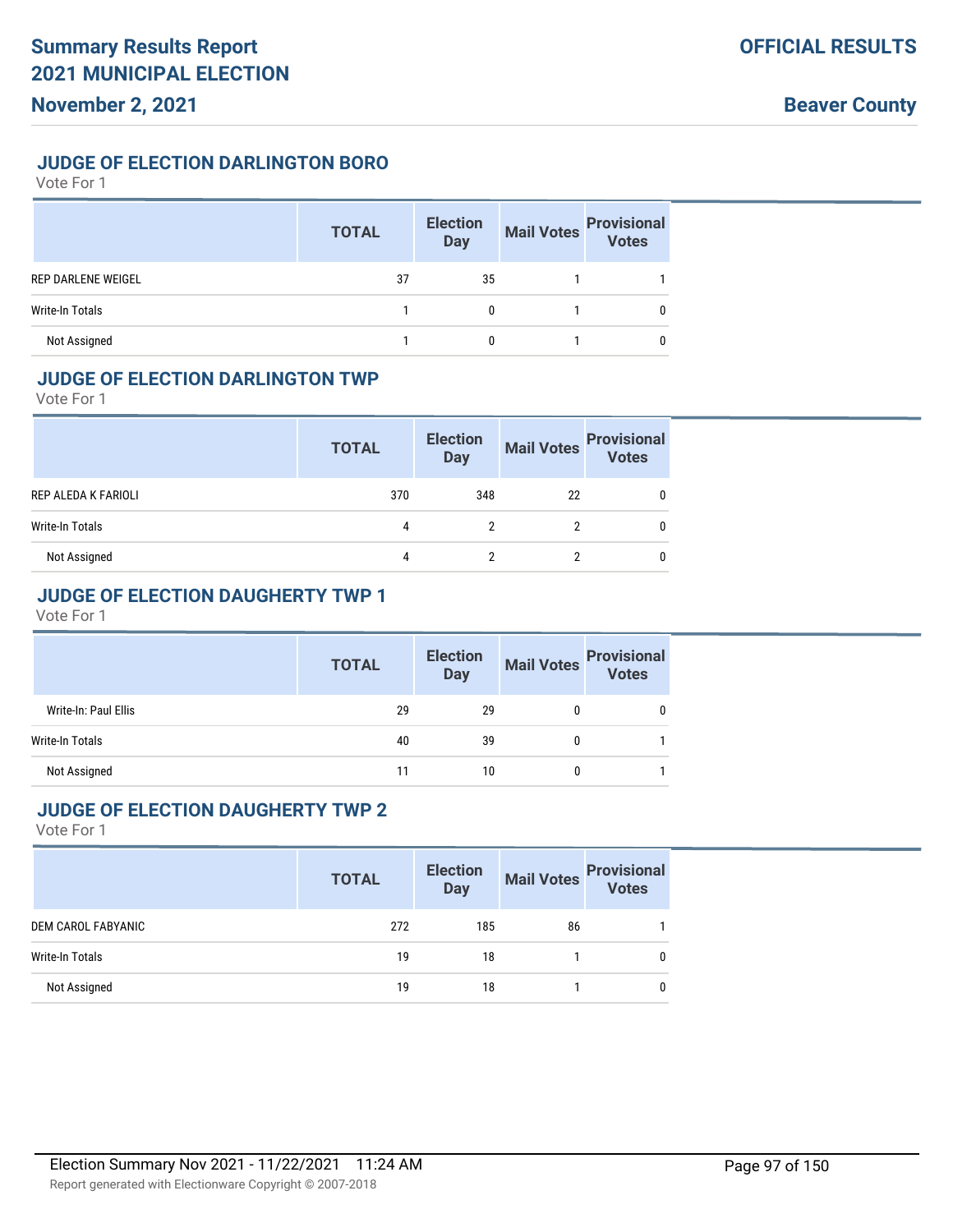### JUDGE OF ELECTION DARLINGTON BORO

Vote For 1

| | TOTAL | Election Day | Mail Votes | Provisional Votes |
|---|---|---|---|---|
| REP DARLENE WEIGEL | 37 | 35 | 1 | 1 |
| Write-In Totals | 1 | 0 | 1 | 0 |
| Not Assigned | 1 | 0 | 1 | 0 |

### JUDGE OF ELECTION DARLINGTON TWP

Vote For 1

| | TOTAL | Election Day | Mail Votes | Provisional Votes |
|---|---|---|---|---|
| REP ALEDA K FARIOLI | 370 | 348 | 22 | 0 |
| Write-In Totals | 4 | 2 | 2 | 0 |
| Not Assigned | 4 | 2 | 2 | 0 |

### JUDGE OF ELECTION DAUGHERTY TWP 1

Vote For 1

| | TOTAL | Election Day | Mail Votes | Provisional Votes |
|---|---|---|---|---|
| Write-In: Paul Ellis | 29 | 29 | 0 | 0 |
| Write-In Totals | 40 | 39 | 0 | 1 |
| Not Assigned | 11 | 10 | 0 | 1 |

### JUDGE OF ELECTION DAUGHERTY TWP 2

Vote For 1

| | TOTAL | Election Day | Mail Votes | Provisional Votes |
|---|---|---|---|---|
| DEM CAROL FABYANIC | 272 | 185 | 86 | 1 |
| Write-In Totals | 19 | 18 | 1 | 0 |
| Not Assigned | 19 | 18 | 1 | 0 |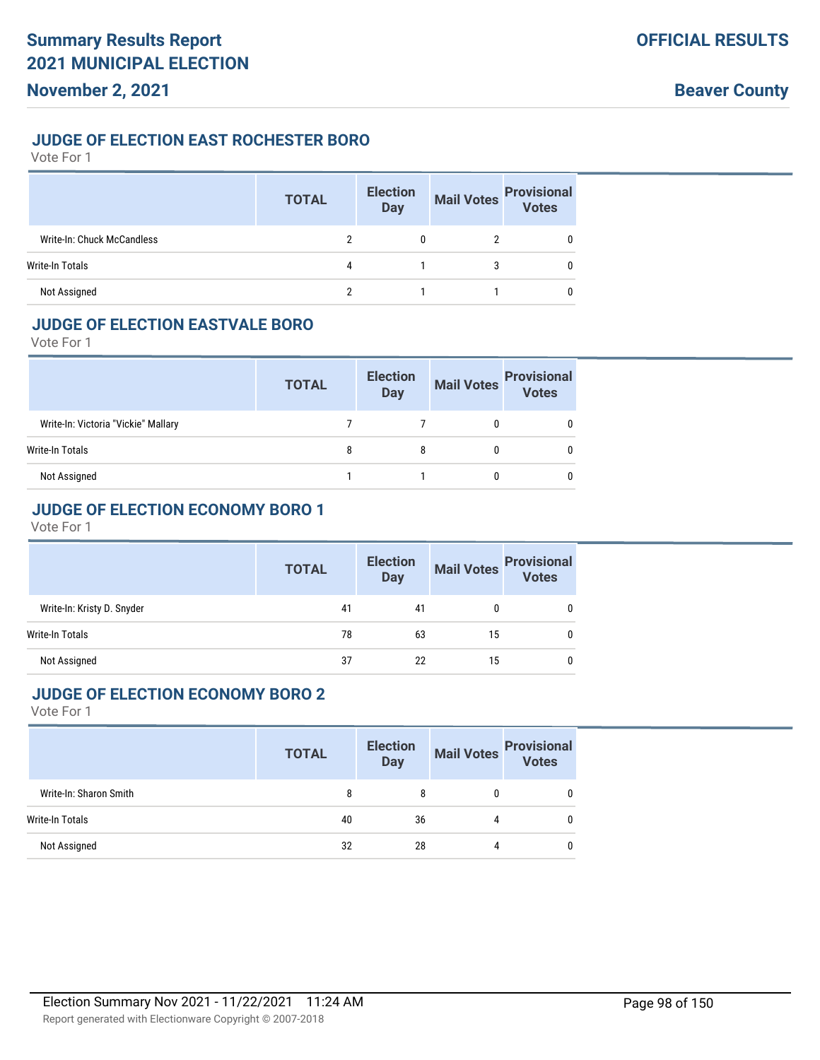### JUDGE OF ELECTION EAST ROCHESTER BORO

Vote For 1

| | TOTAL | Election Day | Mail Votes | Provisional Votes |
|---|---|---|---|---|
| Write-In: Chuck McCandless | 2 | 0 | 2 | 0 |
| Write-In Totals | 4 | 1 | 3 | 0 |
| Not Assigned | 2 | 1 | 1 | 0 |

### JUDGE OF ELECTION EASTVALE BORO

Vote For 1

| | TOTAL | Election Day | Mail Votes | Provisional Votes |
|---|---|---|---|---|
| Write-In: Victoria "Vickie" Mallary | 7 | 7 | 0 | 0 |
| Write-In Totals | 8 | 8 | 0 | 0 |
| Not Assigned | 1 | 1 | 0 | 0 |

### JUDGE OF ELECTION ECONOMY BORO 1

Vote For 1

| | TOTAL | Election Day | Mail Votes | Provisional Votes |
|---|---|---|---|---|
| Write-In: Kristy D. Snyder | 41 | 41 | 0 | 0 |
| Write-In Totals | 78 | 63 | 15 | 0 |
| Not Assigned | 37 | 22 | 15 | 0 |

### JUDGE OF ELECTION ECONOMY BORO 2

Vote For 1

| | TOTAL | Election Day | Mail Votes | Provisional Votes |
|---|---|---|---|---|
| Write-In: Sharon Smith | 8 | 8 | 0 | 0 |
| Write-In Totals | 40 | 36 | 4 | 0 |
| Not Assigned | 32 | 28 | 4 | 0 |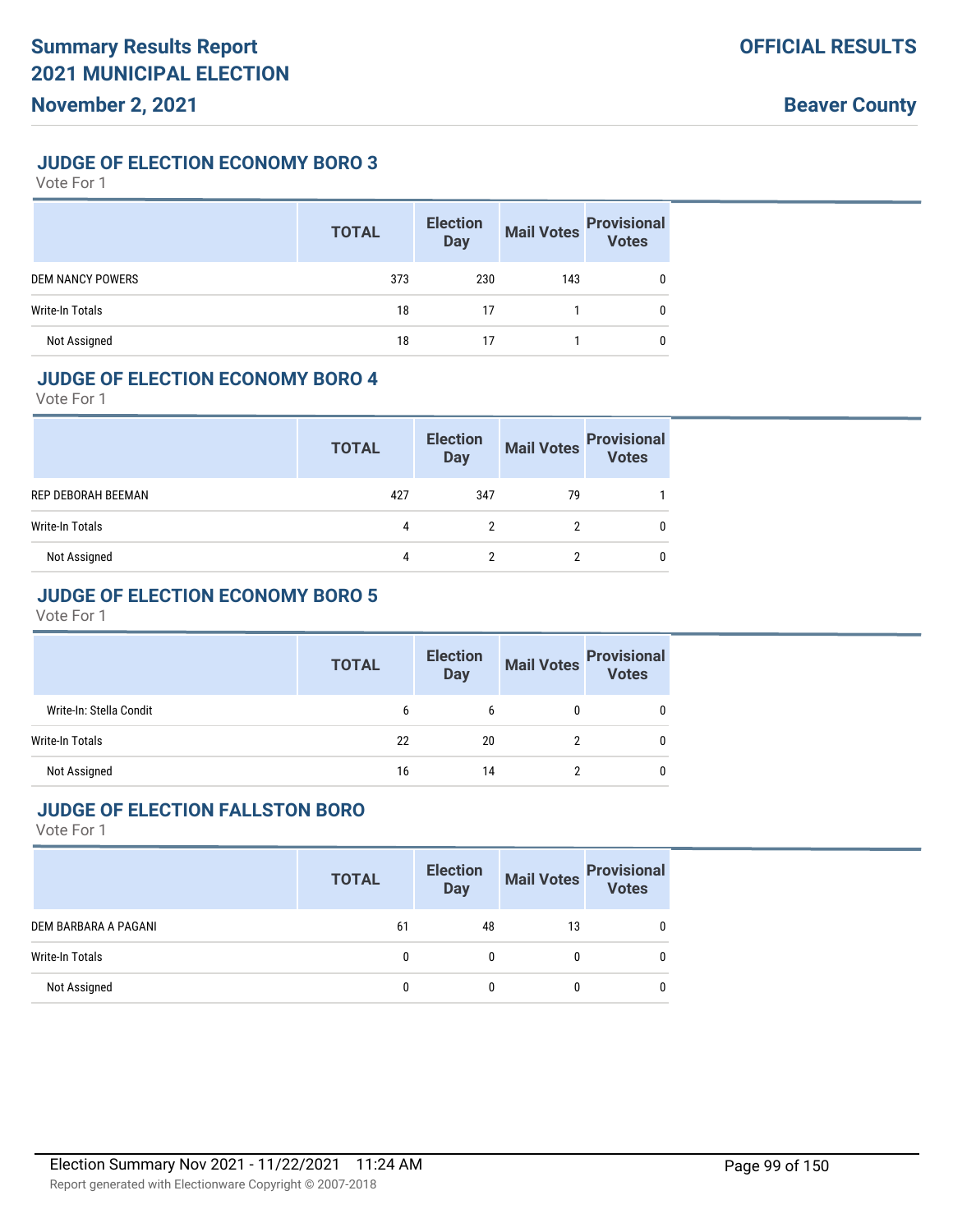## JUDGE OF ELECTION ECONOMY BORO 3

Vote For 1

| | TOTAL | Election Day | Mail Votes | Provisional Votes |
|---|---|---|---|---|
| DEM NANCY POWERS | 373 | 230 | 143 | 0 |
| Write-In Totals | 18 | 17 | 1 | 0 |
| Not Assigned | 18 | 17 | 1 | 0 |

## JUDGE OF ELECTION ECONOMY BORO 4

Vote For 1

| | TOTAL | Election Day | Mail Votes | Provisional Votes |
|---|---|---|---|---|
| REP DEBORAH BEEMAN | 427 | 347 | 79 | 1 |
| Write-In Totals | 4 | 2 | 2 | 0 |
| Not Assigned | 4 | 2 | 2 | 0 |

## JUDGE OF ELECTION ECONOMY BORO 5

Vote For 1

| | TOTAL | Election Day | Mail Votes | Provisional Votes |
|---|---|---|---|---|
| Write-In: Stella Condit | 6 | 6 | 0 | 0 |
| Write-In Totals | 22 | 20 | 2 | 0 |
| Not Assigned | 16 | 14 | 2 | 0 |

## JUDGE OF ELECTION FALLSTON BORO

Vote For 1

| | TOTAL | Election Day | Mail Votes | Provisional Votes |
|---|---|---|---|---|
| DEM BARBARA A PAGANI | 61 | 48 | 13 | 0 |
| Write-In Totals | 0 | 0 | 0 | 0 |
| Not Assigned | 0 | 0 | 0 | 0 |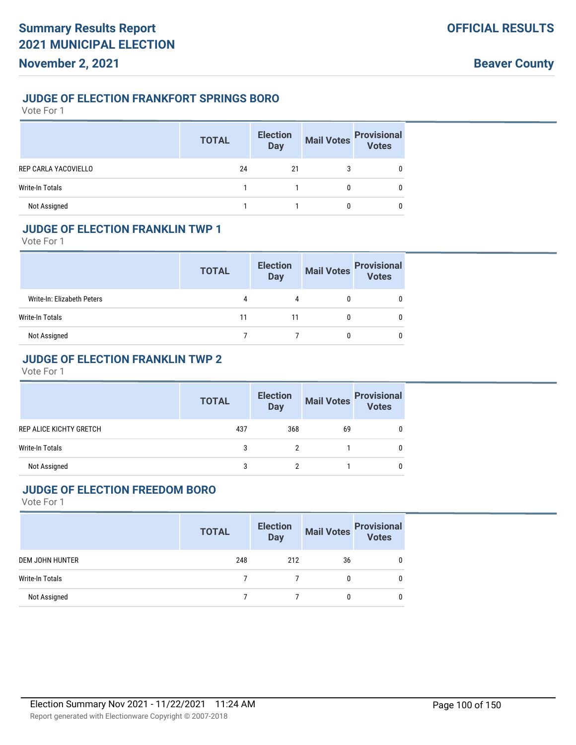### JUDGE OF ELECTION FRANKFORT SPRINGS BORO

Vote For 1

| | TOTAL | Election Day | Mail Votes | Provisional Votes |
|---|---|---|---|---|
| REP CARLA YACOVIELLO | 24 | 21 | 3 | 0 |
| Write-In Totals | 1 | 1 | 0 | 0 |
| Not Assigned | 1 | 1 | 0 | 0 |

### JUDGE OF ELECTION FRANKLIN TWP 1

Vote For 1

| | TOTAL | Election Day | Mail Votes | Provisional Votes |
|---|---|---|---|---|
| Write-In: Elizabeth Peters | 4 | 4 | 0 | 0 |
| Write-In Totals | 11 | 11 | 0 | 0 |
| Not Assigned | 7 | 7 | 0 | 0 |

### JUDGE OF ELECTION FRANKLIN TWP 2

Vote For 1

| | TOTAL | Election Day | Mail Votes | Provisional Votes |
|---|---|---|---|---|
| REP ALICE KICHTY GRETCH | 437 | 368 | 69 | 0 |
| Write-In Totals | 3 | 2 | 1 | 0 |
| Not Assigned | 3 | 2 | 1 | 0 |

### JUDGE OF ELECTION FREEDOM BORO

Vote For 1

| | TOTAL | Election Day | Mail Votes | Provisional Votes |
|---|---|---|---|---|
| DEM JOHN HUNTER | 248 | 212 | 36 | 0 |
| Write-In Totals | 7 | 7 | 0 | 0 |
| Not Assigned | 7 | 7 | 0 | 0 |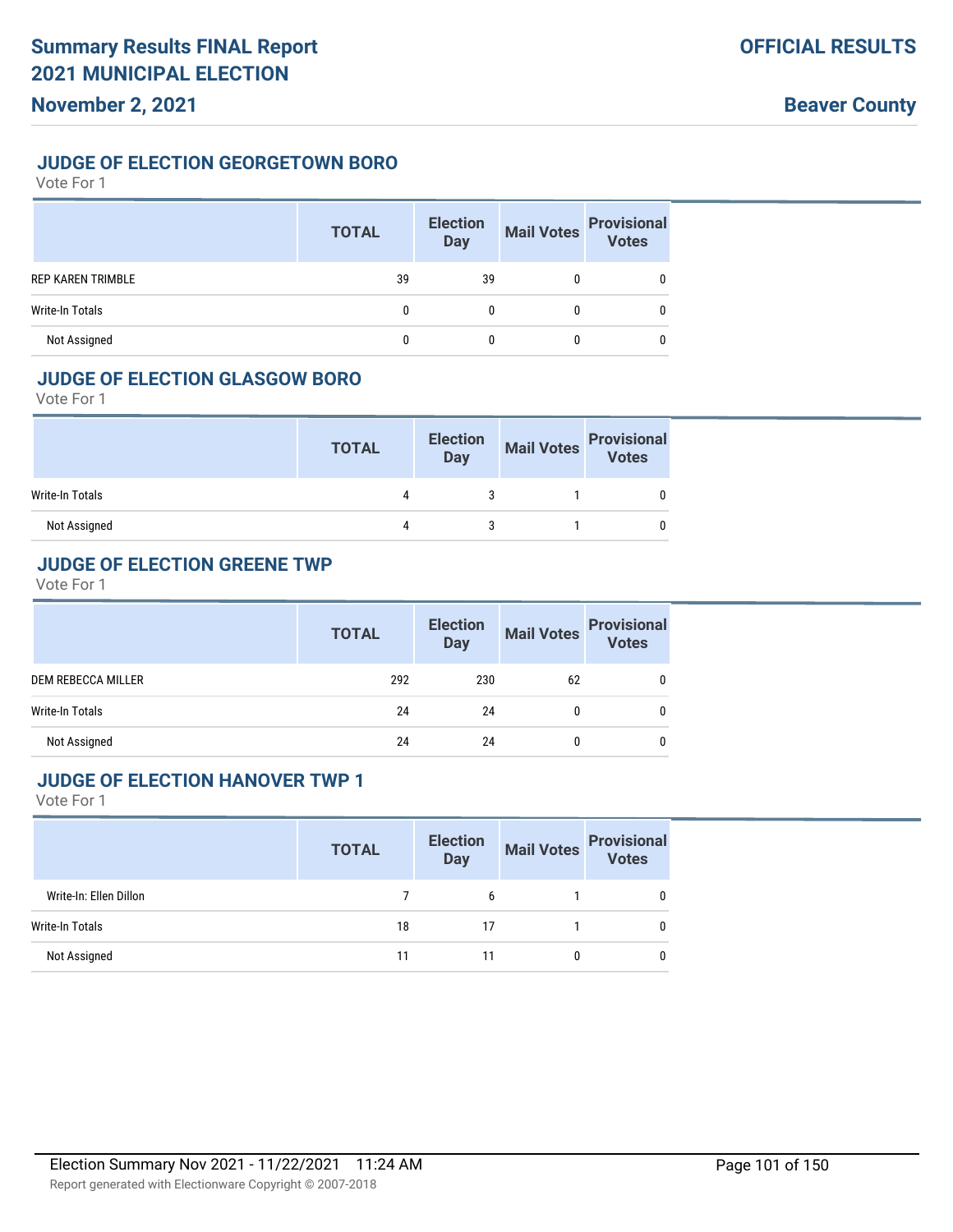## JUDGE OF ELECTION GEORGETOWN BORO

Vote For 1

| | TOTAL | Election Day | Mail Votes | Provisional Votes |
|---|---|---|---|---|
| REP KAREN TRIMBLE | 39 | 39 | 0 | 0 |
| Write-In Totals | 0 | 0 | 0 | 0 |
| Not Assigned | 0 | 0 | 0 | 0 |

## JUDGE OF ELECTION GLASGOW BORO

Vote For 1

| | TOTAL | Election Day | Mail Votes | Provisional Votes |
|---|---|---|---|---|
| Write-In Totals | 4 | 3 | 1 | 0 |
| Not Assigned | 4 | 3 | 1 | 0 |

## JUDGE OF ELECTION GREENE TWP

Vote For 1

| | TOTAL | Election Day | Mail Votes | Provisional Votes |
|---|---|---|---|---|
| DEM REBECCA MILLER | 292 | 230 | 62 | 0 |
| Write-In Totals | 24 | 24 | 0 | 0 |
| Not Assigned | 24 | 24 | 0 | 0 |

## JUDGE OF ELECTION HANOVER TWP 1

Vote For 1

| | TOTAL | Election Day | Mail Votes | Provisional Votes |
|---|---|---|---|---|
| Write-In: Ellen Dillon | 7 | 6 | 1 | 0 |
| Write-In Totals | 18 | 17 | 1 | 0 |
| Not Assigned | 11 | 11 | 0 | 0 |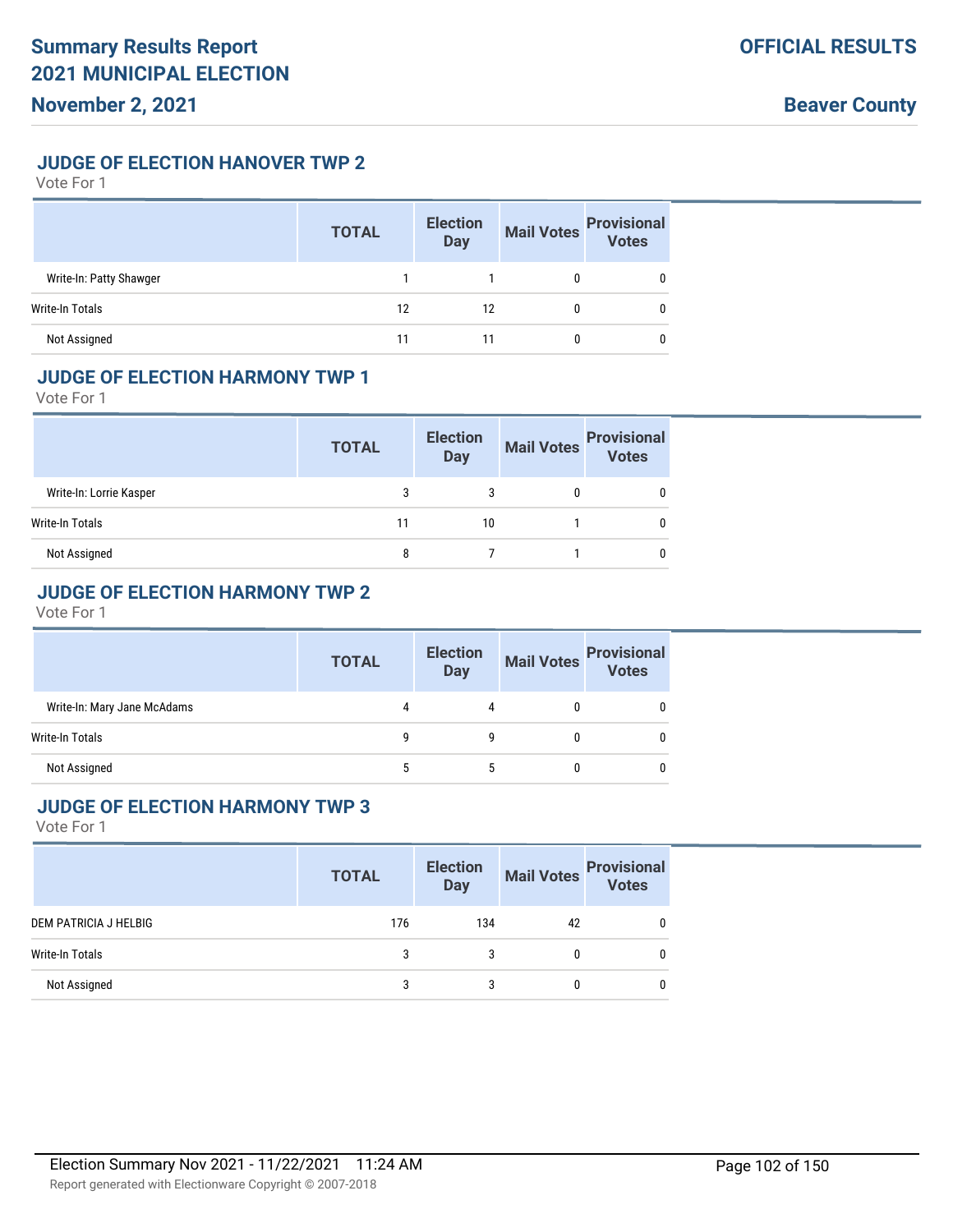## JUDGE OF ELECTION HANOVER TWP 2

Vote For 1

| | TOTAL | Election Day | Mail Votes | Provisional Votes |
|---|---|---|---|---|
| Write-In: Patty Shawger | 1 | 1 | 0 | 0 |
| Write-In Totals | 12 | 12 | 0 | 0 |
| Not Assigned | 11 | 11 | 0 | 0 |

## JUDGE OF ELECTION HARMONY TWP 1

Vote For 1

| | TOTAL | Election Day | Mail Votes | Provisional Votes |
|---|---|---|---|---|
| Write-In: Lorrie Kasper | 3 | 3 | 0 | 0 |
| Write-In Totals | 11 | 10 | 1 | 0 |
| Not Assigned | 8 | 7 | 1 | 0 |

## JUDGE OF ELECTION HARMONY TWP 2

Vote For 1

| | TOTAL | Election Day | Mail Votes | Provisional Votes |
|---|---|---|---|---|
| Write-In: Mary Jane McAdams | 4 | 4 | 0 | 0 |
| Write-In Totals | 9 | 9 | 0 | 0 |
| Not Assigned | 5 | 5 | 0 | 0 |

## JUDGE OF ELECTION HARMONY TWP 3

Vote For 1

| | TOTAL | Election Day | Mail Votes | Provisional Votes |
|---|---|---|---|---|
| DEM PATRICIA J HELBIG | 176 | 134 | 42 | 0 |
| Write-In Totals | 3 | 3 | 0 | 0 |
| Not Assigned | 3 | 3 | 0 | 0 |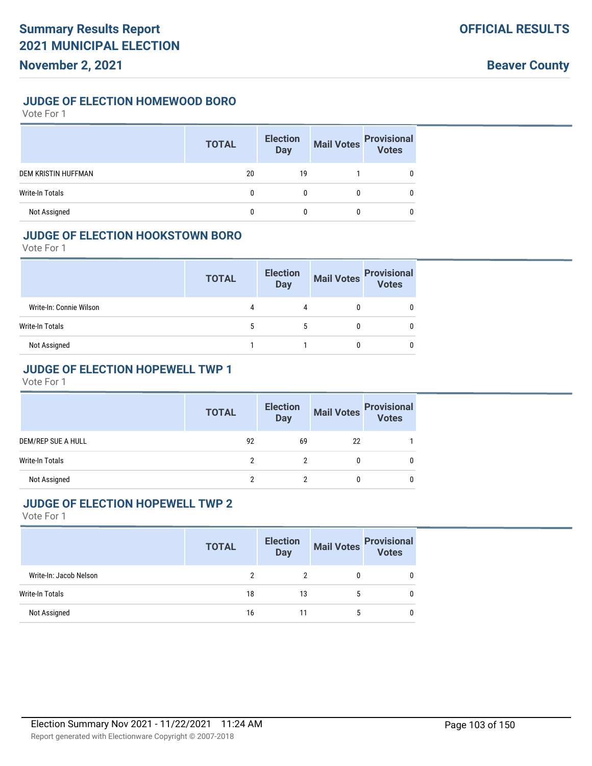## JUDGE OF ELECTION HOMEWOOD BORO

Vote For 1

| | TOTAL | Election Day | Mail Votes | Provisional Votes |
|---|---|---|---|---|
| DEM KRISTIN HUFFMAN | 20 | 19 | 1 | 0 |
| Write-In Totals | 0 | 0 | 0 | 0 |
| Not Assigned | 0 | 0 | 0 | 0 |

## JUDGE OF ELECTION HOOKSTOWN BORO

Vote For 1

| | TOTAL | Election Day | Mail Votes | Provisional Votes |
|---|---|---|---|---|
| Write-In: Connie Wilson | 4 | 4 | 0 | 0 |
| Write-In Totals | 5 | 5 | 0 | 0 |
| Not Assigned | 1 | 1 | 0 | 0 |

## JUDGE OF ELECTION HOPEWELL TWP 1

Vote For 1

| | TOTAL | Election Day | Mail Votes | Provisional Votes |
|---|---|---|---|---|
| DEM/REP SUE A HULL | 92 | 69 | 22 | 1 |
| Write-In Totals | 2 | 2 | 0 | 0 |
| Not Assigned | 2 | 2 | 0 | 0 |

## JUDGE OF ELECTION HOPEWELL TWP 2

Vote For 1

| | TOTAL | Election Day | Mail Votes | Provisional Votes |
|---|---|---|---|---|
| Write-In: Jacob Nelson | 2 | 2 | 0 | 0 |
| Write-In Totals | 18 | 13 | 5 | 0 |
| Not Assigned | 16 | 11 | 5 | 0 |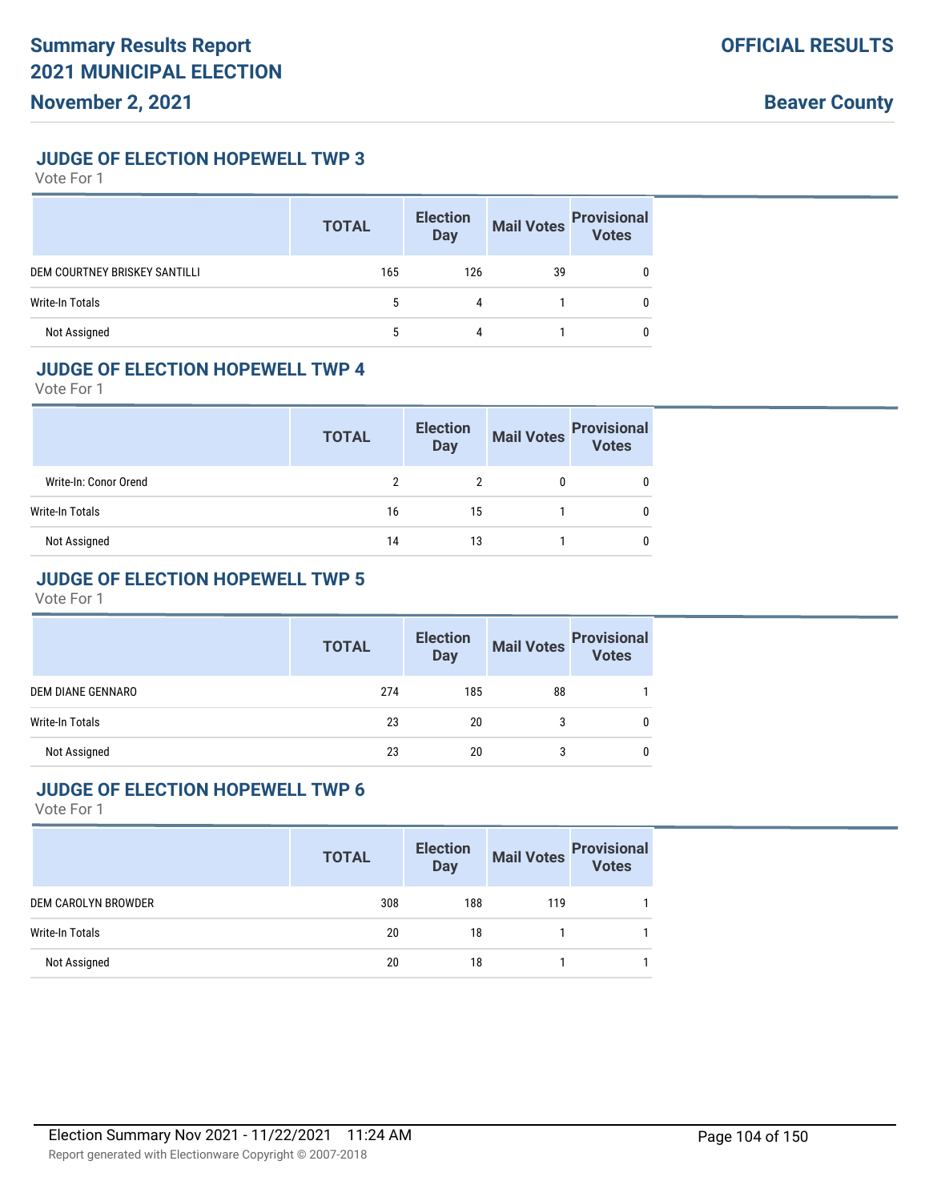## JUDGE OF ELECTION HOPEWELL TWP 3

Vote For 1

| | TOTAL | Election Day | Mail Votes | Provisional Votes |
|---|---|---|---|---|
| DEM COURTNEY BRISKEY SANTILLI | 165 | 126 | 39 | 0 |
| Write-In Totals | 5 | 4 | 1 | 0 |
| Not Assigned | 5 | 4 | 1 | 0 |

## JUDGE OF ELECTION HOPEWELL TWP 4

Vote For 1

| | TOTAL | Election Day | Mail Votes | Provisional Votes |
|---|---|---|---|---|
| Write-In: Conor Orend | 2 | 2 | 0 | 0 |
| Write-In Totals | 16 | 15 | 1 | 0 |
| Not Assigned | 14 | 13 | 1 | 0 |

## JUDGE OF ELECTION HOPEWELL TWP 5

Vote For 1

| | TOTAL | Election Day | Mail Votes | Provisional Votes |
|---|---|---|---|---|
| DEM DIANE GENNARO | 274 | 185 | 88 | 1 |
| Write-In Totals | 23 | 20 | 3 | 0 |
| Not Assigned | 23 | 20 | 3 | 0 |

## JUDGE OF ELECTION HOPEWELL TWP 6

Vote For 1

| | TOTAL | Election Day | Mail Votes | Provisional Votes |
|---|---|---|---|---|
| DEM CAROLYN BROWDER | 308 | 188 | 119 | 1 |
| Write-In Totals | 20 | 18 | 1 | 1 |
| Not Assigned | 20 | 18 | 1 | 1 |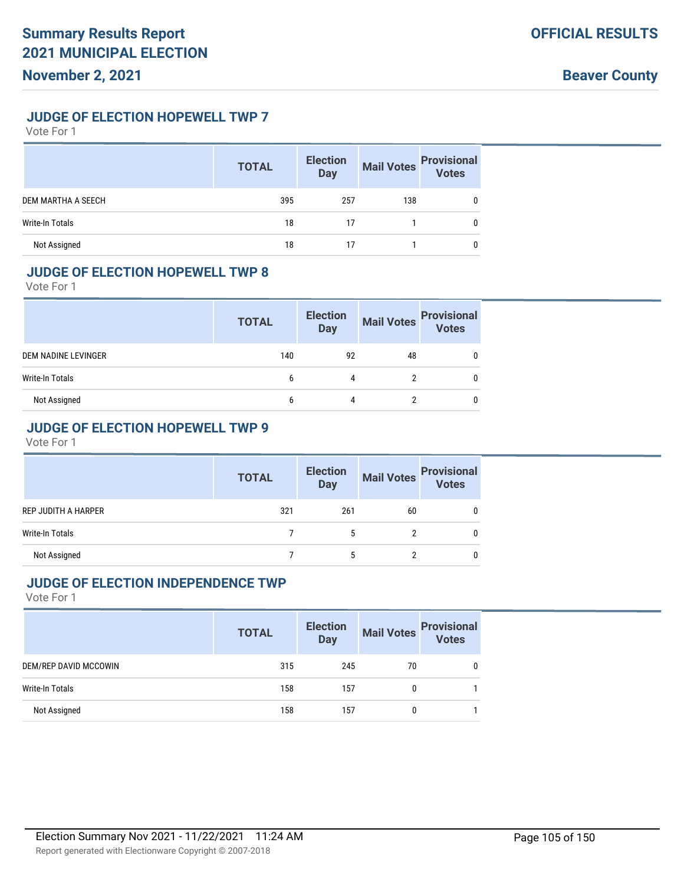## JUDGE OF ELECTION HOPEWELL TWP 7

Vote For 1

| | TOTAL | Election Day | Mail Votes | Provisional Votes |
|---|---|---|---|---|
| DEM MARTHA A SEECH | 395 | 257 | 138 | 0 |
| Write-In Totals | 18 | 17 | 1 | 0 |
| Not Assigned | 18 | 17 | 1 | 0 |

## JUDGE OF ELECTION HOPEWELL TWP 8

Vote For 1

| | TOTAL | Election Day | Mail Votes | Provisional Votes |
|---|---|---|---|---|
| DEM NADINE LEVINGER | 140 | 92 | 48 | 0 |
| Write-In Totals | 6 | 4 | 2 | 0 |
| Not Assigned | 6 | 4 | 2 | 0 |

## JUDGE OF ELECTION HOPEWELL TWP 9

Vote For 1

| | TOTAL | Election Day | Mail Votes | Provisional Votes |
|---|---|---|---|---|
| REP JUDITH A HARPER | 321 | 261 | 60 | 0 |
| Write-In Totals | 7 | 5 | 2 | 0 |
| Not Assigned | 7 | 5 | 2 | 0 |

## JUDGE OF ELECTION INDEPENDENCE TWP

Vote For 1

| | TOTAL | Election Day | Mail Votes | Provisional Votes |
|---|---|---|---|---|
| DEM/REP DAVID MCCOWIN | 315 | 245 | 70 | 0 |
| Write-In Totals | 158 | 157 | 0 | 1 |
| Not Assigned | 158 | 157 | 0 | 1 |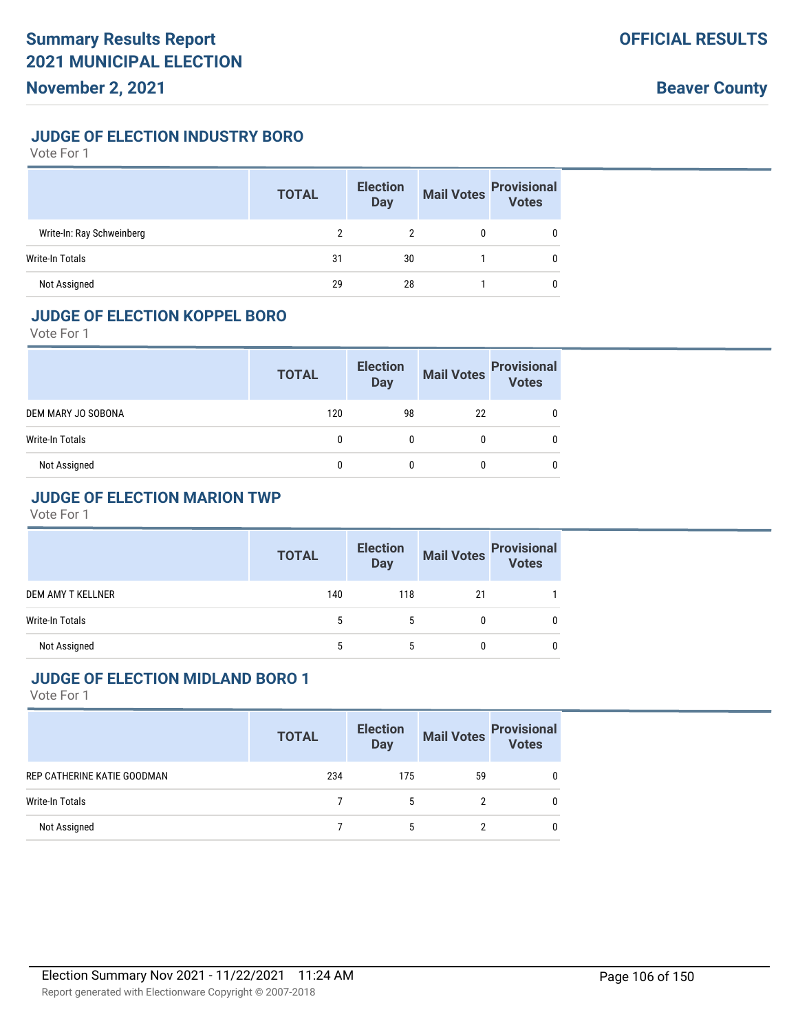## JUDGE OF ELECTION INDUSTRY BORO

Vote For 1

| | TOTAL | Election Day | Mail Votes | Provisional Votes |
|---|---|---|---|---|
| Write-In: Ray Schweinberg | 2 | 2 | 0 | 0 |
| Write-In Totals | 31 | 30 | 1 | 0 |
| Not Assigned | 29 | 28 | 1 | 0 |

## JUDGE OF ELECTION KOPPEL BORO

Vote For 1

| | TOTAL | Election Day | Mail Votes | Provisional Votes |
|---|---|---|---|---|
| DEM MARY JO SOBONA | 120 | 98 | 22 | 0 |
| Write-In Totals | 0 | 0 | 0 | 0 |
| Not Assigned | 0 | 0 | 0 | 0 |

## JUDGE OF ELECTION MARION TWP

Vote For 1

| | TOTAL | Election Day | Mail Votes | Provisional Votes |
|---|---|---|---|---|
| DEM AMY T KELLNER | 140 | 118 | 21 | 1 |
| Write-In Totals | 5 | 5 | 0 | 0 |
| Not Assigned | 5 | 5 | 0 | 0 |

## JUDGE OF ELECTION MIDLAND BORO 1

Vote For 1

| | TOTAL | Election Day | Mail Votes | Provisional Votes |
|---|---|---|---|---|
| REP CATHERINE KATIE GOODMAN | 234 | 175 | 59 | 0 |
| Write-In Totals | 7 | 5 | 2 | 0 |
| Not Assigned | 7 | 5 | 2 | 0 |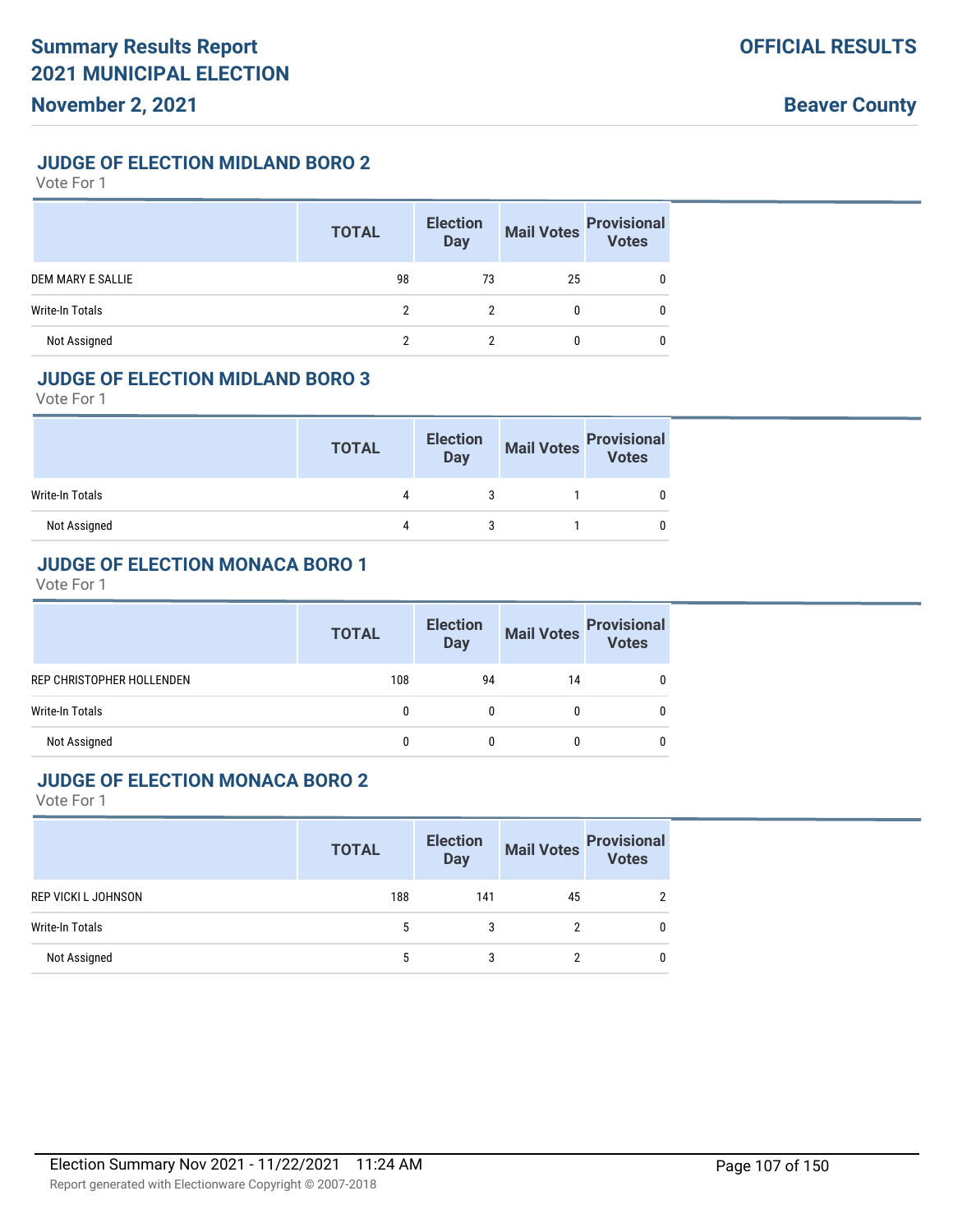## JUDGE OF ELECTION MIDLAND BORO 2

Vote For 1

| | TOTAL | Election Day | Mail Votes | Provisional Votes |
|---|---|---|---|---|
| DEM MARY E SALLIE | 98 | 73 | 25 | 0 |
| Write-In Totals | 2 | 2 | 0 | 0 |
| Not Assigned | 2 | 2 | 0 | 0 |

## JUDGE OF ELECTION MIDLAND BORO 3

Vote For 1

| | TOTAL | Election Day | Mail Votes | Provisional Votes |
|---|---|---|---|---|
| Write-In Totals | 4 | 3 | 1 | 0 |
| Not Assigned | 4 | 3 | 1 | 0 |

## JUDGE OF ELECTION MONACA BORO 1

Vote For 1

| | TOTAL | Election Day | Mail Votes | Provisional Votes |
|---|---|---|---|---|
| REP CHRISTOPHER HOLLENDEN | 108 | 94 | 14 | 0 |
| Write-In Totals | 0 | 0 | 0 | 0 |
| Not Assigned | 0 | 0 | 0 | 0 |

## JUDGE OF ELECTION MONACA BORO 2

Vote For 1

| | TOTAL | Election Day | Mail Votes | Provisional Votes |
|---|---|---|---|---|
| REP VICKI L JOHNSON | 188 | 141 | 45 | 2 |
| Write-In Totals | 5 | 3 | 2 | 0 |
| Not Assigned | 5 | 3 | 2 | 0 |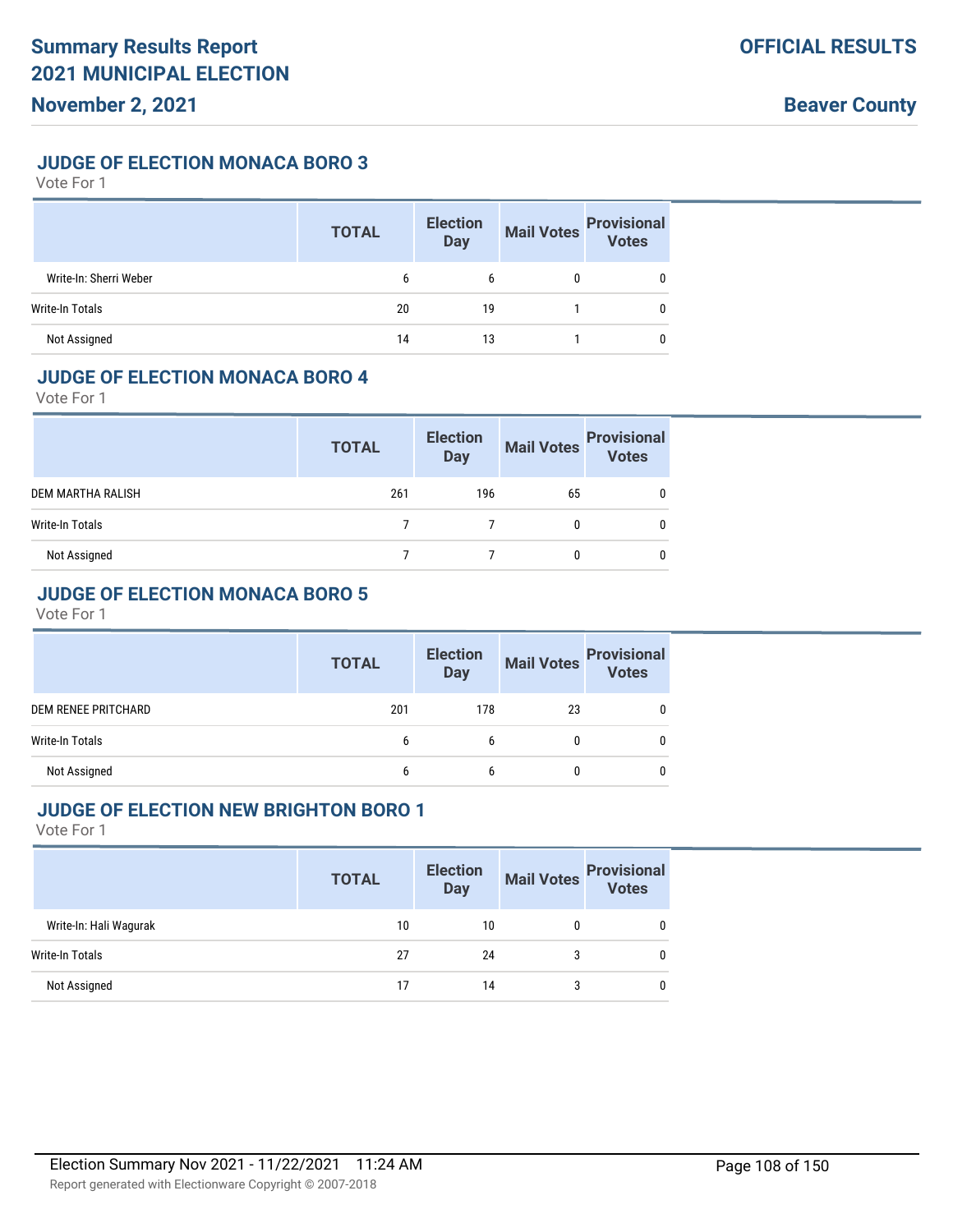## JUDGE OF ELECTION MONACA BORO 3

Vote For 1

| | TOTAL | Election Day | Mail Votes | Provisional Votes |
|---|---|---|---|---|
| Write-In: Sherri Weber | 6 | 6 | 0 | 0 |
| Write-In Totals | 20 | 19 | 1 | 0 |
| Not Assigned | 14 | 13 | 1 | 0 |

## JUDGE OF ELECTION MONACA BORO 4

Vote For 1

| | TOTAL | Election Day | Mail Votes | Provisional Votes |
|---|---|---|---|---|
| DEM MARTHA RALISH | 261 | 196 | 65 | 0 |
| Write-In Totals | 7 | 7 | 0 | 0 |
| Not Assigned | 7 | 7 | 0 | 0 |

## JUDGE OF ELECTION MONACA BORO 5

Vote For 1

| | TOTAL | Election Day | Mail Votes | Provisional Votes |
|---|---|---|---|---|
| DEM RENEE PRITCHARD | 201 | 178 | 23 | 0 |
| Write-In Totals | 6 | 6 | 0 | 0 |
| Not Assigned | 6 | 6 | 0 | 0 |

## JUDGE OF ELECTION NEW BRIGHTON BORO 1

Vote For 1

| | TOTAL | Election Day | Mail Votes | Provisional Votes |
|---|---|---|---|---|
| Write-In: Hali Wagurak | 10 | 10 | 0 | 0 |
| Write-In Totals | 27 | 24 | 3 | 0 |
| Not Assigned | 17 | 14 | 3 | 0 |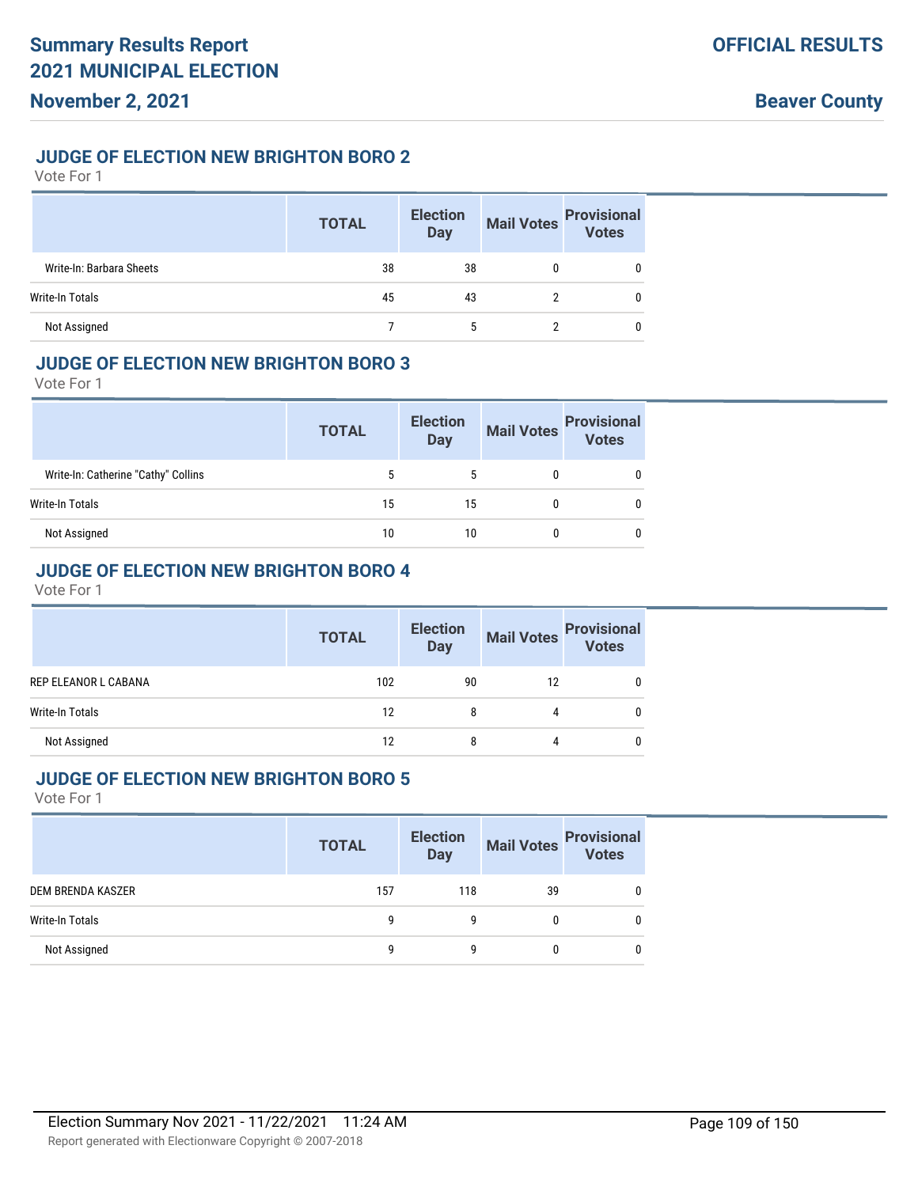## JUDGE OF ELECTION NEW BRIGHTON BORO 2

Vote For 1

| | TOTAL | Election Day | Mail Votes | Provisional Votes |
|---|---|---|---|---|
| Write-In: Barbara Sheets | 38 | 38 | 0 | 0 |
| Write-In Totals | 45 | 43 | 2 | 0 |
| Not Assigned | 7 | 5 | 2 | 0 |

## JUDGE OF ELECTION NEW BRIGHTON BORO 3

Vote For 1

| | TOTAL | Election Day | Mail Votes | Provisional Votes |
|---|---|---|---|---|
| Write-In: Catherine "Cathy" Collins | 5 | 5 | 0 | 0 |
| Write-In Totals | 15 | 15 | 0 | 0 |
| Not Assigned | 10 | 10 | 0 | 0 |

## JUDGE OF ELECTION NEW BRIGHTON BORO 4

Vote For 1

| | TOTAL | Election Day | Mail Votes | Provisional Votes |
|---|---|---|---|---|
| REP ELEANOR L CABANA | 102 | 90 | 12 | 0 |
| Write-In Totals | 12 | 8 | 4 | 0 |
| Not Assigned | 12 | 8 | 4 | 0 |

## JUDGE OF ELECTION NEW BRIGHTON BORO 5

Vote For 1

| | TOTAL | Election Day | Mail Votes | Provisional Votes |
|---|---|---|---|---|
| DEM BRENDA KASZER | 157 | 118 | 39 | 0 |
| Write-In Totals | 9 | 9 | 0 | 0 |
| Not Assigned | 9 | 9 | 0 | 0 |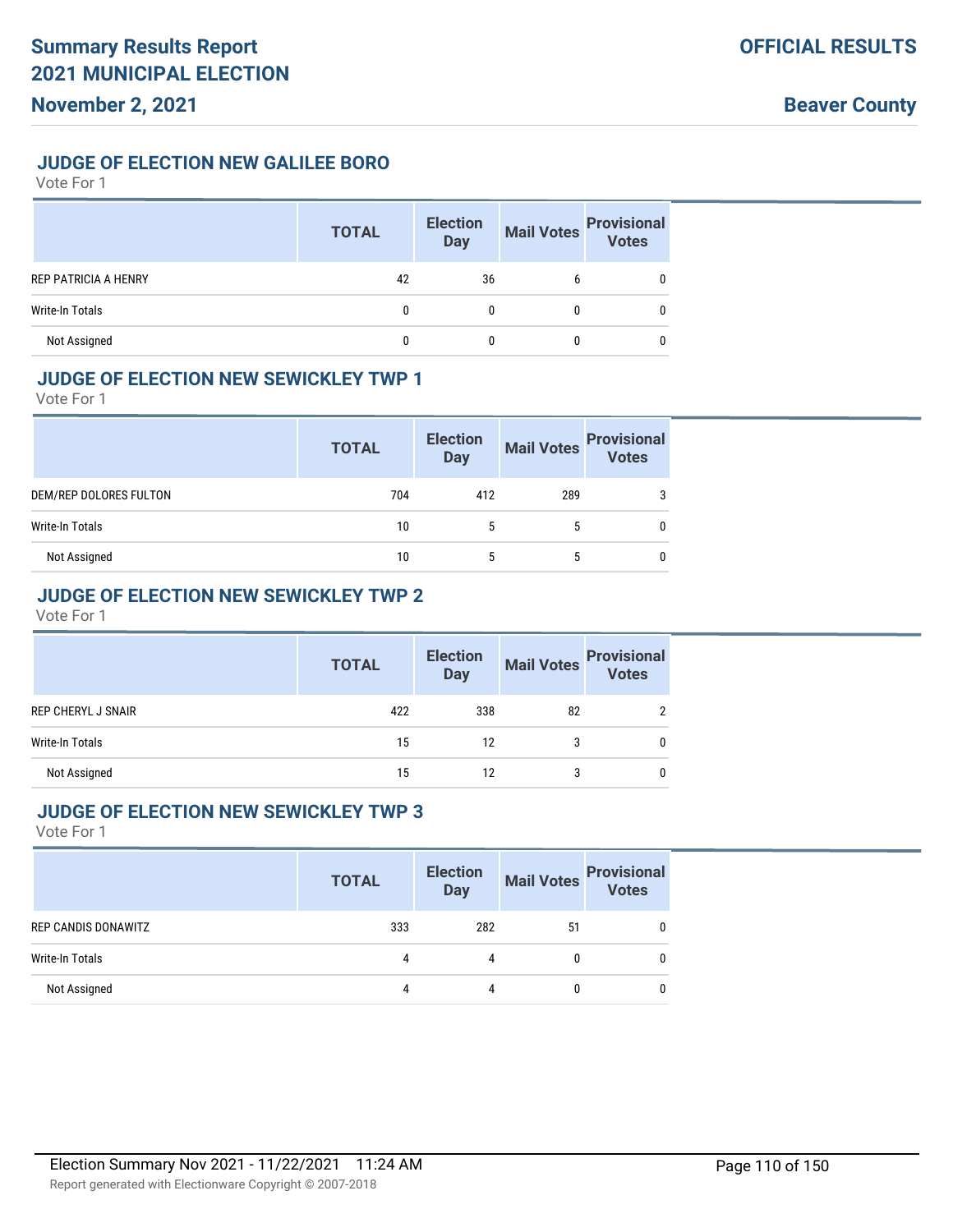# Summary Results Report 2021 MUNICIPAL ELECTION

**November 2, 2021**

**OFFICIAL RESULTS**

**Beaver County**

### JUDGE OF ELECTION NEW GALILEE BORO

Vote For 1

| | TOTAL | Election Day | Mail Votes | Provisional Votes |
|---|---|---|---|---|
| REP PATRICIA A HENRY | 42 | 36 | 6 | 0 |
| Write-In Totals | 0 | 0 | 0 | 0 |
| Not Assigned | 0 | 0 | 0 | 0 |

### JUDGE OF ELECTION NEW SEWICKLEY TWP 1

Vote For 1

| | TOTAL | Election Day | Mail Votes | Provisional Votes |
|---|---|---|---|---|
| DEM/REP DOLORES FULTON | 704 | 412 | 289 | 3 |
| Write-In Totals | 10 | 5 | 5 | 0 |
| Not Assigned | 10 | 5 | 5 | 0 |

### JUDGE OF ELECTION NEW SEWICKLEY TWP 2

Vote For 1

| | TOTAL | Election Day | Mail Votes | Provisional Votes |
|---|---|---|---|---|
| REP CHERYL J SNAIR | 422 | 338 | 82 | 2 |
| Write-In Totals | 15 | 12 | 3 | 0 |
| Not Assigned | 15 | 12 | 3 | 0 |

### JUDGE OF ELECTION NEW SEWICKLEY TWP 3

Vote For 1

| | TOTAL | Election Day | Mail Votes | Provisional Votes |
|---|---|---|---|---|
| REP CANDIS DONAWITZ | 333 | 282 | 51 | 0 |
| Write-In Totals | 4 | 4 | 0 | 0 |
| Not Assigned | 4 | 4 | 0 | 0 |

Election Summary Nov 2021 - 11/22/2021 11:24 AM

Report generated with Electionware Copyright © 2007-2018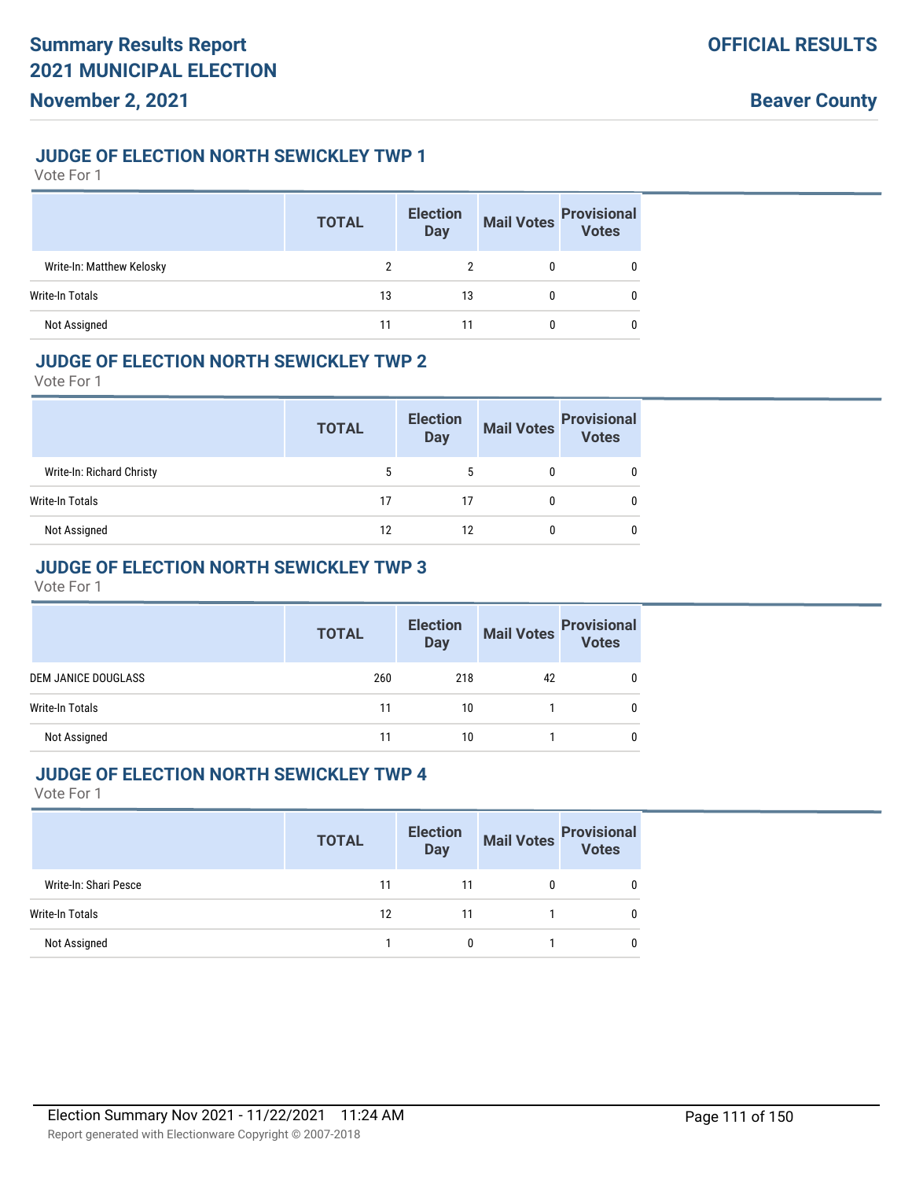## JUDGE OF ELECTION NORTH SEWICKLEY TWP 1

Vote For 1

| | TOTAL | Election Day | Mail Votes | Provisional Votes |
|---|---|---|---|---|
| Write-In: Matthew Kelosky | 2 | 2 | 0 | 0 |
| Write-In Totals | 13 | 13 | 0 | 0 |
| Not Assigned | 11 | 11 | 0 | 0 |

## JUDGE OF ELECTION NORTH SEWICKLEY TWP 2

Vote For 1

| | TOTAL | Election Day | Mail Votes | Provisional Votes |
|---|---|---|---|---|
| Write-In: Richard Christy | 5 | 5 | 0 | 0 |
| Write-In Totals | 17 | 17 | 0 | 0 |
| Not Assigned | 12 | 12 | 0 | 0 |

## JUDGE OF ELECTION NORTH SEWICKLEY TWP 3

Vote For 1

| | TOTAL | Election Day | Mail Votes | Provisional Votes |
|---|---|---|---|---|
| DEM JANICE DOUGLASS | 260 | 218 | 42 | 0 |
| Write-In Totals | 11 | 10 | 1 | 0 |
| Not Assigned | 11 | 10 | 1 | 0 |

## JUDGE OF ELECTION NORTH SEWICKLEY TWP 4

Vote For 1

| | TOTAL | Election Day | Mail Votes | Provisional Votes |
|---|---|---|---|---|
| Write-In: Shari Pesce | 11 | 11 | 0 | 0 |
| Write-In Totals | 12 | 11 | 1 | 0 |
| Not Assigned | 1 | 0 | 1 | 0 |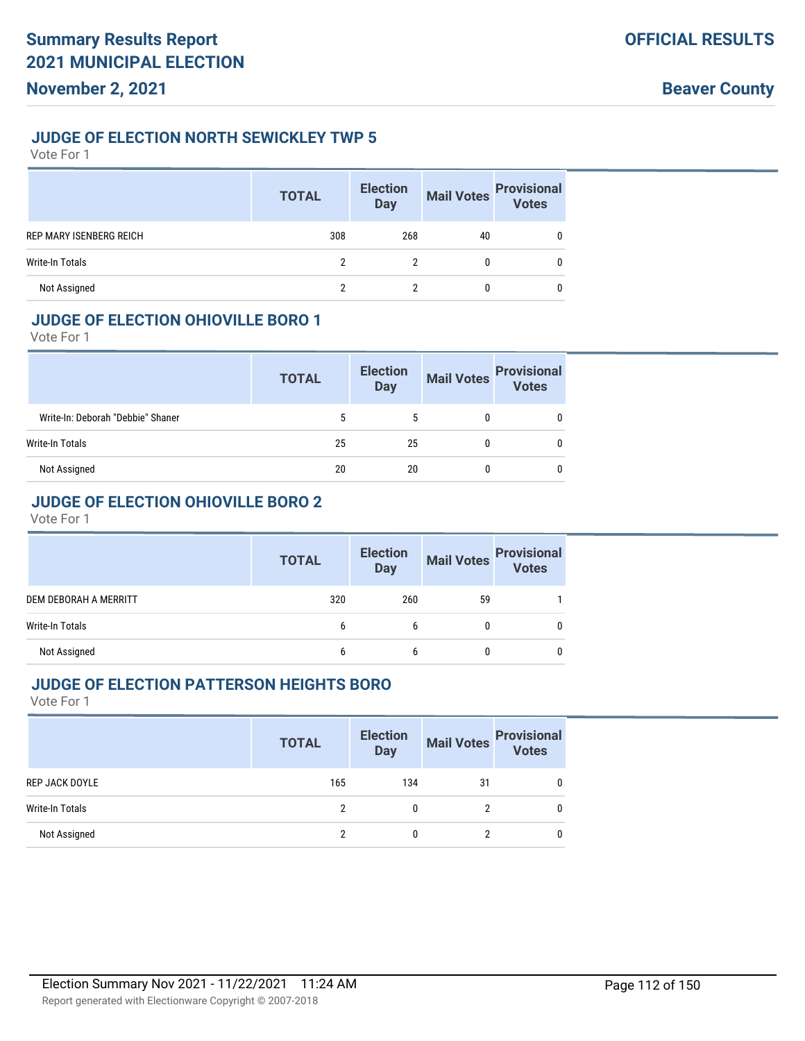## JUDGE OF ELECTION NORTH SEWICKLEY TWP 5

Vote For 1

| | TOTAL | Election Day | Mail Votes | Provisional Votes |
|---|---|---|---|---|
| REP MARY ISENBERG REICH | 308 | 268 | 40 | 0 |
| Write-In Totals | 2 | 2 | 0 | 0 |
| Not Assigned | 2 | 2 | 0 | 0 |

## JUDGE OF ELECTION OHIOVILLE BORO 1

Vote For 1

| | TOTAL | Election Day | Mail Votes | Provisional Votes |
|---|---|---|---|---|
| Write-In: Deborah "Debbie" Shaner | 5 | 5 | 0 | 0 |
| Write-In Totals | 25 | 25 | 0 | 0 |
| Not Assigned | 20 | 20 | 0 | 0 |

## JUDGE OF ELECTION OHIOVILLE BORO 2

Vote For 1

| | TOTAL | Election Day | Mail Votes | Provisional Votes |
|---|---|---|---|---|
| DEM DEBORAH A MERRITT | 320 | 260 | 59 | 1 |
| Write-In Totals | 6 | 6 | 0 | 0 |
| Not Assigned | 6 | 6 | 0 | 0 |

## JUDGE OF ELECTION PATTERSON HEIGHTS BORO

Vote For 1

| | TOTAL | Election Day | Mail Votes | Provisional Votes |
|---|---|---|---|---|
| REP JACK DOYLE | 165 | 134 | 31 | 0 |
| Write-In Totals | 2 | 0 | 2 | 0 |
| Not Assigned | 2 | 0 | 2 | 0 |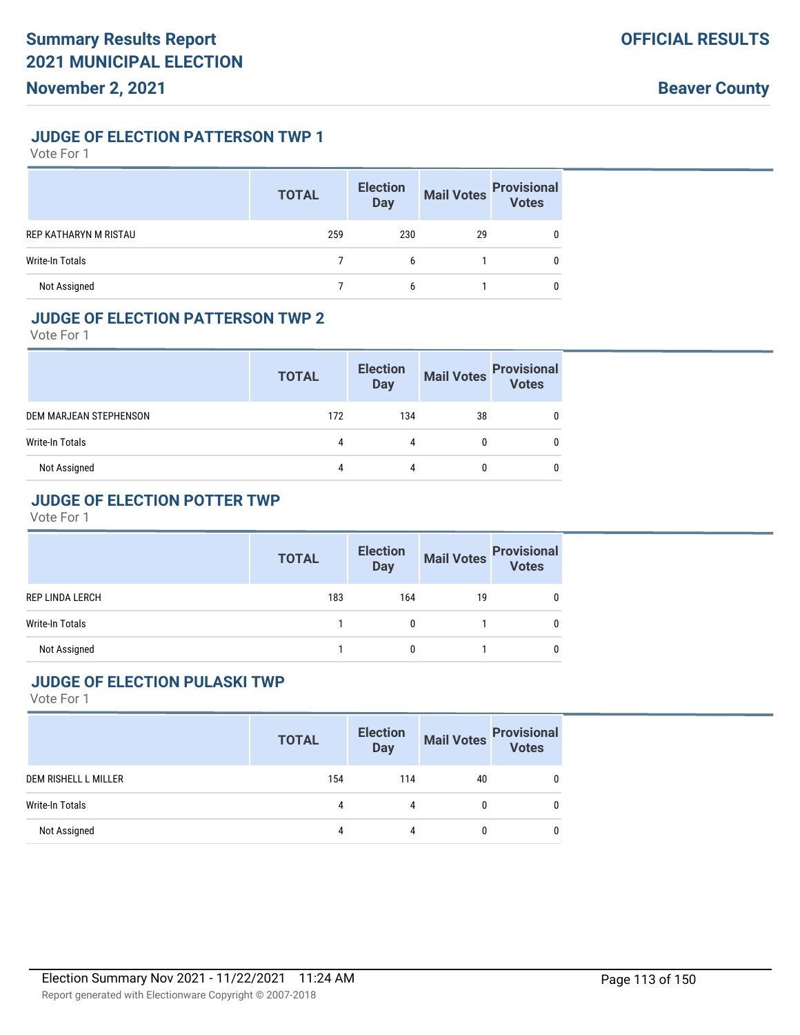## JUDGE OF ELECTION PATTERSON TWP 1

Vote For 1

| | TOTAL | Election Day | Mail Votes | Provisional Votes |
|---|---|---|---|---|
| REP KATHARYN M RISTAU | 259 | 230 | 29 | 0 |
| Write-In Totals | 7 | 6 | 1 | 0 |
| Not Assigned | 7 | 6 | 1 | 0 |

## JUDGE OF ELECTION PATTERSON TWP 2

Vote For 1

| | TOTAL | Election Day | Mail Votes | Provisional Votes |
|---|---|---|---|---|
| DEM MARJEAN STEPHENSON | 172 | 134 | 38 | 0 |
| Write-In Totals | 4 | 4 | 0 | 0 |
| Not Assigned | 4 | 4 | 0 | 0 |

## JUDGE OF ELECTION POTTER TWP

Vote For 1

| | TOTAL | Election Day | Mail Votes | Provisional Votes |
|---|---|---|---|---|
| REP LINDA LERCH | 183 | 164 | 19 | 0 |
| Write-In Totals | 1 | 0 | 1 | 0 |
| Not Assigned | 1 | 0 | 1 | 0 |

## JUDGE OF ELECTION PULASKI TWP

Vote For 1

| | TOTAL | Election Day | Mail Votes | Provisional Votes |
|---|---|---|---|---|
| DEM RISHELL L MILLER | 154 | 114 | 40 | 0 |
| Write-In Totals | 4 | 4 | 0 | 0 |
| Not Assigned | 4 | 4 | 0 | 0 |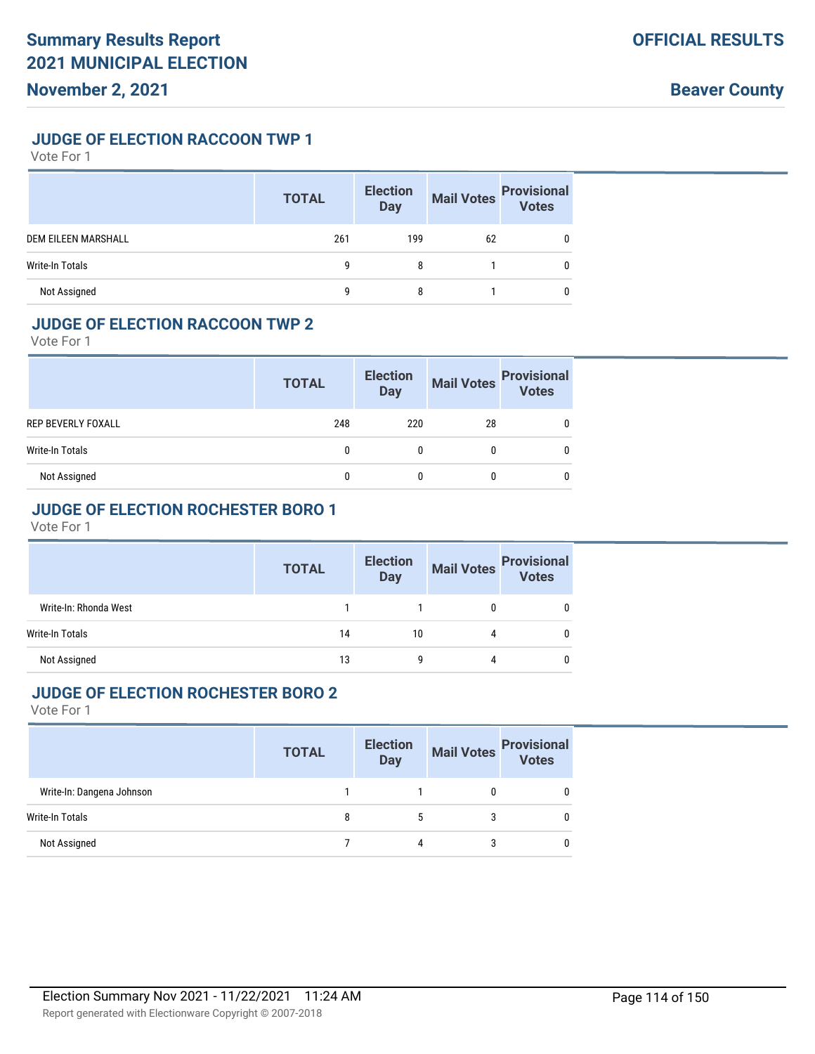## JUDGE OF ELECTION RACCOON TWP 1

Vote For 1

| | TOTAL | Election Day | Mail Votes | Provisional Votes |
|---|---|---|---|---|
| DEM EILEEN MARSHALL | 261 | 199 | 62 | 0 |
| Write-In Totals | 9 | 8 | 1 | 0 |
| Not Assigned | 9 | 8 | 1 | 0 |

## JUDGE OF ELECTION RACCOON TWP 2

Vote For 1

| | TOTAL | Election Day | Mail Votes | Provisional Votes |
|---|---|---|---|---|
| REP BEVERLY FOXALL | 248 | 220 | 28 | 0 |
| Write-In Totals | 0 | 0 | 0 | 0 |
| Not Assigned | 0 | 0 | 0 | 0 |

## JUDGE OF ELECTION ROCHESTER BORO 1

Vote For 1

| | TOTAL | Election Day | Mail Votes | Provisional Votes |
|---|---|---|---|---|
| Write-In: Rhonda West | 1 | 1 | 0 | 0 |
| Write-In Totals | 14 | 10 | 4 | 0 |
| Not Assigned | 13 | 9 | 4 | 0 |

## JUDGE OF ELECTION ROCHESTER BORO 2

Vote For 1

| | TOTAL | Election Day | Mail Votes | Provisional Votes |
|---|---|---|---|---|
| Write-In: Dangena Johnson | 1 | 1 | 0 | 0 |
| Write-In Totals | 8 | 5 | 3 | 0 |
| Not Assigned | 7 | 4 | 3 | 0 |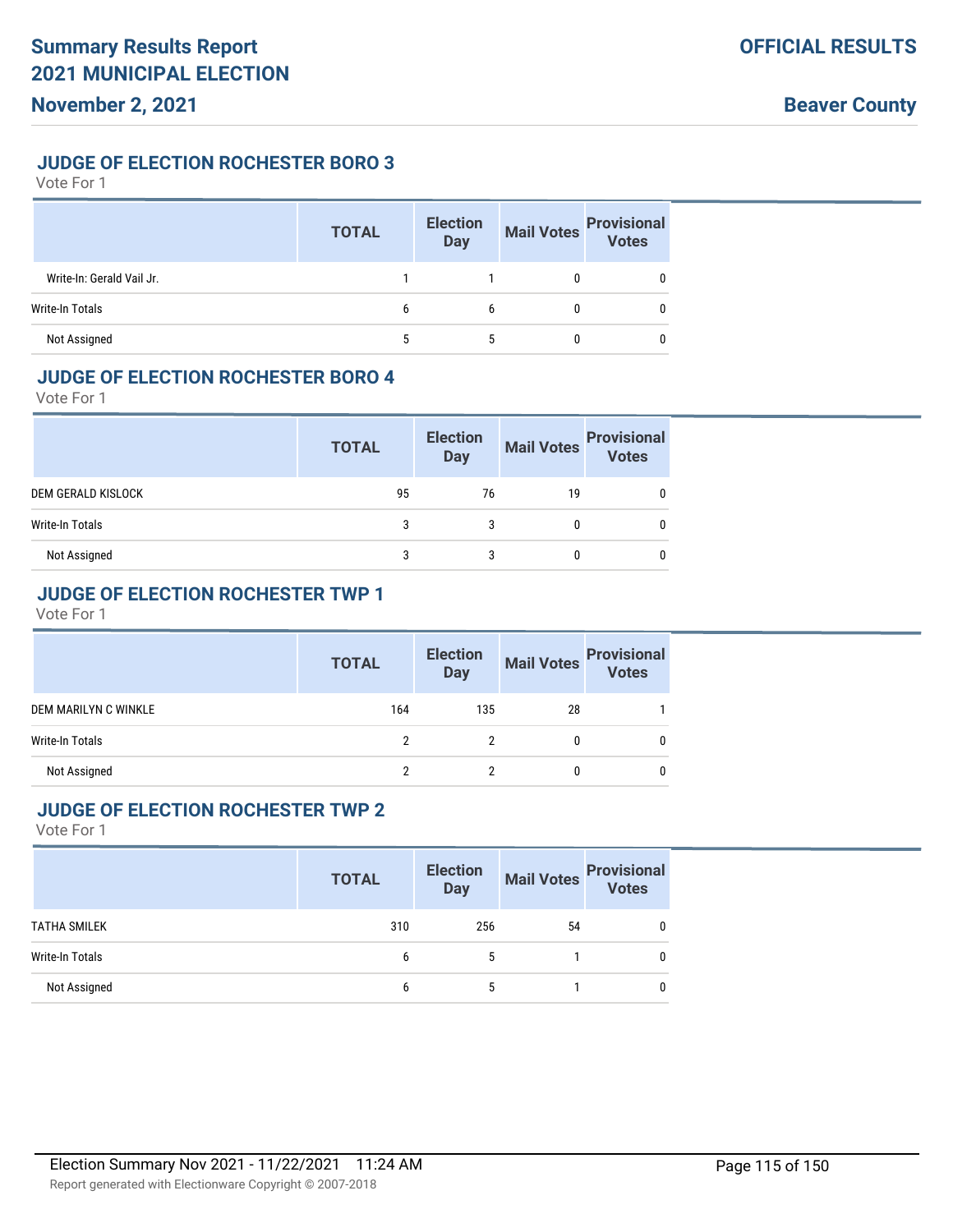### JUDGE OF ELECTION ROCHESTER BORO 3

Vote For 1

| | TOTAL | Election Day | Mail Votes | Provisional Votes |
|---|---|---|---|---|
| Write-In: Gerald Vail Jr. | 1 | 1 | 0 | 0 |
| Write-In Totals | 6 | 6 | 0 | 0 |
| Not Assigned | 5 | 5 | 0 | 0 |

### JUDGE OF ELECTION ROCHESTER BORO 4

Vote For 1

| | TOTAL | Election Day | Mail Votes | Provisional Votes |
|---|---|---|---|---|
| DEM GERALD KISLOCK | 95 | 76 | 19 | 0 |
| Write-In Totals | 3 | 3 | 0 | 0 |
| Not Assigned | 3 | 3 | 0 | 0 |

### JUDGE OF ELECTION ROCHESTER TWP 1

Vote For 1

| | TOTAL | Election Day | Mail Votes | Provisional Votes |
|---|---|---|---|---|
| DEM MARILYN C WINKLE | 164 | 135 | 28 | 1 |
| Write-In Totals | 2 | 2 | 0 | 0 |
| Not Assigned | 2 | 2 | 0 | 0 |

### JUDGE OF ELECTION ROCHESTER TWP 2

Vote For 1

| | TOTAL | Election Day | Mail Votes | Provisional Votes |
|---|---|---|---|---|
| TATHA SMILEK | 310 | 256 | 54 | 0 |
| Write-In Totals | 6 | 5 | 1 | 0 |
| Not Assigned | 6 | 5 | 1 | 0 |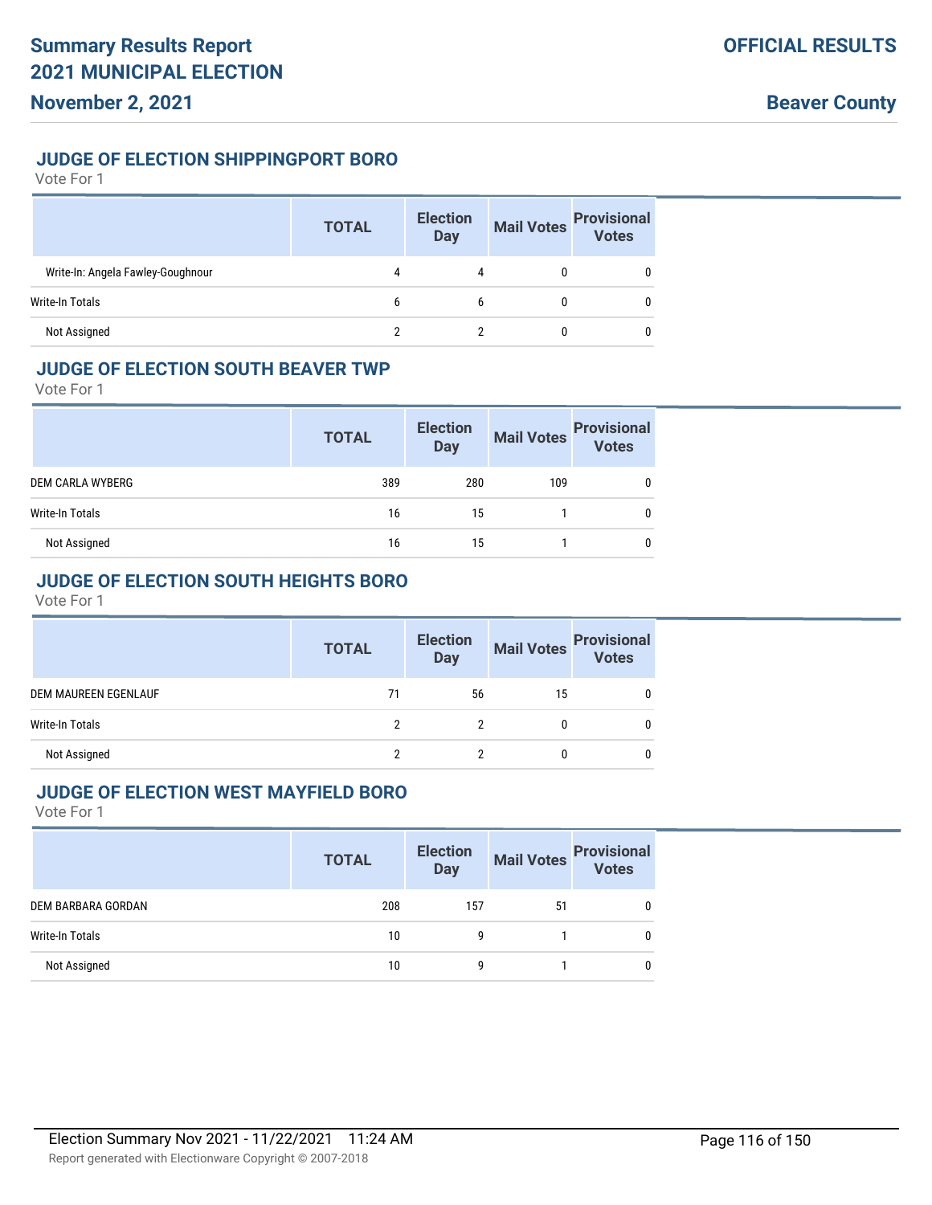## JUDGE OF ELECTION SHIPPINGPORT BORO

Vote For 1

| | TOTAL | Election Day | Mail Votes | Provisional Votes |
|---|---|---|---|---|
| Write-In: Angela Fawley-Goughnour | 4 | 4 | 0 | 0 |
| Write-In Totals | 6 | 6 | 0 | 0 |
| Not Assigned | 2 | 2 | 0 | 0 |

## JUDGE OF ELECTION SOUTH BEAVER TWP

Vote For 1

| | TOTAL | Election Day | Mail Votes | Provisional Votes |
|---|---|---|---|---|
| DEM CARLA WYBERG | 389 | 280 | 109 | 0 |
| Write-In Totals | 16 | 15 | 1 | 0 |
| Not Assigned | 16 | 15 | 1 | 0 |

## JUDGE OF ELECTION SOUTH HEIGHTS BORO

Vote For 1

| | TOTAL | Election Day | Mail Votes | Provisional Votes |
|---|---|---|---|---|
| DEM MAUREEN EGENLAUF | 71 | 56 | 15 | 0 |
| Write-In Totals | 2 | 2 | 0 | 0 |
| Not Assigned | 2 | 2 | 0 | 0 |

## JUDGE OF ELECTION WEST MAYFIELD BORO

Vote For 1

| | TOTAL | Election Day | Mail Votes | Provisional Votes |
|---|---|---|---|---|
| DEM BARBARA GORDAN | 208 | 157 | 51 | 0 |
| Write-In Totals | 10 | 9 | 1 | 0 |
| Not Assigned | 10 | 9 | 1 | 0 |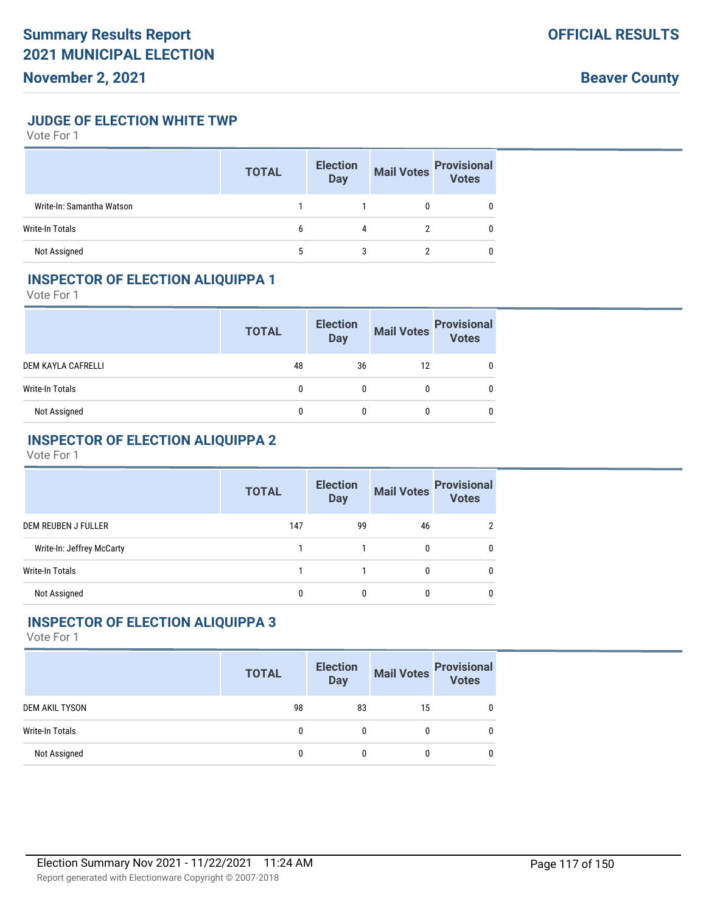## JUDGE OF ELECTION WHITE TWP

Vote For 1

| | TOTAL | Election Day | Mail Votes | Provisional Votes |
|---|---|---|---|---|
| Write-In: Samantha Watson | 1 | 1 | 0 | 0 |
| Write-In Totals | 6 | 4 | 2 | 0 |
| Not Assigned | 5 | 3 | 2 | 0 |

## INSPECTOR OF ELECTION ALIQUIPPA 1

Vote For 1

| | TOTAL | Election Day | Mail Votes | Provisional Votes |
|---|---|---|---|---|
| DEM KAYLA CAFRELLI | 48 | 36 | 12 | 0 |
| Write-In Totals | 0 | 0 | 0 | 0 |
| Not Assigned | 0 | 0 | 0 | 0 |

## INSPECTOR OF ELECTION ALIQUIPPA 2

Vote For 1

| | TOTAL | Election Day | Mail Votes | Provisional Votes |
|---|---|---|---|---|
| DEM REUBEN J FULLER | 147 | 99 | 46 | 2 |
| Write-In: Jeffrey McCarty | 1 | 1 | 0 | 0 |
| Write-In Totals | 1 | 1 | 0 | 0 |
| Not Assigned | 0 | 0 | 0 | 0 |

## INSPECTOR OF ELECTION ALIQUIPPA 3

Vote For 1

| | TOTAL | Election Day | Mail Votes | Provisional Votes |
|---|---|---|---|---|
| DEM AKIL TYSON | 98 | 83 | 15 | 0 |
| Write-In Totals | 0 | 0 | 0 | 0 |
| Not Assigned | 0 | 0 | 0 | 0 |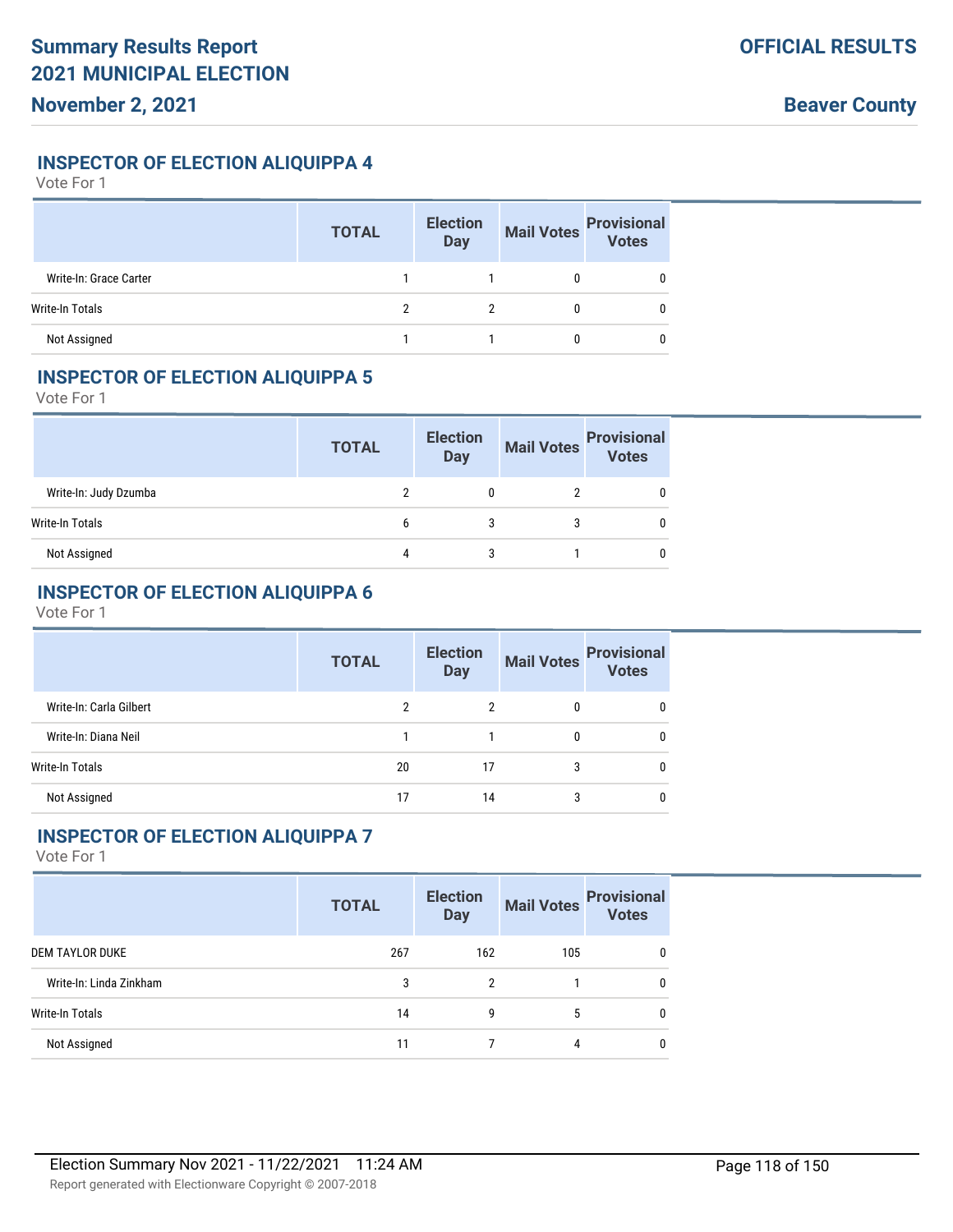## INSPECTOR OF ELECTION ALIQUIPPA 4

Vote For 1

| | TOTAL | Election Day | Mail Votes | Provisional Votes |
|---|---|---|---|---|
| Write-In: Grace Carter | 1 | 1 | 0 | 0 |
| Write-In Totals | 2 | 2 | 0 | 0 |
| Not Assigned | 1 | 1 | 0 | 0 |

## INSPECTOR OF ELECTION ALIQUIPPA 5

Vote For 1

| | TOTAL | Election Day | Mail Votes | Provisional Votes |
|---|---|---|---|---|
| Write-In: Judy Dzumba | 2 | 0 | 2 | 0 |
| Write-In Totals | 6 | 3 | 3 | 0 |
| Not Assigned | 4 | 3 | 1 | 0 |

## INSPECTOR OF ELECTION ALIQUIPPA 6

Vote For 1

| | TOTAL | Election Day | Mail Votes | Provisional Votes |
|---|---|---|---|---|
| Write-In: Carla Gilbert | 2 | 2 | 0 | 0 |
| Write-In: Diana Neil | 1 | 1 | 0 | 0 |
| Write-In Totals | 20 | 17 | 3 | 0 |
| Not Assigned | 17 | 14 | 3 | 0 |

## INSPECTOR OF ELECTION ALIQUIPPA 7

Vote For 1

| | TOTAL | Election Day | Mail Votes | Provisional Votes |
|---|---|---|---|---|
| DEM TAYLOR DUKE | 267 | 162 | 105 | 0 |
| Write-In: Linda Zinkham | 3 | 2 | 1 | 0 |
| Write-In Totals | 14 | 9 | 5 | 0 |
| Not Assigned | 11 | 7 | 4 | 0 |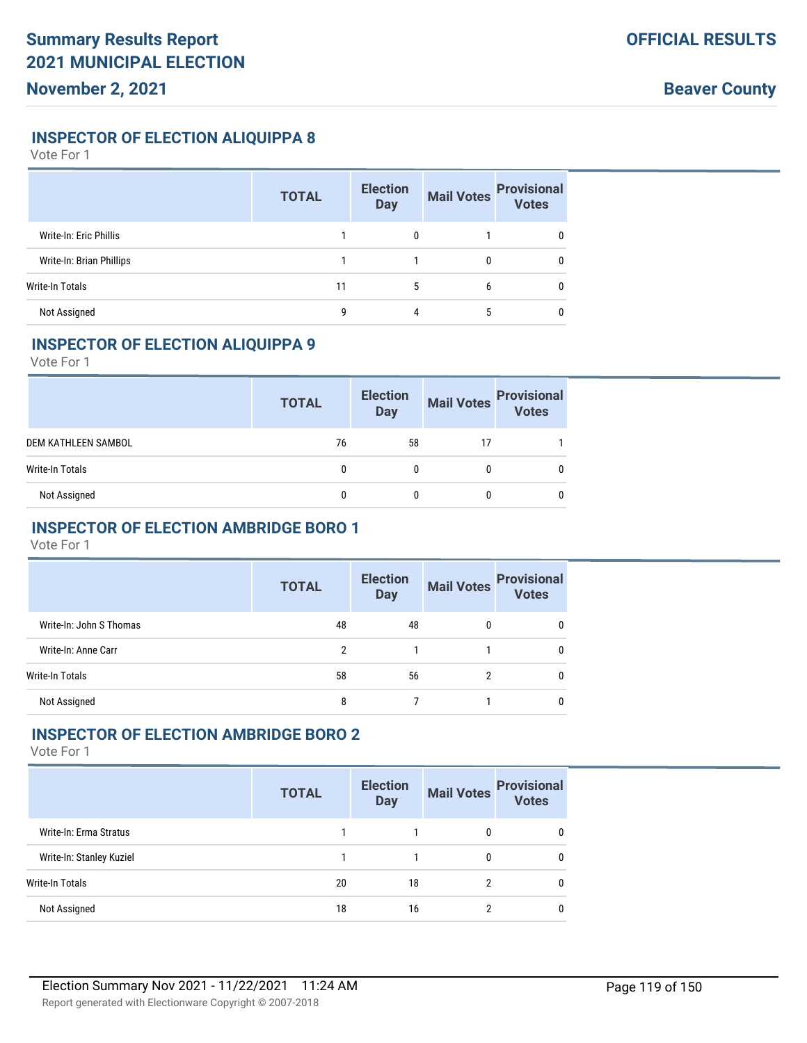## INSPECTOR OF ELECTION ALIQUIPPA 8

Vote For 1

| | TOTAL | Election Day | Mail Votes | Provisional Votes |
|---|---|---|---|---|
| Write-In: Eric Phillis | 1 | 0 | 1 | 0 |
| Write-In: Brian Phillips | 1 | 1 | 0 | 0 |
| Write-In Totals | 11 | 5 | 6 | 0 |
| Not Assigned | 9 | 4 | 5 | 0 |

## INSPECTOR OF ELECTION ALIQUIPPA 9

Vote For 1

| | TOTAL | Election Day | Mail Votes | Provisional Votes |
|---|---|---|---|---|
| DEM KATHLEEN SAMBOL | 76 | 58 | 17 | 1 |
| Write-In Totals | 0 | 0 | 0 | 0 |
| Not Assigned | 0 | 0 | 0 | 0 |

## INSPECTOR OF ELECTION AMBRIDGE BORO 1

Vote For 1

| | TOTAL | Election Day | Mail Votes | Provisional Votes |
|---|---|---|---|---|
| Write-In: John S Thomas | 48 | 48 | 0 | 0 |
| Write-In: Anne Carr | 2 | 1 | 1 | 0 |
| Write-In Totals | 58 | 56 | 2 | 0 |
| Not Assigned | 8 | 7 | 1 | 0 |

## INSPECTOR OF ELECTION AMBRIDGE BORO 2

Vote For 1

| | TOTAL | Election Day | Mail Votes | Provisional Votes |
|---|---|---|---|---|
| Write-In: Erma Stratus | 1 | 1 | 0 | 0 |
| Write-In: Stanley Kuziel | 1 | 1 | 0 | 0 |
| Write-In Totals | 20 | 18 | 2 | 0 |
| Not Assigned | 18 | 16 | 2 | 0 |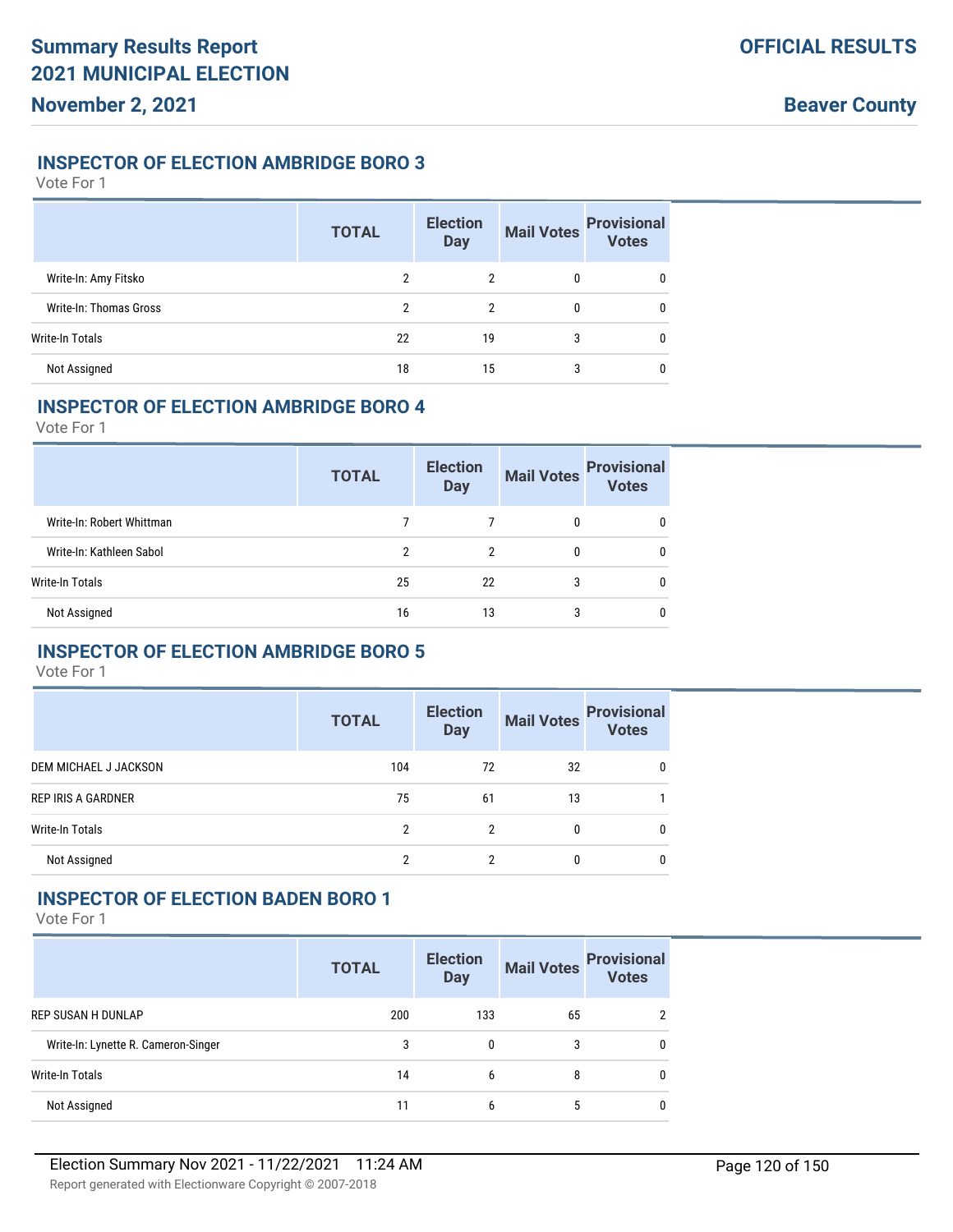## INSPECTOR OF ELECTION AMBRIDGE BORO 3

Vote For 1

| | TOTAL | Election Day | Mail Votes | Provisional Votes |
|---|---|---|---|---|
| Write-In: Amy Fitsko | 2 | 2 | 0 | 0 |
| Write-In: Thomas Gross | 2 | 2 | 0 | 0 |
| Write-In Totals | 22 | 19 | 3 | 0 |
| Not Assigned | 18 | 15 | 3 | 0 |

## INSPECTOR OF ELECTION AMBRIDGE BORO 4

Vote For 1

| | TOTAL | Election Day | Mail Votes | Provisional Votes |
|---|---|---|---|---|
| Write-In: Robert Whittman | 7 | 7 | 0 | 0 |
| Write-In: Kathleen Sabol | 2 | 2 | 0 | 0 |
| Write-In Totals | 25 | 22 | 3 | 0 |
| Not Assigned | 16 | 13 | 3 | 0 |

## INSPECTOR OF ELECTION AMBRIDGE BORO 5

Vote For 1

| | TOTAL | Election Day | Mail Votes | Provisional Votes |
|---|---|---|---|---|
| DEM MICHAEL J JACKSON | 104 | 72 | 32 | 0 |
| REP IRIS A GARDNER | 75 | 61 | 13 | 1 |
| Write-In Totals | 2 | 2 | 0 | 0 |
| Not Assigned | 2 | 2 | 0 | 0 |

## INSPECTOR OF ELECTION BADEN BORO 1

Vote For 1

| | TOTAL | Election Day | Mail Votes | Provisional Votes |
|---|---|---|---|---|
| REP SUSAN H DUNLAP | 200 | 133 | 65 | 2 |
| Write-In: Lynette R. Cameron-Singer | 3 | 0 | 3 | 0 |
| Write-In Totals | 14 | 6 | 8 | 0 |
| Not Assigned | 11 | 6 | 5 | 0 |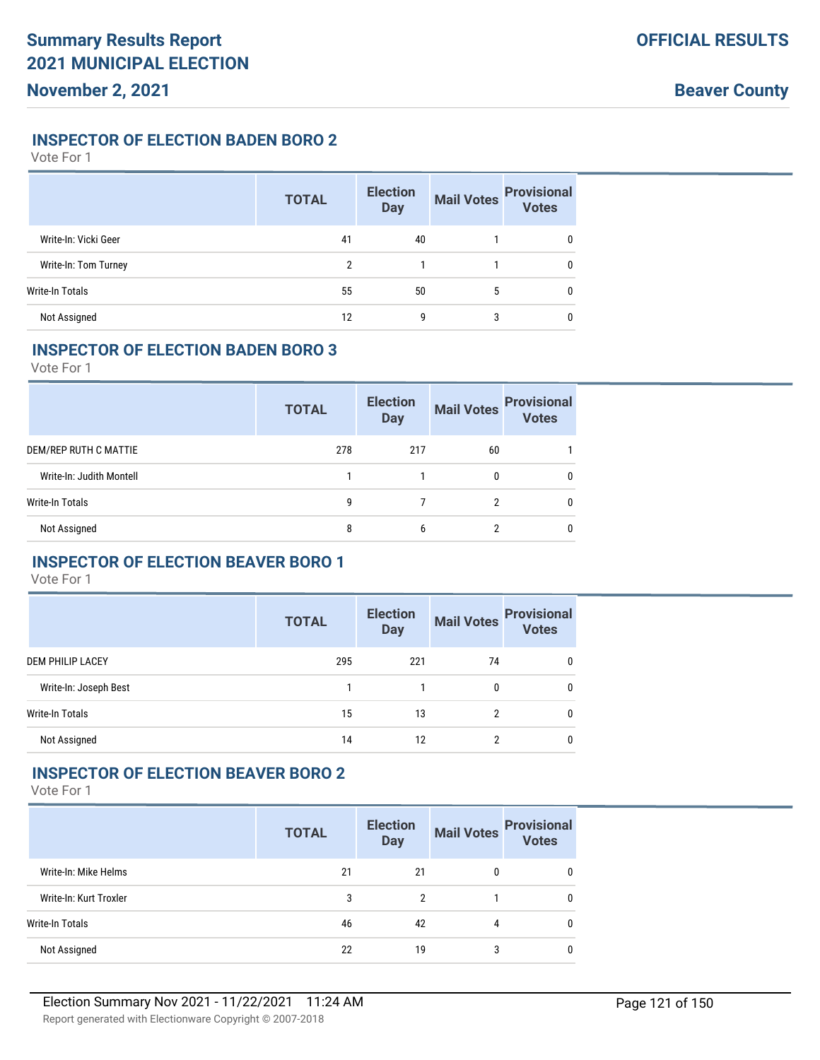## INSPECTOR OF ELECTION BADEN BORO 2

Vote For 1

| | TOTAL | Election Day | Mail Votes | Provisional Votes |
|---|---|---|---|---|
| Write-In: Vicki Geer | 41 | 40 | 1 | 0 |
| Write-In: Tom Turney | 2 | 1 | 1 | 0 |
| Write-In Totals | 55 | 50 | 5 | 0 |
| Not Assigned | 12 | 9 | 3 | 0 |

## INSPECTOR OF ELECTION BADEN BORO 3

Vote For 1

| | TOTAL | Election Day | Mail Votes | Provisional Votes |
|---|---|---|---|---|
| DEM/REP RUTH C MATTIE | 278 | 217 | 60 | 1 |
| Write-In: Judith Montell | 1 | 1 | 0 | 0 |
| Write-In Totals | 9 | 7 | 2 | 0 |
| Not Assigned | 8 | 6 | 2 | 0 |

## INSPECTOR OF ELECTION BEAVER BORO 1

Vote For 1

| | TOTAL | Election Day | Mail Votes | Provisional Votes |
|---|---|---|---|---|
| DEM PHILIP LACEY | 295 | 221 | 74 | 0 |
| Write-In: Joseph Best | 1 | 1 | 0 | 0 |
| Write-In Totals | 15 | 13 | 2 | 0 |
| Not Assigned | 14 | 12 | 2 | 0 |

## INSPECTOR OF ELECTION BEAVER BORO 2

Vote For 1

| | TOTAL | Election Day | Mail Votes | Provisional Votes |
|---|---|---|---|---|
| Write-In: Mike Helms | 21 | 21 | 0 | 0 |
| Write-In: Kurt Troxler | 3 | 2 | 1 | 0 |
| Write-In Totals | 46 | 42 | 4 | 0 |
| Not Assigned | 22 | 19 | 3 | 0 |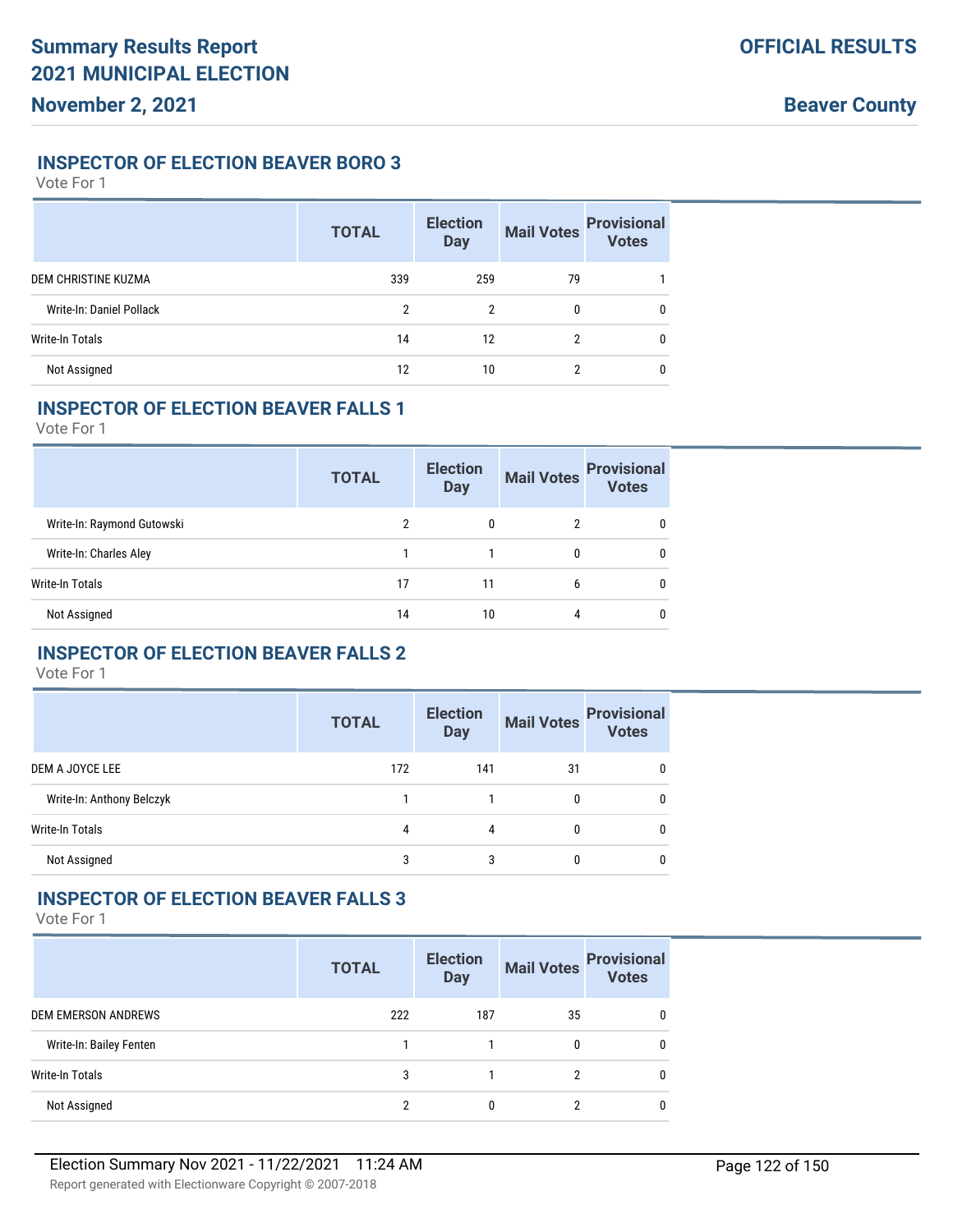## INSPECTOR OF ELECTION BEAVER BORO 3

Vote For 1

| | TOTAL | Election Day | Mail Votes | Provisional Votes |
|---|---|---|---|---|
| DEM CHRISTINE KUZMA | 339 | 259 | 79 | 1 |
| Write-In: Daniel Pollack | 2 | 2 | 0 | 0 |
| Write-In Totals | 14 | 12 | 2 | 0 |
| Not Assigned | 12 | 10 | 2 | 0 |

## INSPECTOR OF ELECTION BEAVER FALLS 1

Vote For 1

| | TOTAL | Election Day | Mail Votes | Provisional Votes |
|---|---|---|---|---|
| Write-In: Raymond Gutowski | 2 | 0 | 2 | 0 |
| Write-In: Charles Aley | 1 | 1 | 0 | 0 |
| Write-In Totals | 17 | 11 | 6 | 0 |
| Not Assigned | 14 | 10 | 4 | 0 |

## INSPECTOR OF ELECTION BEAVER FALLS 2

Vote For 1

| | TOTAL | Election Day | Mail Votes | Provisional Votes |
|---|---|---|---|---|
| DEM A JOYCE LEE | 172 | 141 | 31 | 0 |
| Write-In: Anthony Belczyk | 1 | 1 | 0 | 0 |
| Write-In Totals | 4 | 4 | 0 | 0 |
| Not Assigned | 3 | 3 | 0 | 0 |

## INSPECTOR OF ELECTION BEAVER FALLS 3

Vote For 1

| | TOTAL | Election Day | Mail Votes | Provisional Votes |
|---|---|---|---|---|
| DEM EMERSON ANDREWS | 222 | 187 | 35 | 0 |
| Write-In: Bailey Fenten | 1 | 1 | 0 | 0 |
| Write-In Totals | 3 | 1 | 2 | 0 |
| Not Assigned | 2 | 0 | 2 | 0 |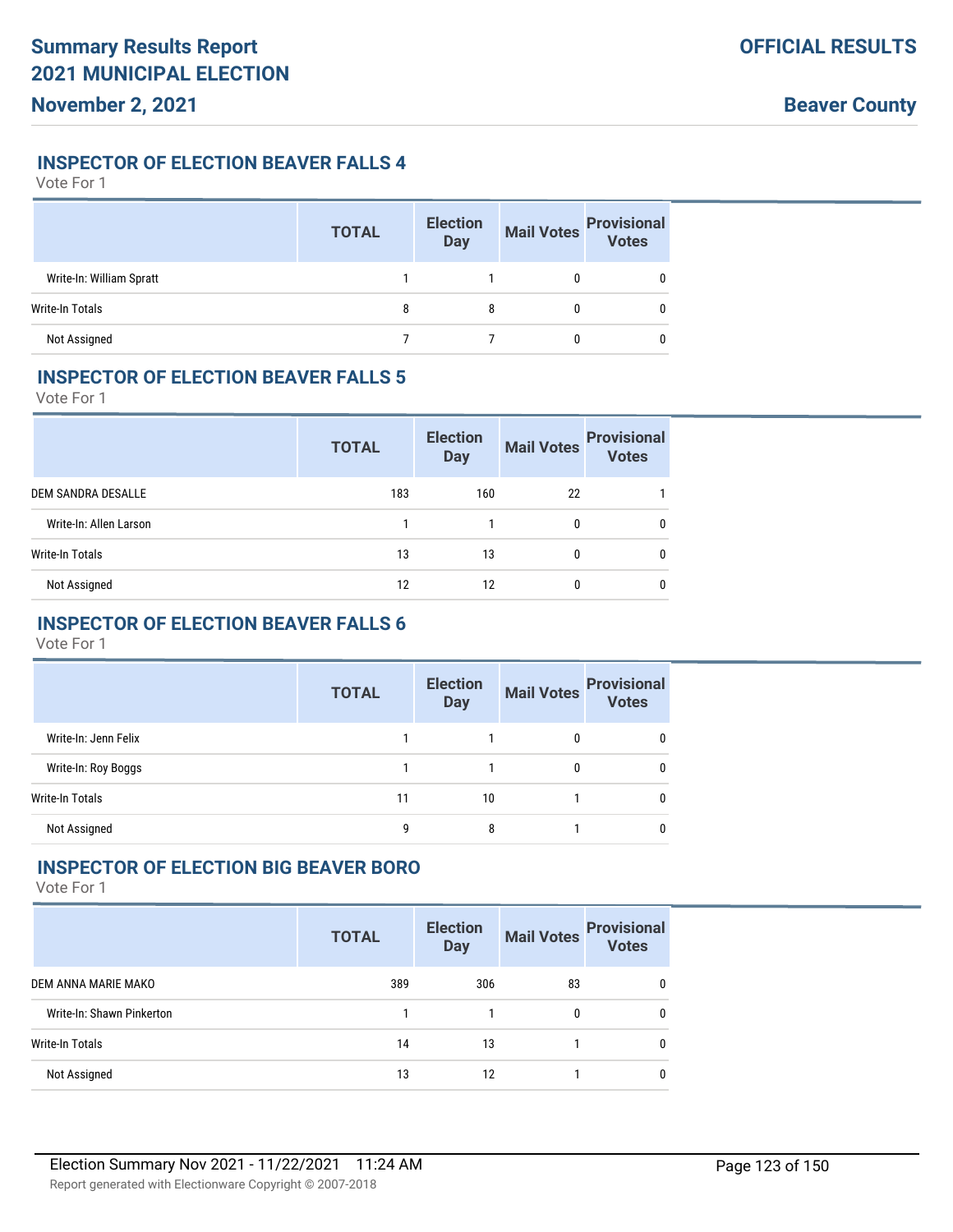## INSPECTOR OF ELECTION BEAVER FALLS 4

Vote For 1

| | TOTAL | Election Day | Mail Votes | Provisional Votes |
|---|---|---|---|---|
| Write-In: William Spratt | 1 | 1 | 0 | 0 |
| Write-In Totals | 8 | 8 | 0 | 0 |
| Not Assigned | 7 | 7 | 0 | 0 |

## INSPECTOR OF ELECTION BEAVER FALLS 5

Vote For 1

| | TOTAL | Election Day | Mail Votes | Provisional Votes |
|---|---|---|---|---|
| DEM SANDRA DESALLE | 183 | 160 | 22 | 1 |
| Write-In: Allen Larson | 1 | 1 | 0 | 0 |
| Write-In Totals | 13 | 13 | 0 | 0 |
| Not Assigned | 12 | 12 | 0 | 0 |

## INSPECTOR OF ELECTION BEAVER FALLS 6

Vote For 1

| | TOTAL | Election Day | Mail Votes | Provisional Votes |
|---|---|---|---|---|
| Write-In: Jenn Felix | 1 | 1 | 0 | 0 |
| Write-In: Roy Boggs | 1 | 1 | 0 | 0 |
| Write-In Totals | 11 | 10 | 1 | 0 |
| Not Assigned | 9 | 8 | 1 | 0 |

## INSPECTOR OF ELECTION BIG BEAVER BORO

Vote For 1

| | TOTAL | Election Day | Mail Votes | Provisional Votes |
|---|---|---|---|---|
| DEM ANNA MARIE MAKO | 389 | 306 | 83 | 0 |
| Write-In: Shawn Pinkerton | 1 | 1 | 0 | 0 |
| Write-In Totals | 14 | 13 | 1 | 0 |
| Not Assigned | 13 | 12 | 1 | 0 |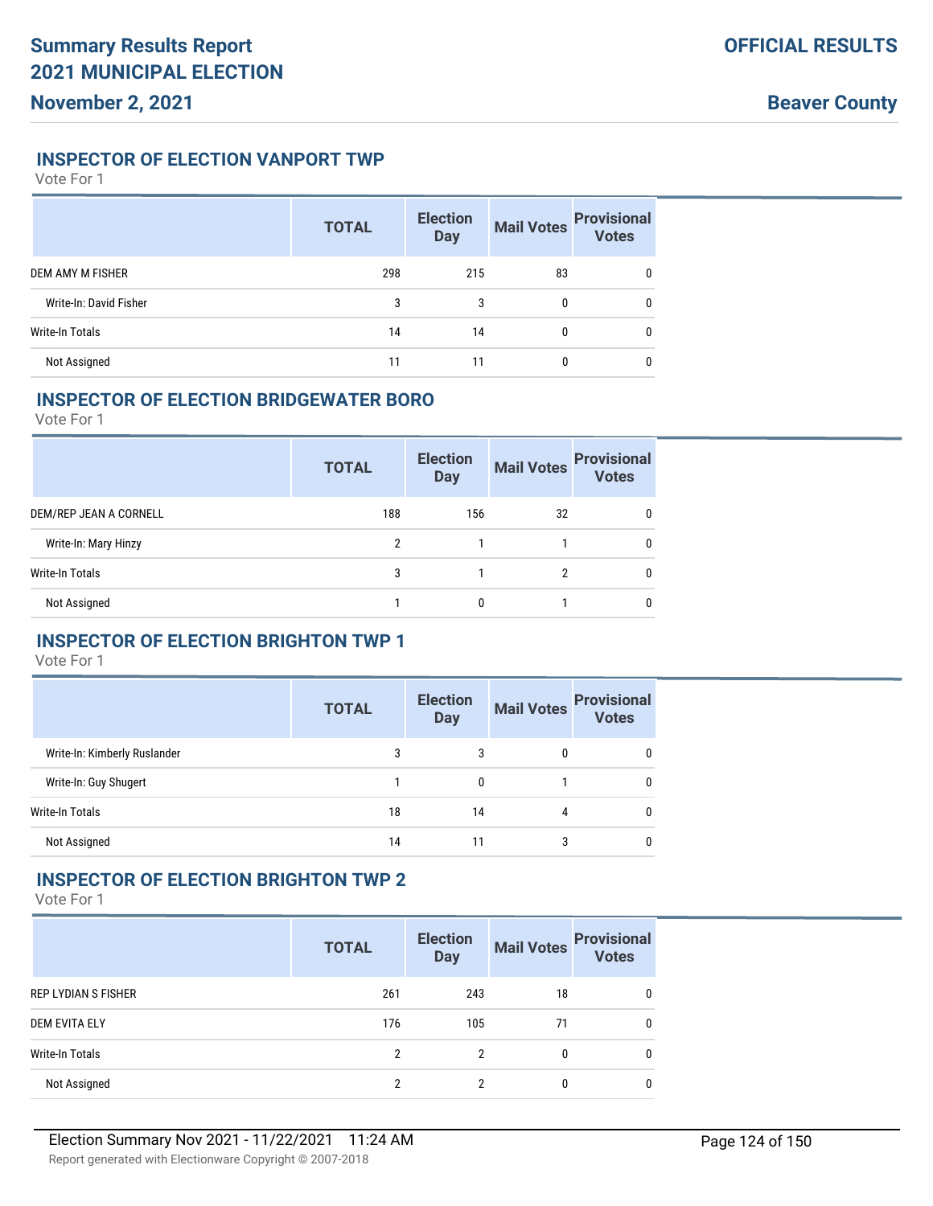## INSPECTOR OF ELECTION VANPORT TWP

Vote For 1

| | TOTAL | Election Day | Mail Votes | Provisional Votes |
|---|---|---|---|---|
| DEM AMY M FISHER | 298 | 215 | 83 | 0 |
| Write-In: David Fisher | 3 | 3 | 0 | 0 |
| Write-In Totals | 14 | 14 | 0 | 0 |
| Not Assigned | 11 | 11 | 0 | 0 |

## INSPECTOR OF ELECTION BRIDGEWATER BORO

Vote For 1

| | TOTAL | Election Day | Mail Votes | Provisional Votes |
|---|---|---|---|---|
| DEM/REP JEAN A CORNELL | 188 | 156 | 32 | 0 |
| Write-In: Mary Hinzy | 2 | 1 | 1 | 0 |
| Write-In Totals | 3 | 1 | 2 | 0 |
| Not Assigned | 1 | 0 | 1 | 0 |

## INSPECTOR OF ELECTION BRIGHTON TWP 1

Vote For 1

| | TOTAL | Election Day | Mail Votes | Provisional Votes |
|---|---|---|---|---|
| Write-In: Kimberly Ruslander | 3 | 3 | 0 | 0 |
| Write-In: Guy Shugert | 1 | 0 | 1 | 0 |
| Write-In Totals | 18 | 14 | 4 | 0 |
| Not Assigned | 14 | 11 | 3 | 0 |

## INSPECTOR OF ELECTION BRIGHTON TWP 2

Vote For 1

| | TOTAL | Election Day | Mail Votes | Provisional Votes |
|---|---|---|---|---|
| REP LYDIAN S FISHER | 261 | 243 | 18 | 0 |
| DEM EVITA ELY | 176 | 105 | 71 | 0 |
| Write-In Totals | 2 | 2 | 0 | 0 |
| Not Assigned | 2 | 2 | 0 | 0 |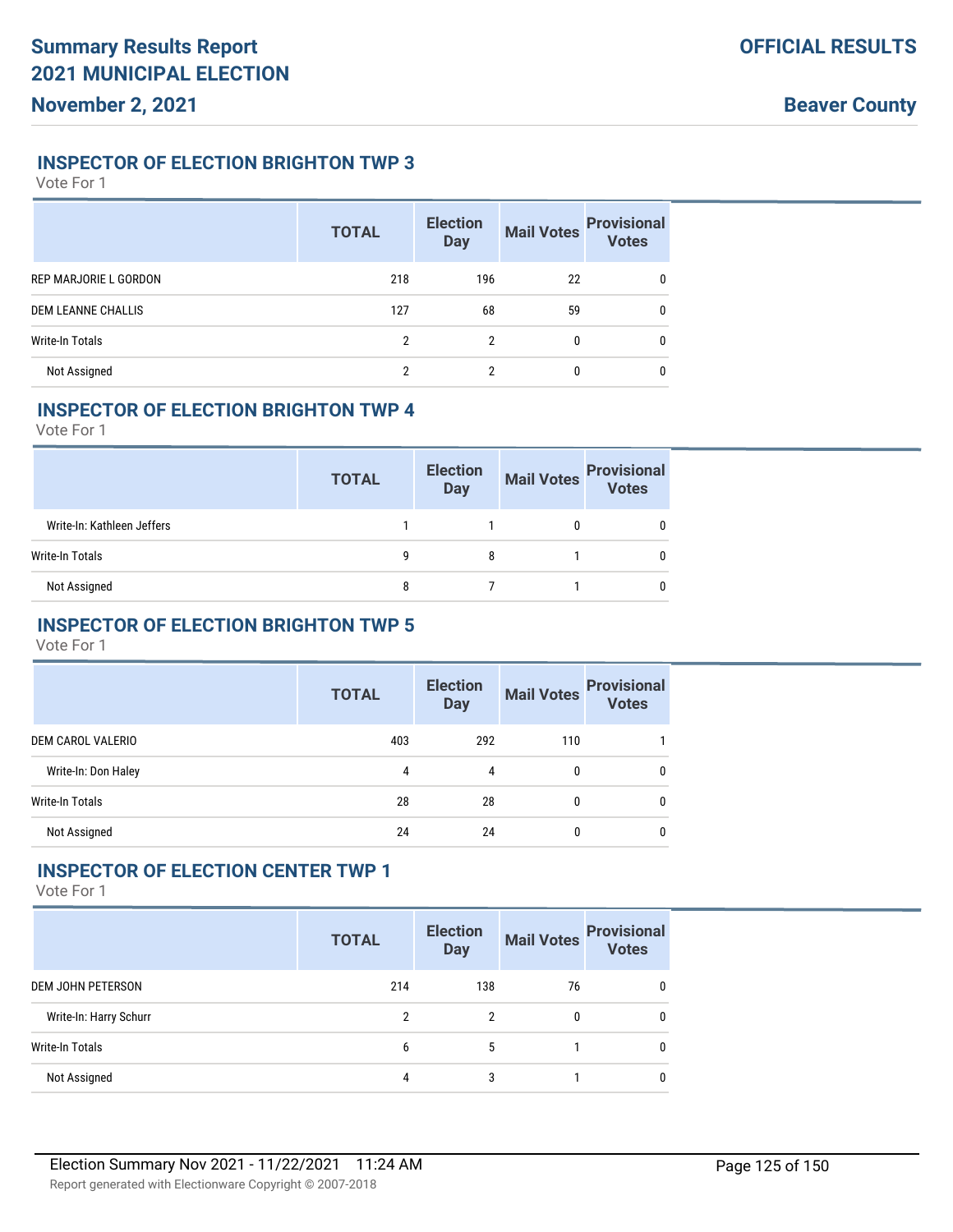# Summary Results Report
# 2021 MUNICIPAL ELECTION
**November 2, 2021**

**OFFICIAL RESULTS**

**Beaver County**

## INSPECTOR OF ELECTION BRIGHTON TWP 3

Vote For 1

| | TOTAL | Election Day | Mail Votes | Provisional Votes |
|---|---|---|---|---|
| REP MARJORIE L GORDON | 218 | 196 | 22 | 0 |
| DEM LEANNE CHALLIS | 127 | 68 | 59 | 0 |
| Write-In Totals | 2 | 2 | 0 | 0 |
| Not Assigned | 2 | 2 | 0 | 0 |

## INSPECTOR OF ELECTION BRIGHTON TWP 4

Vote For 1

| | TOTAL | Election Day | Mail Votes | Provisional Votes |
|---|---|---|---|---|
| Write-In: Kathleen Jeffers | 1 | 1 | 0 | 0 |
| Write-In Totals | 9 | 8 | 1 | 0 |
| Not Assigned | 8 | 7 | 1 | 0 |

## INSPECTOR OF ELECTION BRIGHTON TWP 5

Vote For 1

| | TOTAL | Election Day | Mail Votes | Provisional Votes |
|---|---|---|---|---|
| DEM CAROL VALERIO | 403 | 292 | 110 | 1 |
| Write-In: Don Haley | 4 | 4 | 0 | 0 |
| Write-In Totals | 28 | 28 | 0 | 0 |
| Not Assigned | 24 | 24 | 0 | 0 |

## INSPECTOR OF ELECTION CENTER TWP 1

Vote For 1

| | TOTAL | Election Day | Mail Votes | Provisional Votes |
|---|---|---|---|---|
| DEM JOHN PETERSON | 214 | 138 | 76 | 0 |
| Write-In: Harry Schurr | 2 | 2 | 0 | 0 |
| Write-In Totals | 6 | 5 | 1 | 0 |
| Not Assigned | 4 | 3 | 1 | 0 |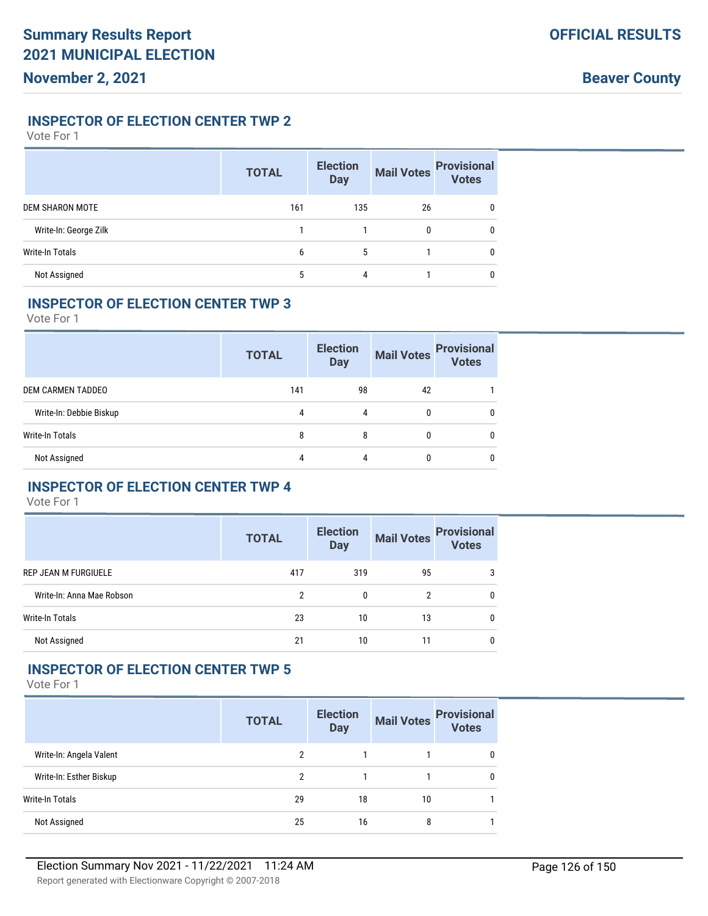## INSPECTOR OF ELECTION CENTER TWP 2

Vote For 1

| | TOTAL | Election Day | Mail Votes | Provisional Votes |
|---|---|---|---|---|
| DEM SHARON MOTE | 161 | 135 | 26 | 0 |
| Write-In: George Zilk | 1 | 1 | 0 | 0 |
| Write-In Totals | 6 | 5 | 1 | 0 |
| Not Assigned | 5 | 4 | 1 | 0 |

## INSPECTOR OF ELECTION CENTER TWP 3

Vote For 1

| | TOTAL | Election Day | Mail Votes | Provisional Votes |
|---|---|---|---|---|
| DEM CARMEN TADDEO | 141 | 98 | 42 | 1 |
| Write-In: Debbie Biskup | 4 | 4 | 0 | 0 |
| Write-In Totals | 8 | 8 | 0 | 0 |
| Not Assigned | 4 | 4 | 0 | 0 |

## INSPECTOR OF ELECTION CENTER TWP 4

Vote For 1

| | TOTAL | Election Day | Mail Votes | Provisional Votes |
|---|---|---|---|---|
| REP JEAN M FURGIUELE | 417 | 319 | 95 | 3 |
| Write-In: Anna Mae Robson | 2 | 0 | 2 | 0 |
| Write-In Totals | 23 | 10 | 13 | 0 |
| Not Assigned | 21 | 10 | 11 | 0 |

## INSPECTOR OF ELECTION CENTER TWP 5

Vote For 1

| | TOTAL | Election Day | Mail Votes | Provisional Votes |
|---|---|---|---|---|
| Write-In: Angela Valent | 2 | 1 | 1 | 0 |
| Write-In: Esther Biskup | 2 | 1 | 1 | 0 |
| Write-In Totals | 29 | 18 | 10 | 1 |
| Not Assigned | 25 | 16 | 8 | 1 |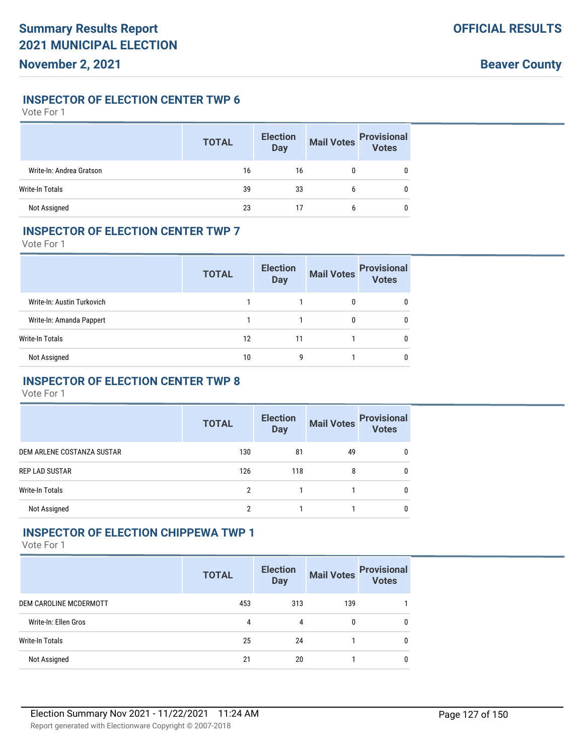## INSPECTOR OF ELECTION CENTER TWP 6

Vote For 1

| | TOTAL | Election Day | Mail Votes | Provisional Votes |
|---|---|---|---|---|
| Write-In: Andrea Gratson | 16 | 16 | 0 | 0 |
| Write-In Totals | 39 | 33 | 6 | 0 |
| Not Assigned | 23 | 17 | 6 | 0 |

## INSPECTOR OF ELECTION CENTER TWP 7

Vote For 1

| | TOTAL | Election Day | Mail Votes | Provisional Votes |
|---|---|---|---|---|
| Write-In: Austin Turkovich | 1 | 1 | 0 | 0 |
| Write-In: Amanda Pappert | 1 | 1 | 0 | 0 |
| Write-In Totals | 12 | 11 | 1 | 0 |
| Not Assigned | 10 | 9 | 1 | 0 |

## INSPECTOR OF ELECTION CENTER TWP 8

Vote For 1

| | TOTAL | Election Day | Mail Votes | Provisional Votes |
|---|---|---|---|---|
| DEM ARLENE COSTANZA SUSTAR | 130 | 81 | 49 | 0 |
| REP LAD SUSTAR | 126 | 118 | 8 | 0 |
| Write-In Totals | 2 | 1 | 1 | 0 |
| Not Assigned | 2 | 1 | 1 | 0 |

## INSPECTOR OF ELECTION CHIPPEWA TWP 1

Vote For 1

| | TOTAL | Election Day | Mail Votes | Provisional Votes |
|---|---|---|---|---|
| DEM CAROLINE MCDERMOTT | 453 | 313 | 139 | 1 |
| Write-In: Ellen Gros | 4 | 4 | 0 | 0 |
| Write-In Totals | 25 | 24 | 1 | 0 |
| Not Assigned | 21 | 20 | 1 | 0 |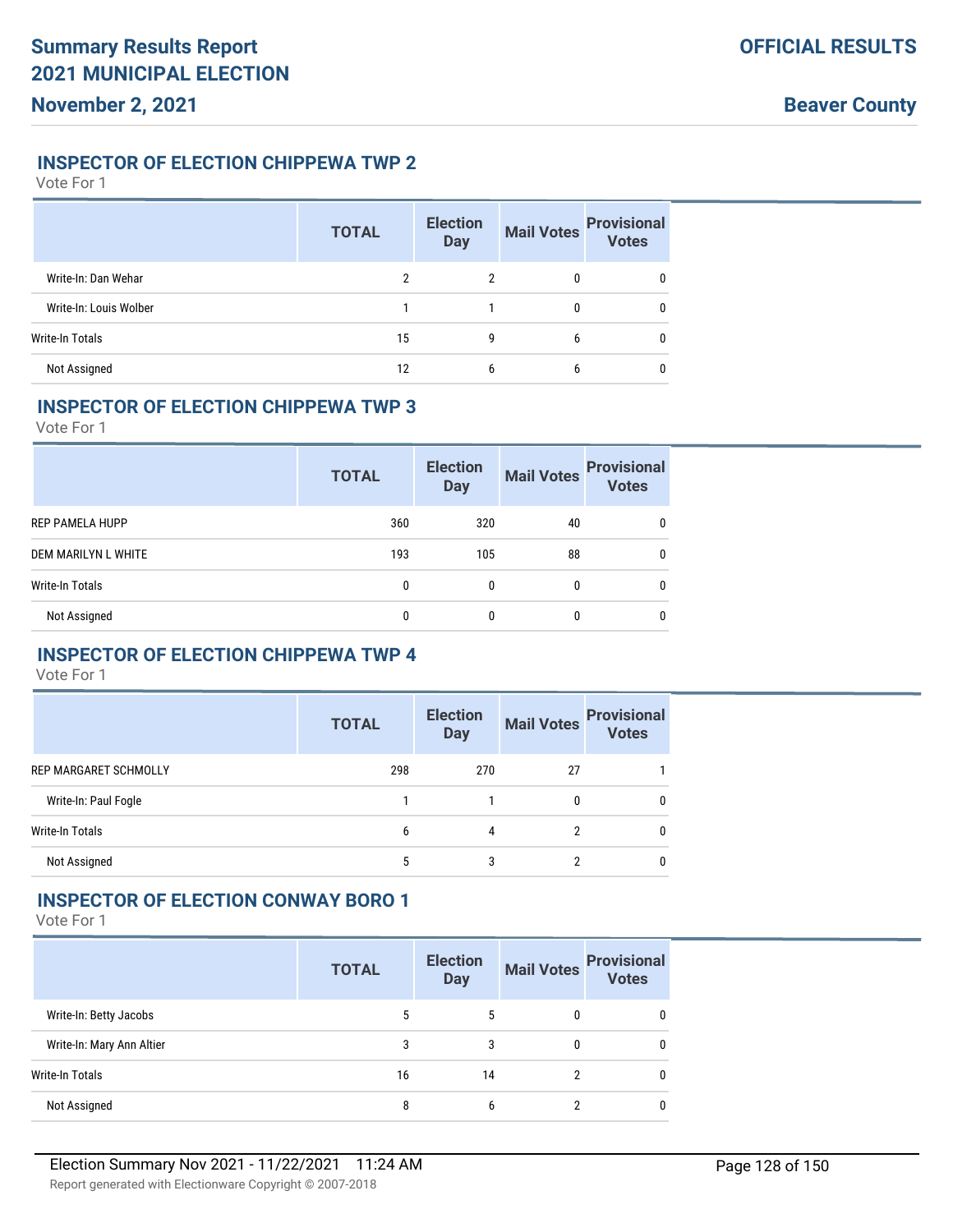## INSPECTOR OF ELECTION CHIPPEWA TWP 2

Vote For 1

| | TOTAL | Election Day | Mail Votes | Provisional Votes |
|---|---|---|---|---|
| Write-In: Dan Wehar | 2 | 2 | 0 | 0 |
| Write-In: Louis Wolber | 1 | 1 | 0 | 0 |
| Write-In Totals | 15 | 9 | 6 | 0 |
| Not Assigned | 12 | 6 | 6 | 0 |

## INSPECTOR OF ELECTION CHIPPEWA TWP 3

Vote For 1

| | TOTAL | Election Day | Mail Votes | Provisional Votes |
|---|---|---|---|---|
| REP PAMELA HUPP | 360 | 320 | 40 | 0 |
| DEM MARILYN L WHITE | 193 | 105 | 88 | 0 |
| Write-In Totals | 0 | 0 | 0 | 0 |
| Not Assigned | 0 | 0 | 0 | 0 |

## INSPECTOR OF ELECTION CHIPPEWA TWP 4

Vote For 1

| | TOTAL | Election Day | Mail Votes | Provisional Votes |
|---|---|---|---|---|
| REP MARGARET SCHMOLLY | 298 | 270 | 27 | 1 |
| Write-In: Paul Fogle | 1 | 1 | 0 | 0 |
| Write-In Totals | 6 | 4 | 2 | 0 |
| Not Assigned | 5 | 3 | 2 | 0 |

## INSPECTOR OF ELECTION CONWAY BORO 1

Vote For 1

| | TOTAL | Election Day | Mail Votes | Provisional Votes |
|---|---|---|---|---|
| Write-In: Betty Jacobs | 5 | 5 | 0 | 0 |
| Write-In: Mary Ann Altier | 3 | 3 | 0 | 0 |
| Write-In Totals | 16 | 14 | 2 | 0 |
| Not Assigned | 8 | 6 | 2 | 0 |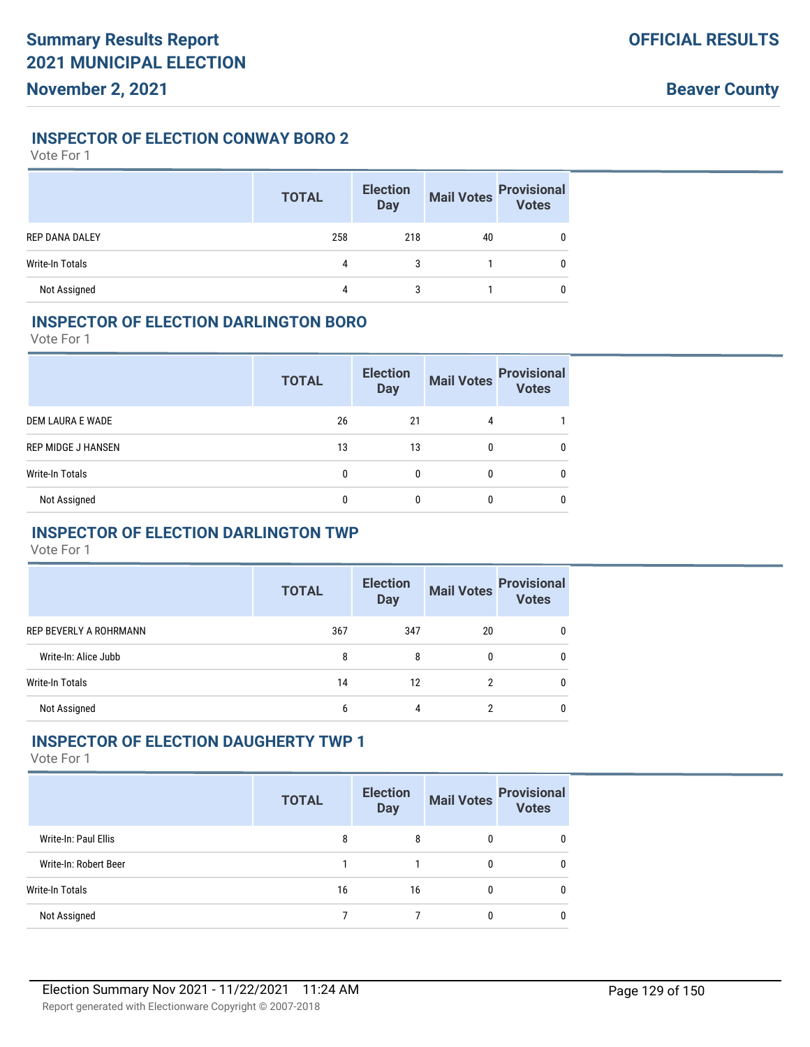## INSPECTOR OF ELECTION CONWAY BORO 2

Vote For 1

| | TOTAL | Election Day | Mail Votes | Provisional Votes |
|---|---|---|---|---|
| REP DANA DALEY | 258 | 218 | 40 | 0 |
| Write-In Totals | 4 | 3 | 1 | 0 |
| Not Assigned | 4 | 3 | 1 | 0 |

## INSPECTOR OF ELECTION DARLINGTON BORO

Vote For 1

| | TOTAL | Election Day | Mail Votes | Provisional Votes |
|---|---|---|---|---|
| DEM LAURA E WADE | 26 | 21 | 4 | 1 |
| REP MIDGE J HANSEN | 13 | 13 | 0 | 0 |
| Write-In Totals | 0 | 0 | 0 | 0 |
| Not Assigned | 0 | 0 | 0 | 0 |

## INSPECTOR OF ELECTION DARLINGTON TWP

Vote For 1

| | TOTAL | Election Day | Mail Votes | Provisional Votes |
|---|---|---|---|---|
| REP BEVERLY A ROHRMANN | 367 | 347 | 20 | 0 |
| Write-In: Alice Jubb | 8 | 8 | 0 | 0 |
| Write-In Totals | 14 | 12 | 2 | 0 |
| Not Assigned | 6 | 4 | 2 | 0 |

## INSPECTOR OF ELECTION DAUGHERTY TWP 1

Vote For 1

| | TOTAL | Election Day | Mail Votes | Provisional Votes |
|---|---|---|---|---|
| Write-In: Paul Ellis | 8 | 8 | 0 | 0 |
| Write-In: Robert Beer | 1 | 1 | 0 | 0 |
| Write-In Totals | 16 | 16 | 0 | 0 |
| Not Assigned | 7 | 7 | 0 | 0 |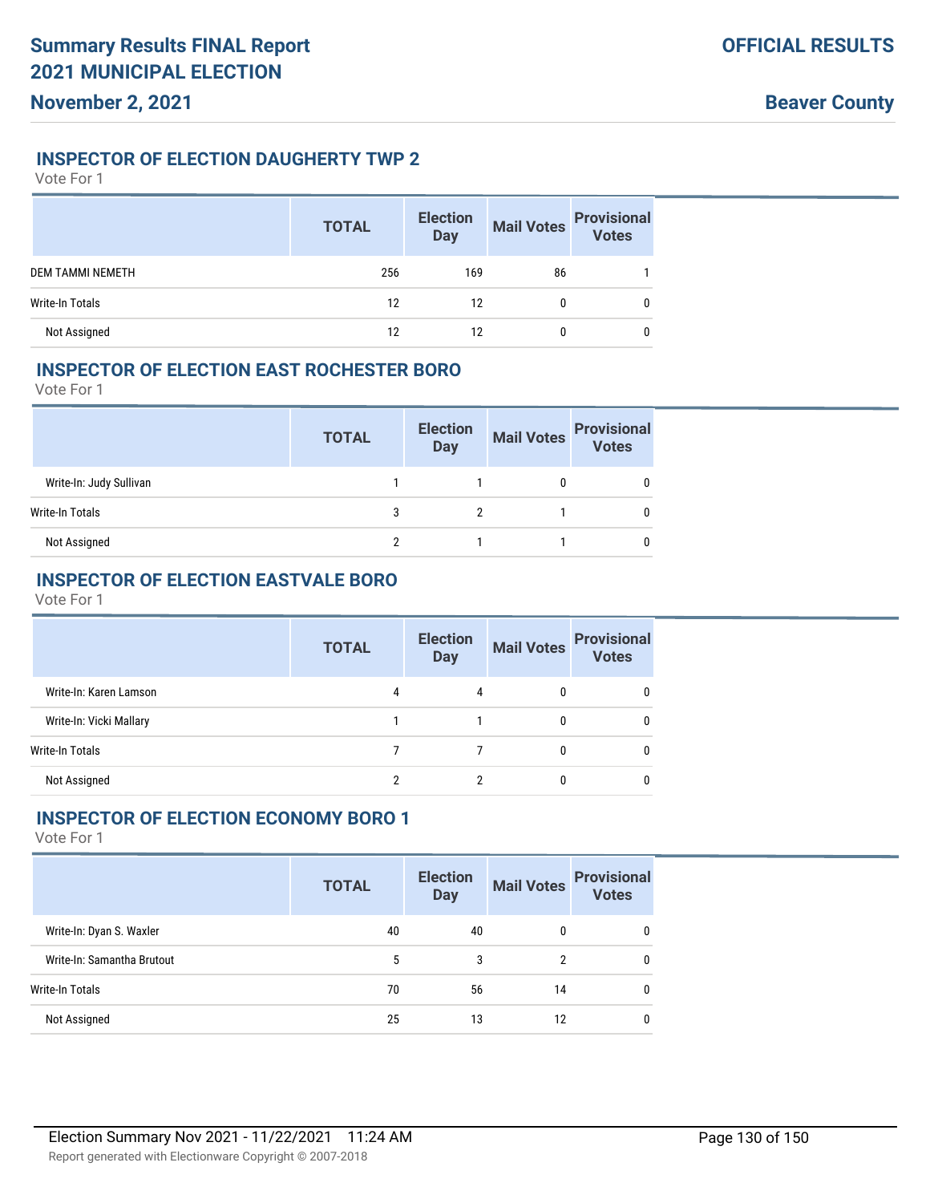## INSPECTOR OF ELECTION DAUGHERTY TWP 2

Vote For 1

| | TOTAL | Election Day | Mail Votes | Provisional Votes |
|---|---|---|---|---|
| DEM TAMMI NEMETH | 256 | 169 | 86 | 1 |
| Write-In Totals | 12 | 12 | 0 | 0 |
| Not Assigned | 12 | 12 | 0 | 0 |

## INSPECTOR OF ELECTION EAST ROCHESTER BORO

Vote For 1

| | TOTAL | Election Day | Mail Votes | Provisional Votes |
|---|---|---|---|---|
| Write-In: Judy Sullivan | 1 | 1 | 0 | 0 |
| Write-In Totals | 3 | 2 | 1 | 0 |
| Not Assigned | 2 | 1 | 1 | 0 |

## INSPECTOR OF ELECTION EASTVALE BORO

Vote For 1

| | TOTAL | Election Day | Mail Votes | Provisional Votes |
|---|---|---|---|---|
| Write-In: Karen Lamson | 4 | 4 | 0 | 0 |
| Write-In: Vicki Mallary | 1 | 1 | 0 | 0 |
| Write-In Totals | 7 | 7 | 0 | 0 |
| Not Assigned | 2 | 2 | 0 | 0 |

## INSPECTOR OF ELECTION ECONOMY BORO 1

Vote For 1

| | TOTAL | Election Day | Mail Votes | Provisional Votes |
|---|---|---|---|---|
| Write-In: Dyan S. Waxler | 40 | 40 | 0 | 0 |
| Write-In: Samantha Brutout | 5 | 3 | 2 | 0 |
| Write-In Totals | 70 | 56 | 14 | 0 |
| Not Assigned | 25 | 13 | 12 | 0 |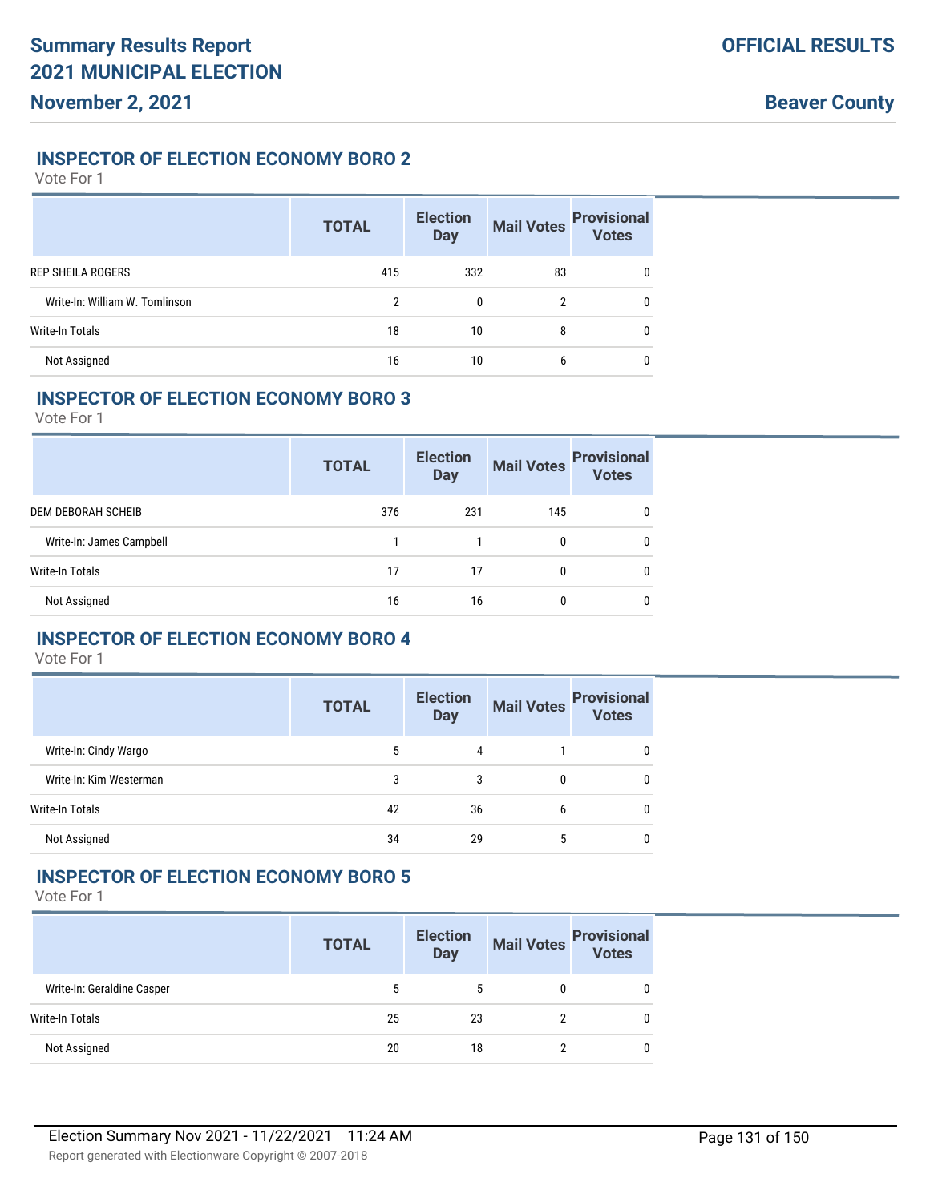## INSPECTOR OF ELECTION ECONOMY BORO 2

Vote For 1

| | TOTAL | Election Day | Mail Votes | Provisional Votes |
|---|---|---|---|---|
| REP SHEILA ROGERS | 415 | 332 | 83 | 0 |
| Write-In: William W. Tomlinson | 2 | 0 | 2 | 0 |
| Write-In Totals | 18 | 10 | 8 | 0 |
| Not Assigned | 16 | 10 | 6 | 0 |

## INSPECTOR OF ELECTION ECONOMY BORO 3

Vote For 1

| | TOTAL | Election Day | Mail Votes | Provisional Votes |
|---|---|---|---|---|
| DEM DEBORAH SCHEIB | 376 | 231 | 145 | 0 |
| Write-In: James Campbell | 1 | 1 | 0 | 0 |
| Write-In Totals | 17 | 17 | 0 | 0 |
| Not Assigned | 16 | 16 | 0 | 0 |

## INSPECTOR OF ELECTION ECONOMY BORO 4

Vote For 1

| | TOTAL | Election Day | Mail Votes | Provisional Votes |
|---|---|---|---|---|
| Write-In: Cindy Wargo | 5 | 4 | 1 | 0 |
| Write-In: Kim Westerman | 3 | 3 | 0 | 0 |
| Write-In Totals | 42 | 36 | 6 | 0 |
| Not Assigned | 34 | 29 | 5 | 0 |

## INSPECTOR OF ELECTION ECONOMY BORO 5

Vote For 1

| | TOTAL | Election Day | Mail Votes | Provisional Votes |
|---|---|---|---|---|
| Write-In: Geraldine Casper | 5 | 5 | 0 | 0 |
| Write-In Totals | 25 | 23 | 2 | 0 |
| Not Assigned | 20 | 18 | 2 | 0 |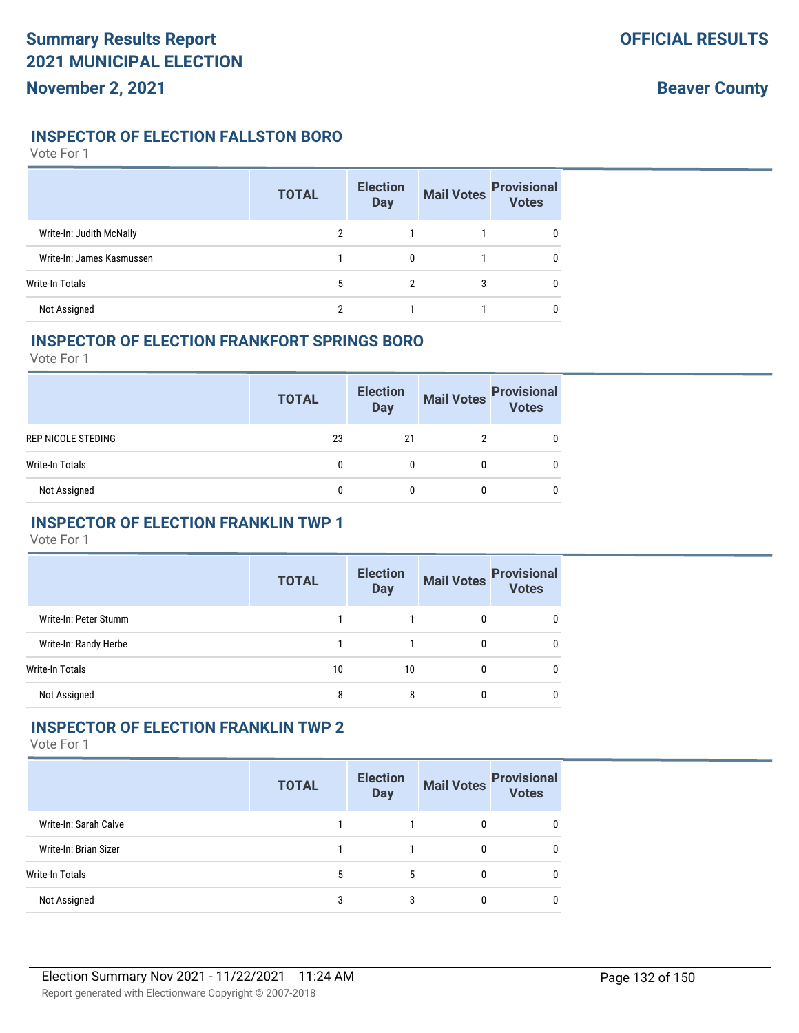### INSPECTOR OF ELECTION FALLSTON BORO

Vote For 1

| | TOTAL | Election Day | Mail Votes | Provisional Votes |
|---|---|---|---|---|
| Write-In: Judith McNally | 2 | 1 | 1 | 0 |
| Write-In: James Kasmussen | 1 | 0 | 1 | 0 |
| Write-In Totals | 5 | 2 | 3 | 0 |
| Not Assigned | 2 | 1 | 1 | 0 |

### INSPECTOR OF ELECTION FRANKFORT SPRINGS BORO

Vote For 1

| | TOTAL | Election Day | Mail Votes | Provisional Votes |
|---|---|---|---|---|
| REP NICOLE STEDING | 23 | 21 | 2 | 0 |
| Write-In Totals | 0 | 0 | 0 | 0 |
| Not Assigned | 0 | 0 | 0 | 0 |

### INSPECTOR OF ELECTION FRANKLIN TWP 1

Vote For 1

| | TOTAL | Election Day | Mail Votes | Provisional Votes |
|---|---|---|---|---|
| Write-In: Peter Stumm | 1 | 1 | 0 | 0 |
| Write-In: Randy Herbe | 1 | 1 | 0 | 0 |
| Write-In Totals | 10 | 10 | 0 | 0 |
| Not Assigned | 8 | 8 | 0 | 0 |

### INSPECTOR OF ELECTION FRANKLIN TWP 2

Vote For 1

| | TOTAL | Election Day | Mail Votes | Provisional Votes |
|---|---|---|---|---|
| Write-In: Sarah Calve | 1 | 1 | 0 | 0 |
| Write-In: Brian Sizer | 1 | 1 | 0 | 0 |
| Write-In Totals | 5 | 5 | 0 | 0 |
| Not Assigned | 3 | 3 | 0 | 0 |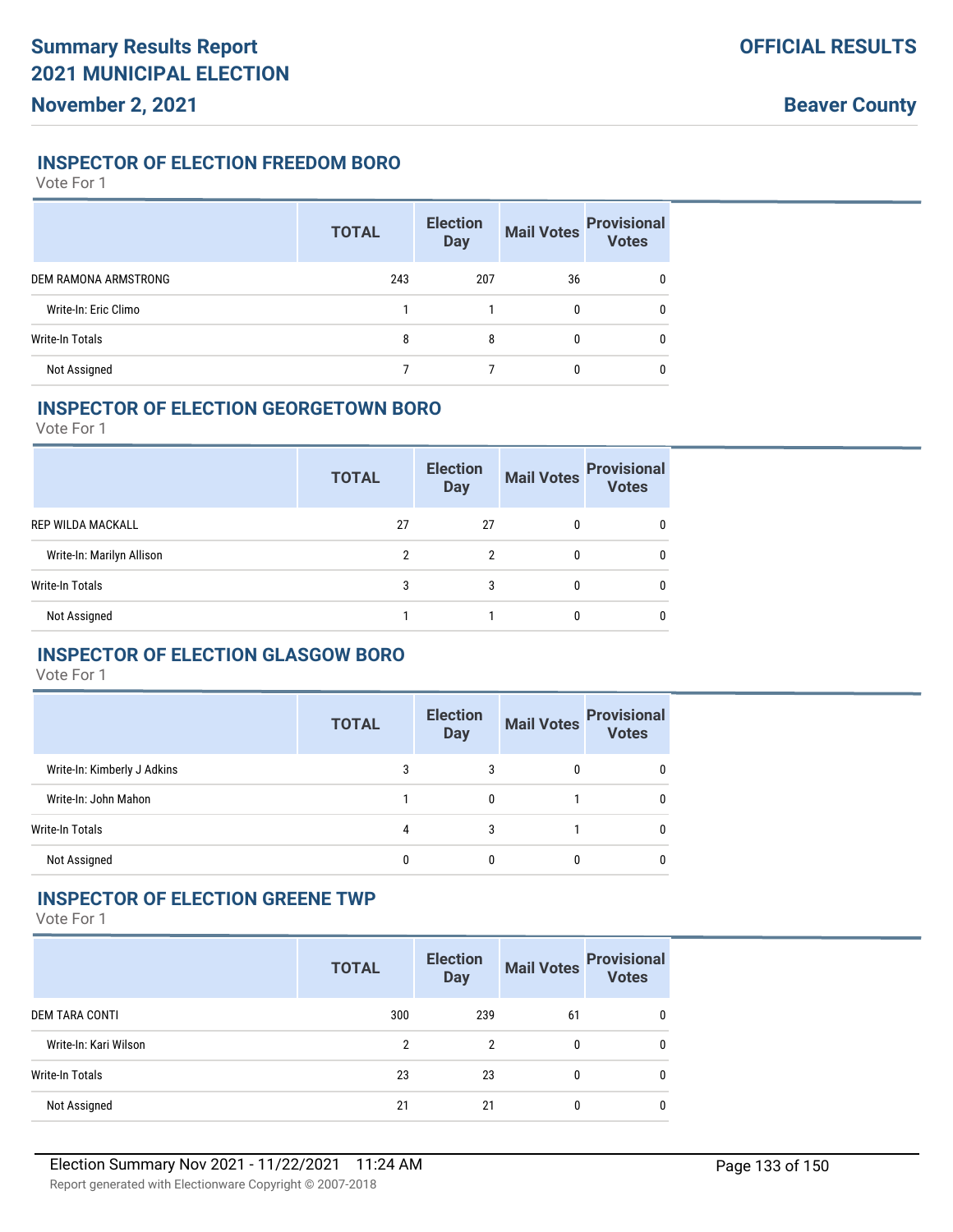# Summary Results Report
# 2021 MUNICIPAL ELECTION
## November 2, 2021

**OFFICIAL RESULTS**

**Beaver County**

### INSPECTOR OF ELECTION FREEDOM BORO

Vote For 1

| | TOTAL | Election Day | Mail Votes | Provisional Votes |
|---|---|---|---|---|
| DEM RAMONA ARMSTRONG | 243 | 207 | 36 | 0 |
| Write-In: Eric Climo | 1 | 1 | 0 | 0 |
| Write-In Totals | 8 | 8 | 0 | 0 |
| Not Assigned | 7 | 7 | 0 | 0 |

### INSPECTOR OF ELECTION GEORGETOWN BORO

Vote For 1

| | TOTAL | Election Day | Mail Votes | Provisional Votes |
|---|---|---|---|---|
| REP WILDA MACKALL | 27 | 27 | 0 | 0 |
| Write-In: Marilyn Allison | 2 | 2 | 0 | 0 |
| Write-In Totals | 3 | 3 | 0 | 0 |
| Not Assigned | 1 | 1 | 0 | 0 |

### INSPECTOR OF ELECTION GLASGOW BORO

Vote For 1

| | TOTAL | Election Day | Mail Votes | Provisional Votes |
|---|---|---|---|---|
| Write-In: Kimberly J Adkins | 3 | 3 | 0 | 0 |
| Write-In: John Mahon | 1 | 0 | 1 | 0 |
| Write-In Totals | 4 | 3 | 1 | 0 |
| Not Assigned | 0 | 0 | 0 | 0 |

### INSPECTOR OF ELECTION GREENE TWP

Vote For 1

| | TOTAL | Election Day | Mail Votes | Provisional Votes |
|---|---|---|---|---|
| DEM TARA CONTI | 300 | 239 | 61 | 0 |
| Write-In: Kari Wilson | 2 | 2 | 0 | 0 |
| Write-In Totals | 23 | 23 | 0 | 0 |
| Not Assigned | 21 | 21 | 0 | 0 |

Election Summary Nov 2021 - 11/22/2021 11:24 AM

Report generated with Electionware Copyright © 2007-2018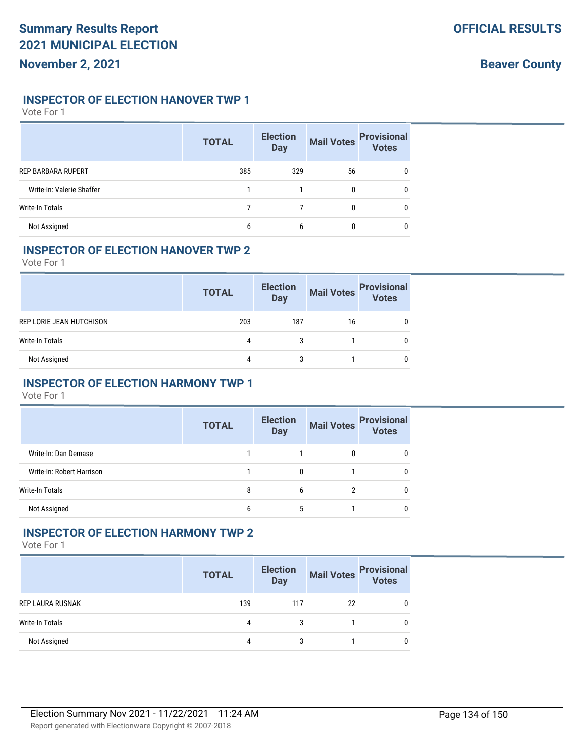## INSPECTOR OF ELECTION HANOVER TWP 1

Vote For 1

| | TOTAL | Election Day | Mail Votes | Provisional Votes |
|---|---|---|---|---|
| REP BARBARA RUPERT | 385 | 329 | 56 | 0 |
| Write-In: Valerie Shaffer | 1 | 1 | 0 | 0 |
| Write-In Totals | 7 | 7 | 0 | 0 |
| Not Assigned | 6 | 6 | 0 | 0 |

## INSPECTOR OF ELECTION HANOVER TWP 2

Vote For 1

| | TOTAL | Election Day | Mail Votes | Provisional Votes |
|---|---|---|---|---|
| REP LORIE JEAN HUTCHISON | 203 | 187 | 16 | 0 |
| Write-In Totals | 4 | 3 | 1 | 0 |
| Not Assigned | 4 | 3 | 1 | 0 |

## INSPECTOR OF ELECTION HARMONY TWP 1

Vote For 1

| | TOTAL | Election Day | Mail Votes | Provisional Votes |
|---|---|---|---|---|
| Write-In: Dan Demase | 1 | 1 | 0 | 0 |
| Write-In: Robert Harrison | 1 | 0 | 1 | 0 |
| Write-In Totals | 8 | 6 | 2 | 0 |
| Not Assigned | 6 | 5 | 1 | 0 |

## INSPECTOR OF ELECTION HARMONY TWP 2

Vote For 1

| | TOTAL | Election Day | Mail Votes | Provisional Votes |
|---|---|---|---|---|
| REP LAURA RUSNAK | 139 | 117 | 22 | 0 |
| Write-In Totals | 4 | 3 | 1 | 0 |
| Not Assigned | 4 | 3 | 1 | 0 |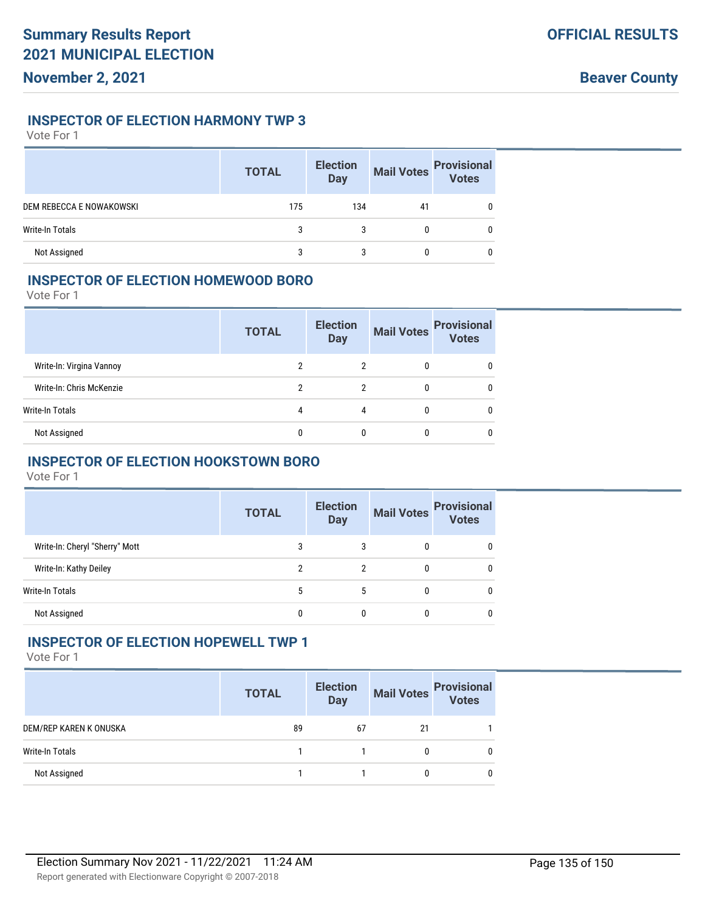## INSPECTOR OF ELECTION HARMONY TWP 3

Vote For 1

| | TOTAL | Election Day | Mail Votes | Provisional Votes |
|---|---|---|---|---|
| DEM REBECCA E NOWAKOWSKI | 175 | 134 | 41 | 0 |
| Write-In Totals | 3 | 3 | 0 | 0 |
| Not Assigned | 3 | 3 | 0 | 0 |

## INSPECTOR OF ELECTION HOMEWOOD BORO

Vote For 1

| | TOTAL | Election Day | Mail Votes | Provisional Votes |
|---|---|---|---|---|
| Write-In: Virgina Vannoy | 2 | 2 | 0 | 0 |
| Write-In: Chris McKenzie | 2 | 2 | 0 | 0 |
| Write-In Totals | 4 | 4 | 0 | 0 |
| Not Assigned | 0 | 0 | 0 | 0 |

## INSPECTOR OF ELECTION HOOKSTOWN BORO

Vote For 1

| | TOTAL | Election Day | Mail Votes | Provisional Votes |
|---|---|---|---|---|
| Write-In: Cheryl "Sherry" Mott | 3 | 3 | 0 | 0 |
| Write-In: Kathy Deiley | 2 | 2 | 0 | 0 |
| Write-In Totals | 5 | 5 | 0 | 0 |
| Not Assigned | 0 | 0 | 0 | 0 |

## INSPECTOR OF ELECTION HOPEWELL TWP 1

Vote For 1

| | TOTAL | Election Day | Mail Votes | Provisional Votes |
|---|---|---|---|---|
| DEM/REP KAREN K ONUSKA | 89 | 67 | 21 | 1 |
| Write-In Totals | 1 | 1 | 0 | 0 |
| Not Assigned | 1 | 1 | 0 | 0 |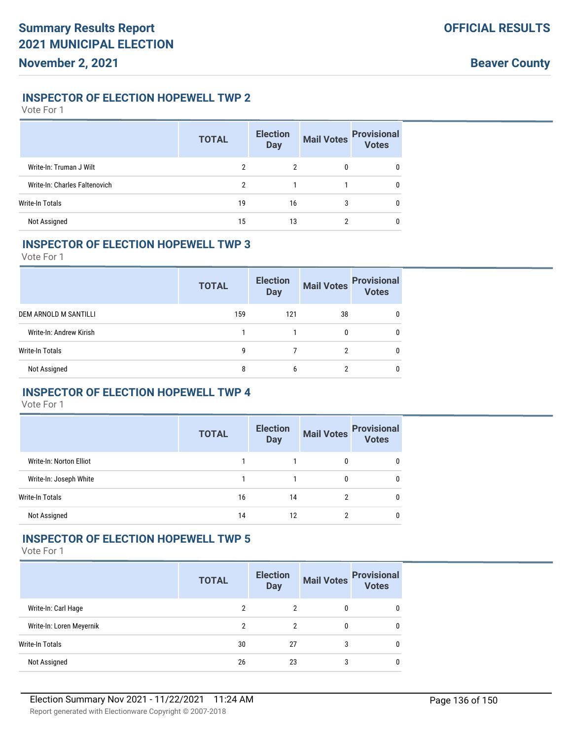## INSPECTOR OF ELECTION HOPEWELL TWP 2

Vote For 1

| | TOTAL | Election Day | Mail Votes | Provisional Votes |
|---|---|---|---|---|
| Write-In: Truman J Wilt | 2 | 2 | 0 | 0 |
| Write-In: Charles Faltenovich | 2 | 1 | 1 | 0 |
| Write-In Totals | 19 | 16 | 3 | 0 |
| Not Assigned | 15 | 13 | 2 | 0 |

## INSPECTOR OF ELECTION HOPEWELL TWP 3

Vote For 1

| | TOTAL | Election Day | Mail Votes | Provisional Votes |
|---|---|---|---|---|
| DEM ARNOLD M SANTILLI | 159 | 121 | 38 | 0 |
| Write-In: Andrew Kirish | 1 | 1 | 0 | 0 |
| Write-In Totals | 9 | 7 | 2 | 0 |
| Not Assigned | 8 | 6 | 2 | 0 |

## INSPECTOR OF ELECTION HOPEWELL TWP 4

Vote For 1

| | TOTAL | Election Day | Mail Votes | Provisional Votes |
|---|---|---|---|---|
| Write-In: Norton Elliot | 1 | 1 | 0 | 0 |
| Write-In: Joseph White | 1 | 1 | 0 | 0 |
| Write-In Totals | 16 | 14 | 2 | 0 |
| Not Assigned | 14 | 12 | 2 | 0 |

## INSPECTOR OF ELECTION HOPEWELL TWP 5

Vote For 1

| | TOTAL | Election Day | Mail Votes | Provisional Votes |
|---|---|---|---|---|
| Write-In: Carl Hage | 2 | 2 | 0 | 0 |
| Write-In: Loren Meyernik | 2 | 2 | 0 | 0 |
| Write-In Totals | 30 | 27 | 3 | 0 |
| Not Assigned | 26 | 23 | 3 | 0 |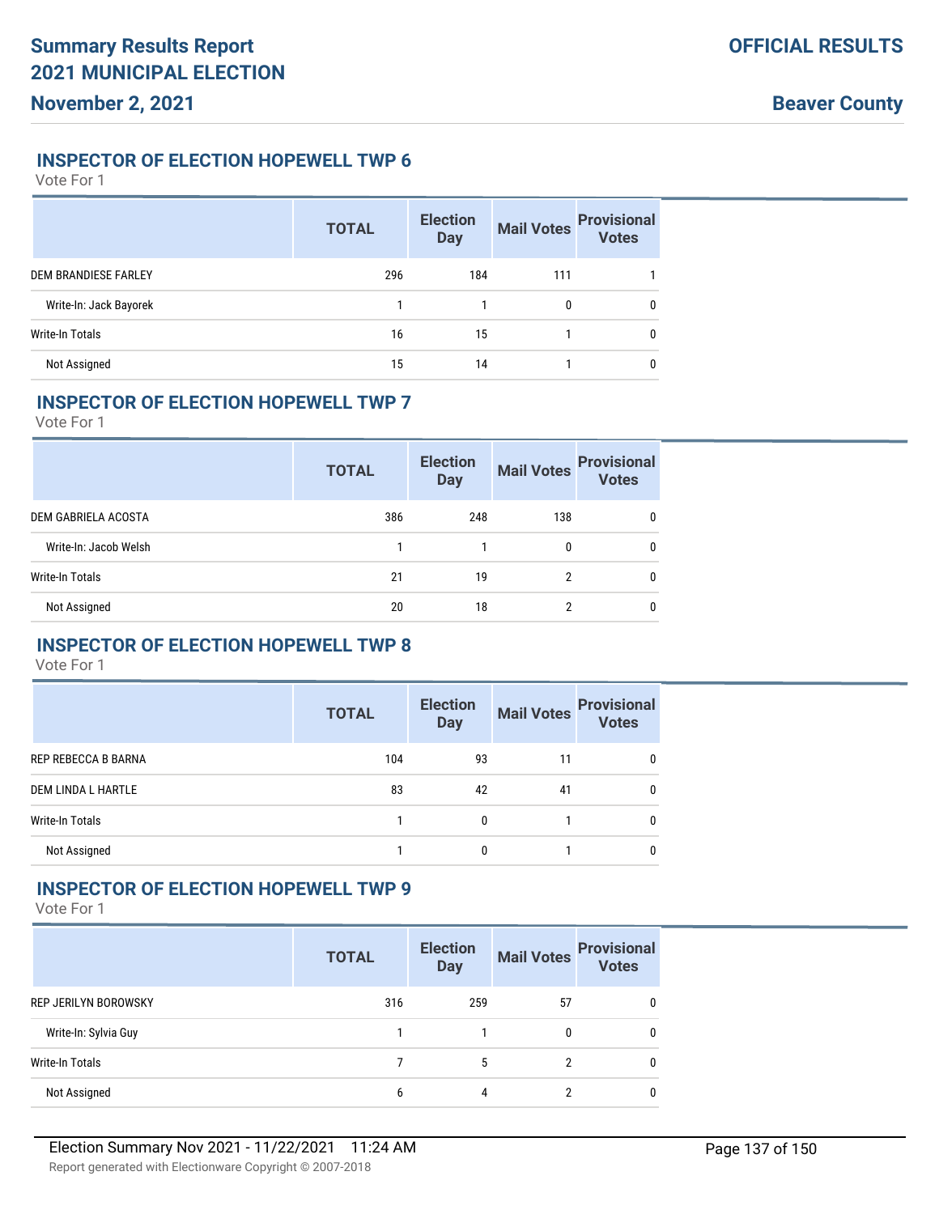## INSPECTOR OF ELECTION HOPEWELL TWP 6

Vote For 1

| | TOTAL | Election Day | Mail Votes | Provisional Votes |
|---|---|---|---|---|
| DEM BRANDIESE FARLEY | 296 | 184 | 111 | 1 |
| Write-In: Jack Bayorek | 1 | 1 | 0 | 0 |
| Write-In Totals | 16 | 15 | 1 | 0 |
| Not Assigned | 15 | 14 | 1 | 0 |

## INSPECTOR OF ELECTION HOPEWELL TWP 7

Vote For 1

| | TOTAL | Election Day | Mail Votes | Provisional Votes |
|---|---|---|---|---|
| DEM GABRIELA ACOSTA | 386 | 248 | 138 | 0 |
| Write-In: Jacob Welsh | 1 | 1 | 0 | 0 |
| Write-In Totals | 21 | 19 | 2 | 0 |
| Not Assigned | 20 | 18 | 2 | 0 |

## INSPECTOR OF ELECTION HOPEWELL TWP 8

Vote For 1

| | TOTAL | Election Day | Mail Votes | Provisional Votes |
|---|---|---|---|---|
| REP REBECCA B BARNA | 104 | 93 | 11 | 0 |
| DEM LINDA L HARTLE | 83 | 42 | 41 | 0 |
| Write-In Totals | 1 | 0 | 1 | 0 |
| Not Assigned | 1 | 0 | 1 | 0 |

## INSPECTOR OF ELECTION HOPEWELL TWP 9

Vote For 1

| | TOTAL | Election Day | Mail Votes | Provisional Votes |
|---|---|---|---|---|
| REP JERILYN BOROWSKY | 316 | 259 | 57 | 0 |
| Write-In: Sylvia Guy | 1 | 1 | 0 | 0 |
| Write-In Totals | 7 | 5 | 2 | 0 |
| Not Assigned | 6 | 4 | 2 | 0 |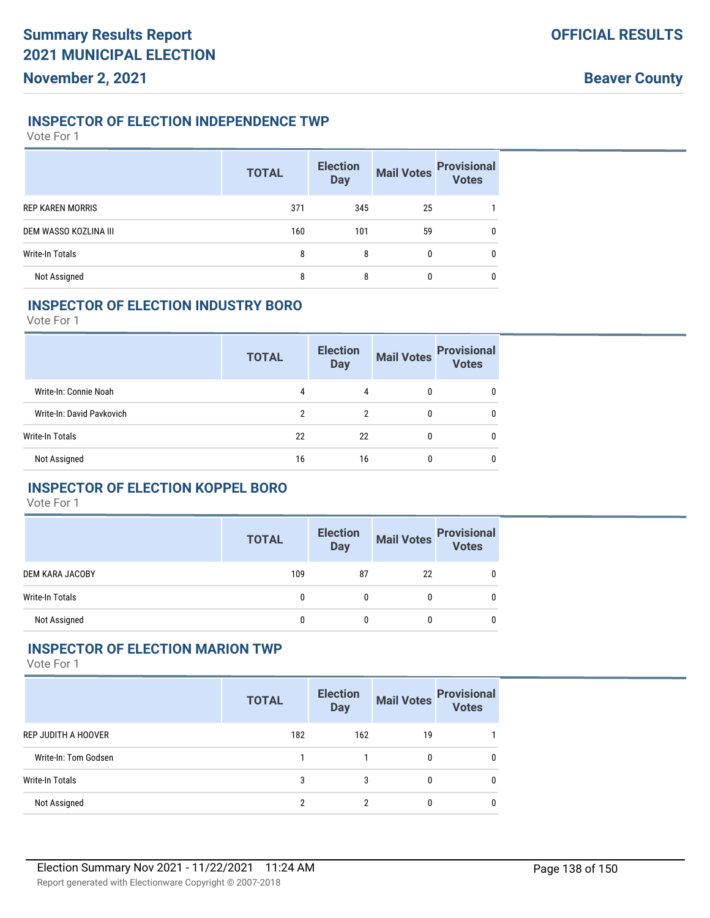## INSPECTOR OF ELECTION INDEPENDENCE TWP

Vote For 1

| | TOTAL | Election Day | Mail Votes | Provisional Votes |
|---|---|---|---|---|
| REP KAREN MORRIS | 371 | 345 | 25 | 1 |
| DEM WASSO KOZLINA III | 160 | 101 | 59 | 0 |
| Write-In Totals | 8 | 8 | 0 | 0 |
| Not Assigned | 8 | 8 | 0 | 0 |

## INSPECTOR OF ELECTION INDUSTRY BORO

Vote For 1

| | TOTAL | Election Day | Mail Votes | Provisional Votes |
|---|---|---|---|---|
| Write-In: Connie Noah | 4 | 4 | 0 | 0 |
| Write-In: David Pavkovich | 2 | 2 | 0 | 0 |
| Write-In Totals | 22 | 22 | 0 | 0 |
| Not Assigned | 16 | 16 | 0 | 0 |

## INSPECTOR OF ELECTION KOPPEL BORO

Vote For 1

| | TOTAL | Election Day | Mail Votes | Provisional Votes |
|---|---|---|---|---|
| DEM KARA JACOBY | 109 | 87 | 22 | 0 |
| Write-In Totals | 0 | 0 | 0 | 0 |
| Not Assigned | 0 | 0 | 0 | 0 |

## INSPECTOR OF ELECTION MARION TWP

Vote For 1

| | TOTAL | Election Day | Mail Votes | Provisional Votes |
|---|---|---|---|---|
| REP JUDITH A HOOVER | 182 | 162 | 19 | 1 |
| Write-In: Tom Godsen | 1 | 1 | 0 | 0 |
| Write-In Totals | 3 | 3 | 0 | 0 |
| Not Assigned | 2 | 2 | 0 | 0 |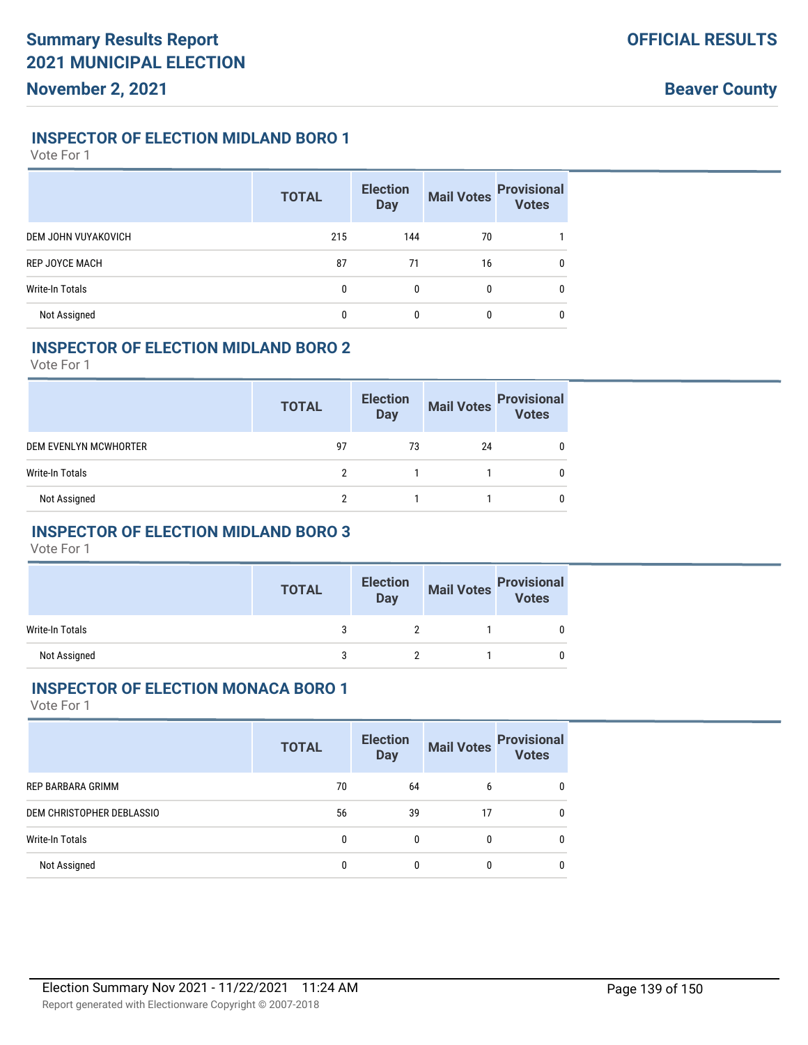## INSPECTOR OF ELECTION MIDLAND BORO 1

Vote For 1

| | TOTAL | Election Day | Mail Votes | Provisional Votes |
|---|---|---|---|---|
| DEM JOHN VUYAKOVICH | 215 | 144 | 70 | 1 |
| REP JOYCE MACH | 87 | 71 | 16 | 0 |
| Write-In Totals | 0 | 0 | 0 | 0 |
| Not Assigned | 0 | 0 | 0 | 0 |

## INSPECTOR OF ELECTION MIDLAND BORO 2

Vote For 1

| | TOTAL | Election Day | Mail Votes | Provisional Votes |
|---|---|---|---|---|
| DEM EVENLYN MCWHORTER | 97 | 73 | 24 | 0 |
| Write-In Totals | 2 | 1 | 1 | 0 |
| Not Assigned | 2 | 1 | 1 | 0 |

## INSPECTOR OF ELECTION MIDLAND BORO 3

Vote For 1

| | TOTAL | Election Day | Mail Votes | Provisional Votes |
|---|---|---|---|---|
| Write-In Totals | 3 | 2 | 1 | 0 |
| Not Assigned | 3 | 2 | 1 | 0 |

## INSPECTOR OF ELECTION MONACA BORO 1

Vote For 1

| | TOTAL | Election Day | Mail Votes | Provisional Votes |
|---|---|---|---|---|
| REP BARBARA GRIMM | 70 | 64 | 6 | 0 |
| DEM CHRISTOPHER DEBLASSIO | 56 | 39 | 17 | 0 |
| Write-In Totals | 0 | 0 | 0 | 0 |
| Not Assigned | 0 | 0 | 0 | 0 |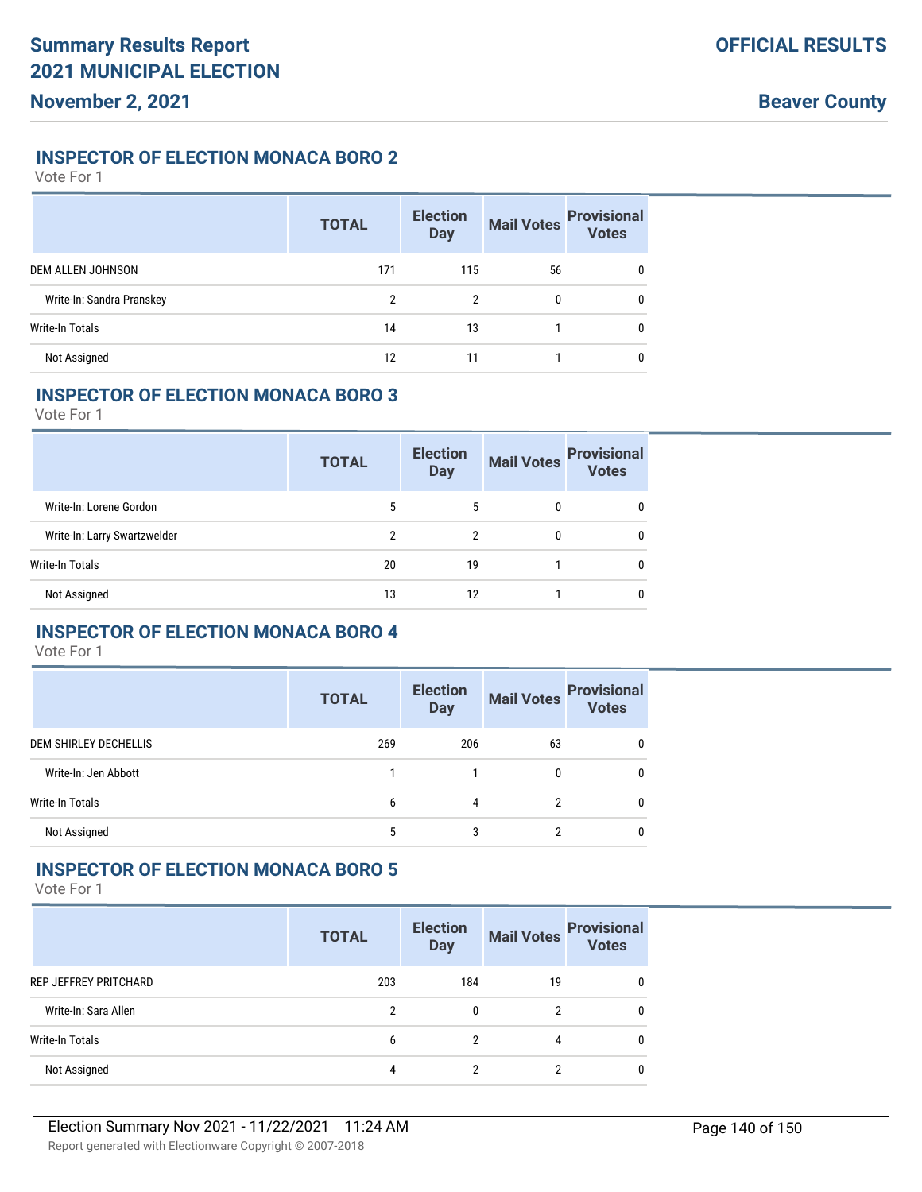# Summary Results Report
# 2021 MUNICIPAL ELECTION
## November 2, 2021

**OFFICIAL RESULTS**

**Beaver County**

### INSPECTOR OF ELECTION MONACA BORO 2

Vote For 1

| | TOTAL | Election Day | Mail Votes | Provisional Votes |
|---|---|---|---|---|
| DEM ALLEN JOHNSON | 171 | 115 | 56 | 0 |
| Write-In: Sandra Pranskey | 2 | 2 | 0 | 0 |
| Write-In Totals | 14 | 13 | 1 | 0 |
| Not Assigned | 12 | 11 | 1 | 0 |

### INSPECTOR OF ELECTION MONACA BORO 3

Vote For 1

| | TOTAL | Election Day | Mail Votes | Provisional Votes |
|---|---|---|---|---|
| Write-In: Lorene Gordon | 5 | 5 | 0 | 0 |
| Write-In: Larry Swartzwelder | 2 | 2 | 0 | 0 |
| Write-In Totals | 20 | 19 | 1 | 0 |
| Not Assigned | 13 | 12 | 1 | 0 |

### INSPECTOR OF ELECTION MONACA BORO 4

Vote For 1

| | TOTAL | Election Day | Mail Votes | Provisional Votes |
|---|---|---|---|---|
| DEM SHIRLEY DECHELLIS | 269 | 206 | 63 | 0 |
| Write-In: Jen Abbott | 1 | 1 | 0 | 0 |
| Write-In Totals | 6 | 4 | 2 | 0 |
| Not Assigned | 5 | 3 | 2 | 0 |

### INSPECTOR OF ELECTION MONACA BORO 5

Vote For 1

| | TOTAL | Election Day | Mail Votes | Provisional Votes |
|---|---|---|---|---|
| REP JEFFREY PRITCHARD | 203 | 184 | 19 | 0 |
| Write-In: Sara Allen | 2 | 0 | 2 | 0 |
| Write-In Totals | 6 | 2 | 4 | 0 |
| Not Assigned | 4 | 2 | 2 | 0 |

Election Summary Nov 2021 - 11/22/2021 11:24 AM

Report generated with Electionware Copyright © 2007-2018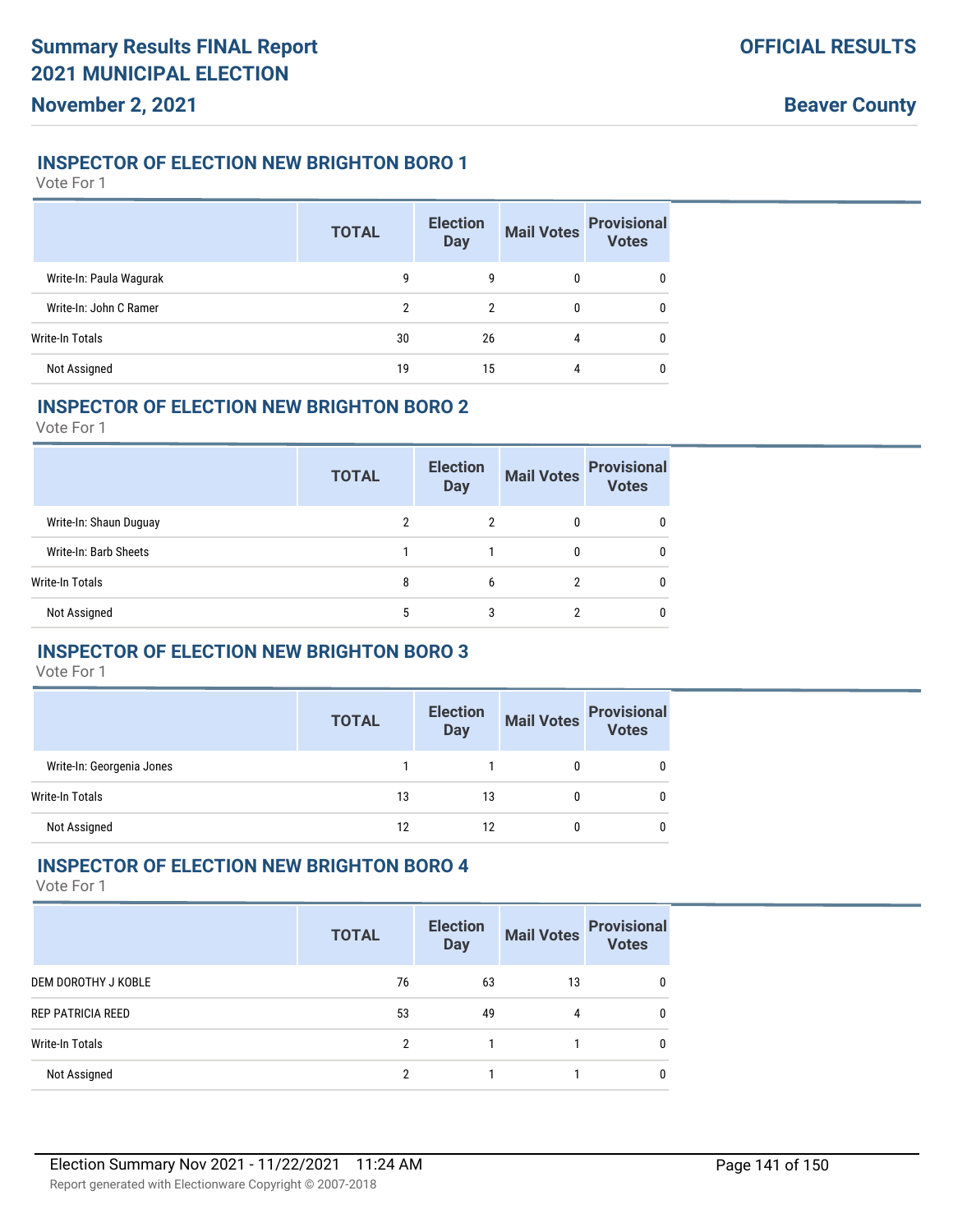## INSPECTOR OF ELECTION NEW BRIGHTON BORO 1

Vote For 1

| | TOTAL | Election Day | Mail Votes | Provisional Votes |
|---|---|---|---|---|
| Write-In: Paula Wagurak | 9 | 9 | 0 | 0 |
| Write-In: John C Ramer | 2 | 2 | 0 | 0 |
| Write-In Totals | 30 | 26 | 4 | 0 |
| Not Assigned | 19 | 15 | 4 | 0 |

## INSPECTOR OF ELECTION NEW BRIGHTON BORO 2

Vote For 1

| | TOTAL | Election Day | Mail Votes | Provisional Votes |
|---|---|---|---|---|
| Write-In: Shaun Duguay | 2 | 2 | 0 | 0 |
| Write-In: Barb Sheets | 1 | 1 | 0 | 0 |
| Write-In Totals | 8 | 6 | 2 | 0 |
| Not Assigned | 5 | 3 | 2 | 0 |

## INSPECTOR OF ELECTION NEW BRIGHTON BORO 3

Vote For 1

| | TOTAL | Election Day | Mail Votes | Provisional Votes |
|---|---|---|---|---|
| Write-In: Georgenia Jones | 1 | 1 | 0 | 0 |
| Write-In Totals | 13 | 13 | 0 | 0 |
| Not Assigned | 12 | 12 | 0 | 0 |

## INSPECTOR OF ELECTION NEW BRIGHTON BORO 4

Vote For 1

| | TOTAL | Election Day | Mail Votes | Provisional Votes |
|---|---|---|---|---|
| DEM DOROTHY J KOBLE | 76 | 63 | 13 | 0 |
| REP PATRICIA REED | 53 | 49 | 4 | 0 |
| Write-In Totals | 2 | 1 | 1 | 0 |
| Not Assigned | 2 | 1 | 1 | 0 |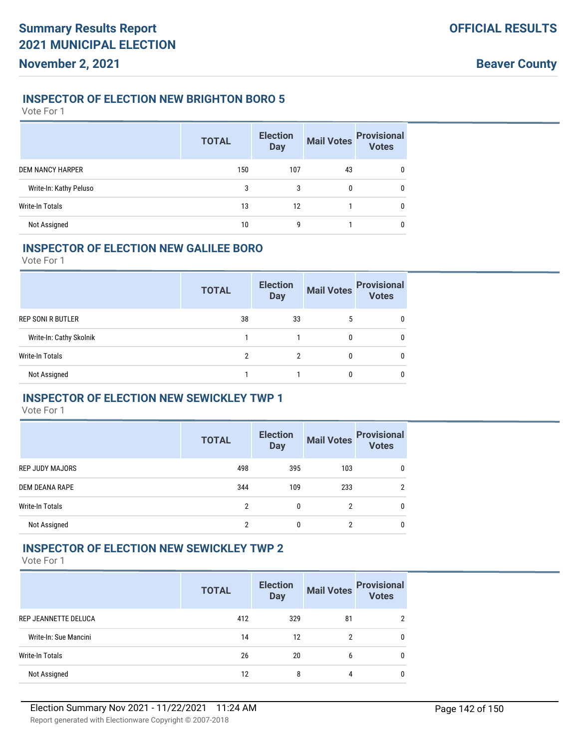## INSPECTOR OF ELECTION NEW BRIGHTON BORO 5

Vote For 1

| | TOTAL | Election Day | Mail Votes | Provisional Votes |
|---|---|---|---|---|
| DEM NANCY HARPER | 150 | 107 | 43 | 0 |
| Write-In: Kathy Peluso | 3 | 3 | 0 | 0 |
| Write-In Totals | 13 | 12 | 1 | 0 |
| Not Assigned | 10 | 9 | 1 | 0 |

## INSPECTOR OF ELECTION NEW GALILEE BORO

Vote For 1

| | TOTAL | Election Day | Mail Votes | Provisional Votes |
|---|---|---|---|---|
| REP SONI R BUTLER | 38 | 33 | 5 | 0 |
| Write-In: Cathy Skolnik | 1 | 1 | 0 | 0 |
| Write-In Totals | 2 | 2 | 0 | 0 |
| Not Assigned | 1 | 1 | 0 | 0 |

## INSPECTOR OF ELECTION NEW SEWICKLEY TWP 1

Vote For 1

| | TOTAL | Election Day | Mail Votes | Provisional Votes |
|---|---|---|---|---|
| REP JUDY MAJORS | 498 | 395 | 103 | 0 |
| DEM DEANA RAPE | 344 | 109 | 233 | 2 |
| Write-In Totals | 2 | 0 | 2 | 0 |
| Not Assigned | 2 | 0 | 2 | 0 |

## INSPECTOR OF ELECTION NEW SEWICKLEY TWP 2

Vote For 1

| | TOTAL | Election Day | Mail Votes | Provisional Votes |
|---|---|---|---|---|
| REP JEANNETTE DELUCA | 412 | 329 | 81 | 2 |
| Write-In: Sue Mancini | 14 | 12 | 2 | 0 |
| Write-In Totals | 26 | 20 | 6 | 0 |
| Not Assigned | 12 | 8 | 4 | 0 |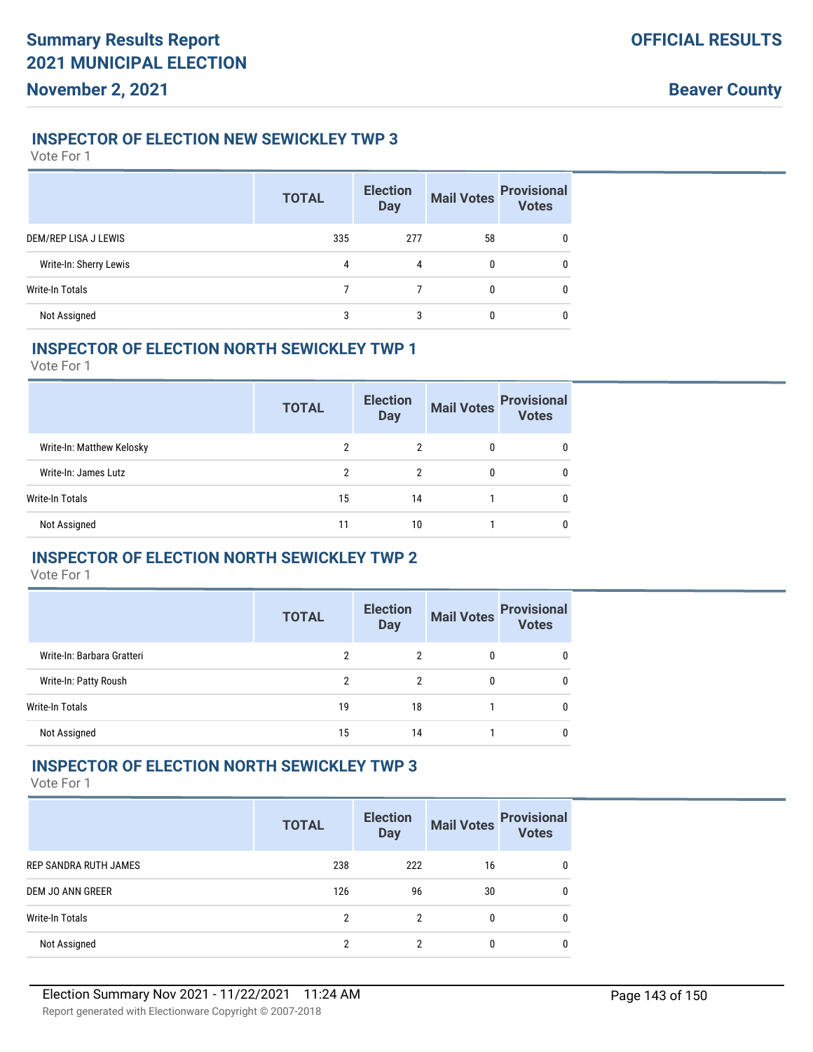## INSPECTOR OF ELECTION NEW SEWICKLEY TWP 3

Vote For 1

| | TOTAL | Election Day | Mail Votes | Provisional Votes |
|---|---|---|---|---|
| DEM/REP LISA J LEWIS | 335 | 277 | 58 | 0 |
| Write-In: Sherry Lewis | 4 | 4 | 0 | 0 |
| Write-In Totals | 7 | 7 | 0 | 0 |
| Not Assigned | 3 | 3 | 0 | 0 |

## INSPECTOR OF ELECTION NORTH SEWICKLEY TWP 1

Vote For 1

| | TOTAL | Election Day | Mail Votes | Provisional Votes |
|---|---|---|---|---|
| Write-In: Matthew Kelosky | 2 | 2 | 0 | 0 |
| Write-In: James Lutz | 2 | 2 | 0 | 0 |
| Write-In Totals | 15 | 14 | 1 | 0 |
| Not Assigned | 11 | 10 | 1 | 0 |

## INSPECTOR OF ELECTION NORTH SEWICKLEY TWP 2

Vote For 1

| | TOTAL | Election Day | Mail Votes | Provisional Votes |
|---|---|---|---|---|
| Write-In: Barbara Gratteri | 2 | 2 | 0 | 0 |
| Write-In: Patty Roush | 2 | 2 | 0 | 0 |
| Write-In Totals | 19 | 18 | 1 | 0 |
| Not Assigned | 15 | 14 | 1 | 0 |

## INSPECTOR OF ELECTION NORTH SEWICKLEY TWP 3

Vote For 1

| | TOTAL | Election Day | Mail Votes | Provisional Votes |
|---|---|---|---|---|
| REP SANDRA RUTH JAMES | 238 | 222 | 16 | 0 |
| DEM JO ANN GREER | 126 | 96 | 30 | 0 |
| Write-In Totals | 2 | 2 | 0 | 0 |
| Not Assigned | 2 | 2 | 0 | 0 |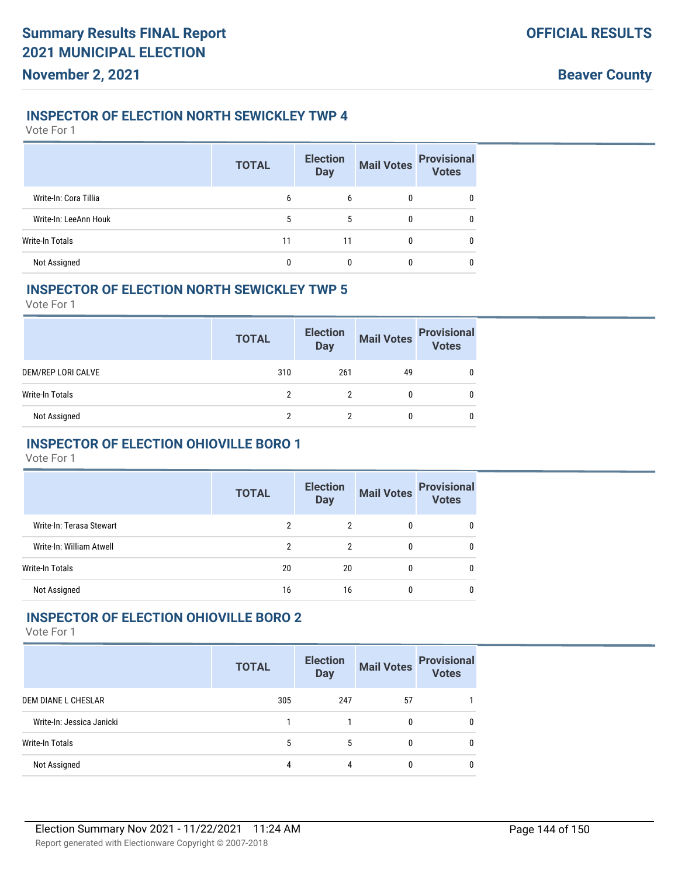# Summary Results FINAL Report
# 2021 MUNICIPAL ELECTION
**November 2, 2021**

**OFFICIAL RESULTS**

**Beaver County**

### INSPECTOR OF ELECTION NORTH SEWICKLEY TWP 4

Vote For 1

| | TOTAL | Election Day | Mail Votes | Provisional Votes |
|---|---|---|---|---|
| Write-In: Cora Tillia | 6 | 6 | 0 | 0 |
| Write-In: LeeAnn Houk | 5 | 5 | 0 | 0 |
| Write-In Totals | 11 | 11 | 0 | 0 |
| Not Assigned | 0 | 0 | 0 | 0 |

### INSPECTOR OF ELECTION NORTH SEWICKLEY TWP 5

Vote For 1

| | TOTAL | Election Day | Mail Votes | Provisional Votes |
|---|---|---|---|---|
| DEM/REP LORI CALVE | 310 | 261 | 49 | 0 |
| Write-In Totals | 2 | 2 | 0 | 0 |
| Not Assigned | 2 | 2 | 0 | 0 |

### INSPECTOR OF ELECTION OHIOVILLE BORO 1

Vote For 1

| | TOTAL | Election Day | Mail Votes | Provisional Votes |
|---|---|---|---|---|
| Write-In: Terasa Stewart | 2 | 2 | 0 | 0 |
| Write-In: William Atwell | 2 | 2 | 0 | 0 |
| Write-In Totals | 20 | 20 | 0 | 0 |
| Not Assigned | 16 | 16 | 0 | 0 |

### INSPECTOR OF ELECTION OHIOVILLE BORO 2

Vote For 1

| | TOTAL | Election Day | Mail Votes | Provisional Votes |
|---|---|---|---|---|
| DEM DIANE L CHESLAR | 305 | 247 | 57 | 1 |
| Write-In: Jessica Janicki | 1 | 1 | 0 | 0 |
| Write-In Totals | 5 | 5 | 0 | 0 |
| Not Assigned | 4 | 4 | 0 | 0 |

Election Summary Nov 2021 - 11/22/2021 11:24 AM

Report generated with Electionware Copyright © 2007-2018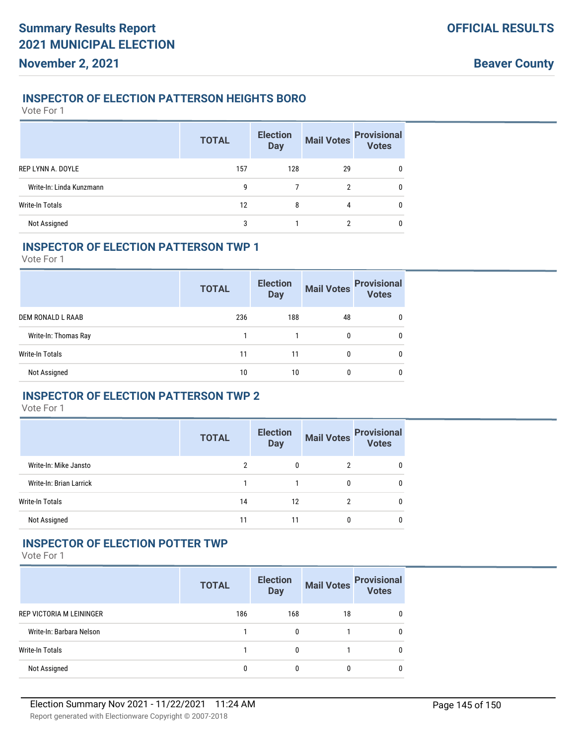### INSPECTOR OF ELECTION PATTERSON HEIGHTS BORO

Vote For 1

| | TOTAL | Election Day | Mail Votes | Provisional Votes |
|---|---|---|---|---|
| REP LYNN A. DOYLE | 157 | 128 | 29 | 0 |
| Write-In: Linda Kunzmann | 9 | 7 | 2 | 0 |
| Write-In Totals | 12 | 8 | 4 | 0 |
| Not Assigned | 3 | 1 | 2 | 0 |

### INSPECTOR OF ELECTION PATTERSON TWP 1

Vote For 1

| | TOTAL | Election Day | Mail Votes | Provisional Votes |
|---|---|---|---|---|
| DEM RONALD L RAAB | 236 | 188 | 48 | 0 |
| Write-In: Thomas Ray | 1 | 1 | 0 | 0 |
| Write-In Totals | 11 | 11 | 0 | 0 |
| Not Assigned | 10 | 10 | 0 | 0 |

### INSPECTOR OF ELECTION PATTERSON TWP 2

Vote For 1

| | TOTAL | Election Day | Mail Votes | Provisional Votes |
|---|---|---|---|---|
| Write-In: Mike Jansto | 2 | 0 | 2 | 0 |
| Write-In: Brian Larrick | 1 | 1 | 0 | 0 |
| Write-In Totals | 14 | 12 | 2 | 0 |
| Not Assigned | 11 | 11 | 0 | 0 |

### INSPECTOR OF ELECTION POTTER TWP

Vote For 1

| | TOTAL | Election Day | Mail Votes | Provisional Votes |
|---|---|---|---|---|
| REP VICTORIA M LEININGER | 186 | 168 | 18 | 0 |
| Write-In: Barbara Nelson | 1 | 0 | 1 | 0 |
| Write-In Totals | 1 | 0 | 1 | 0 |
| Not Assigned | 0 | 0 | 0 | 0 |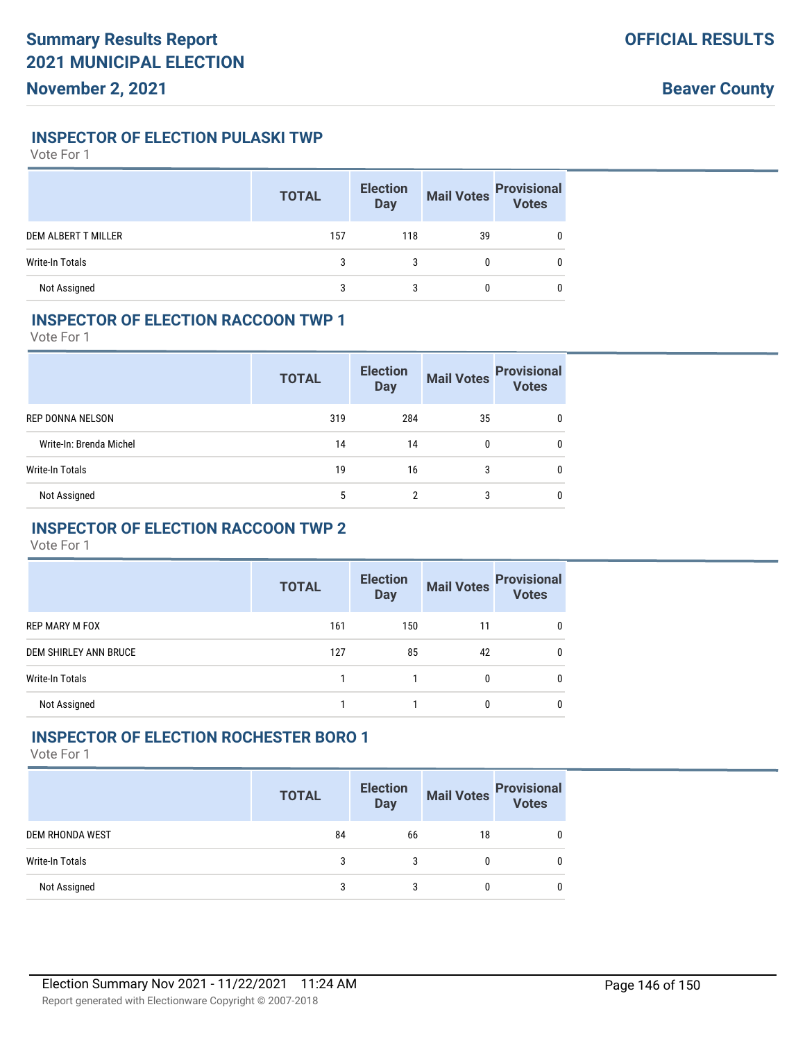### INSPECTOR OF ELECTION PULASKI TWP

Vote For 1

| | TOTAL | Election Day | Mail Votes | Provisional Votes |
|---|---|---|---|---|
| DEM ALBERT T MILLER | 157 | 118 | 39 | 0 |
| Write-In Totals | 3 | 3 | 0 | 0 |
| Not Assigned | 3 | 3 | 0 | 0 |

### INSPECTOR OF ELECTION RACCOON TWP 1

Vote For 1

| | TOTAL | Election Day | Mail Votes | Provisional Votes |
|---|---|---|---|---|
| REP DONNA NELSON | 319 | 284 | 35 | 0 |
| Write-In: Brenda Michel | 14 | 14 | 0 | 0 |
| Write-In Totals | 19 | 16 | 3 | 0 |
| Not Assigned | 5 | 2 | 3 | 0 |

### INSPECTOR OF ELECTION RACCOON TWP 2

Vote For 1

| | TOTAL | Election Day | Mail Votes | Provisional Votes |
|---|---|---|---|---|
| REP MARY M FOX | 161 | 150 | 11 | 0 |
| DEM SHIRLEY ANN BRUCE | 127 | 85 | 42 | 0 |
| Write-In Totals | 1 | 1 | 0 | 0 |
| Not Assigned | 1 | 1 | 0 | 0 |

### INSPECTOR OF ELECTION ROCHESTER BORO 1

Vote For 1

| | TOTAL | Election Day | Mail Votes | Provisional Votes |
|---|---|---|---|---|
| DEM RHONDA WEST | 84 | 66 | 18 | 0 |
| Write-In Totals | 3 | 3 | 0 | 0 |
| Not Assigned | 3 | 3 | 0 | 0 |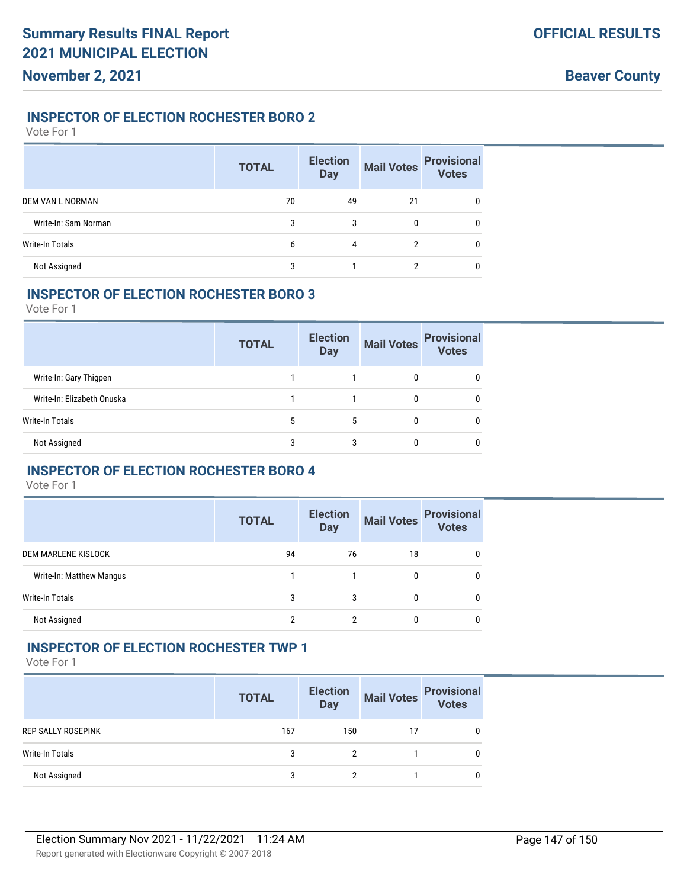## INSPECTOR OF ELECTION ROCHESTER BORO 2

Vote For 1

| | TOTAL | Election Day | Mail Votes | Provisional Votes |
|---|---|---|---|---|
| DEM VAN L NORMAN | 70 | 49 | 21 | 0 |
| Write-In: Sam Norman | 3 | 3 | 0 | 0 |
| Write-In Totals | 6 | 4 | 2 | 0 |
| Not Assigned | 3 | 1 | 2 | 0 |

## INSPECTOR OF ELECTION ROCHESTER BORO 3

Vote For 1

| | TOTAL | Election Day | Mail Votes | Provisional Votes |
|---|---|---|---|---|
| Write-In: Gary Thigpen | 1 | 1 | 0 | 0 |
| Write-In: Elizabeth Onuska | 1 | 1 | 0 | 0 |
| Write-In Totals | 5 | 5 | 0 | 0 |
| Not Assigned | 3 | 3 | 0 | 0 |

## INSPECTOR OF ELECTION ROCHESTER BORO 4

Vote For 1

| | TOTAL | Election Day | Mail Votes | Provisional Votes |
|---|---|---|---|---|
| DEM MARLENE KISLOCK | 94 | 76 | 18 | 0 |
| Write-In: Matthew Mangus | 1 | 1 | 0 | 0 |
| Write-In Totals | 3 | 3 | 0 | 0 |
| Not Assigned | 2 | 2 | 0 | 0 |

## INSPECTOR OF ELECTION ROCHESTER TWP 1

Vote For 1

| | TOTAL | Election Day | Mail Votes | Provisional Votes |
|---|---|---|---|---|
| REP SALLY ROSEPINK | 167 | 150 | 17 | 0 |
| Write-In Totals | 3 | 2 | 1 | 0 |
| Not Assigned | 3 | 2 | 1 | 0 |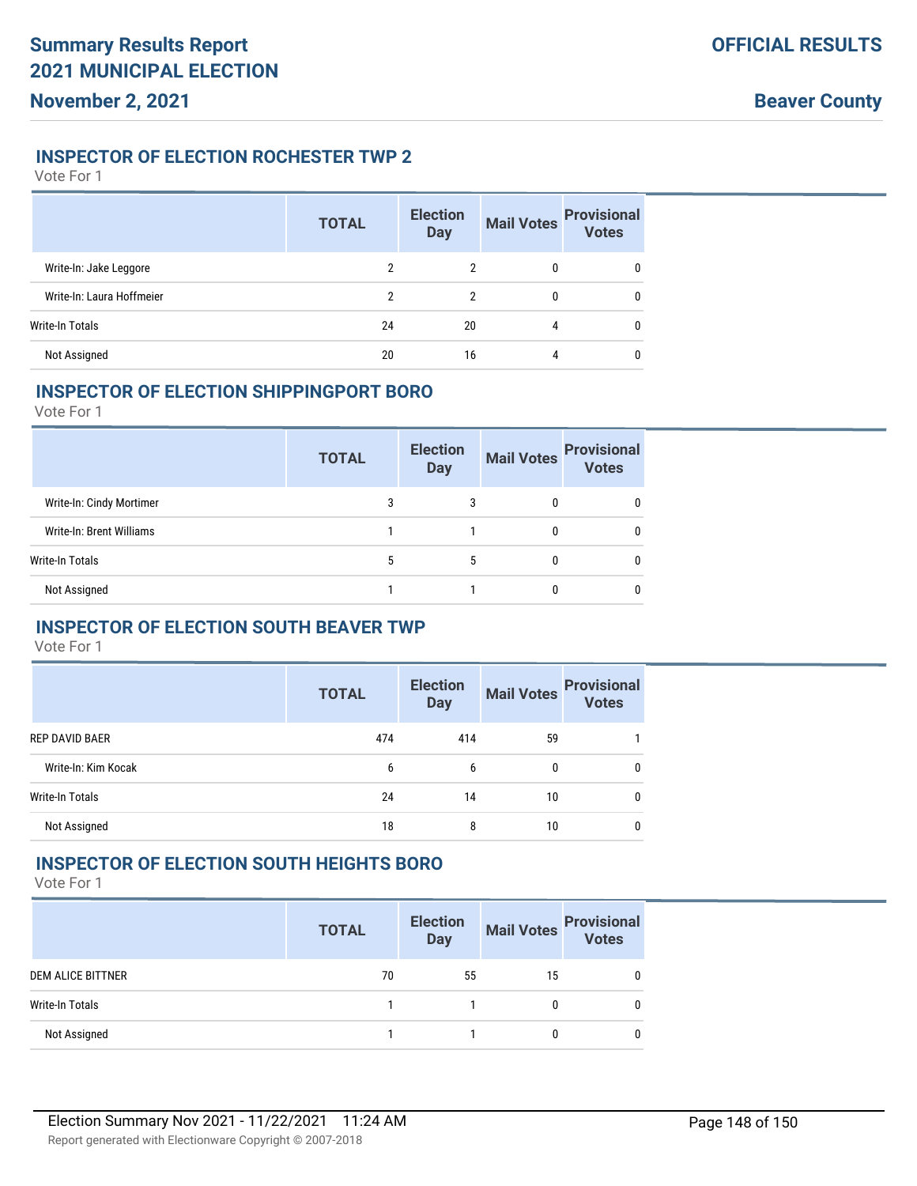### INSPECTOR OF ELECTION ROCHESTER TWP 2

Vote For 1

| | TOTAL | Election Day | Mail Votes | Provisional Votes |
|---|---|---|---|---|
| Write-In: Jake Leggore | 2 | 2 | 0 | 0 |
| Write-In: Laura Hoffmeier | 2 | 2 | 0 | 0 |
| Write-In Totals | 24 | 20 | 4 | 0 |
| Not Assigned | 20 | 16 | 4 | 0 |

### INSPECTOR OF ELECTION SHIPPINGPORT BORO

Vote For 1

| | TOTAL | Election Day | Mail Votes | Provisional Votes |
|---|---|---|---|---|
| Write-In: Cindy Mortimer | 3 | 3 | 0 | 0 |
| Write-In: Brent Williams | 1 | 1 | 0 | 0 |
| Write-In Totals | 5 | 5 | 0 | 0 |
| Not Assigned | 1 | 1 | 0 | 0 |

### INSPECTOR OF ELECTION SOUTH BEAVER TWP

Vote For 1

| | TOTAL | Election Day | Mail Votes | Provisional Votes |
|---|---|---|---|---|
| REP DAVID BAER | 474 | 414 | 59 | 1 |
| Write-In: Kim Kocak | 6 | 6 | 0 | 0 |
| Write-In Totals | 24 | 14 | 10 | 0 |
| Not Assigned | 18 | 8 | 10 | 0 |

### INSPECTOR OF ELECTION SOUTH HEIGHTS BORO

Vote For 1

| | TOTAL | Election Day | Mail Votes | Provisional Votes |
|---|---|---|---|---|
| DEM ALICE BITTNER | 70 | 55 | 15 | 0 |
| Write-In Totals | 1 | 1 | 0 | 0 |
| Not Assigned | 1 | 1 | 0 | 0 |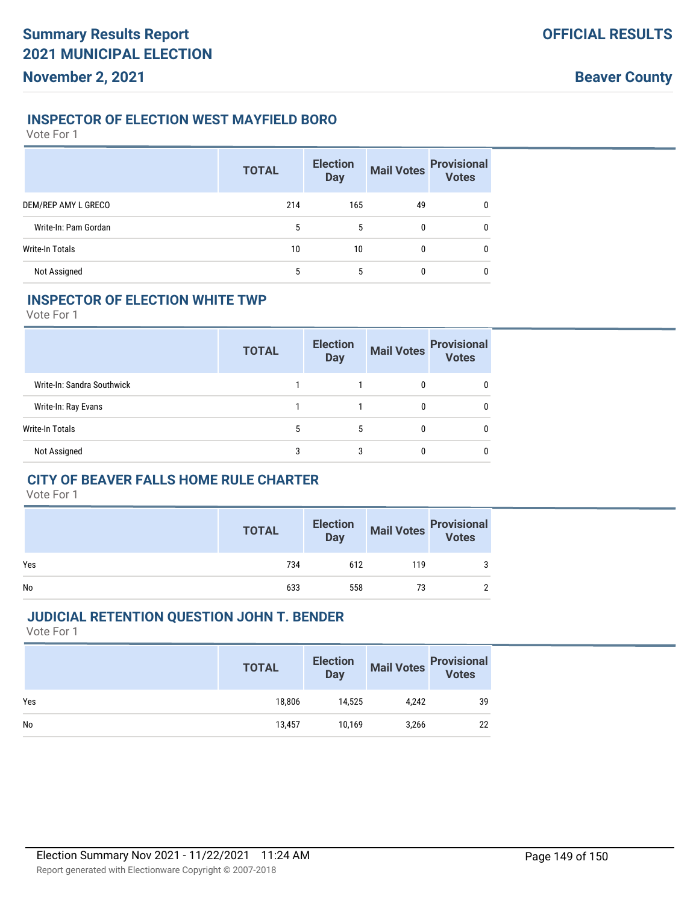### INSPECTOR OF ELECTION WEST MAYFIELD BORO

Vote For 1

| | TOTAL | Election Day | Mail Votes | Provisional Votes |
|---|---|---|---|---|
| DEM/REP AMY L GRECO | 214 | 165 | 49 | 0 |
| Write-In: Pam Gordan | 5 | 5 | 0 | 0 |
| Write-In Totals | 10 | 10 | 0 | 0 |
| Not Assigned | 5 | 5 | 0 | 0 |

### INSPECTOR OF ELECTION WHITE TWP

Vote For 1

| | TOTAL | Election Day | Mail Votes | Provisional Votes |
|---|---|---|---|---|
| Write-In: Sandra Southwick | 1 | 1 | 0 | 0 |
| Write-In: Ray Evans | 1 | 1 | 0 | 0 |
| Write-In Totals | 5 | 5 | 0 | 0 |
| Not Assigned | 3 | 3 | 0 | 0 |

### CITY OF BEAVER FALLS HOME RULE CHARTER

Vote For 1

| | TOTAL | Election Day | Mail Votes | Provisional Votes |
|---|---|---|---|---|
| Yes | 734 | 612 | 119 | 3 |
| No | 633 | 558 | 73 | 2 |

### JUDICIAL RETENTION QUESTION JOHN T. BENDER

Vote For 1

| | TOTAL | Election Day | Mail Votes | Provisional Votes |
|---|---|---|---|---|
| Yes | 18,806 | 14,525 | 4,242 | 39 |
| No | 13,457 | 10,169 | 3,266 | 22 |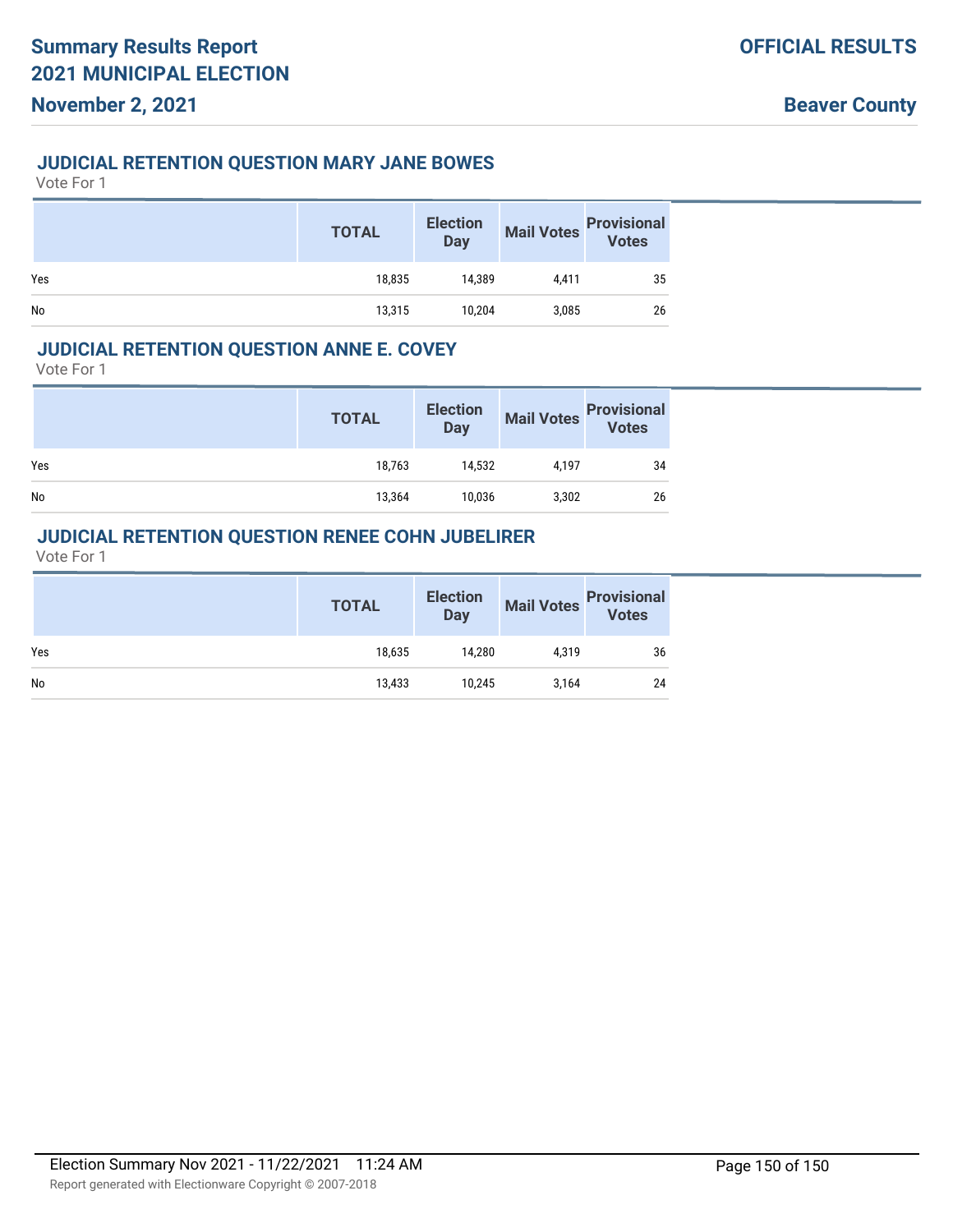## JUDICIAL RETENTION QUESTION MARY JANE BOWES

Vote For 1

| | TOTAL | Election Day | Mail Votes | Provisional Votes |
|---|---|---|---|---|
| Yes | 18,835 | 14,389 | 4,411 | 35 |
| No | 13,315 | 10,204 | 3,085 | 26 |

## JUDICIAL RETENTION QUESTION ANNE E. COVEY

Vote For 1

| | TOTAL | Election Day | Mail Votes | Provisional Votes |
|---|---|---|---|---|
| Yes | 18,763 | 14,532 | 4,197 | 34 |
| No | 13,364 | 10,036 | 3,302 | 26 |

## JUDICIAL RETENTION QUESTION RENEE COHN JUBELIRER

Vote For 1

| | TOTAL | Election Day | Mail Votes | Provisional Votes |
|---|---|---|---|---|
| Yes | 18,635 | 14,280 | 4,319 | 36 |
| No | 13,433 | 10,245 | 3,164 | 24 |